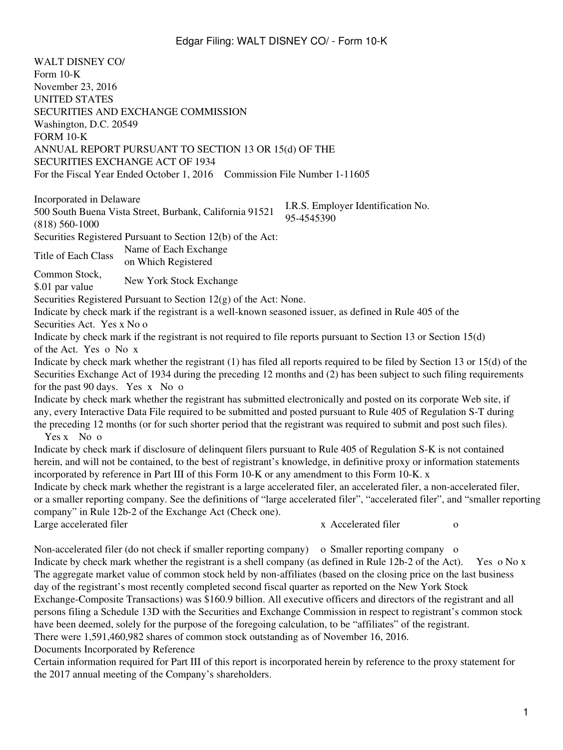WALT DISNEY CO/
Form 10-K
November 23, 2016
UNITED STATES
SECURITIES AND EXCHANGE COMMISSION
Washington, D.C. 20549
FORM 10-K
ANNUAL REPORT PURSUANT TO SECTION 13 OR 15(d) OF THE
SECURITIES EXCHANGE ACT OF 1934
For the Fiscal Year Ended October 1, 2016 Commission File Number 1-11605

| Incorporated in Delaware<br>500 South Buena Vista Street, Burbank, California 91521<br>(818) 560-1000 | I.R.S. Employer Identification No.<br>95-4545390 |
|---|---|

Securities Registered Pursuant to Section 12(b) of the Act:

| Title of Each Class | Name of Each Exchange on Which Registered |
|---|---|
| Common Stock, $.01 par value | New York Stock Exchange |

Securities Registered Pursuant to Section 12(g) of the Act: None.

Indicate by check mark if the registrant is a well-known seasoned issuer, as defined in Rule 405 of the Securities Act. Yes x No o

Indicate by check mark if the registrant is not required to file reports pursuant to Section 13 or Section 15(d) of the Act. Yes o No x

Indicate by check mark whether the registrant (1) has filed all reports required to be filed by Section 13 or 15(d) of the Securities Exchange Act of 1934 during the preceding 12 months and (2) has been subject to such filing requirements for the past 90 days. Yes x No o

Indicate by check mark whether the registrant has submitted electronically and posted on its corporate Web site, if any, every Interactive Data File required to be submitted and posted pursuant to Rule 405 of Regulation S-T during the preceding 12 months (or for such shorter period that the registrant was required to submit and post such files). Yes x No o

Indicate by check mark if disclosure of delinquent filers pursuant to Rule 405 of Regulation S-K is not contained herein, and will not be contained, to the best of registrant's knowledge, in definitive proxy or information statements incorporated by reference in Part III of this Form 10-K or any amendment to this Form 10-K. x

Indicate by check mark whether the registrant is a large accelerated filer, an accelerated filer, a non-accelerated filer, or a smaller reporting company. See the definitions of "large accelerated filer", "accelerated filer", and "smaller reporting company" in Rule 12b-2 of the Exchange Act (Check one).

Large accelerated filer x Accelerated filer o

Non-accelerated filer (do not check if smaller reporting company) o Smaller reporting company o

Indicate by check mark whether the registrant is a shell company (as defined in Rule 12b-2 of the Act). Yes o No x

The aggregate market value of common stock held by non-affiliates (based on the closing price on the last business day of the registrant's most recently completed second fiscal quarter as reported on the New York Stock Exchange-Composite Transactions) was $160.9 billion. All executive officers and directors of the registrant and all persons filing a Schedule 13D with the Securities and Exchange Commission in respect to registrant's common stock have been deemed, solely for the purpose of the foregoing calculation, to be "affiliates" of the registrant.

There were 1,591,460,982 shares of common stock outstanding as of November 16, 2016.

Documents Incorporated by Reference

Certain information required for Part III of this report is incorporated herein by reference to the proxy statement for the 2017 annual meeting of the Company's shareholders.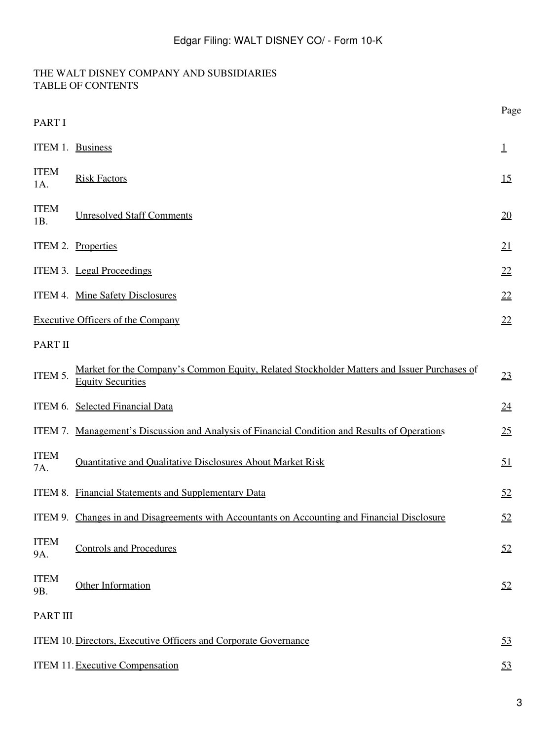THE WALT DISNEY COMPANY AND SUBSIDIARIES
TABLE OF CONTENTS

| | | Page |
|---|---|---|
| PART I | | |
| ITEM 1. | Business | 1 |
| ITEM 1A. | Risk Factors | 15 |
| ITEM 1B. | Unresolved Staff Comments | 20 |
| ITEM 2. | Properties | 21 |
| ITEM 3. | Legal Proceedings | 22 |
| ITEM 4. | Mine Safety Disclosures | 22 |
| Executive Officers of the Company | | 22 |
| PART II | | |
| ITEM 5. | Market for the Company's Common Equity, Related Stockholder Matters and Issuer Purchases of Equity Securities | 23 |
| ITEM 6. | Selected Financial Data | 24 |
| ITEM 7. | Management's Discussion and Analysis of Financial Condition and Results of Operations | 25 |
| ITEM 7A. | Quantitative and Qualitative Disclosures About Market Risk | 51 |
| ITEM 8. | Financial Statements and Supplementary Data | 52 |
| ITEM 9. | Changes in and Disagreements with Accountants on Accounting and Financial Disclosure | 52 |
| ITEM 9A. | Controls and Procedures | 52 |
| ITEM 9B. | Other Information | 52 |
| PART III | | |
| ITEM 10. | Directors, Executive Officers and Corporate Governance | 53 |
| ITEM 11. | Executive Compensation | 53 |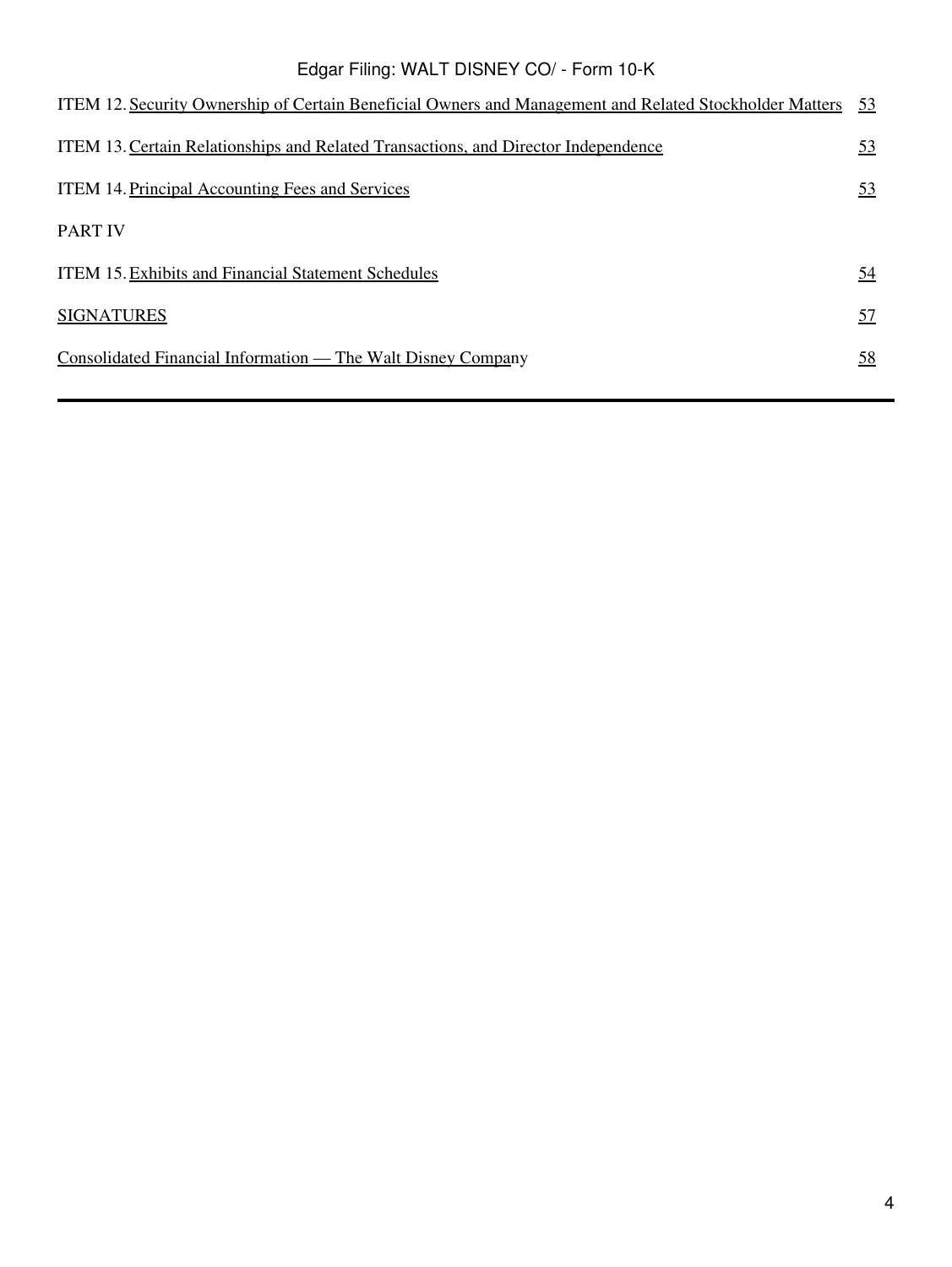| | |
|---|---|
| ITEM 12. Security Ownership of Certain Beneficial Owners and Management and Related Stockholder Matters | 53 |
| ITEM 13. Certain Relationships and Related Transactions, and Director Independence | 53 |
| ITEM 14. Principal Accounting Fees and Services | 53 |
| PART IV | |
| ITEM 15. Exhibits and Financial Statement Schedules | 54 |
| SIGNATURES | 57 |
| Consolidated Financial Information — The Walt Disney Company | 58 |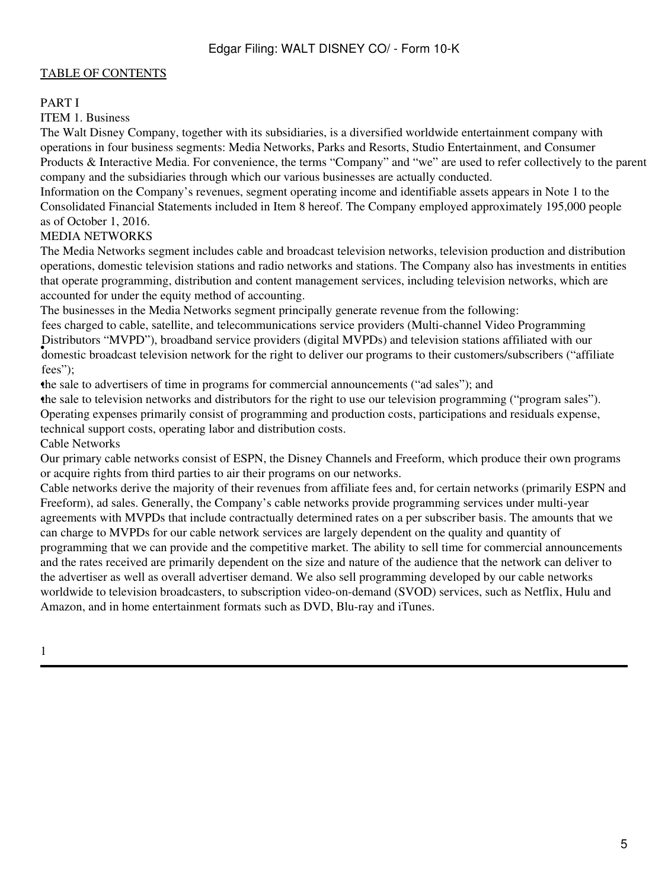TABLE OF CONTENTS

PART I

ITEM 1. Business

The Walt Disney Company, together with its subsidiaries, is a diversified worldwide entertainment company with operations in four business segments: Media Networks, Parks and Resorts, Studio Entertainment, and Consumer Products & Interactive Media. For convenience, the terms "Company" and "we" are used to refer collectively to the parent company and the subsidiaries through which our various businesses are actually conducted.

Information on the Company's revenues, segment operating income and identifiable assets appears in Note 1 to the Consolidated Financial Statements included in Item 8 hereof. The Company employed approximately 195,000 people as of October 1, 2016.

MEDIA NETWORKS

The Media Networks segment includes cable and broadcast television networks, television production and distribution operations, domestic television stations and radio networks and stations. The Company also has investments in entities that operate programming, distribution and content management services, including television networks, which are accounted for under the equity method of accounting.

The businesses in the Media Networks segment principally generate revenue from the following:

- fees charged to cable, satellite, and telecommunications service providers (Multi-channel Video Programming Distributors "MVPD"), broadband service providers (digital MVPDs) and television stations affiliated with our domestic broadcast television network for the right to deliver our programs to their customers/subscribers ("affiliate fees");
- the sale to advertisers of time in programs for commercial announcements ("ad sales"); and
- the sale to television networks and distributors for the right to use our television programming ("program sales").

Operating expenses primarily consist of programming and production costs, participations and residuals expense, technical support costs, operating labor and distribution costs.

Cable Networks

Our primary cable networks consist of ESPN, the Disney Channels and Freeform, which produce their own programs or acquire rights from third parties to air their programs on our networks.

Cable networks derive the majority of their revenues from affiliate fees and, for certain networks (primarily ESPN and Freeform), ad sales. Generally, the Company's cable networks provide programming services under multi-year agreements with MVPDs that include contractually determined rates on a per subscriber basis. The amounts that we can charge to MVPDs for our cable network services are largely dependent on the quality and quantity of programming that we can provide and the competitive market. The ability to sell time for commercial announcements and the rates received are primarily dependent on the size and nature of the audience that the network can deliver to the advertiser as well as overall advertiser demand. We also sell programming developed by our cable networks worldwide to television broadcasters, to subscription video-on-demand (SVOD) services, such as Netflix, Hulu and Amazon, and in home entertainment formats such as DVD, Blu-ray and iTunes.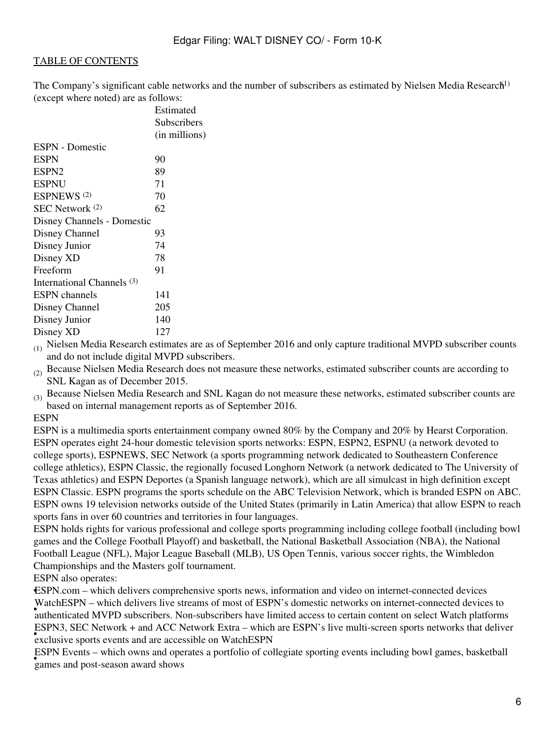The Company's significant cable networks and the number of subscribers as estimated by Nielsen Media Research[1] (except where noted) are as follows:

| | Estimated Subscribers (in millions) |
|---|---|
| ESPN - Domestic | |
| ESPN | 90 |
| ESPN2 | 89 |
| ESPNU | 71 |
| ESPNEWS [2] | 70 |
| SEC Network [2] | 62 |
| Disney Channels - Domestic | |
| Disney Channel | 93 |
| Disney Junior | 74 |
| Disney XD | 78 |
| Freeform | 91 |
| International Channels [3] | |
| ESPN channels | 141 |
| Disney Channel | 205 |
| Disney Junior | 140 |
| Disney XD | 127 |

(1) Nielsen Media Research estimates are as of September 2016 and only capture traditional MVPD subscriber counts and do not include digital MVPD subscribers.

(2) Because Nielsen Media Research does not measure these networks, estimated subscriber counts are according to SNL Kagan as of December 2015.

(3) Because Nielsen Media Research and SNL Kagan do not measure these networks, estimated subscriber counts are based on internal management reports as of September 2016.

ESPN

ESPN is a multimedia sports entertainment company owned 80% by the Company and 20% by Hearst Corporation. ESPN operates eight 24-hour domestic television sports networks: ESPN, ESPN2, ESPNU (a network devoted to college sports), ESPNEWS, SEC Network (a sports programming network dedicated to Southeastern Conference college athletics), ESPN Classic, the regionally focused Longhorn Network (a network dedicated to The University of Texas athletics) and ESPN Deportes (a Spanish language network), which are all simulcast in high definition except ESPN Classic. ESPN programs the sports schedule on the ABC Television Network, which is branded ESPN on ABC. ESPN owns 19 television networks outside of the United States (primarily in Latin America) that allow ESPN to reach sports fans in over 60 countries and territories in four languages.

ESPN holds rights for various professional and college sports programming including college football (including bowl games and the College Football Playoff) and basketball, the National Basketball Association (NBA), the National Football League (NFL), Major League Baseball (MLB), US Open Tennis, various soccer rights, the Wimbledon Championships and the Masters golf tournament.

ESPN also operates:

- ESPN.com – which delivers comprehensive sports news, information and video on internet-connected devices
- WatchESPN – which delivers live streams of most of ESPN's domestic networks on internet-connected devices to authenticated MVPD subscribers. Non-subscribers have limited access to certain content on select Watch platforms
- ESPN3, SEC Network + and ACC Network Extra – which are ESPN's live multi-screen sports networks that deliver exclusive sports events and are accessible on WatchESPN
- ESPN Events – which owns and operates a portfolio of collegiate sporting events including bowl games, basketball games and post-season award shows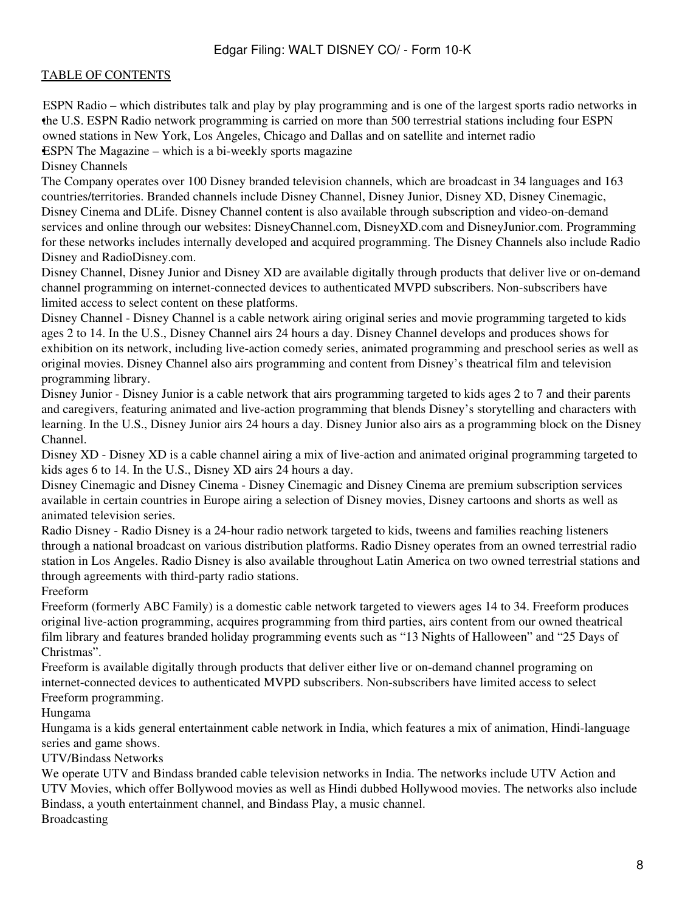- ESPN Radio – which distributes talk and play by play programming and is one of the largest sports radio networks in the U.S. ESPN Radio network programming is carried on more than 500 terrestrial stations including four ESPN owned stations in New York, Los Angeles, Chicago and Dallas and on satellite and internet radio
- ESPN The Magazine – which is a bi-weekly sports magazine

Disney Channels

The Company operates over 100 Disney branded television channels, which are broadcast in 34 languages and 163 countries/territories. Branded channels include Disney Channel, Disney Junior, Disney XD, Disney Cinemagic, Disney Cinema and DLife. Disney Channel content is also available through subscription and video-on-demand services and online through our websites: DisneyChannel.com, DisneyXD.com and DisneyJunior.com. Programming for these networks includes internally developed and acquired programming. The Disney Channels also include Radio Disney and RadioDisney.com.

Disney Channel, Disney Junior and Disney XD are available digitally through products that deliver live or on-demand channel programming on internet-connected devices to authenticated MVPD subscribers. Non-subscribers have limited access to select content on these platforms.

Disney Channel - Disney Channel is a cable network airing original series and movie programming targeted to kids ages 2 to 14. In the U.S., Disney Channel airs 24 hours a day. Disney Channel develops and produces shows for exhibition on its network, including live-action comedy series, animated programming and preschool series as well as original movies. Disney Channel also airs programming and content from Disney's theatrical film and television programming library.

Disney Junior - Disney Junior is a cable network that airs programming targeted to kids ages 2 to 7 and their parents and caregivers, featuring animated and live-action programming that blends Disney's storytelling and characters with learning. In the U.S., Disney Junior airs 24 hours a day. Disney Junior also airs as a programming block on the Disney Channel.

Disney XD - Disney XD is a cable channel airing a mix of live-action and animated original programming targeted to kids ages 6 to 14. In the U.S., Disney XD airs 24 hours a day.

Disney Cinemagic and Disney Cinema - Disney Cinemagic and Disney Cinema are premium subscription services available in certain countries in Europe airing a selection of Disney movies, Disney cartoons and shorts as well as animated television series.

Radio Disney - Radio Disney is a 24-hour radio network targeted to kids, tweens and families reaching listeners through a national broadcast on various distribution platforms. Radio Disney operates from an owned terrestrial radio station in Los Angeles. Radio Disney is also available throughout Latin America on two owned terrestrial stations and through agreements with third-party radio stations.

Freeform

Freeform (formerly ABC Family) is a domestic cable network targeted to viewers ages 14 to 34. Freeform produces original live-action programming, acquires programming from third parties, airs content from our owned theatrical film library and features branded holiday programming events such as "13 Nights of Halloween" and "25 Days of Christmas".

Freeform is available digitally through products that deliver either live or on-demand channel programing on internet-connected devices to authenticated MVPD subscribers. Non-subscribers have limited access to select Freeform programming.

Hungama

Hungama is a kids general entertainment cable network in India, which features a mix of animation, Hindi-language series and game shows.

UTV/Bindass Networks

We operate UTV and Bindass branded cable television networks in India. The networks include UTV Action and UTV Movies, which offer Bollywood movies as well as Hindi dubbed Hollywood movies. The networks also include Bindass, a youth entertainment channel, and Bindass Play, a music channel.

Broadcasting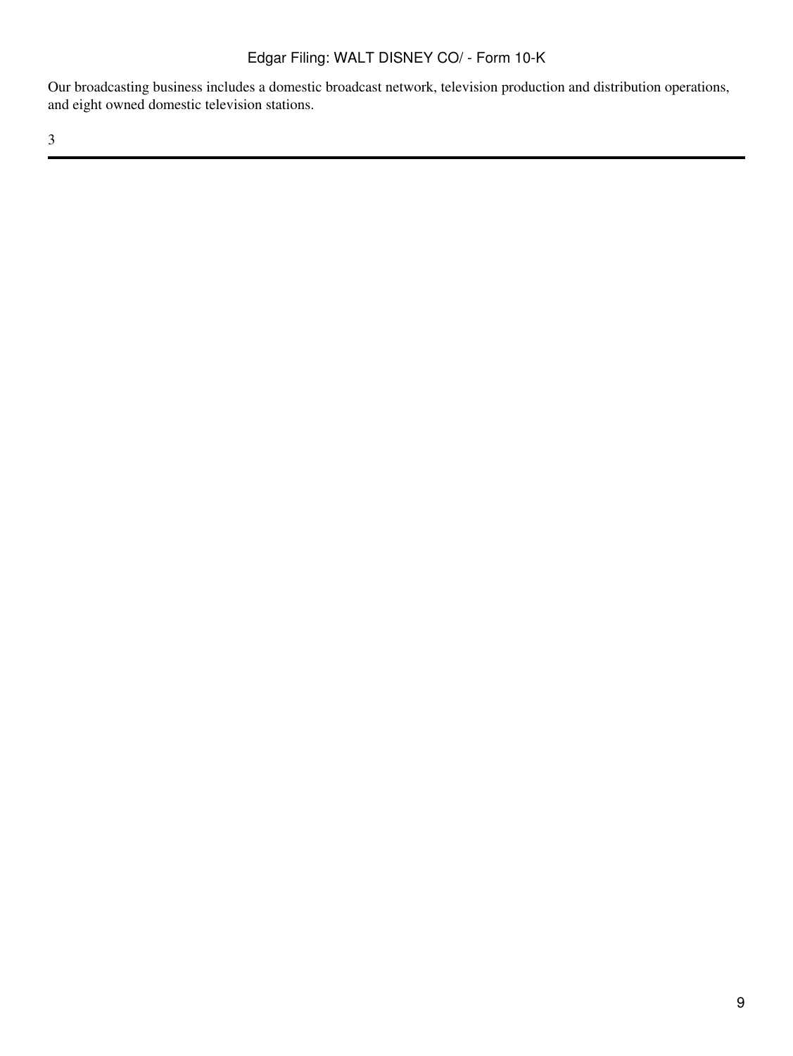Our broadcasting business includes a domestic broadcast network, television production and distribution operations, and eight owned domestic television stations.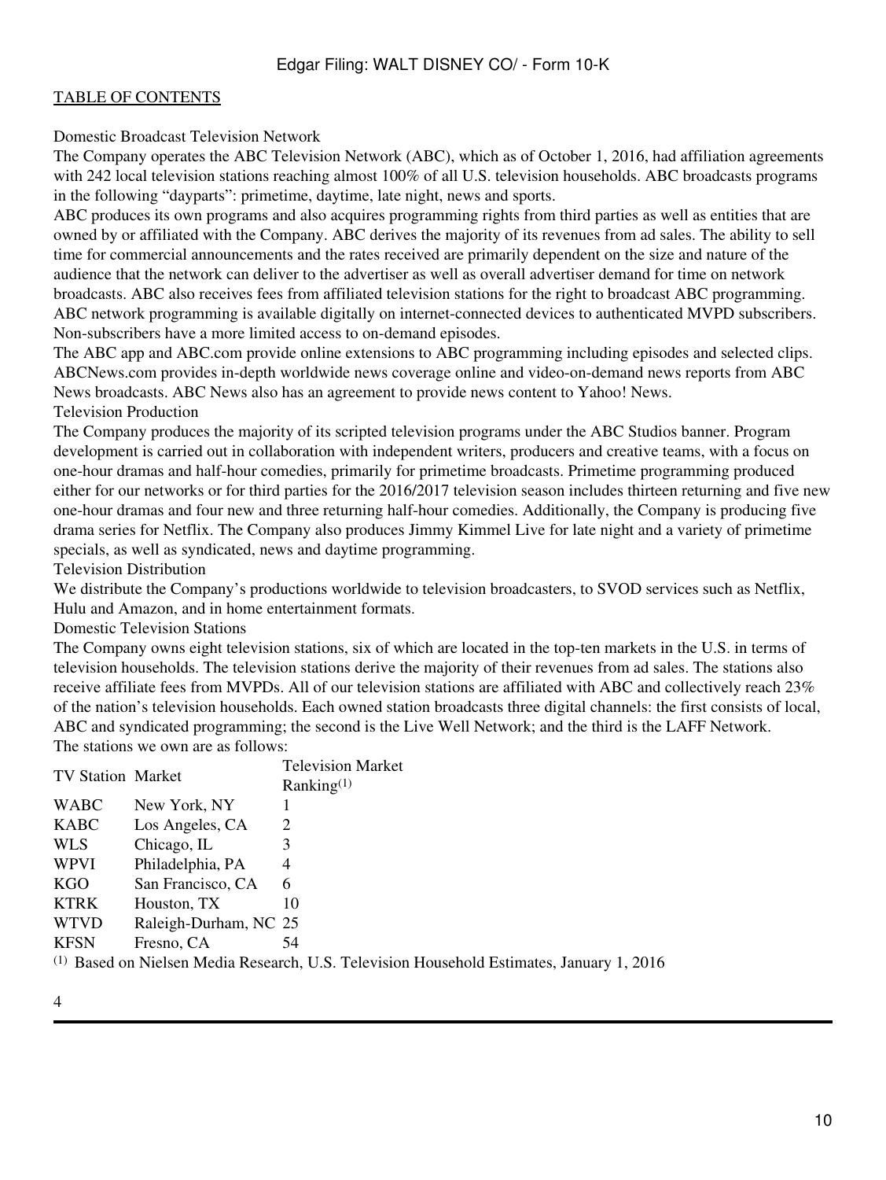### Domestic Broadcast Television Network

The Company operates the ABC Television Network (ABC), which as of October 1, 2016, had affiliation agreements with 242 local television stations reaching almost 100% of all U.S. television households. ABC broadcasts programs in the following "dayparts": primetime, daytime, late night, news and sports.

ABC produces its own programs and also acquires programming rights from third parties as well as entities that are owned by or affiliated with the Company. ABC derives the majority of its revenues from ad sales. The ability to sell time for commercial announcements and the rates received are primarily dependent on the size and nature of the audience that the network can deliver to the advertiser as well as overall advertiser demand for time on network broadcasts. ABC also receives fees from affiliated television stations for the right to broadcast ABC programming. ABC network programming is available digitally on internet-connected devices to authenticated MVPD subscribers. Non-subscribers have a more limited access to on-demand episodes.

The ABC app and ABC.com provide online extensions to ABC programming including episodes and selected clips. ABCNews.com provides in-depth worldwide news coverage online and video-on-demand news reports from ABC News broadcasts. ABC News also has an agreement to provide news content to Yahoo! News.

### Television Production

The Company produces the majority of its scripted television programs under the ABC Studios banner. Program development is carried out in collaboration with independent writers, producers and creative teams, with a focus on one-hour dramas and half-hour comedies, primarily for primetime broadcasts. Primetime programming produced either for our networks or for third parties for the 2016/2017 television season includes thirteen returning and five new one-hour dramas and four new and three returning half-hour comedies. Additionally, the Company is producing five drama series for Netflix. The Company also produces Jimmy Kimmel Live for late night and a variety of primetime specials, as well as syndicated, news and daytime programming.

### Television Distribution

We distribute the Company's productions worldwide to television broadcasters, to SVOD services such as Netflix, Hulu and Amazon, and in home entertainment formats.

### Domestic Television Stations

The Company owns eight television stations, six of which are located in the top-ten markets in the U.S. in terms of television households. The television stations derive the majority of their revenues from ad sales. The stations also receive affiliate fees from MVPDs. All of our television stations are affiliated with ABC and collectively reach 23% of the nation's television households. Each owned station broadcasts three digital channels: the first consists of local, ABC and syndicated programming; the second is the Live Well Network; and the third is the LAFF Network.

The stations we own are as follows:

| TV Station | Market | Television Market Ranking[(1)] |
|---|---|---|
| WABC | New York, NY | 1 |
| KABC | Los Angeles, CA | 2 |
| WLS | Chicago, IL | 3 |
| WPVI | Philadelphia, PA | 4 |
| KGO | San Francisco, CA | 6 |
| KTRK | Houston, TX | 10 |
| WTVD | Raleigh-Durham, NC | 25 |
| KFSN | Fresno, CA | 54 |

[(1)] Based on Nielsen Media Research, U.S. Television Household Estimates, January 1, 2016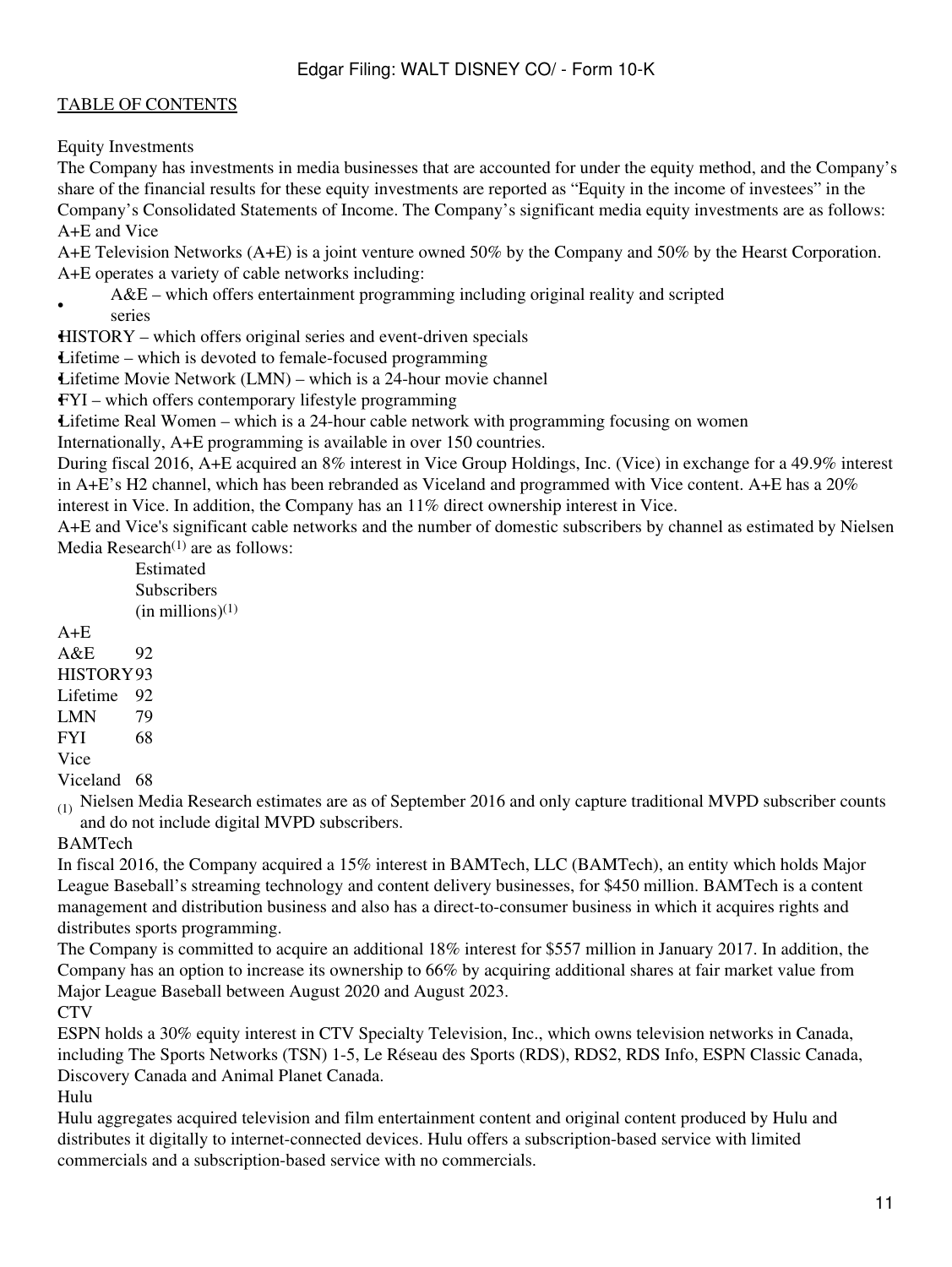Equity Investments

The Company has investments in media businesses that are accounted for under the equity method, and the Company's share of the financial results for these equity investments are reported as "Equity in the income of investees" in the Company's Consolidated Statements of Income. The Company's significant media equity investments are as follows:

A+E and Vice

A+E Television Networks (A+E) is a joint venture owned 50% by the Company and 50% by the Hearst Corporation. A+E operates a variety of cable networks including:

- A&E – which offers entertainment programming including original reality and scripted series
- HISTORY – which offers original series and event-driven specials
- Lifetime – which is devoted to female-focused programming
- Lifetime Movie Network (LMN) – which is a 24-hour movie channel
- FYI – which offers contemporary lifestyle programming
- Lifetime Real Women – which is a 24-hour cable network with programming focusing on women

Internationally, A+E programming is available in over 150 countries.

During fiscal 2016, A+E acquired an 8% interest in Vice Group Holdings, Inc. (Vice) in exchange for a 49.9% interest in A+E's H2 channel, which has been rebranded as Viceland and programmed with Vice content. A+E has a 20% interest in Vice. In addition, the Company has an 11% direct ownership interest in Vice.

A+E and Vice's significant cable networks and the number of domestic subscribers by channel as estimated by Nielsen Media Research[1] are as follows:

| | Estimated Subscribers (in millions)[1] |
|---|---|
| A+E | |
| A&E | 92 |
| HISTORY | 93 |
| Lifetime | 92 |
| LMN | 79 |
| FYI | 68 |
| Vice | |
| Viceland | 68 |

(1) Nielsen Media Research estimates are as of September 2016 and only capture traditional MVPD subscriber counts and do not include digital MVPD subscribers.

BAMTech

In fiscal 2016, the Company acquired a 15% interest in BAMTech, LLC (BAMTech), an entity which holds Major League Baseball's streaming technology and content delivery businesses, for $450 million. BAMTech is a content management and distribution business and also has a direct-to-consumer business in which it acquires rights and distributes sports programming.

The Company is committed to acquire an additional 18% interest for $557 million in January 2017. In addition, the Company has an option to increase its ownership to 66% by acquiring additional shares at fair market value from Major League Baseball between August 2020 and August 2023.

CTV

ESPN holds a 30% equity interest in CTV Specialty Television, Inc., which owns television networks in Canada, including The Sports Networks (TSN) 1-5, Le Réseau des Sports (RDS), RDS2, RDS Info, ESPN Classic Canada, Discovery Canada and Animal Planet Canada.

Hulu

Hulu aggregates acquired television and film entertainment content and original content produced by Hulu and distributes it digitally to internet-connected devices. Hulu offers a subscription-based service with limited commercials and a subscription-based service with no commercials.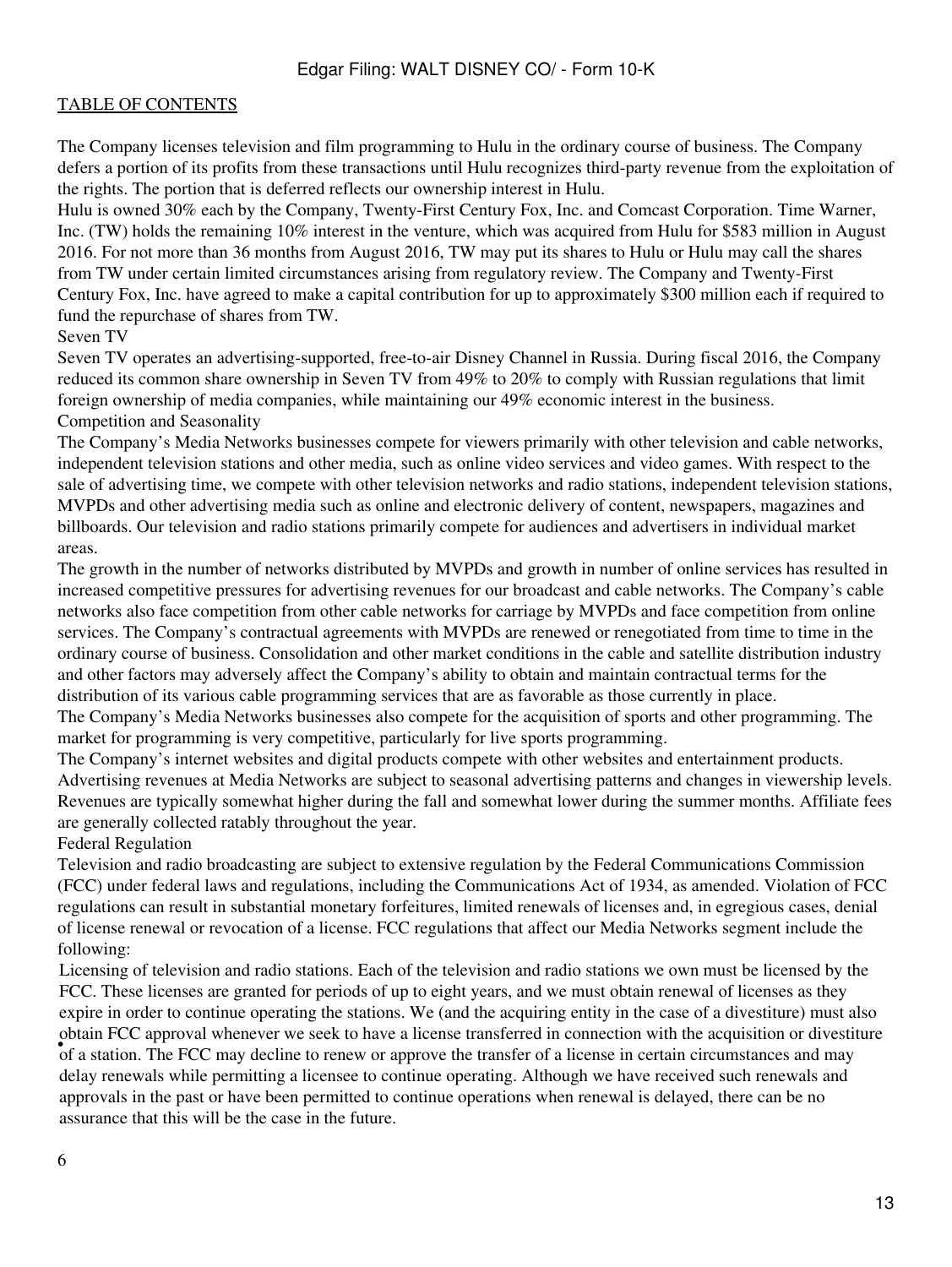The Company licenses television and film programming to Hulu in the ordinary course of business. The Company defers a portion of its profits from these transactions until Hulu recognizes third-party revenue from the exploitation of the rights. The portion that is deferred reflects our ownership interest in Hulu.

Hulu is owned 30% each by the Company, Twenty-First Century Fox, Inc. and Comcast Corporation. Time Warner, Inc. (TW) holds the remaining 10% interest in the venture, which was acquired from Hulu for $583 million in August 2016. For not more than 36 months from August 2016, TW may put its shares to Hulu or Hulu may call the shares from TW under certain limited circumstances arising from regulatory review. The Company and Twenty-First Century Fox, Inc. have agreed to make a capital contribution for up to approximately $300 million each if required to fund the repurchase of shares from TW.

### Seven TV

Seven TV operates an advertising-supported, free-to-air Disney Channel in Russia. During fiscal 2016, the Company reduced its common share ownership in Seven TV from 49% to 20% to comply with Russian regulations that limit foreign ownership of media companies, while maintaining our 49% economic interest in the business.

### Competition and Seasonality

The Company's Media Networks businesses compete for viewers primarily with other television and cable networks, independent television stations and other media, such as online video services and video games. With respect to the sale of advertising time, we compete with other television networks and radio stations, independent television stations, MVPDs and other advertising media such as online and electronic delivery of content, newspapers, magazines and billboards. Our television and radio stations primarily compete for audiences and advertisers in individual market areas.

The growth in the number of networks distributed by MVPDs and growth in number of online services has resulted in increased competitive pressures for advertising revenues for our broadcast and cable networks. The Company's cable networks also face competition from other cable networks for carriage by MVPDs and face competition from online services. The Company's contractual agreements with MVPDs are renewed or renegotiated from time to time in the ordinary course of business. Consolidation and other market conditions in the cable and satellite distribution industry and other factors may adversely affect the Company's ability to obtain and maintain contractual terms for the distribution of its various cable programming services that are as favorable as those currently in place.

The Company's Media Networks businesses also compete for the acquisition of sports and other programming. The market for programming is very competitive, particularly for live sports programming.

The Company's internet websites and digital products compete with other websites and entertainment products.

Advertising revenues at Media Networks are subject to seasonal advertising patterns and changes in viewership levels. Revenues are typically somewhat higher during the fall and somewhat lower during the summer months. Affiliate fees are generally collected ratably throughout the year.

### Federal Regulation

Television and radio broadcasting are subject to extensive regulation by the Federal Communications Commission (FCC) under federal laws and regulations, including the Communications Act of 1934, as amended. Violation of FCC regulations can result in substantial monetary forfeitures, limited renewals of licenses and, in egregious cases, denial of license renewal or revocation of a license. FCC regulations that affect our Media Networks segment include the following:

- Licensing of television and radio stations. Each of the television and radio stations we own must be licensed by the FCC. These licenses are granted for periods of up to eight years, and we must obtain renewal of licenses as they expire in order to continue operating the stations. We (and the acquiring entity in the case of a divestiture) must also obtain FCC approval whenever we seek to have a license transferred in connection with the acquisition or divestiture of a station. The FCC may decline to renew or approve the transfer of a license in certain circumstances and may delay renewals while permitting a licensee to continue operating. Although we have received such renewals and approvals in the past or have been permitted to continue operations when renewal is delayed, there can be no assurance that this will be the case in the future.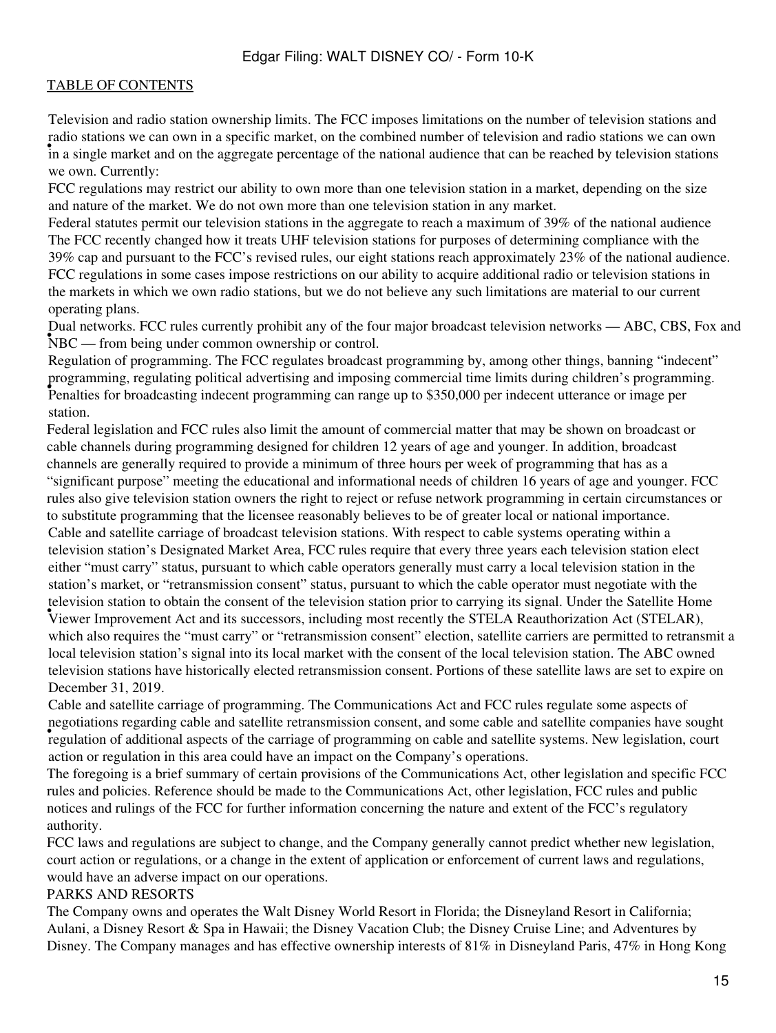[TABLE OF CONTENTS](#)

- Television and radio station ownership limits. The FCC imposes limitations on the number of television stations and radio stations we can own in a specific market, on the combined number of television and radio stations we can own in a single market and on the aggregate percentage of the national audience that can be reached by television stations we own. Currently:

  FCC regulations may restrict our ability to own more than one television station in a market, depending on the size and nature of the market. We do not own more than one television station in any market.

  Federal statutes permit our television stations in the aggregate to reach a maximum of 39% of the national audience

  The FCC recently changed how it treats UHF television stations for purposes of determining compliance with the 39% cap and pursuant to the FCC's revised rules, our eight stations reach approximately 23% of the national audience.

  FCC regulations in some cases impose restrictions on our ability to acquire additional radio or television stations in the markets in which we own radio stations, but we do not believe any such limitations are material to our current operating plans.

- Dual networks. FCC rules currently prohibit any of the four major broadcast television networks — ABC, CBS, Fox and NBC — from being under common ownership or control.

- Regulation of programming. The FCC regulates broadcast programming by, among other things, banning "indecent" programming, regulating political advertising and imposing commercial time limits during children's programming. Penalties for broadcasting indecent programming can range up to $350,000 per indecent utterance or image per station.

Federal legislation and FCC rules also limit the amount of commercial matter that may be shown on broadcast or cable channels during programming designed for children 12 years of age and younger. In addition, broadcast channels are generally required to provide a minimum of three hours per week of programming that has as a "significant purpose" meeting the educational and informational needs of children 16 years of age and younger. FCC rules also give television station owners the right to reject or refuse network programming in certain circumstances or to substitute programming that the licensee reasonably believes to be of greater local or national importance.

- Cable and satellite carriage of broadcast television stations. With respect to cable systems operating within a television station's Designated Market Area, FCC rules require that every three years each television station elect either "must carry" status, pursuant to which cable operators generally must carry a local television station in the station's market, or "retransmission consent" status, pursuant to which the cable operator must negotiate with the television station to obtain the consent of the television station prior to carrying its signal. Under the Satellite Home Viewer Improvement Act and its successors, including most recently the STELA Reauthorization Act (STELAR), which also requires the "must carry" or "retransmission consent" election, satellite carriers are permitted to retransmit a local television station's signal into its local market with the consent of the local television station. The ABC owned television stations have historically elected retransmission consent. Portions of these satellite laws are set to expire on December 31, 2019.

- Cable and satellite carriage of programming. The Communications Act and FCC rules regulate some aspects of negotiations regarding cable and satellite retransmission consent, and some cable and satellite companies have sought regulation of additional aspects of the carriage of programming on cable and satellite systems. New legislation, court action or regulation in this area could have an impact on the Company's operations.

The foregoing is a brief summary of certain provisions of the Communications Act, other legislation and specific FCC rules and policies. Reference should be made to the Communications Act, other legislation, FCC rules and public notices and rulings of the FCC for further information concerning the nature and extent of the FCC's regulatory authority.

FCC laws and regulations are subject to change, and the Company generally cannot predict whether new legislation, court action or regulations, or a change in the extent of application or enforcement of current laws and regulations, would have an adverse impact on our operations.

## PARKS AND RESORTS

The Company owns and operates the Walt Disney World Resort in Florida; the Disneyland Resort in California; Aulani, a Disney Resort & Spa in Hawaii; the Disney Vacation Club; the Disney Cruise Line; and Adventures by Disney. The Company manages and has effective ownership interests of 81% in Disneyland Paris, 47% in Hong Kong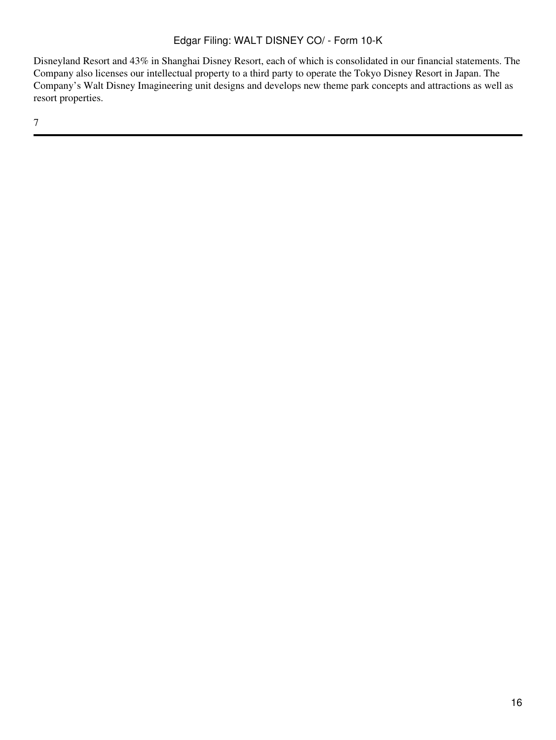Disneyland Resort and 43% in Shanghai Disney Resort, each of which is consolidated in our financial statements. The Company also licenses our intellectual property to a third party to operate the Tokyo Disney Resort in Japan. The Company's Walt Disney Imagineering unit designs and develops new theme park concepts and attractions as well as resort properties.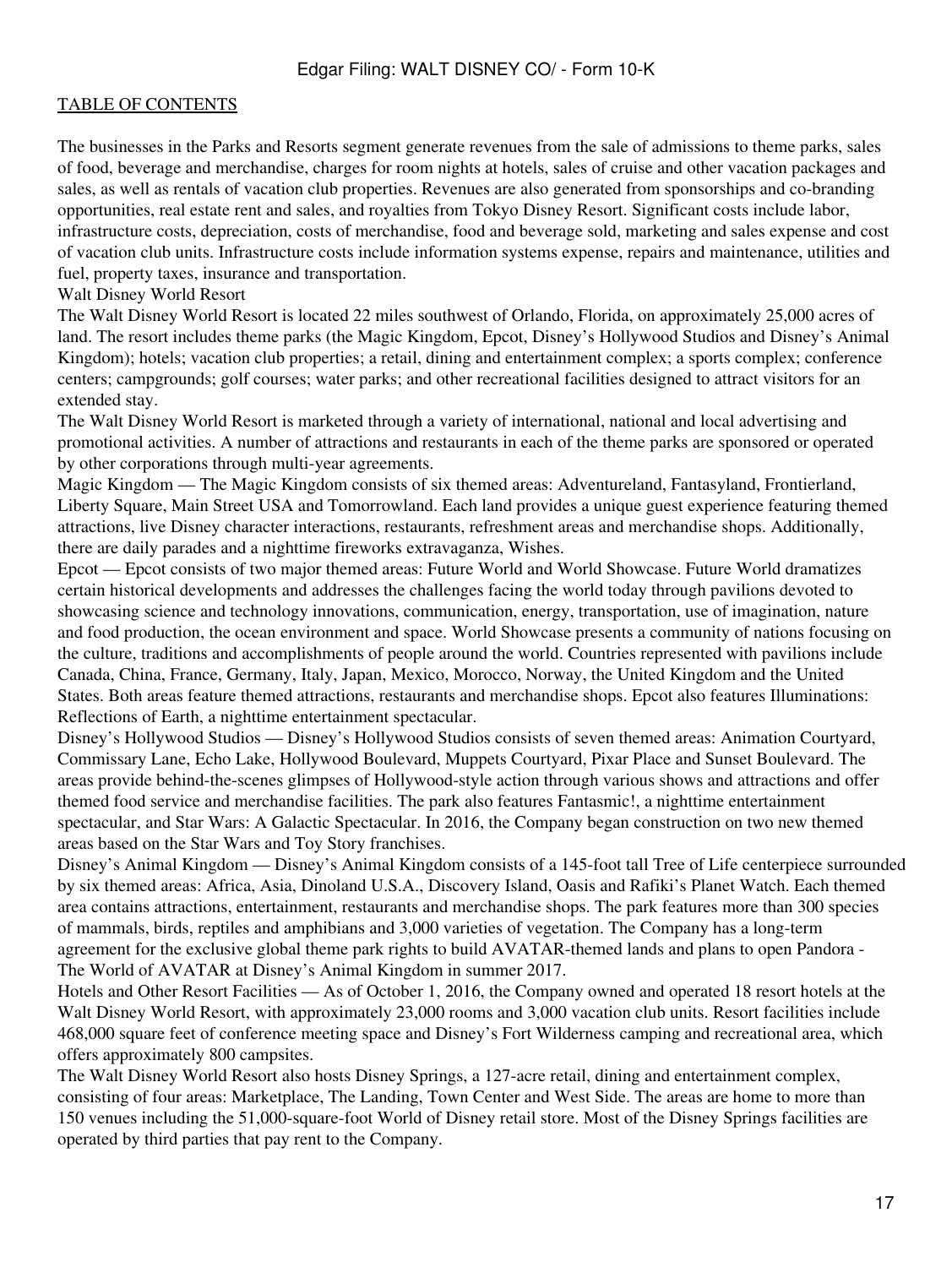The businesses in the Parks and Resorts segment generate revenues from the sale of admissions to theme parks, sales of food, beverage and merchandise, charges for room nights at hotels, sales of cruise and other vacation packages and sales, as well as rentals of vacation club properties. Revenues are also generated from sponsorships and co-branding opportunities, real estate rent and sales, and royalties from Tokyo Disney Resort. Significant costs include labor, infrastructure costs, depreciation, costs of merchandise, food and beverage sold, marketing and sales expense and cost of vacation club units. Infrastructure costs include information systems expense, repairs and maintenance, utilities and fuel, property taxes, insurance and transportation.

Walt Disney World Resort

The Walt Disney World Resort is located 22 miles southwest of Orlando, Florida, on approximately 25,000 acres of land. The resort includes theme parks (the Magic Kingdom, Epcot, Disney's Hollywood Studios and Disney's Animal Kingdom); hotels; vacation club properties; a retail, dining and entertainment complex; a sports complex; conference centers; campgrounds; golf courses; water parks; and other recreational facilities designed to attract visitors for an extended stay.

The Walt Disney World Resort is marketed through a variety of international, national and local advertising and promotional activities. A number of attractions and restaurants in each of the theme parks are sponsored or operated by other corporations through multi-year agreements.

Magic Kingdom — The Magic Kingdom consists of six themed areas: Adventureland, Fantasyland, Frontierland, Liberty Square, Main Street USA and Tomorrowland. Each land provides a unique guest experience featuring themed attractions, live Disney character interactions, restaurants, refreshment areas and merchandise shops. Additionally, there are daily parades and a nighttime fireworks extravaganza, Wishes.

Epcot — Epcot consists of two major themed areas: Future World and World Showcase. Future World dramatizes certain historical developments and addresses the challenges facing the world today through pavilions devoted to showcasing science and technology innovations, communication, energy, transportation, use of imagination, nature and food production, the ocean environment and space. World Showcase presents a community of nations focusing on the culture, traditions and accomplishments of people around the world. Countries represented with pavilions include Canada, China, France, Germany, Italy, Japan, Mexico, Morocco, Norway, the United Kingdom and the United States. Both areas feature themed attractions, restaurants and merchandise shops. Epcot also features Illuminations: Reflections of Earth, a nighttime entertainment spectacular.

Disney's Hollywood Studios — Disney's Hollywood Studios consists of seven themed areas: Animation Courtyard, Commissary Lane, Echo Lake, Hollywood Boulevard, Muppets Courtyard, Pixar Place and Sunset Boulevard. The areas provide behind-the-scenes glimpses of Hollywood-style action through various shows and attractions and offer themed food service and merchandise facilities. The park also features Fantasmic!, a nighttime entertainment spectacular, and Star Wars: A Galactic Spectacular. In 2016, the Company began construction on two new themed areas based on the Star Wars and Toy Story franchises.

Disney's Animal Kingdom — Disney's Animal Kingdom consists of a 145-foot tall Tree of Life centerpiece surrounded by six themed areas: Africa, Asia, Dinoland U.S.A., Discovery Island, Oasis and Rafiki's Planet Watch. Each themed area contains attractions, entertainment, restaurants and merchandise shops. The park features more than 300 species of mammals, birds, reptiles and amphibians and 3,000 varieties of vegetation. The Company has a long-term agreement for the exclusive global theme park rights to build AVATAR-themed lands and plans to open Pandora - The World of AVATAR at Disney's Animal Kingdom in summer 2017.

Hotels and Other Resort Facilities — As of October 1, 2016, the Company owned and operated 18 resort hotels at the Walt Disney World Resort, with approximately 23,000 rooms and 3,000 vacation club units. Resort facilities include 468,000 square feet of conference meeting space and Disney's Fort Wilderness camping and recreational area, which offers approximately 800 campsites.

The Walt Disney World Resort also hosts Disney Springs, a 127-acre retail, dining and entertainment complex, consisting of four areas: Marketplace, The Landing, Town Center and West Side. The areas are home to more than 150 venues including the 51,000-square-foot World of Disney retail store. Most of the Disney Springs facilities are operated by third parties that pay rent to the Company.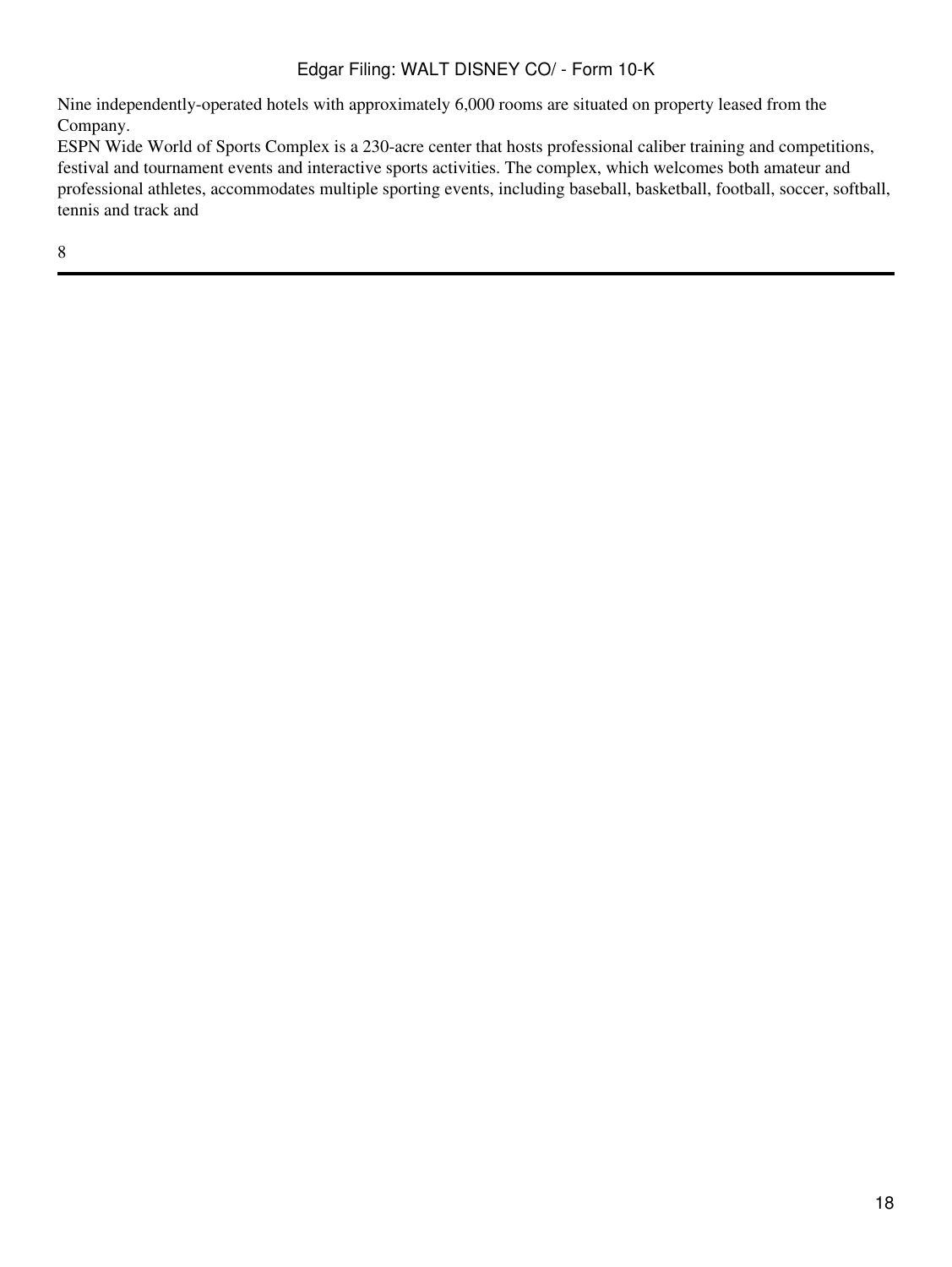Nine independently-operated hotels with approximately 6,000 rooms are situated on property leased from the Company.

ESPN Wide World of Sports Complex is a 230-acre center that hosts professional caliber training and competitions, festival and tournament events and interactive sports activities. The complex, which welcomes both amateur and professional athletes, accommodates multiple sporting events, including baseball, basketball, football, soccer, softball, tennis and track and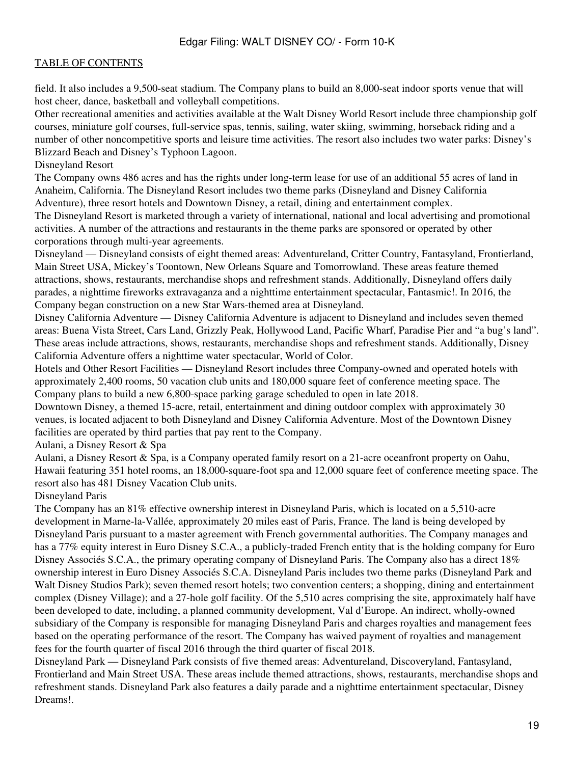field. It also includes a 9,500-seat stadium. The Company plans to build an 8,000-seat indoor sports venue that will host cheer, dance, basketball and volleyball competitions.

Other recreational amenities and activities available at the Walt Disney World Resort include three championship golf courses, miniature golf courses, full-service spas, tennis, sailing, water skiing, swimming, horseback riding and a number of other noncompetitive sports and leisure time activities. The resort also includes two water parks: Disney's Blizzard Beach and Disney's Typhoon Lagoon.

Disneyland Resort

The Company owns 486 acres and has the rights under long-term lease for use of an additional 55 acres of land in Anaheim, California. The Disneyland Resort includes two theme parks (Disneyland and Disney California Adventure), three resort hotels and Downtown Disney, a retail, dining and entertainment complex.

The Disneyland Resort is marketed through a variety of international, national and local advertising and promotional activities. A number of the attractions and restaurants in the theme parks are sponsored or operated by other corporations through multi-year agreements.

Disneyland — Disneyland consists of eight themed areas: Adventureland, Critter Country, Fantasyland, Frontierland, Main Street USA, Mickey's Toontown, New Orleans Square and Tomorrowland. These areas feature themed attractions, shows, restaurants, merchandise shops and refreshment stands. Additionally, Disneyland offers daily parades, a nighttime fireworks extravaganza and a nighttime entertainment spectacular, Fantasmic!. In 2016, the Company began construction on a new Star Wars-themed area at Disneyland.

Disney California Adventure — Disney California Adventure is adjacent to Disneyland and includes seven themed areas: Buena Vista Street, Cars Land, Grizzly Peak, Hollywood Land, Pacific Wharf, Paradise Pier and "a bug's land". These areas include attractions, shows, restaurants, merchandise shops and refreshment stands. Additionally, Disney California Adventure offers a nighttime water spectacular, World of Color.

Hotels and Other Resort Facilities — Disneyland Resort includes three Company-owned and operated hotels with approximately 2,400 rooms, 50 vacation club units and 180,000 square feet of conference meeting space. The Company plans to build a new 6,800-space parking garage scheduled to open in late 2018.

Downtown Disney, a themed 15-acre, retail, entertainment and dining outdoor complex with approximately 30 venues, is located adjacent to both Disneyland and Disney California Adventure. Most of the Downtown Disney facilities are operated by third parties that pay rent to the Company.

Aulani, a Disney Resort & Spa

Aulani, a Disney Resort & Spa, is a Company operated family resort on a 21-acre oceanfront property on Oahu, Hawaii featuring 351 hotel rooms, an 18,000-square-foot spa and 12,000 square feet of conference meeting space. The resort also has 481 Disney Vacation Club units.

Disneyland Paris

The Company has an 81% effective ownership interest in Disneyland Paris, which is located on a 5,510-acre development in Marne-la-Vallée, approximately 20 miles east of Paris, France. The land is being developed by Disneyland Paris pursuant to a master agreement with French governmental authorities. The Company manages and has a 77% equity interest in Euro Disney S.C.A., a publicly-traded French entity that is the holding company for Euro Disney Associés S.C.A., the primary operating company of Disneyland Paris. The Company also has a direct 18% ownership interest in Euro Disney Associés S.C.A. Disneyland Paris includes two theme parks (Disneyland Park and Walt Disney Studios Park); seven themed resort hotels; two convention centers; a shopping, dining and entertainment complex (Disney Village); and a 27-hole golf facility. Of the 5,510 acres comprising the site, approximately half have been developed to date, including, a planned community development, Val d'Europe. An indirect, wholly-owned subsidiary of the Company is responsible for managing Disneyland Paris and charges royalties and management fees based on the operating performance of the resort. The Company has waived payment of royalties and management fees for the fourth quarter of fiscal 2016 through the third quarter of fiscal 2018.

Disneyland Park — Disneyland Park consists of five themed areas: Adventureland, Discoveryland, Fantasyland, Frontierland and Main Street USA. These areas include themed attractions, shows, restaurants, merchandise shops and refreshment stands. Disneyland Park also features a daily parade and a nighttime entertainment spectacular, Disney Dreams!.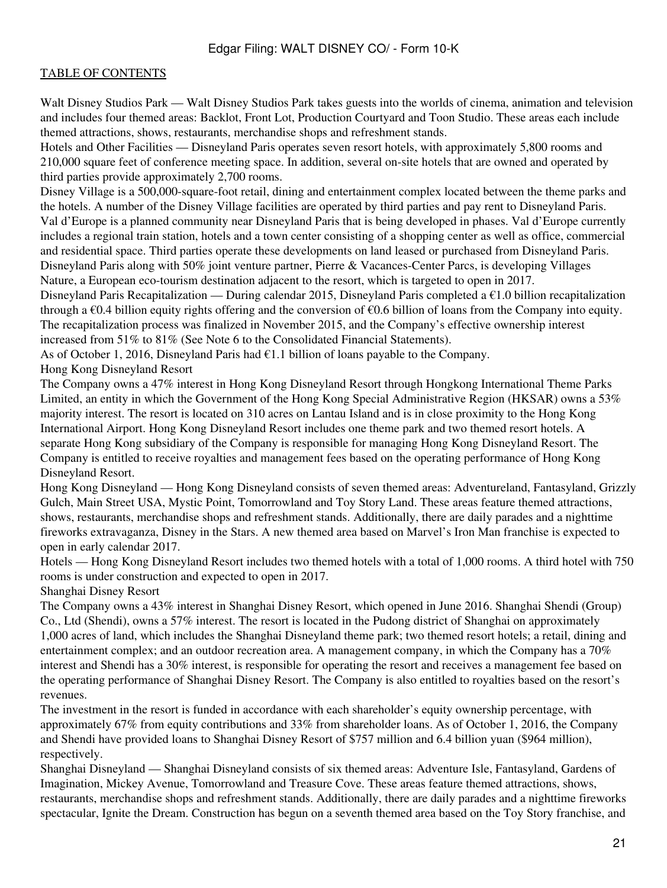Walt Disney Studios Park — Walt Disney Studios Park takes guests into the worlds of cinema, animation and television and includes four themed areas: Backlot, Front Lot, Production Courtyard and Toon Studio. These areas each include themed attractions, shows, restaurants, merchandise shops and refreshment stands.

Hotels and Other Facilities — Disneyland Paris operates seven resort hotels, with approximately 5,800 rooms and 210,000 square feet of conference meeting space. In addition, several on-site hotels that are owned and operated by third parties provide approximately 2,700 rooms.

Disney Village is a 500,000-square-foot retail, dining and entertainment complex located between the theme parks and the hotels. A number of the Disney Village facilities are operated by third parties and pay rent to Disneyland Paris.

Val d'Europe is a planned community near Disneyland Paris that is being developed in phases. Val d'Europe currently includes a regional train station, hotels and a town center consisting of a shopping center as well as office, commercial and residential space. Third parties operate these developments on land leased or purchased from Disneyland Paris.

Disneyland Paris along with 50% joint venture partner, Pierre & Vacances-Center Parcs, is developing Villages Nature, a European eco-tourism destination adjacent to the resort, which is targeted to open in 2017.

Disneyland Paris Recapitalization — During calendar 2015, Disneyland Paris completed a €1.0 billion recapitalization through a €0.4 billion equity rights offering and the conversion of €0.6 billion of loans from the Company into equity. The recapitalization process was finalized in November 2015, and the Company's effective ownership interest increased from 51% to 81% (See Note 6 to the Consolidated Financial Statements).

As of October 1, 2016, Disneyland Paris had €1.1 billion of loans payable to the Company.

Hong Kong Disneyland Resort

The Company owns a 47% interest in Hong Kong Disneyland Resort through Hongkong International Theme Parks Limited, an entity in which the Government of the Hong Kong Special Administrative Region (HKSAR) owns a 53% majority interest. The resort is located on 310 acres on Lantau Island and is in close proximity to the Hong Kong International Airport. Hong Kong Disneyland Resort includes one theme park and two themed resort hotels. A separate Hong Kong subsidiary of the Company is responsible for managing Hong Kong Disneyland Resort. The Company is entitled to receive royalties and management fees based on the operating performance of Hong Kong Disneyland Resort.

Hong Kong Disneyland — Hong Kong Disneyland consists of seven themed areas: Adventureland, Fantasyland, Grizzly Gulch, Main Street USA, Mystic Point, Tomorrowland and Toy Story Land. These areas feature themed attractions, shows, restaurants, merchandise shops and refreshment stands. Additionally, there are daily parades and a nighttime fireworks extravaganza, Disney in the Stars. A new themed area based on Marvel's Iron Man franchise is expected to open in early calendar 2017.

Hotels — Hong Kong Disneyland Resort includes two themed hotels with a total of 1,000 rooms. A third hotel with 750 rooms is under construction and expected to open in 2017.

Shanghai Disney Resort

The Company owns a 43% interest in Shanghai Disney Resort, which opened in June 2016. Shanghai Shendi (Group) Co., Ltd (Shendi), owns a 57% interest. The resort is located in the Pudong district of Shanghai on approximately 1,000 acres of land, which includes the Shanghai Disneyland theme park; two themed resort hotels; a retail, dining and entertainment complex; and an outdoor recreation area. A management company, in which the Company has a 70% interest and Shendi has a 30% interest, is responsible for operating the resort and receives a management fee based on the operating performance of Shanghai Disney Resort. The Company is also entitled to royalties based on the resort's revenues.

The investment in the resort is funded in accordance with each shareholder's equity ownership percentage, with approximately 67% from equity contributions and 33% from shareholder loans. As of October 1, 2016, the Company and Shendi have provided loans to Shanghai Disney Resort of $757 million and 6.4 billion yuan ($964 million), respectively.

Shanghai Disneyland — Shanghai Disneyland consists of six themed areas: Adventure Isle, Fantasyland, Gardens of Imagination, Mickey Avenue, Tomorrowland and Treasure Cove. These areas feature themed attractions, shows, restaurants, merchandise shops and refreshment stands. Additionally, there are daily parades and a nighttime fireworks spectacular, Ignite the Dream. Construction has begun on a seventh themed area based on the Toy Story franchise, and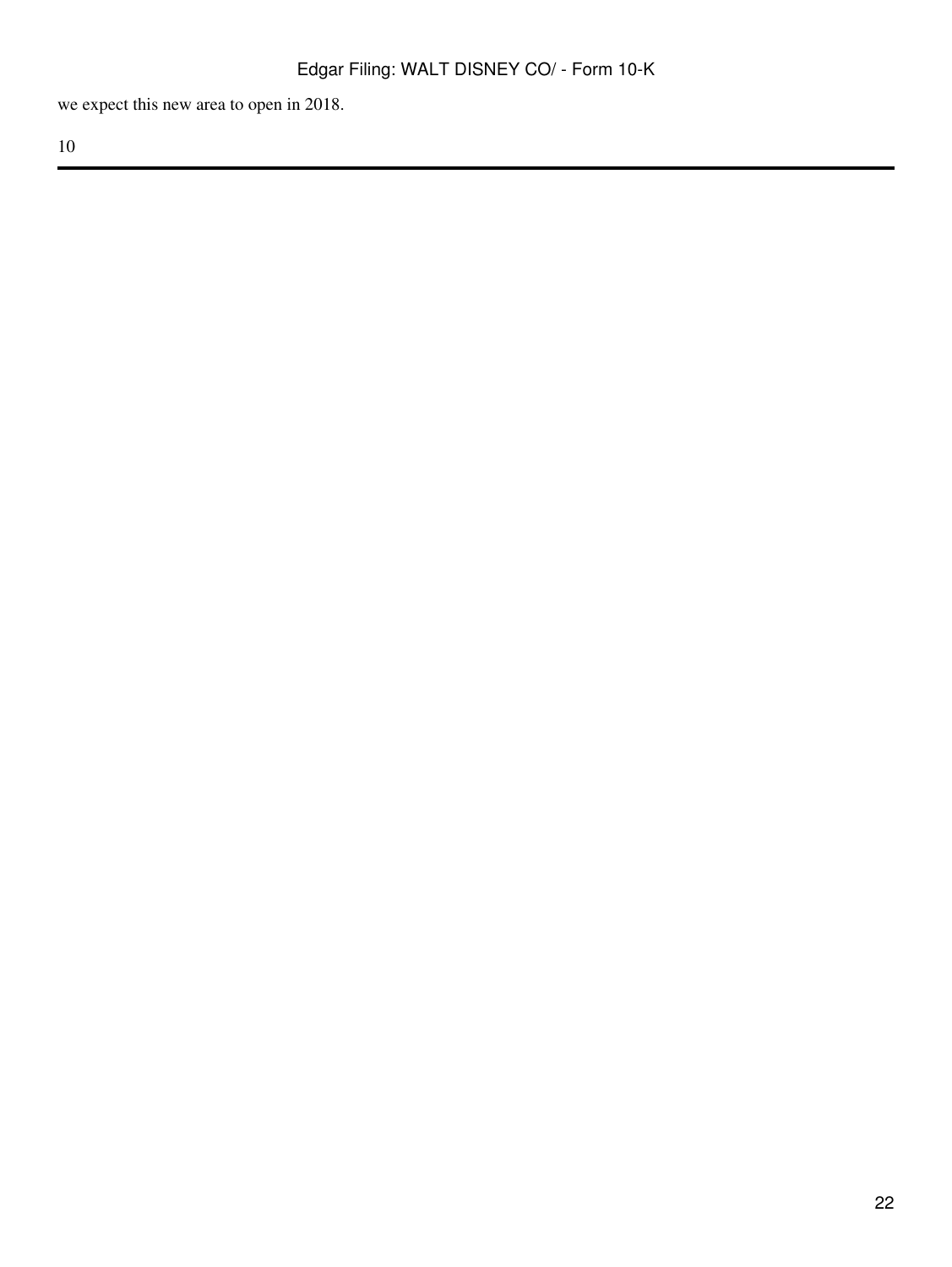we expect this new area to open in 2018.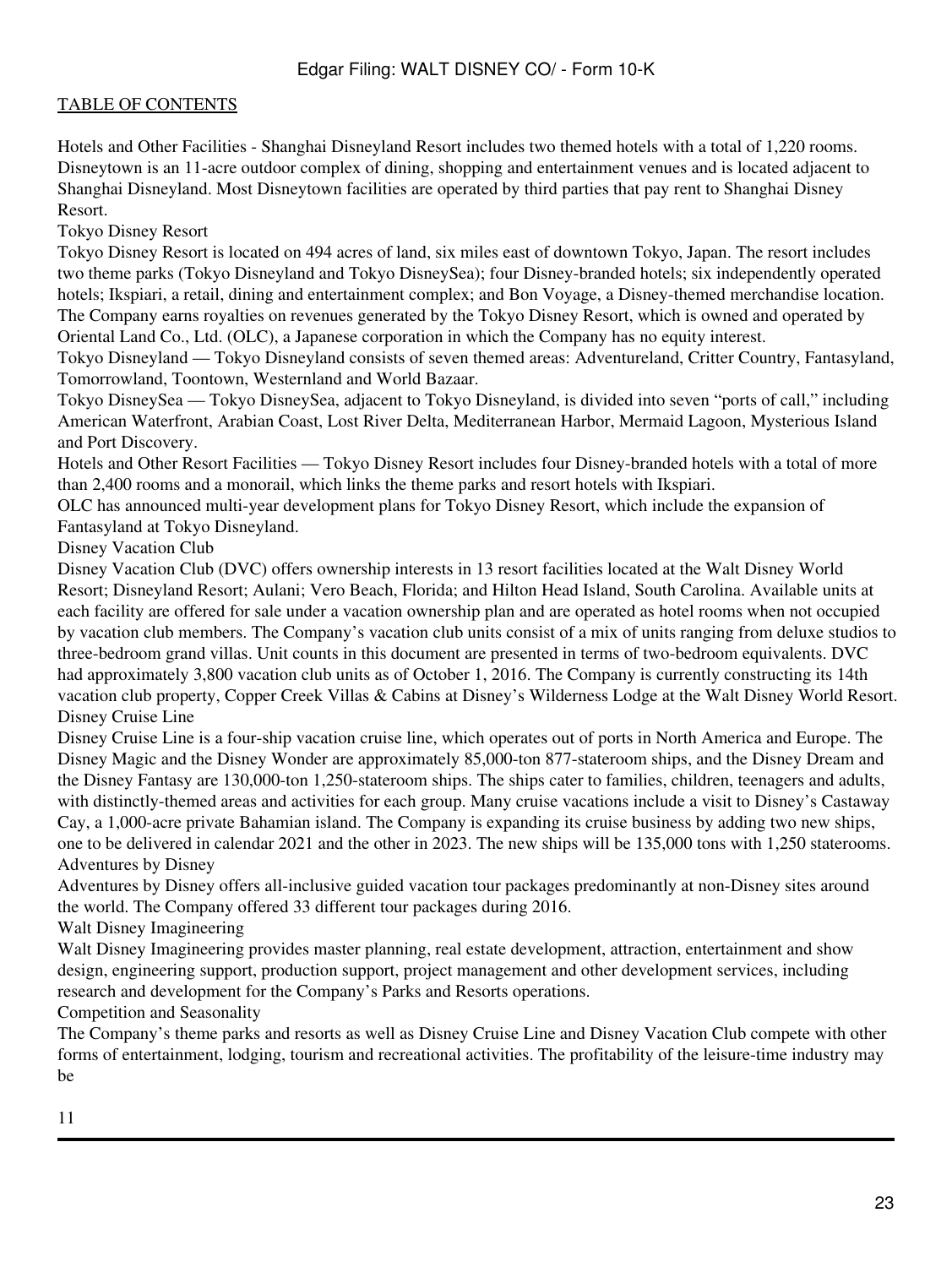Hotels and Other Facilities - Shanghai Disneyland Resort includes two themed hotels with a total of 1,220 rooms. Disneytown is an 11-acre outdoor complex of dining, shopping and entertainment venues and is located adjacent to Shanghai Disneyland. Most Disneytown facilities are operated by third parties that pay rent to Shanghai Disney Resort.

### Tokyo Disney Resort

Tokyo Disney Resort is located on 494 acres of land, six miles east of downtown Tokyo, Japan. The resort includes two theme parks (Tokyo Disneyland and Tokyo DisneySea); four Disney-branded hotels; six independently operated hotels; Ikspiari, a retail, dining and entertainment complex; and Bon Voyage, a Disney-themed merchandise location. The Company earns royalties on revenues generated by the Tokyo Disney Resort, which is owned and operated by Oriental Land Co., Ltd. (OLC), a Japanese corporation in which the Company has no equity interest.

Tokyo Disneyland — Tokyo Disneyland consists of seven themed areas: Adventureland, Critter Country, Fantasyland, Tomorrowland, Toontown, Westernland and World Bazaar.

Tokyo DisneySea — Tokyo DisneySea, adjacent to Tokyo Disneyland, is divided into seven "ports of call," including American Waterfront, Arabian Coast, Lost River Delta, Mediterranean Harbor, Mermaid Lagoon, Mysterious Island and Port Discovery.

Hotels and Other Resort Facilities — Tokyo Disney Resort includes four Disney-branded hotels with a total of more than 2,400 rooms and a monorail, which links the theme parks and resort hotels with Ikspiari.

OLC has announced multi-year development plans for Tokyo Disney Resort, which include the expansion of Fantasyland at Tokyo Disneyland.

### Disney Vacation Club

Disney Vacation Club (DVC) offers ownership interests in 13 resort facilities located at the Walt Disney World Resort; Disneyland Resort; Aulani; Vero Beach, Florida; and Hilton Head Island, South Carolina. Available units at each facility are offered for sale under a vacation ownership plan and are operated as hotel rooms when not occupied by vacation club members. The Company's vacation club units consist of a mix of units ranging from deluxe studios to three-bedroom grand villas. Unit counts in this document are presented in terms of two-bedroom equivalents. DVC had approximately 3,800 vacation club units as of October 1, 2016. The Company is currently constructing its 14th vacation club property, Copper Creek Villas & Cabins at Disney's Wilderness Lodge at the Walt Disney World Resort.

### Disney Cruise Line

Disney Cruise Line is a four-ship vacation cruise line, which operates out of ports in North America and Europe. The Disney Magic and the Disney Wonder are approximately 85,000-ton 877-stateroom ships, and the Disney Dream and the Disney Fantasy are 130,000-ton 1,250-stateroom ships. The ships cater to families, children, teenagers and adults, with distinctly-themed areas and activities for each group. Many cruise vacations include a visit to Disney's Castaway Cay, a 1,000-acre private Bahamian island. The Company is expanding its cruise business by adding two new ships, one to be delivered in calendar 2021 and the other in 2023. The new ships will be 135,000 tons with 1,250 staterooms.

### Adventures by Disney

Adventures by Disney offers all-inclusive guided vacation tour packages predominantly at non-Disney sites around the world. The Company offered 33 different tour packages during 2016.

### Walt Disney Imagineering

Walt Disney Imagineering provides master planning, real estate development, attraction, entertainment and show design, engineering support, production support, project management and other development services, including research and development for the Company's Parks and Resorts operations.

### Competition and Seasonality

The Company's theme parks and resorts as well as Disney Cruise Line and Disney Vacation Club compete with other forms of entertainment, lodging, tourism and recreational activities. The profitability of the leisure-time industry may be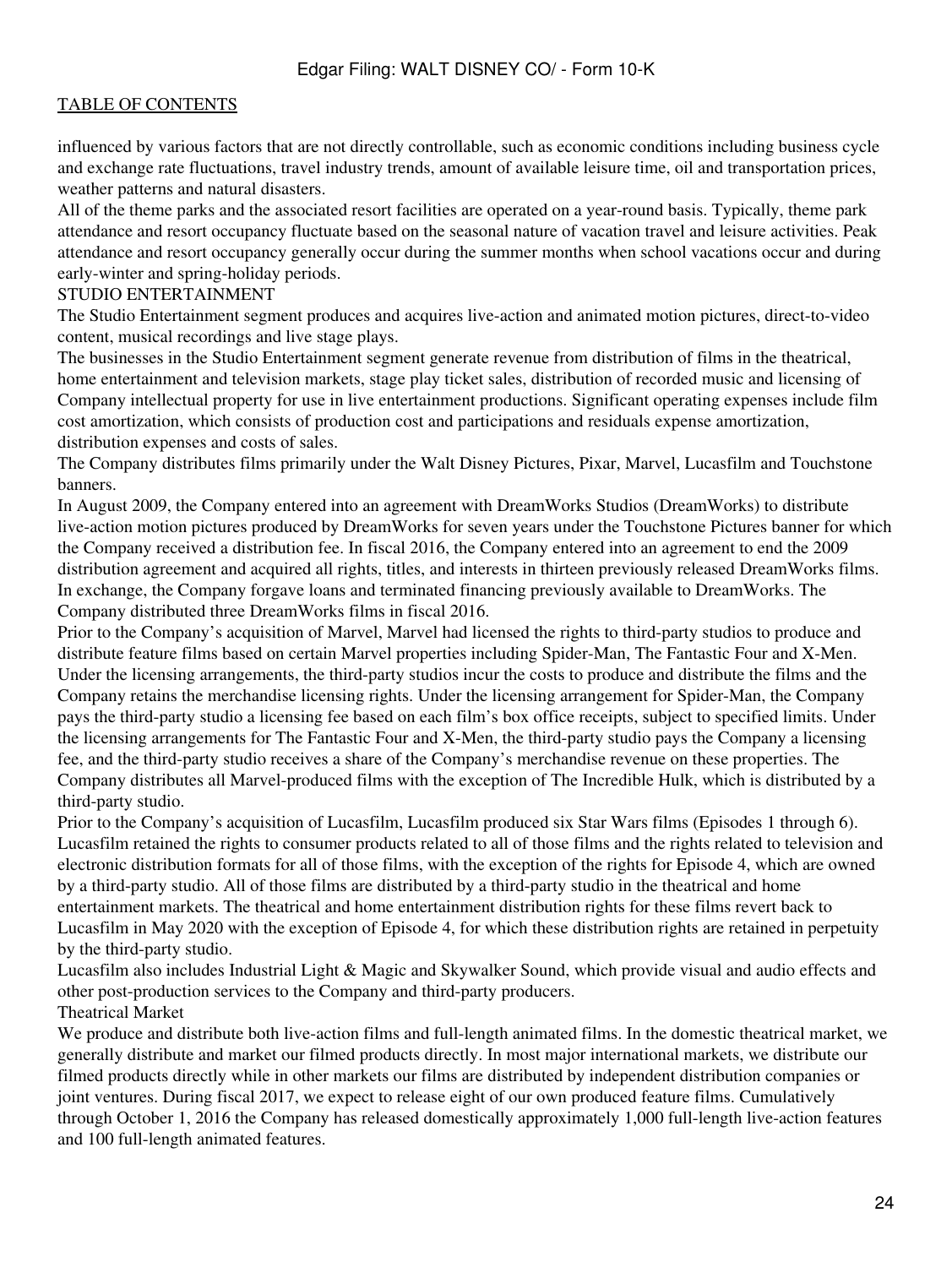influenced by various factors that are not directly controllable, such as economic conditions including business cycle and exchange rate fluctuations, travel industry trends, amount of available leisure time, oil and transportation prices, weather patterns and natural disasters.

All of the theme parks and the associated resort facilities are operated on a year-round basis. Typically, theme park attendance and resort occupancy fluctuate based on the seasonal nature of vacation travel and leisure activities. Peak attendance and resort occupancy generally occur during the summer months when school vacations occur and during early-winter and spring-holiday periods.

## STUDIO ENTERTAINMENT

The Studio Entertainment segment produces and acquires live-action and animated motion pictures, direct-to-video content, musical recordings and live stage plays.

The businesses in the Studio Entertainment segment generate revenue from distribution of films in the theatrical, home entertainment and television markets, stage play ticket sales, distribution of recorded music and licensing of Company intellectual property for use in live entertainment productions. Significant operating expenses include film cost amortization, which consists of production cost and participations and residuals expense amortization, distribution expenses and costs of sales.

The Company distributes films primarily under the Walt Disney Pictures, Pixar, Marvel, Lucasfilm and Touchstone banners.

In August 2009, the Company entered into an agreement with DreamWorks Studios (DreamWorks) to distribute live-action motion pictures produced by DreamWorks for seven years under the Touchstone Pictures banner for which the Company received a distribution fee. In fiscal 2016, the Company entered into an agreement to end the 2009 distribution agreement and acquired all rights, titles, and interests in thirteen previously released DreamWorks films. In exchange, the Company forgave loans and terminated financing previously available to DreamWorks. The Company distributed three DreamWorks films in fiscal 2016.

Prior to the Company's acquisition of Marvel, Marvel had licensed the rights to third-party studios to produce and distribute feature films based on certain Marvel properties including Spider-Man, The Fantastic Four and X-Men. Under the licensing arrangements, the third-party studios incur the costs to produce and distribute the films and the Company retains the merchandise licensing rights. Under the licensing arrangement for Spider-Man, the Company pays the third-party studio a licensing fee based on each film's box office receipts, subject to specified limits. Under the licensing arrangements for The Fantastic Four and X-Men, the third-party studio pays the Company a licensing fee, and the third-party studio receives a share of the Company's merchandise revenue on these properties. The Company distributes all Marvel-produced films with the exception of The Incredible Hulk, which is distributed by a third-party studio.

Prior to the Company's acquisition of Lucasfilm, Lucasfilm produced six Star Wars films (Episodes 1 through 6). Lucasfilm retained the rights to consumer products related to all of those films and the rights related to television and electronic distribution formats for all of those films, with the exception of the rights for Episode 4, which are owned by a third-party studio. All of those films are distributed by a third-party studio in the theatrical and home entertainment markets. The theatrical and home entertainment distribution rights for these films revert back to Lucasfilm in May 2020 with the exception of Episode 4, for which these distribution rights are retained in perpetuity by the third-party studio.

Lucasfilm also includes Industrial Light & Magic and Skywalker Sound, which provide visual and audio effects and other post-production services to the Company and third-party producers.

### Theatrical Market

We produce and distribute both live-action films and full-length animated films. In the domestic theatrical market, we generally distribute and market our filmed products directly. In most major international markets, we distribute our filmed products directly while in other markets our films are distributed by independent distribution companies or joint ventures. During fiscal 2017, we expect to release eight of our own produced feature films. Cumulatively through October 1, 2016 the Company has released domestically approximately 1,000 full-length live-action features and 100 full-length animated features.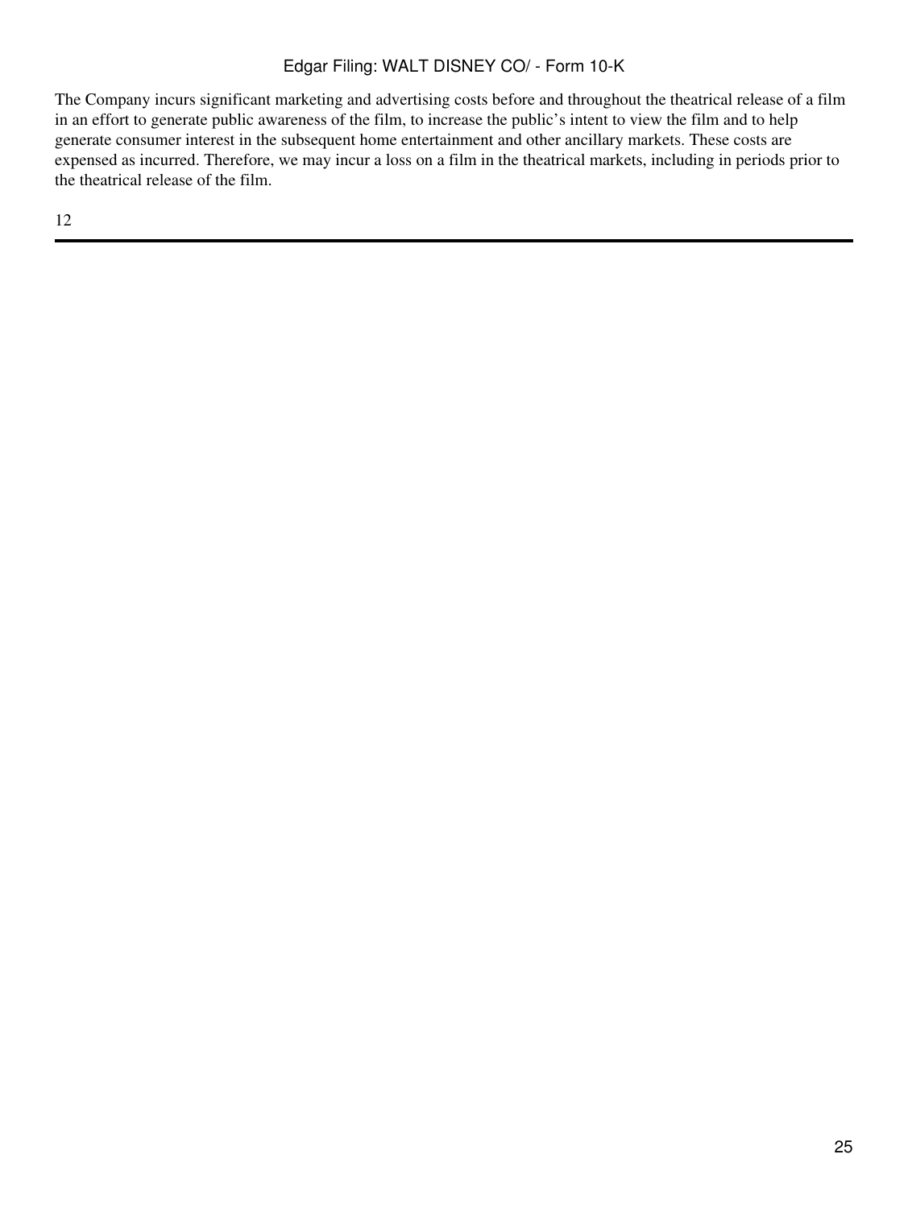The Company incurs significant marketing and advertising costs before and throughout the theatrical release of a film in an effort to generate public awareness of the film, to increase the public's intent to view the film and to help generate consumer interest in the subsequent home entertainment and other ancillary markets. These costs are expensed as incurred. Therefore, we may incur a loss on a film in the theatrical markets, including in periods prior to the theatrical release of the film.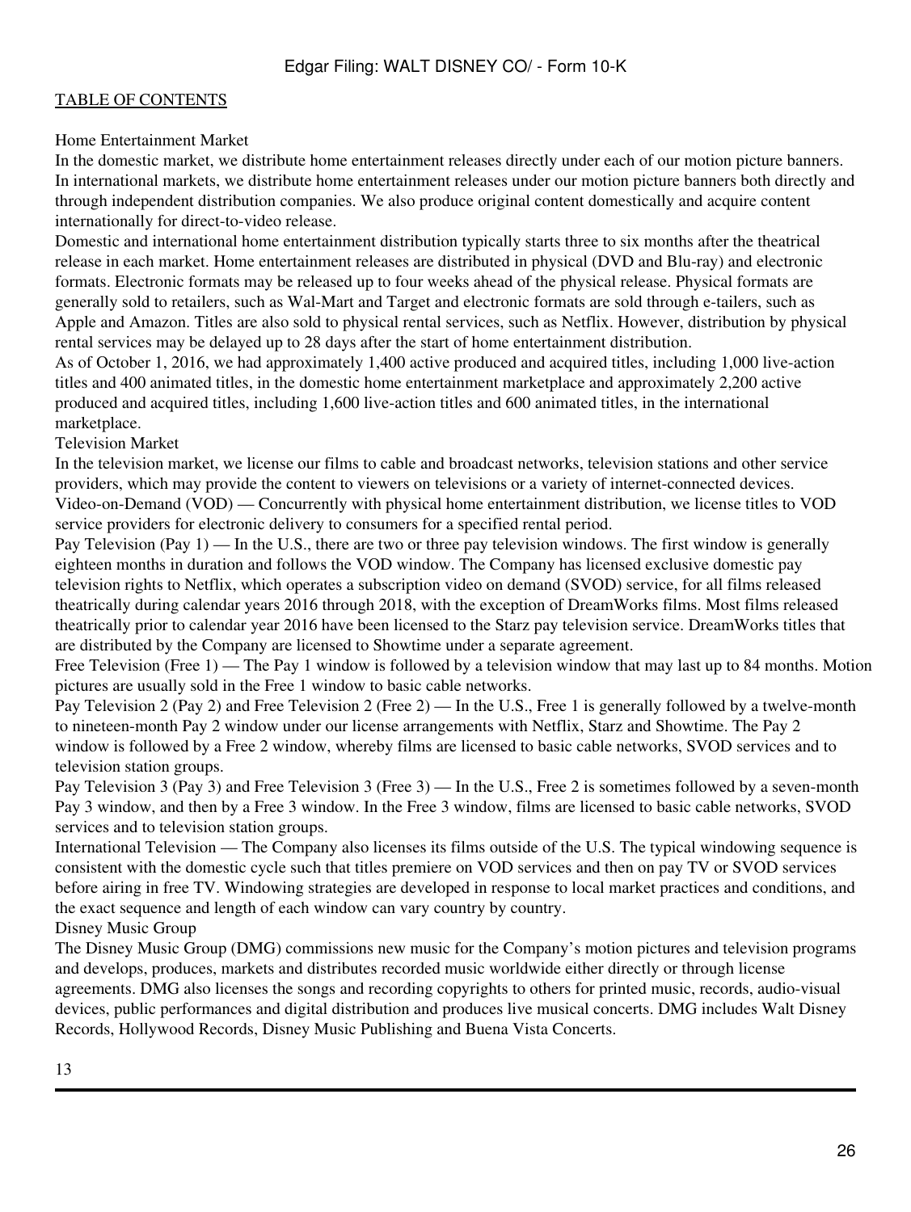Home Entertainment Market

In the domestic market, we distribute home entertainment releases directly under each of our motion picture banners. In international markets, we distribute home entertainment releases under our motion picture banners both directly and through independent distribution companies. We also produce original content domestically and acquire content internationally for direct-to-video release.

Domestic and international home entertainment distribution typically starts three to six months after the theatrical release in each market. Home entertainment releases are distributed in physical (DVD and Blu-ray) and electronic formats. Electronic formats may be released up to four weeks ahead of the physical release. Physical formats are generally sold to retailers, such as Wal-Mart and Target and electronic formats are sold through e-tailers, such as Apple and Amazon. Titles are also sold to physical rental services, such as Netflix. However, distribution by physical rental services may be delayed up to 28 days after the start of home entertainment distribution.

As of October 1, 2016, we had approximately 1,400 active produced and acquired titles, including 1,000 live-action titles and 400 animated titles, in the domestic home entertainment marketplace and approximately 2,200 active produced and acquired titles, including 1,600 live-action titles and 600 animated titles, in the international marketplace.

Television Market

In the television market, we license our films to cable and broadcast networks, television stations and other service providers, which may provide the content to viewers on televisions or a variety of internet-connected devices.

Video-on-Demand (VOD) — Concurrently with physical home entertainment distribution, we license titles to VOD service providers for electronic delivery to consumers for a specified rental period.

Pay Television (Pay 1) — In the U.S., there are two or three pay television windows. The first window is generally eighteen months in duration and follows the VOD window. The Company has licensed exclusive domestic pay television rights to Netflix, which operates a subscription video on demand (SVOD) service, for all films released theatrically during calendar years 2016 through 2018, with the exception of DreamWorks films. Most films released theatrically prior to calendar year 2016 have been licensed to the Starz pay television service. DreamWorks titles that are distributed by the Company are licensed to Showtime under a separate agreement.

Free Television (Free 1) — The Pay 1 window is followed by a television window that may last up to 84 months. Motion pictures are usually sold in the Free 1 window to basic cable networks.

Pay Television 2 (Pay 2) and Free Television 2 (Free 2) — In the U.S., Free 1 is generally followed by a twelve-month to nineteen-month Pay 2 window under our license arrangements with Netflix, Starz and Showtime. The Pay 2 window is followed by a Free 2 window, whereby films are licensed to basic cable networks, SVOD services and to television station groups.

Pay Television 3 (Pay 3) and Free Television 3 (Free 3) — In the U.S., Free 2 is sometimes followed by a seven-month Pay 3 window, and then by a Free 3 window. In the Free 3 window, films are licensed to basic cable networks, SVOD services and to television station groups.

International Television — The Company also licenses its films outside of the U.S. The typical windowing sequence is consistent with the domestic cycle such that titles premiere on VOD services and then on pay TV or SVOD services before airing in free TV. Windowing strategies are developed in response to local market practices and conditions, and the exact sequence and length of each window can vary country by country.

Disney Music Group

The Disney Music Group (DMG) commissions new music for the Company's motion pictures and television programs and develops, produces, markets and distributes recorded music worldwide either directly or through license agreements. DMG also licenses the songs and recording copyrights to others for printed music, records, audio-visual devices, public performances and digital distribution and produces live musical concerts. DMG includes Walt Disney Records, Hollywood Records, Disney Music Publishing and Buena Vista Concerts.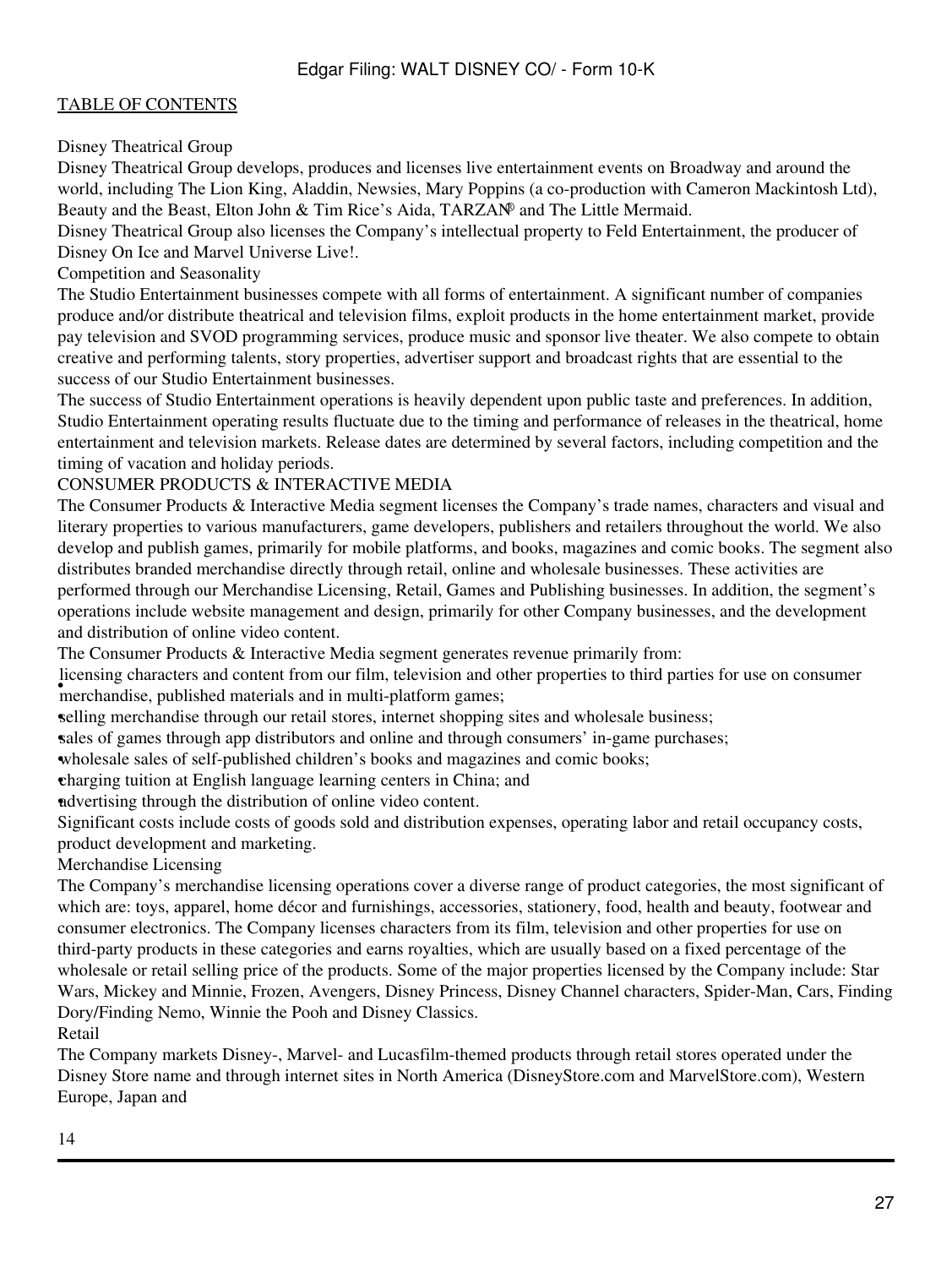Disney Theatrical Group

Disney Theatrical Group develops, produces and licenses live entertainment events on Broadway and around the world, including The Lion King, Aladdin, Newsies, Mary Poppins (a co-production with Cameron Mackintosh Ltd), Beauty and the Beast, Elton John & Tim Rice's Aida, TARZAN® and The Little Mermaid.

Disney Theatrical Group also licenses the Company's intellectual property to Feld Entertainment, the producer of Disney On Ice and Marvel Universe Live!.

Competition and Seasonality

The Studio Entertainment businesses compete with all forms of entertainment. A significant number of companies produce and/or distribute theatrical and television films, exploit products in the home entertainment market, provide pay television and SVOD programming services, produce music and sponsor live theater. We also compete to obtain creative and performing talents, story properties, advertiser support and broadcast rights that are essential to the success of our Studio Entertainment businesses.

The success of Studio Entertainment operations is heavily dependent upon public taste and preferences. In addition, Studio Entertainment operating results fluctuate due to the timing and performance of releases in the theatrical, home entertainment and television markets. Release dates are determined by several factors, including competition and the timing of vacation and holiday periods.

## CONSUMER PRODUCTS & INTERACTIVE MEDIA

The Consumer Products & Interactive Media segment licenses the Company's trade names, characters and visual and literary properties to various manufacturers, game developers, publishers and retailers throughout the world. We also develop and publish games, primarily for mobile platforms, and books, magazines and comic books. The segment also distributes branded merchandise directly through retail, online and wholesale businesses. These activities are performed through our Merchandise Licensing, Retail, Games and Publishing businesses. In addition, the segment's operations include website management and design, primarily for other Company businesses, and the development and distribution of online video content.

The Consumer Products & Interactive Media segment generates revenue primarily from:

- licensing characters and content from our film, television and other properties to third parties for use on consumer merchandise, published materials and in multi-platform games;
- selling merchandise through our retail stores, internet shopping sites and wholesale business;
- sales of games through app distributors and online and through consumers' in-game purchases;
- wholesale sales of self-published children's books and magazines and comic books;
- charging tuition at English language learning centers in China; and
- advertising through the distribution of online video content.

Significant costs include costs of goods sold and distribution expenses, operating labor and retail occupancy costs, product development and marketing.

Merchandise Licensing

The Company's merchandise licensing operations cover a diverse range of product categories, the most significant of which are: toys, apparel, home décor and furnishings, accessories, stationery, food, health and beauty, footwear and consumer electronics. The Company licenses characters from its film, television and other properties for use on third-party products in these categories and earns royalties, which are usually based on a fixed percentage of the wholesale or retail selling price of the products. Some of the major properties licensed by the Company include: Star Wars, Mickey and Minnie, Frozen, Avengers, Disney Princess, Disney Channel characters, Spider-Man, Cars, Finding Dory/Finding Nemo, Winnie the Pooh and Disney Classics.

Retail

The Company markets Disney-, Marvel- and Lucasfilm-themed products through retail stores operated under the Disney Store name and through internet sites in North America (DisneyStore.com and MarvelStore.com), Western Europe, Japan and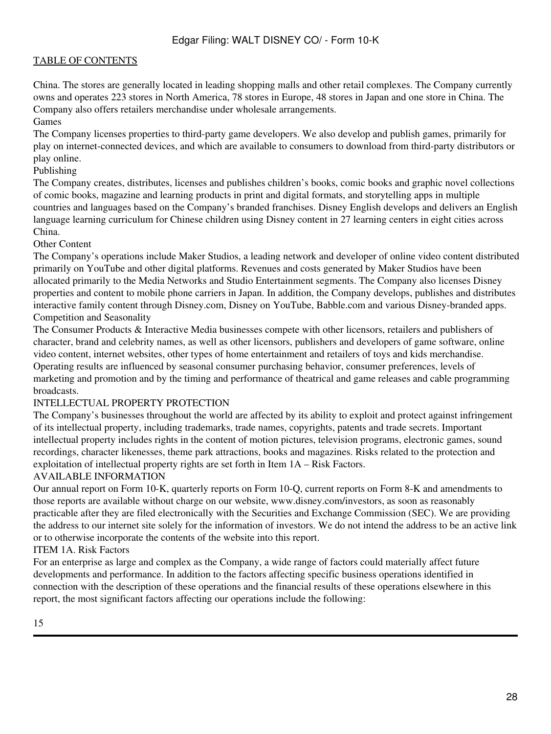China. The stores are generally located in leading shopping malls and other retail complexes. The Company currently owns and operates 223 stores in North America, 78 stores in Europe, 48 stores in Japan and one store in China. The Company also offers retailers merchandise under wholesale arrangements.

### Games

The Company licenses properties to third-party game developers. We also develop and publish games, primarily for play on internet-connected devices, and which are available to consumers to download from third-party distributors or play online.

### Publishing

The Company creates, distributes, licenses and publishes children's books, comic books and graphic novel collections of comic books, magazine and learning products in print and digital formats, and storytelling apps in multiple countries and languages based on the Company's branded franchises. Disney English develops and delivers an English language learning curriculum for Chinese children using Disney content in 27 learning centers in eight cities across China.

### Other Content

The Company's operations include Maker Studios, a leading network and developer of online video content distributed primarily on YouTube and other digital platforms. Revenues and costs generated by Maker Studios have been allocated primarily to the Media Networks and Studio Entertainment segments. The Company also licenses Disney properties and content to mobile phone carriers in Japan. In addition, the Company develops, publishes and distributes interactive family content through Disney.com, Disney on YouTube, Babble.com and various Disney-branded apps.

### Competition and Seasonality

The Consumer Products & Interactive Media businesses compete with other licensors, retailers and publishers of character, brand and celebrity names, as well as other licensors, publishers and developers of game software, online video content, internet websites, other types of home entertainment and retailers of toys and kids merchandise. Operating results are influenced by seasonal consumer purchasing behavior, consumer preferences, levels of marketing and promotion and by the timing and performance of theatrical and game releases and cable programming broadcasts.

## INTELLECTUAL PROPERTY PROTECTION

The Company's businesses throughout the world are affected by its ability to exploit and protect against infringement of its intellectual property, including trademarks, trade names, copyrights, patents and trade secrets. Important intellectual property includes rights in the content of motion pictures, television programs, electronic games, sound recordings, character likenesses, theme park attractions, books and magazines. Risks related to the protection and exploitation of intellectual property rights are set forth in Item 1A – Risk Factors.

## AVAILABLE INFORMATION

Our annual report on Form 10-K, quarterly reports on Form 10-Q, current reports on Form 8-K and amendments to those reports are available without charge on our website, www.disney.com/investors, as soon as reasonably practicable after they are filed electronically with the Securities and Exchange Commission (SEC). We are providing the address to our internet site solely for the information of investors. We do not intend the address to be an active link or to otherwise incorporate the contents of the website into this report.

## ITEM 1A. Risk Factors

For an enterprise as large and complex as the Company, a wide range of factors could materially affect future developments and performance. In addition to the factors affecting specific business operations identified in connection with the description of these operations and the financial results of these operations elsewhere in this report, the most significant factors affecting our operations include the following: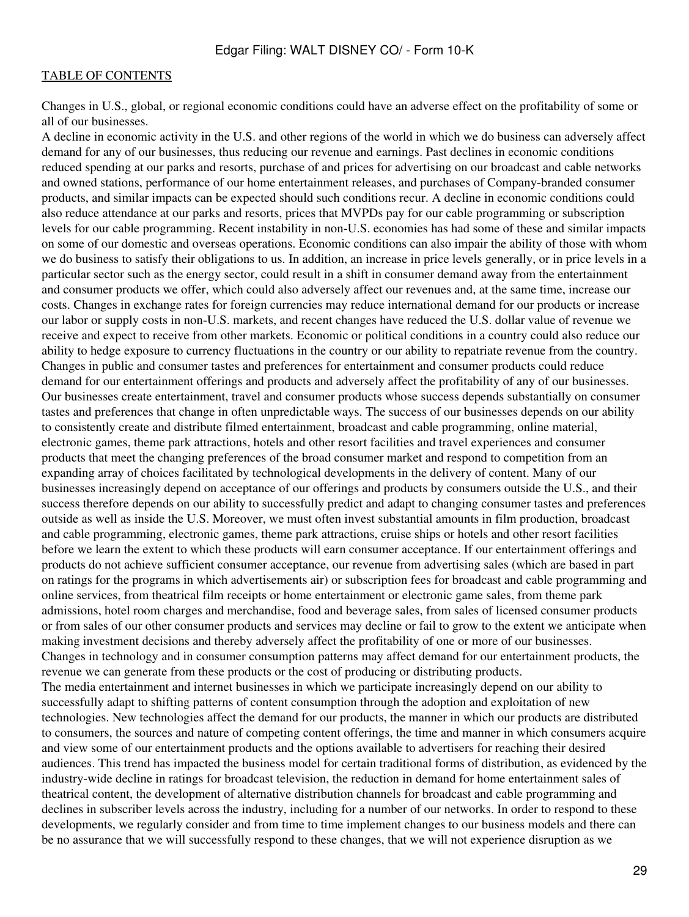Changes in U.S., global, or regional economic conditions could have an adverse effect on the profitability of some or all of our businesses.

A decline in economic activity in the U.S. and other regions of the world in which we do business can adversely affect demand for any of our businesses, thus reducing our revenue and earnings. Past declines in economic conditions reduced spending at our parks and resorts, purchase of and prices for advertising on our broadcast and cable networks and owned stations, performance of our home entertainment releases, and purchases of Company-branded consumer products, and similar impacts can be expected should such conditions recur. A decline in economic conditions could also reduce attendance at our parks and resorts, prices that MVPDs pay for our cable programming or subscription levels for our cable programming. Recent instability in non-U.S. economies has had some of these and similar impacts on some of our domestic and overseas operations. Economic conditions can also impair the ability of those with whom we do business to satisfy their obligations to us. In addition, an increase in price levels generally, or in price levels in a particular sector such as the energy sector, could result in a shift in consumer demand away from the entertainment and consumer products we offer, which could also adversely affect our revenues and, at the same time, increase our costs. Changes in exchange rates for foreign currencies may reduce international demand for our products or increase our labor or supply costs in non-U.S. markets, and recent changes have reduced the U.S. dollar value of revenue we receive and expect to receive from other markets. Economic or political conditions in a country could also reduce our ability to hedge exposure to currency fluctuations in the country or our ability to repatriate revenue from the country.

Changes in public and consumer tastes and preferences for entertainment and consumer products could reduce demand for our entertainment offerings and products and adversely affect the profitability of any of our businesses.

Our businesses create entertainment, travel and consumer products whose success depends substantially on consumer tastes and preferences that change in often unpredictable ways. The success of our businesses depends on our ability to consistently create and distribute filmed entertainment, broadcast and cable programming, online material, electronic games, theme park attractions, hotels and other resort facilities and travel experiences and consumer products that meet the changing preferences of the broad consumer market and respond to competition from an expanding array of choices facilitated by technological developments in the delivery of content. Many of our businesses increasingly depend on acceptance of our offerings and products by consumers outside the U.S., and their success therefore depends on our ability to successfully predict and adapt to changing consumer tastes and preferences outside as well as inside the U.S. Moreover, we must often invest substantial amounts in film production, broadcast and cable programming, electronic games, theme park attractions, cruise ships or hotels and other resort facilities before we learn the extent to which these products will earn consumer acceptance. If our entertainment offerings and products do not achieve sufficient consumer acceptance, our revenue from advertising sales (which are based in part on ratings for the programs in which advertisements air) or subscription fees for broadcast and cable programming and online services, from theatrical film receipts or home entertainment or electronic game sales, from theme park admissions, hotel room charges and merchandise, food and beverage sales, from sales of licensed consumer products or from sales of our other consumer products and services may decline or fail to grow to the extent we anticipate when making investment decisions and thereby adversely affect the profitability of one or more of our businesses.

Changes in technology and in consumer consumption patterns may affect demand for our entertainment products, the revenue we can generate from these products or the cost of producing or distributing products.

The media entertainment and internet businesses in which we participate increasingly depend on our ability to successfully adapt to shifting patterns of content consumption through the adoption and exploitation of new technologies. New technologies affect the demand for our products, the manner in which our products are distributed to consumers, the sources and nature of competing content offerings, the time and manner in which consumers acquire and view some of our entertainment products and the options available to advertisers for reaching their desired audiences. This trend has impacted the business model for certain traditional forms of distribution, as evidenced by the industry-wide decline in ratings for broadcast television, the reduction in demand for home entertainment sales of theatrical content, the development of alternative distribution channels for broadcast and cable programming and declines in subscriber levels across the industry, including for a number of our networks. In order to respond to these developments, we regularly consider and from time to time implement changes to our business models and there can be no assurance that we will successfully respond to these changes, that we will not experience disruption as we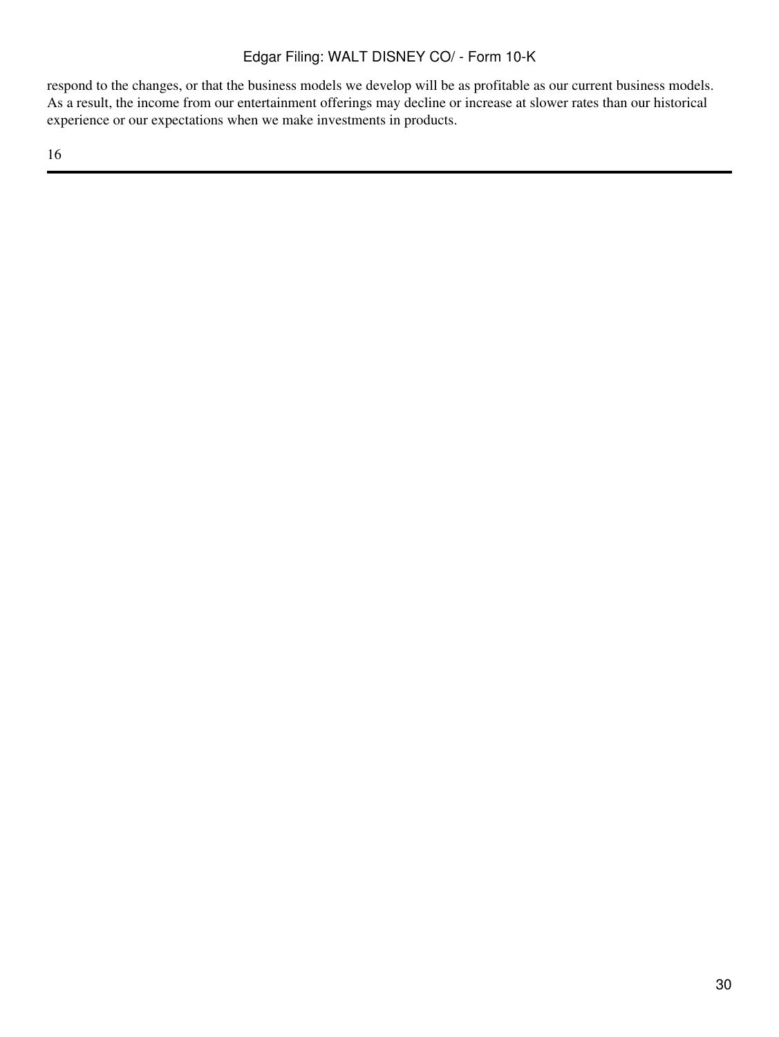respond to the changes, or that the business models we develop will be as profitable as our current business models. As a result, the income from our entertainment offerings may decline or increase at slower rates than our historical experience or our expectations when we make investments in products.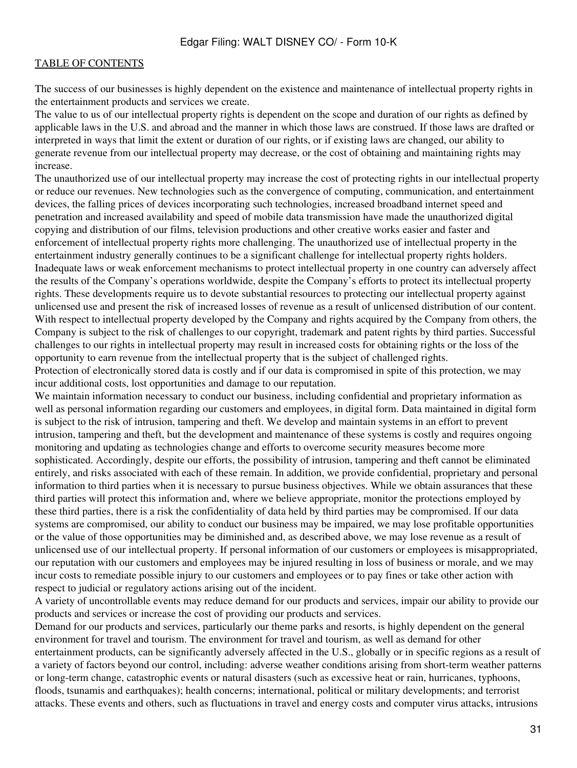The success of our businesses is highly dependent on the existence and maintenance of intellectual property rights in the entertainment products and services we create.

The value to us of our intellectual property rights is dependent on the scope and duration of our rights as defined by applicable laws in the U.S. and abroad and the manner in which those laws are construed. If those laws are drafted or interpreted in ways that limit the extent or duration of our rights, or if existing laws are changed, our ability to generate revenue from our intellectual property may decrease, or the cost of obtaining and maintaining rights may increase.

The unauthorized use of our intellectual property may increase the cost of protecting rights in our intellectual property or reduce our revenues. New technologies such as the convergence of computing, communication, and entertainment devices, the falling prices of devices incorporating such technologies, increased broadband internet speed and penetration and increased availability and speed of mobile data transmission have made the unauthorized digital copying and distribution of our films, television productions and other creative works easier and faster and enforcement of intellectual property rights more challenging. The unauthorized use of intellectual property in the entertainment industry generally continues to be a significant challenge for intellectual property rights holders. Inadequate laws or weak enforcement mechanisms to protect intellectual property in one country can adversely affect the results of the Company's operations worldwide, despite the Company's efforts to protect its intellectual property rights. These developments require us to devote substantial resources to protecting our intellectual property against unlicensed use and present the risk of increased losses of revenue as a result of unlicensed distribution of our content.

With respect to intellectual property developed by the Company and rights acquired by the Company from others, the Company is subject to the risk of challenges to our copyright, trademark and patent rights by third parties. Successful challenges to our rights in intellectual property may result in increased costs for obtaining rights or the loss of the opportunity to earn revenue from the intellectual property that is the subject of challenged rights.

Protection of electronically stored data is costly and if our data is compromised in spite of this protection, we may incur additional costs, lost opportunities and damage to our reputation.

We maintain information necessary to conduct our business, including confidential and proprietary information as well as personal information regarding our customers and employees, in digital form. Data maintained in digital form is subject to the risk of intrusion, tampering and theft. We develop and maintain systems in an effort to prevent intrusion, tampering and theft, but the development and maintenance of these systems is costly and requires ongoing monitoring and updating as technologies change and efforts to overcome security measures become more sophisticated. Accordingly, despite our efforts, the possibility of intrusion, tampering and theft cannot be eliminated entirely, and risks associated with each of these remain. In addition, we provide confidential, proprietary and personal information to third parties when it is necessary to pursue business objectives. While we obtain assurances that these third parties will protect this information and, where we believe appropriate, monitor the protections employed by these third parties, there is a risk the confidentiality of data held by third parties may be compromised. If our data systems are compromised, our ability to conduct our business may be impaired, we may lose profitable opportunities or the value of those opportunities may be diminished and, as described above, we may lose revenue as a result of unlicensed use of our intellectual property. If personal information of our customers or employees is misappropriated, our reputation with our customers and employees may be injured resulting in loss of business or morale, and we may incur costs to remediate possible injury to our customers and employees or to pay fines or take other action with respect to judicial or regulatory actions arising out of the incident.

A variety of uncontrollable events may reduce demand for our products and services, impair our ability to provide our products and services or increase the cost of providing our products and services.

Demand for our products and services, particularly our theme parks and resorts, is highly dependent on the general environment for travel and tourism. The environment for travel and tourism, as well as demand for other entertainment products, can be significantly adversely affected in the U.S., globally or in specific regions as a result of a variety of factors beyond our control, including: adverse weather conditions arising from short-term weather patterns or long-term change, catastrophic events or natural disasters (such as excessive heat or rain, hurricanes, typhoons, floods, tsunamis and earthquakes); health concerns; international, political or military developments; and terrorist attacks. These events and others, such as fluctuations in travel and energy costs and computer virus attacks, intrusions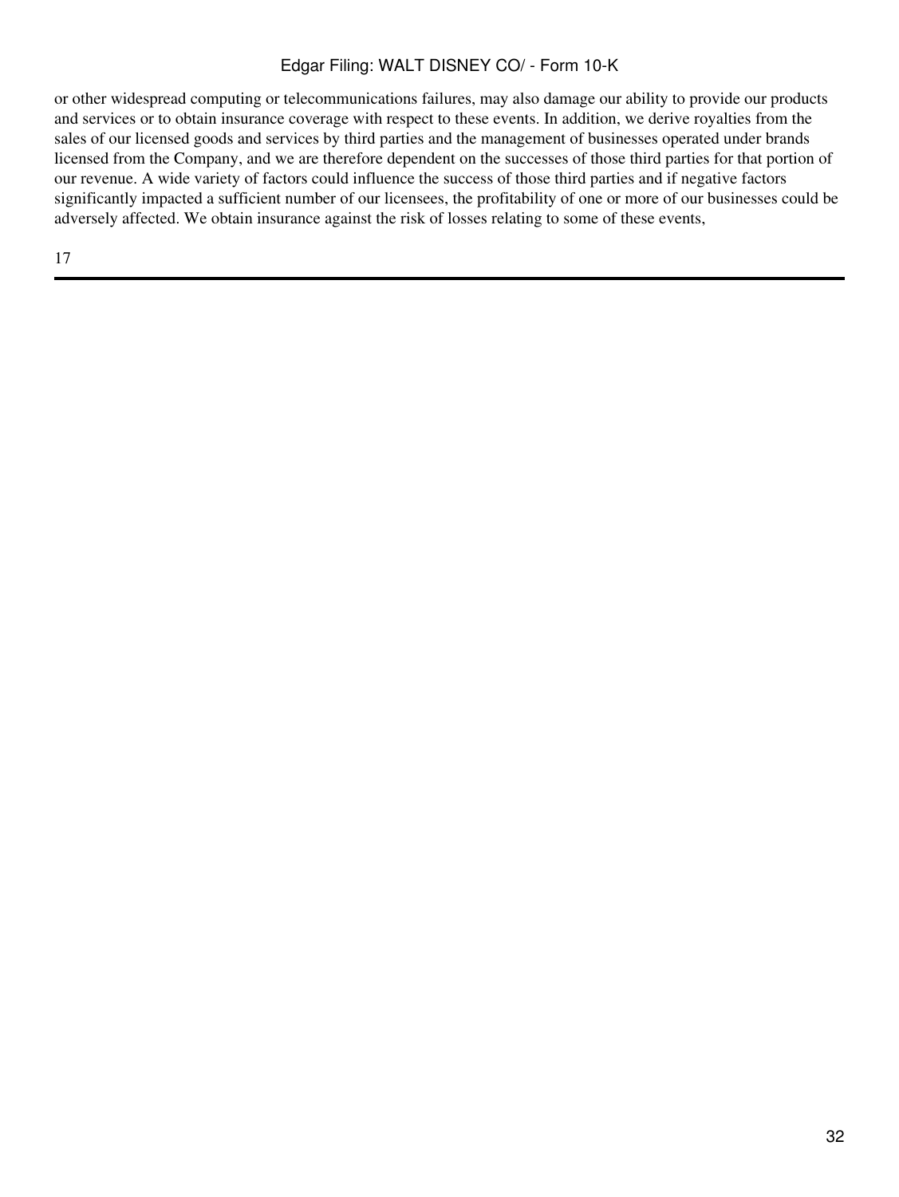or other widespread computing or telecommunications failures, may also damage our ability to provide our products and services or to obtain insurance coverage with respect to these events. In addition, we derive royalties from the sales of our licensed goods and services by third parties and the management of businesses operated under brands licensed from the Company, and we are therefore dependent on the successes of those third parties for that portion of our revenue. A wide variety of factors could influence the success of those third parties and if negative factors significantly impacted a sufficient number of our licensees, the profitability of one or more of our businesses could be adversely affected. We obtain insurance against the risk of losses relating to some of these events,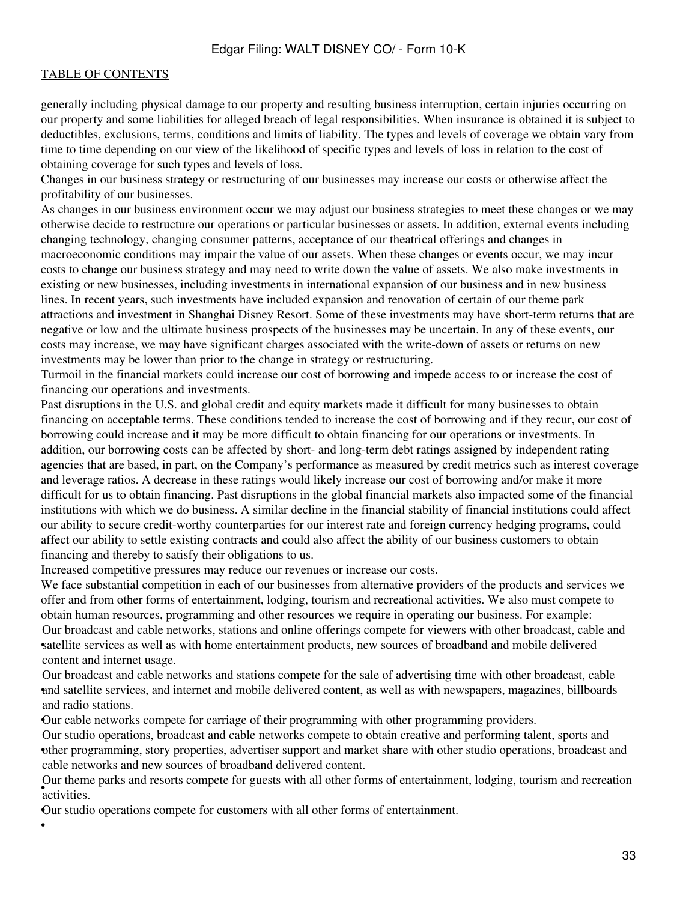generally including physical damage to our property and resulting business interruption, certain injuries occurring on our property and some liabilities for alleged breach of legal responsibilities. When insurance is obtained it is subject to deductibles, exclusions, terms, conditions and limits of liability. The types and levels of coverage we obtain vary from time to time depending on our view of the likelihood of specific types and levels of loss in relation to the cost of obtaining coverage for such types and levels of loss.

Changes in our business strategy or restructuring of our businesses may increase our costs or otherwise affect the profitability of our businesses.

As changes in our business environment occur we may adjust our business strategies to meet these changes or we may otherwise decide to restructure our operations or particular businesses or assets. In addition, external events including changing technology, changing consumer patterns, acceptance of our theatrical offerings and changes in macroeconomic conditions may impair the value of our assets. When these changes or events occur, we may incur costs to change our business strategy and may need to write down the value of assets. We also make investments in existing or new businesses, including investments in international expansion of our business and in new business lines. In recent years, such investments have included expansion and renovation of certain of our theme park attractions and investment in Shanghai Disney Resort. Some of these investments may have short-term returns that are negative or low and the ultimate business prospects of the businesses may be uncertain. In any of these events, our costs may increase, we may have significant charges associated with the write-down of assets or returns on new investments may be lower than prior to the change in strategy or restructuring.

Turmoil in the financial markets could increase our cost of borrowing and impede access to or increase the cost of financing our operations and investments.

Past disruptions in the U.S. and global credit and equity markets made it difficult for many businesses to obtain financing on acceptable terms. These conditions tended to increase the cost of borrowing and if they recur, our cost of borrowing could increase and it may be more difficult to obtain financing for our operations or investments. In addition, our borrowing costs can be affected by short- and long-term debt ratings assigned by independent rating agencies that are based, in part, on the Company's performance as measured by credit metrics such as interest coverage and leverage ratios. A decrease in these ratings would likely increase our cost of borrowing and/or make it more difficult for us to obtain financing. Past disruptions in the global financial markets also impacted some of the financial institutions with which we do business. A similar decline in the financial stability of financial institutions could affect our ability to secure credit-worthy counterparties for our interest rate and foreign currency hedging programs, could affect our ability to settle existing contracts and could also affect the ability of our business customers to obtain financing and thereby to satisfy their obligations to us.

Increased competitive pressures may reduce our revenues or increase our costs.

We face substantial competition in each of our businesses from alternative providers of the products and services we offer and from other forms of entertainment, lodging, tourism and recreational activities. We also must compete to obtain human resources, programming and other resources we require in operating our business. For example:

- Our broadcast and cable networks, stations and online offerings compete for viewers with other broadcast, cable and satellite services as well as with home entertainment products, new sources of broadband and mobile delivered content and internet usage.
- Our broadcast and cable networks and stations compete for the sale of advertising time with other broadcast, cable and satellite services, and internet and mobile delivered content, as well as with newspapers, magazines, billboards and radio stations.
- Our cable networks compete for carriage of their programming with other programming providers.
- Our studio operations, broadcast and cable networks compete to obtain creative and performing talent, sports and other programming, story properties, advertiser support and market share with other studio operations, broadcast and cable networks and new sources of broadband delivered content.
- Our theme parks and resorts compete for guests with all other forms of entertainment, lodging, tourism and recreation activities.
- Our studio operations compete for customers with all other forms of entertainment.
-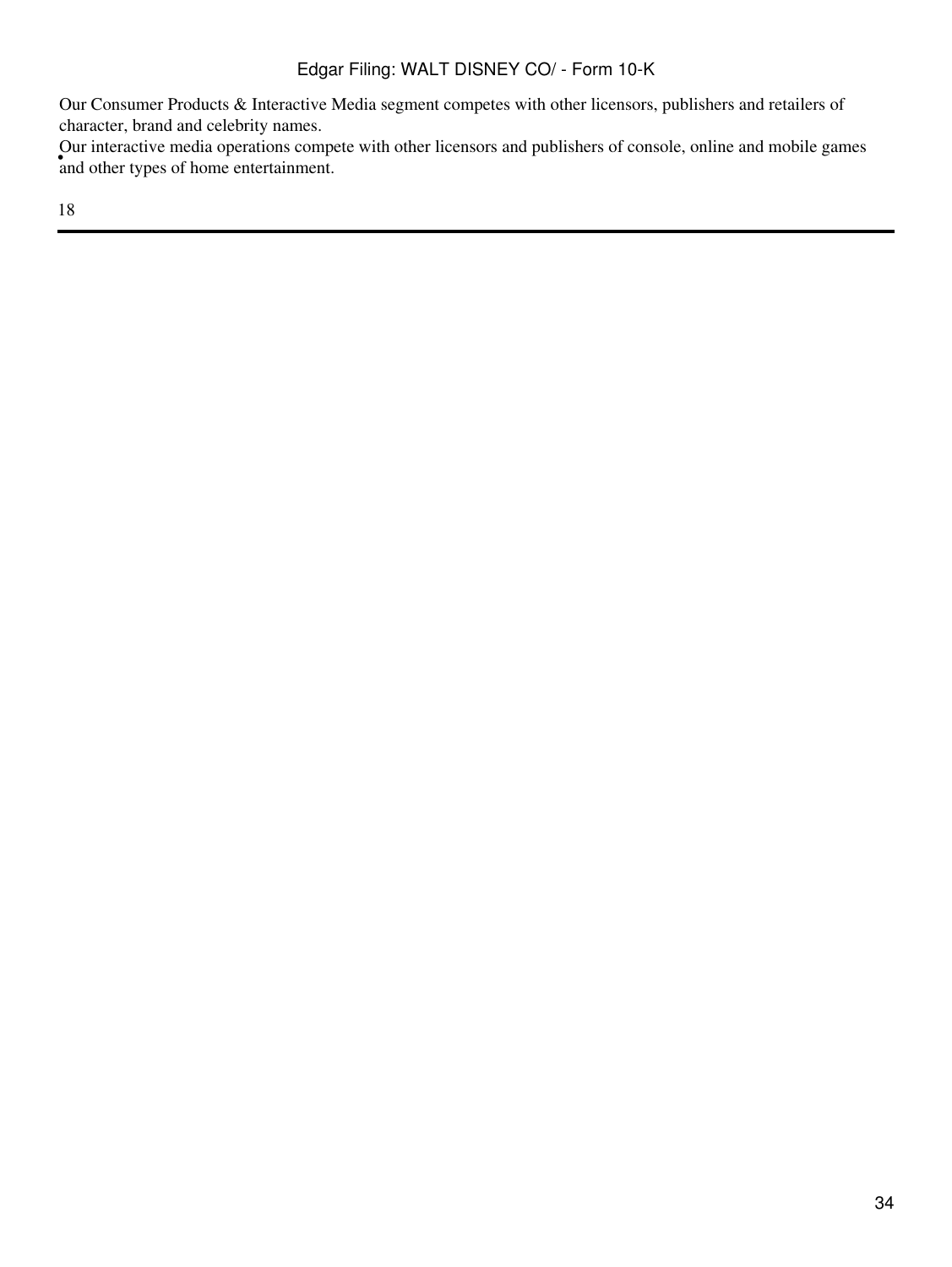Our Consumer Products & Interactive Media segment competes with other licensors, publishers and retailers of character, brand and celebrity names.

- Our interactive media operations compete with other licensors and publishers of console, online and mobile games and other types of home entertainment.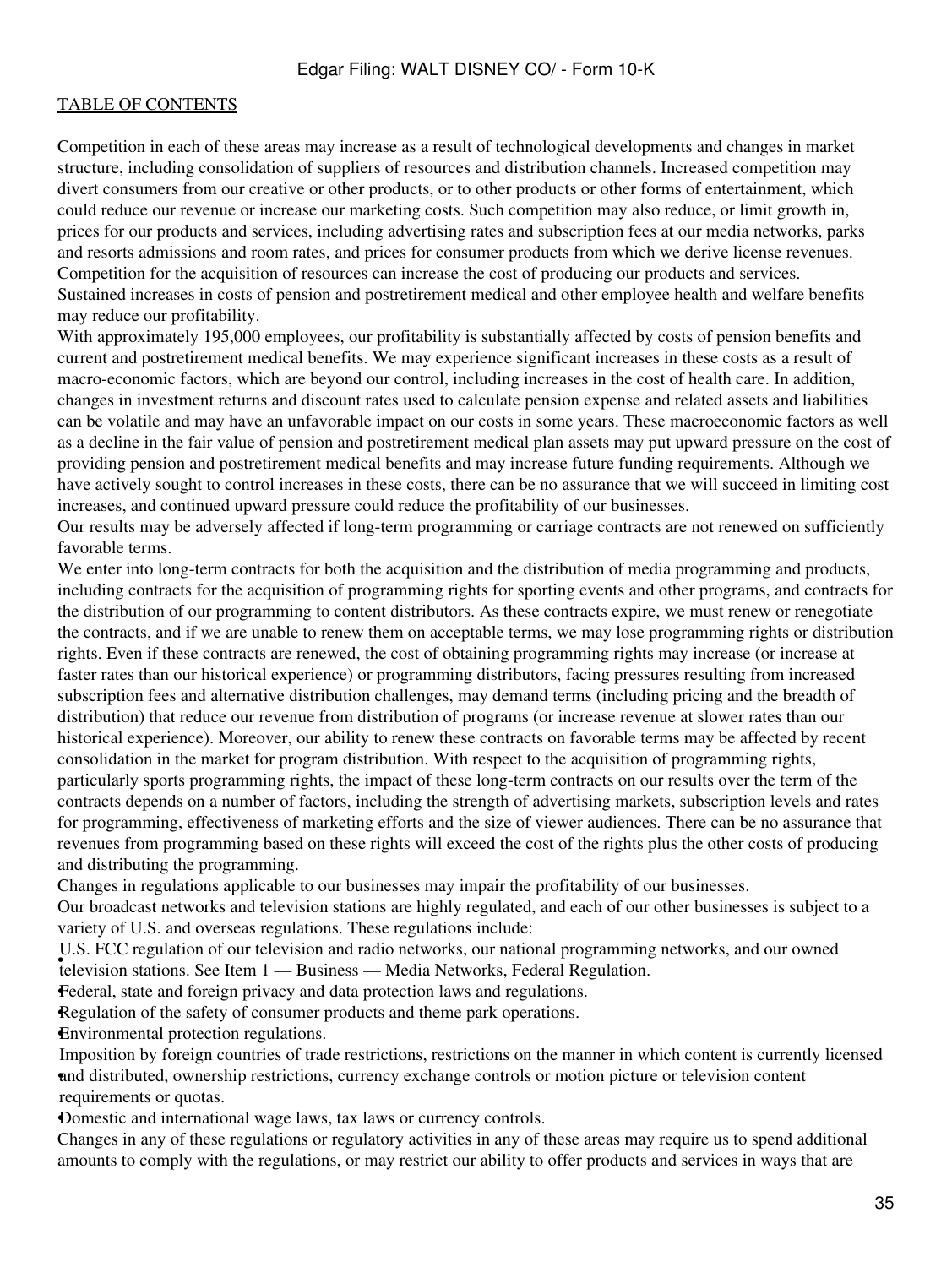Competition in each of these areas may increase as a result of technological developments and changes in market structure, including consolidation of suppliers of resources and distribution channels. Increased competition may divert consumers from our creative or other products, or to other products or other forms of entertainment, which could reduce our revenue or increase our marketing costs. Such competition may also reduce, or limit growth in, prices for our products and services, including advertising rates and subscription fees at our media networks, parks and resorts admissions and room rates, and prices for consumer products from which we derive license revenues. Competition for the acquisition of resources can increase the cost of producing our products and services.

Sustained increases in costs of pension and postretirement medical and other employee health and welfare benefits may reduce our profitability.

With approximately 195,000 employees, our profitability is substantially affected by costs of pension benefits and current and postretirement medical benefits. We may experience significant increases in these costs as a result of macro-economic factors, which are beyond our control, including increases in the cost of health care. In addition, changes in investment returns and discount rates used to calculate pension expense and related assets and liabilities can be volatile and may have an unfavorable impact on our costs in some years. These macroeconomic factors as well as a decline in the fair value of pension and postretirement medical plan assets may put upward pressure on the cost of providing pension and postretirement medical benefits and may increase future funding requirements. Although we have actively sought to control increases in these costs, there can be no assurance that we will succeed in limiting cost increases, and continued upward pressure could reduce the profitability of our businesses.

Our results may be adversely affected if long-term programming or carriage contracts are not renewed on sufficiently favorable terms.

We enter into long-term contracts for both the acquisition and the distribution of media programming and products, including contracts for the acquisition of programming rights for sporting events and other programs, and contracts for the distribution of our programming to content distributors. As these contracts expire, we must renew or renegotiate the contracts, and if we are unable to renew them on acceptable terms, we may lose programming rights or distribution rights. Even if these contracts are renewed, the cost of obtaining programming rights may increase (or increase at faster rates than our historical experience) or programming distributors, facing pressures resulting from increased subscription fees and alternative distribution challenges, may demand terms (including pricing and the breadth of distribution) that reduce our revenue from distribution of programs (or increase revenue at slower rates than our historical experience). Moreover, our ability to renew these contracts on favorable terms may be affected by recent consolidation in the market for program distribution. With respect to the acquisition of programming rights, particularly sports programming rights, the impact of these long-term contracts on our results over the term of the contracts depends on a number of factors, including the strength of advertising markets, subscription levels and rates for programming, effectiveness of marketing efforts and the size of viewer audiences. There can be no assurance that revenues from programming based on these rights will exceed the cost of the rights plus the other costs of producing and distributing the programming.

Changes in regulations applicable to our businesses may impair the profitability of our businesses.

Our broadcast networks and television stations are highly regulated, and each of our other businesses is subject to a variety of U.S. and overseas regulations. These regulations include:

- U.S. FCC regulation of our television and radio networks, our national programming networks, and our owned television stations. See Item 1 — Business — Media Networks, Federal Regulation.
- Federal, state and foreign privacy and data protection laws and regulations.
- Regulation of the safety of consumer products and theme park operations.
- Environmental protection regulations.
- Imposition by foreign countries of trade restrictions, restrictions on the manner in which content is currently licensed and distributed, ownership restrictions, currency exchange controls or motion picture or television content requirements or quotas.
- Domestic and international wage laws, tax laws or currency controls.

Changes in any of these regulations or regulatory activities in any of these areas may require us to spend additional amounts to comply with the regulations, or may restrict our ability to offer products and services in ways that are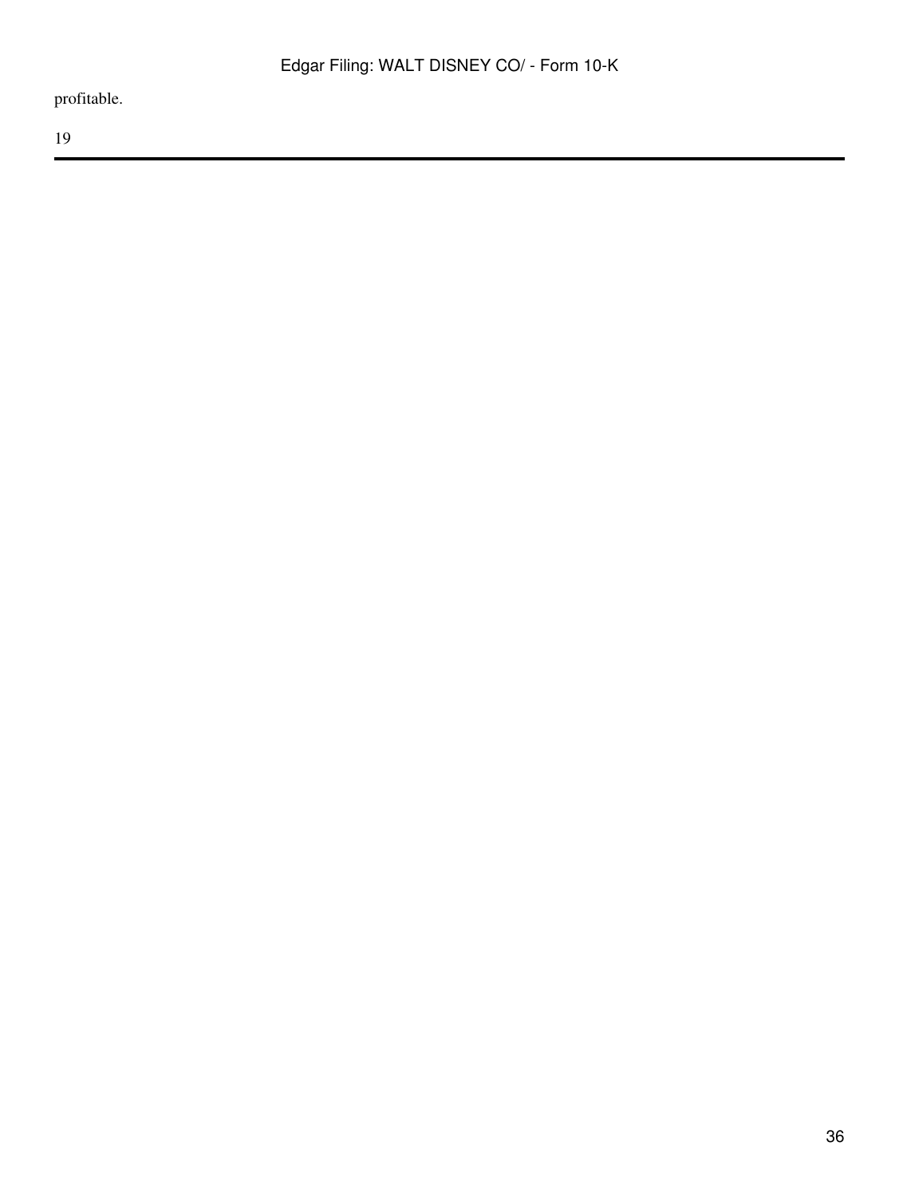profitable.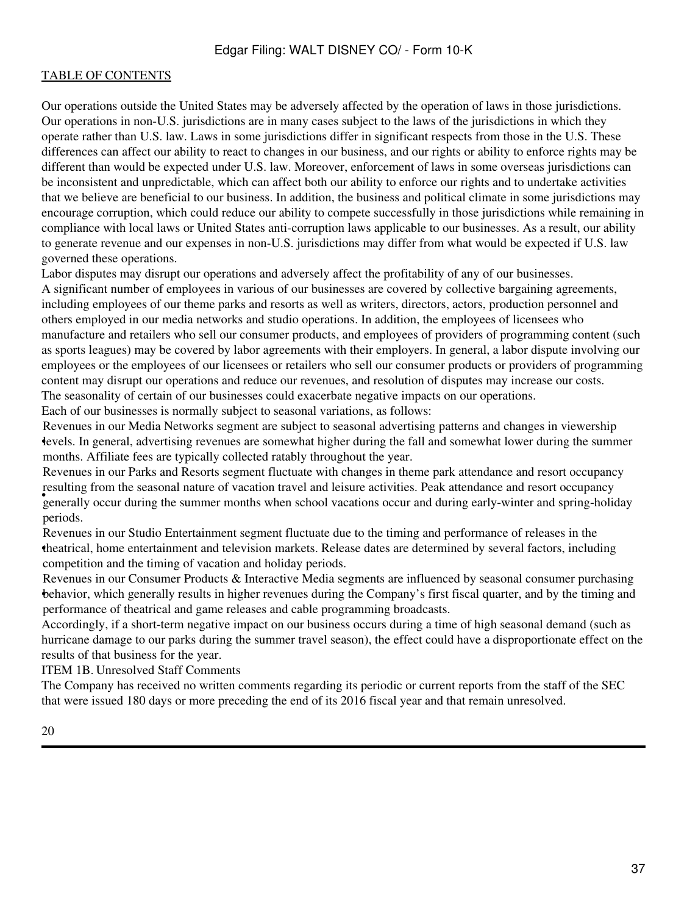Our operations outside the United States may be adversely affected by the operation of laws in those jurisdictions.

Our operations in non-U.S. jurisdictions are in many cases subject to the laws of the jurisdictions in which they operate rather than U.S. law. Laws in some jurisdictions differ in significant respects from those in the U.S. These differences can affect our ability to react to changes in our business, and our rights or ability to enforce rights may be different than would be expected under U.S. law. Moreover, enforcement of laws in some overseas jurisdictions can be inconsistent and unpredictable, which can affect both our ability to enforce our rights and to undertake activities that we believe are beneficial to our business. In addition, the business and political climate in some jurisdictions may encourage corruption, which could reduce our ability to compete successfully in those jurisdictions while remaining in compliance with local laws or United States anti-corruption laws applicable to our businesses. As a result, our ability to generate revenue and our expenses in non-U.S. jurisdictions may differ from what would be expected if U.S. law governed these operations.

Labor disputes may disrupt our operations and adversely affect the profitability of any of our businesses.

A significant number of employees in various of our businesses are covered by collective bargaining agreements, including employees of our theme parks and resorts as well as writers, directors, actors, production personnel and others employed in our media networks and studio operations. In addition, the employees of licensees who manufacture and retailers who sell our consumer products, and employees of providers of programming content (such as sports leagues) may be covered by labor agreements with their employers. In general, a labor dispute involving our employees or the employees of our licensees or retailers who sell our consumer products or providers of programming content may disrupt our operations and reduce our revenues, and resolution of disputes may increase our costs.

The seasonality of certain of our businesses could exacerbate negative impacts on our operations.

Each of our businesses is normally subject to seasonal variations, as follows:

- Revenues in our Media Networks segment are subject to seasonal advertising patterns and changes in viewership levels. In general, advertising revenues are somewhat higher during the fall and somewhat lower during the summer months. Affiliate fees are typically collected ratably throughout the year.
- Revenues in our Parks and Resorts segment fluctuate with changes in theme park attendance and resort occupancy resulting from the seasonal nature of vacation travel and leisure activities. Peak attendance and resort occupancy generally occur during the summer months when school vacations occur and during early-winter and spring-holiday periods.
- Revenues in our Studio Entertainment segment fluctuate due to the timing and performance of releases in the theatrical, home entertainment and television markets. Release dates are determined by several factors, including competition and the timing of vacation and holiday periods.
- Revenues in our Consumer Products & Interactive Media segments are influenced by seasonal consumer purchasing behavior, which generally results in higher revenues during the Company's first fiscal quarter, and by the timing and performance of theatrical and game releases and cable programming broadcasts.

Accordingly, if a short-term negative impact on our business occurs during a time of high seasonal demand (such as hurricane damage to our parks during the summer travel season), the effect could have a disproportionate effect on the results of that business for the year.

ITEM 1B. Unresolved Staff Comments

The Company has received no written comments regarding its periodic or current reports from the staff of the SEC that were issued 180 days or more preceding the end of its 2016 fiscal year and that remain unresolved.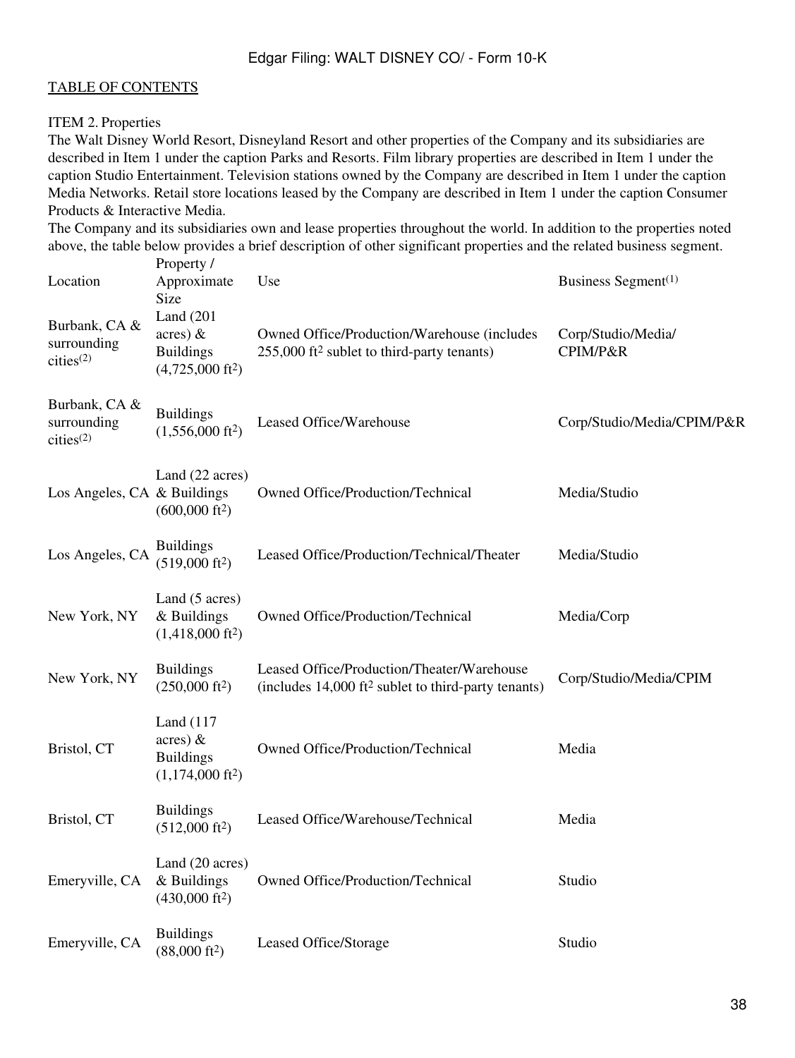TABLE OF CONTENTS

ITEM 2. Properties

The Walt Disney World Resort, Disneyland Resort and other properties of the Company and its subsidiaries are described in Item 1 under the caption Parks and Resorts. Film library properties are described in Item 1 under the caption Studio Entertainment. Television stations owned by the Company are described in Item 1 under the caption Media Networks. Retail store locations leased by the Company are described in Item 1 under the caption Consumer Products & Interactive Media.

The Company and its subsidiaries own and lease properties throughout the world. In addition to the properties noted above, the table below provides a brief description of other significant properties and the related business segment.

| Location | Property / Approximate Size | Use | Business Segment[1] |
|---|---|---|---|
| Burbank, CA & surrounding cities[2] | Land (201 acres) & Buildings (4,725,000 $ft^2$) | Owned Office/Production/Warehouse (includes 255,000 $ft^2$ sublet to third-party tenants) | Corp/Studio/Media/ CPIM/P&R |
| Burbank, CA & surrounding cities[2] | Buildings (1,556,000 $ft^2$) | Leased Office/Warehouse | Corp/Studio/Media/CPIM/P&R |
| Los Angeles, CA | Land (22 acres) & Buildings (600,000 $ft^2$) | Owned Office/Production/Technical | Media/Studio |
| Los Angeles, CA | Buildings (519,000 $ft^2$) | Leased Office/Production/Technical/Theater | Media/Studio |
| New York, NY | Land (5 acres) & Buildings (1,418,000 $ft^2$) | Owned Office/Production/Technical | Media/Corp |
| New York, NY | Buildings (250,000 $ft^2$) | Leased Office/Production/Theater/Warehouse (includes 14,000 $ft^2$ sublet to third-party tenants) | Corp/Studio/Media/CPIM |
| Bristol, CT | Land (117 acres) & Buildings (1,174,000 $ft^2$) | Owned Office/Production/Technical | Media |
| Bristol, CT | Buildings (512,000 $ft^2$) | Leased Office/Warehouse/Technical | Media |
| Emeryville, CA | Land (20 acres) & Buildings (430,000 $ft^2$) | Owned Office/Production/Technical | Studio |
| Emeryville, CA | Buildings (88,000 $ft^2$) | Leased Office/Storage | Studio |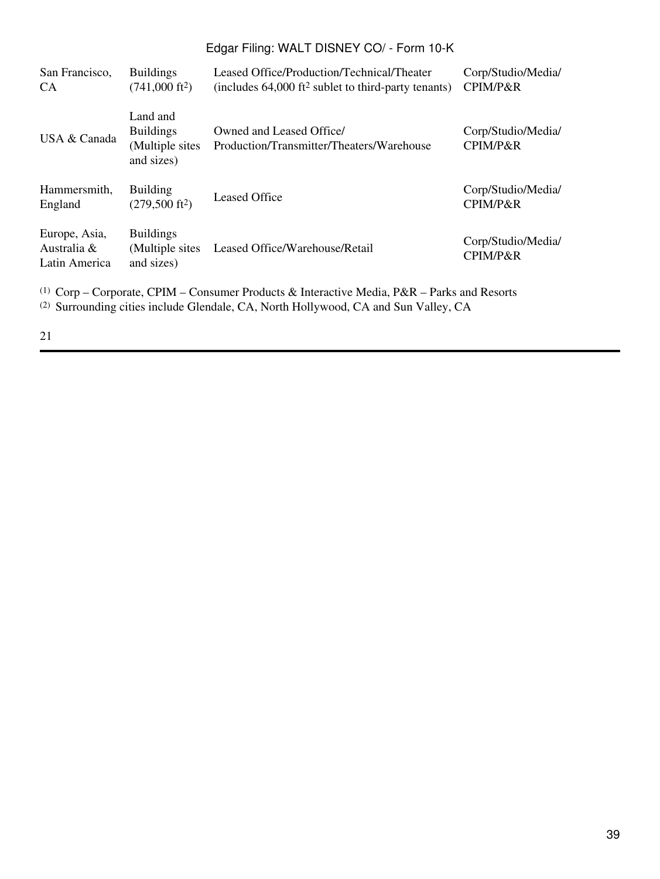| San Francisco, CA | Buildings (741,000 $ft^2$) | Leased Office/Production/Technical/Theater (includes 64,000 $ft^2$ sublet to third-party tenants) | Corp/Studio/Media/ CPIM/P&R |
|---|---|---|---|
| USA & Canada | Land and Buildings (Multiple sites and sizes) | Owned and Leased Office/ Production/Transmitter/Theaters/Warehouse | Corp/Studio/Media/ CPIM/P&R |
| Hammersmith, England | Building (279,500 $ft^2$) | Leased Office | Corp/Studio/Media/ CPIM/P&R |
| Europe, Asia, Australia & Latin America | Buildings (Multiple sites and sizes) | Leased Office/Warehouse/Retail | Corp/Studio/Media/ CPIM/P&R |

(1) Corp – Corporate, CPIM – Consumer Products & Interactive Media, P&R – Parks and Resorts

(2) Surrounding cities include Glendale, CA, North Hollywood, CA and Sun Valley, CA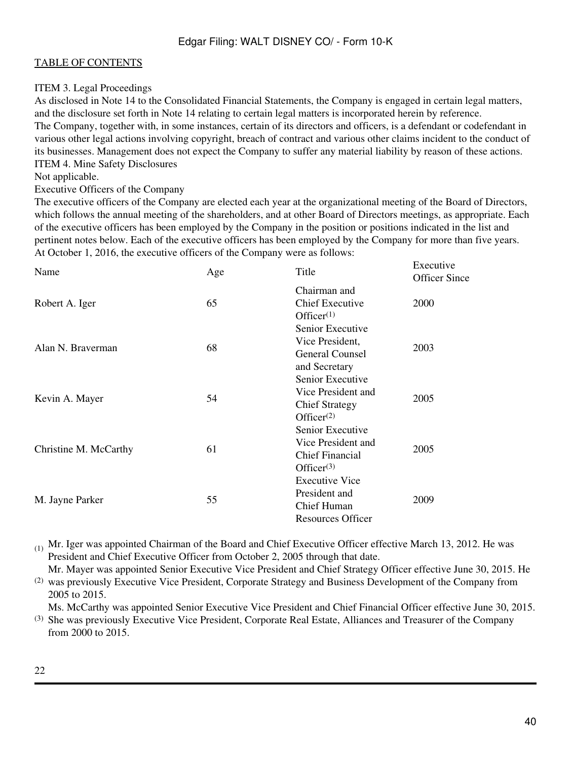TABLE OF CONTENTS

ITEM 3. Legal Proceedings

As disclosed in Note 14 to the Consolidated Financial Statements, the Company is engaged in certain legal matters, and the disclosure set forth in Note 14 relating to certain legal matters is incorporated herein by reference.

The Company, together with, in some instances, certain of its directors and officers, is a defendant or codefendant in various other legal actions involving copyright, breach of contract and various other claims incident to the conduct of its businesses. Management does not expect the Company to suffer any material liability by reason of these actions.

ITEM 4. Mine Safety Disclosures

Not applicable.

Executive Officers of the Company

The executive officers of the Company are elected each year at the organizational meeting of the Board of Directors, which follows the annual meeting of the shareholders, and at other Board of Directors meetings, as appropriate. Each of the executive officers has been employed by the Company in the position or positions indicated in the list and pertinent notes below. Each of the executive officers has been employed by the Company for more than five years.

At October 1, 2016, the executive officers of the Company were as follows:

| Name | Age | Title | Executive Officer Since |
|---|---|---|---|
| Robert A. Iger | 65 | Chairman and Chief Executive Officer(1) | 2000 |
| Alan N. Braverman | 68 | Senior Executive Vice President, General Counsel and Secretary | 2003 |
| Kevin A. Mayer | 54 | Senior Executive Vice President and Chief Strategy Officer(2) | 2005 |
| Christine M. McCarthy | 61 | Senior Executive Vice President and Chief Financial Officer(3) | 2005 |
| M. Jayne Parker | 55 | Executive Vice President and Chief Human Resources Officer | 2009 |

(1) Mr. Iger was appointed Chairman of the Board and Chief Executive Officer effective March 13, 2012. He was President and Chief Executive Officer from October 2, 2005 through that date.

(2) Mr. Mayer was appointed Senior Executive Vice President and Chief Strategy Officer effective June 30, 2015. He was previously Executive Vice President, Corporate Strategy and Business Development of the Company from 2005 to 2015.

(3) Ms. McCarthy was appointed Senior Executive Vice President and Chief Financial Officer effective June 30, 2015. She was previously Executive Vice President, Corporate Real Estate, Alliances and Treasurer of the Company from 2000 to 2015.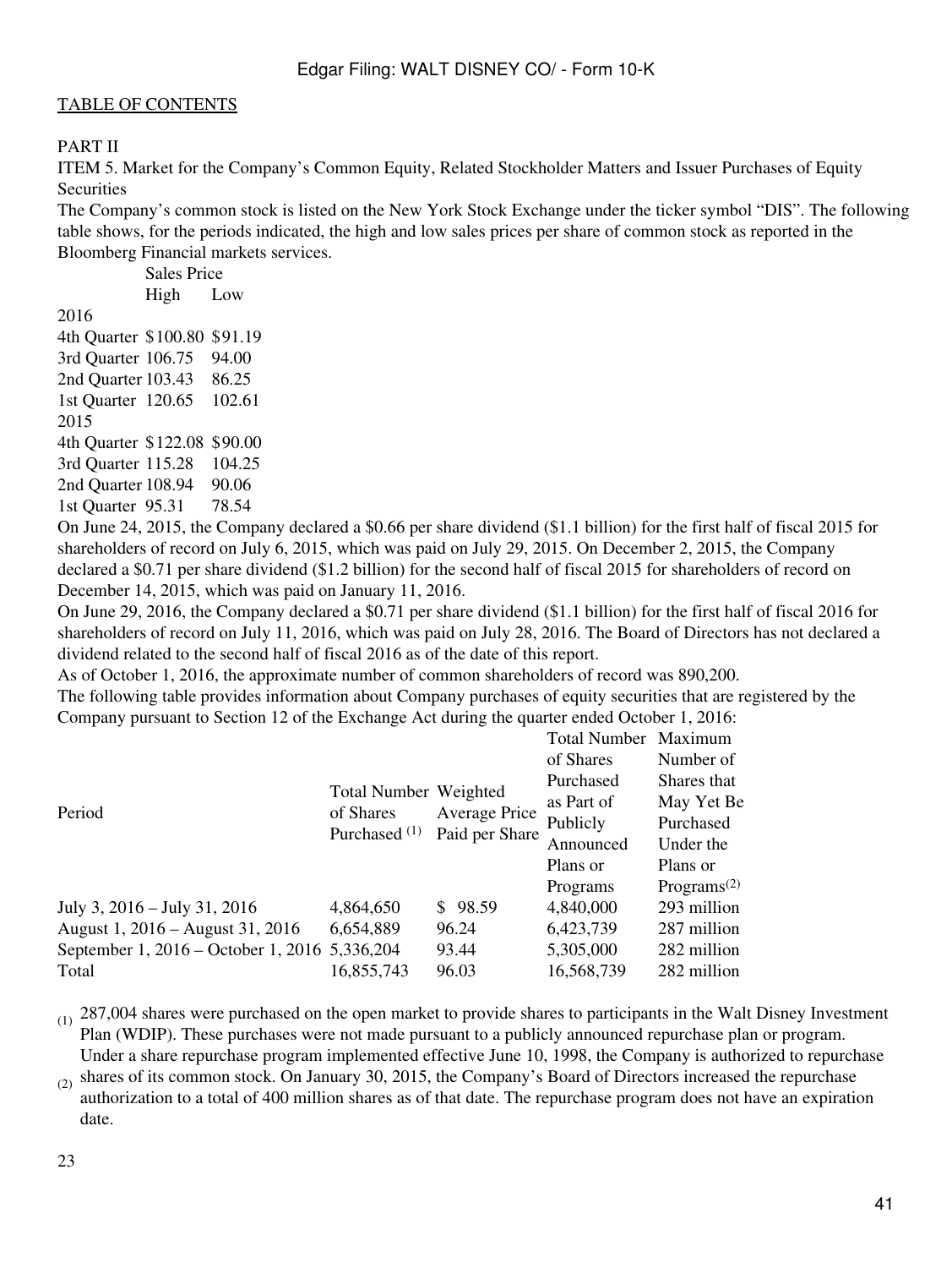TABLE OF CONTENTS

PART II

ITEM 5. Market for the Company's Common Equity, Related Stockholder Matters and Issuer Purchases of Equity Securities

The Company's common stock is listed on the New York Stock Exchange under the ticker symbol "DIS". The following table shows, for the periods indicated, the high and low sales prices per share of common stock as reported in the Bloomberg Financial markets services.

| | Sales Price | |
|---|---|---|
| | High | Low |
| 2016 | | |
| 4th Quarter | $100.80 | $91.19 |
| 3rd Quarter | 106.75 | 94.00 |
| 2nd Quarter | 103.43 | 86.25 |
| 1st Quarter | 120.65 | 102.61 |
| 2015 | | |
| 4th Quarter | $122.08 | $90.00 |
| 3rd Quarter | 115.28 | 104.25 |
| 2nd Quarter | 108.94 | 90.06 |
| 1st Quarter | 95.31 | 78.54 |

On June 24, 2015, the Company declared a $0.66 per share dividend ($1.1 billion) for the first half of fiscal 2015 for shareholders of record on July 6, 2015, which was paid on July 29, 2015. On December 2, 2015, the Company declared a $0.71 per share dividend ($1.2 billion) for the second half of fiscal 2015 for shareholders of record on December 14, 2015, which was paid on January 11, 2016.

On June 29, 2016, the Company declared a $0.71 per share dividend ($1.1 billion) for the first half of fiscal 2016 for shareholders of record on July 11, 2016, which was paid on July 28, 2016. The Board of Directors has not declared a dividend related to the second half of fiscal 2016 as of the date of this report.

As of October 1, 2016, the approximate number of common shareholders of record was 890,200.

The following table provides information about Company purchases of equity securities that are registered by the Company pursuant to Section 12 of the Exchange Act during the quarter ended October 1, 2016:

| Period | Total Number of Shares Purchased (1) | Weighted Average Price Paid per Share | Total Number of Shares Purchased as Part of Publicly Announced Plans or Programs | Maximum Number of Shares that May Yet Be Purchased Under the Plans or Programs(2) |
|---|---|---|---|---|
| July 3, 2016 – July 31, 2016 | 4,864,650 | $ 98.59 | 4,840,000 | 293 million |
| August 1, 2016 – August 31, 2016 | 6,654,889 | 96.24 | 6,423,739 | 287 million |
| September 1, 2016 – October 1, 2016 | 5,336,204 | 93.44 | 5,305,000 | 282 million |
| Total | 16,855,743 | 96.03 | 16,568,739 | 282 million |

(1) 287,004 shares were purchased on the open market to provide shares to participants in the Walt Disney Investment Plan (WDIP). These purchases were not made pursuant to a publicly announced repurchase plan or program.

(2) Under a share repurchase program implemented effective June 10, 1998, the Company is authorized to repurchase shares of its common stock. On January 30, 2015, the Company's Board of Directors increased the repurchase authorization to a total of 400 million shares as of that date. The repurchase program does not have an expiration date.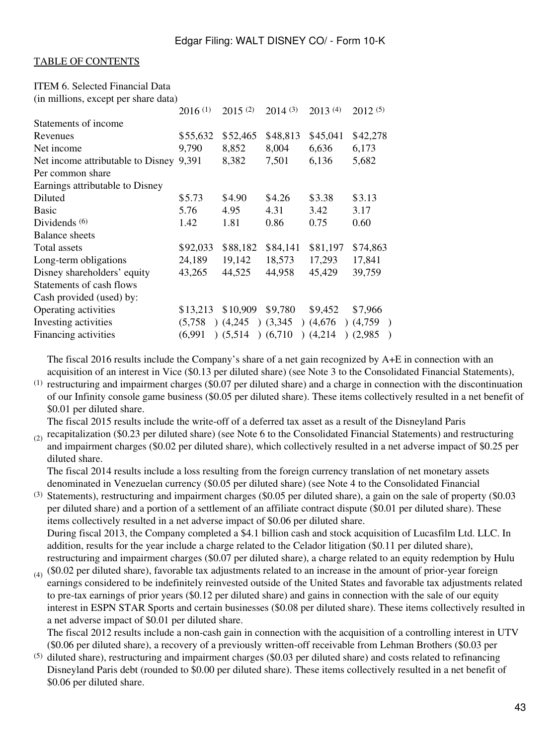[TABLE OF CONTENTS](#)

ITEM 6. Selected Financial Data
(in millions, except per share data)

| | 2016 (1) | 2015 (2) | 2014 (3) | 2013 (4) | 2012 (5) |
|---|---|---|---|---|---|
| Statements of income | | | | | |
| Revenues | $55,632 | $52,465 | $48,813 | $45,041 | $42,278 |
| Net income | 9,790 | 8,852 | 8,004 | 6,636 | 6,173 |
| Net income attributable to Disney | 9,391 | 8,382 | 7,501 | 6,136 | 5,682 |
| Per common share | | | | | |
| Earnings attributable to Disney | | | | | |
| Diluted | $5.73 | $4.90 | $4.26 | $3.38 | $3.13 |
| Basic | 5.76 | 4.95 | 4.31 | 3.42 | 3.17 |
| Dividends (6) | 1.42 | 1.81 | 0.86 | 0.75 | 0.60 |
| Balance sheets | | | | | |
| Total assets | $92,033 | $88,182 | $84,141 | $81,197 | $74,863 |
| Long-term obligations | 24,189 | 19,142 | 18,573 | 17,293 | 17,841 |
| Disney shareholders' equity | 43,265 | 44,525 | 44,958 | 45,429 | 39,759 |
| Statements of cash flows | | | | | |
| Cash provided (used) by: | | | | | |
| Operating activities | $13,213 | $10,909 | $9,780 | $9,452 | $7,966 |
| Investing activities | (5,758) | (4,245) | (3,345) | (4,676) | (4,759) |
| Financing activities | (6,991) | (5,514) | (6,710) | (4,214) | (2,985) |

(1) The fiscal 2016 results include the Company's share of a net gain recognized by A+E in connection with an acquisition of an interest in Vice ($0.13 per diluted share) (see Note 3 to the Consolidated Financial Statements), restructuring and impairment charges ($0.07 per diluted share) and a charge in connection with the discontinuation of our Infinity console game business ($0.05 per diluted share). These items collectively resulted in a net benefit of $0.01 per diluted share.

(2) The fiscal 2015 results include the write-off of a deferred tax asset as a result of the Disneyland Paris recapitalization ($0.23 per diluted share) (see Note 6 to the Consolidated Financial Statements) and restructuring and impairment charges ($0.02 per diluted share), which collectively resulted in a net adverse impact of $0.25 per diluted share.

(3) The fiscal 2014 results include a loss resulting from the foreign currency translation of net monetary assets denominated in Venezuelan currency ($0.05 per diluted share) (see Note 4 to the Consolidated Financial Statements), restructuring and impairment charges ($0.05 per diluted share), a gain on the sale of property ($0.03 per diluted share) and a portion of a settlement of an affiliate contract dispute ($0.01 per diluted share). These items collectively resulted in a net adverse impact of $0.06 per diluted share.

(4) During fiscal 2013, the Company completed a $4.1 billion cash and stock acquisition of Lucasfilm Ltd. LLC. In addition, results for the year include a charge related to the Celador litigation ($0.11 per diluted share), restructuring and impairment charges ($0.07 per diluted share), a charge related to an equity redemption by Hulu ($0.02 per diluted share), favorable tax adjustments related to an increase in the amount of prior-year foreign earnings considered to be indefinitely reinvested outside of the United States and favorable tax adjustments related to pre-tax earnings of prior years ($0.12 per diluted share) and gains in connection with the sale of our equity interest in ESPN STAR Sports and certain businesses ($0.08 per diluted share). These items collectively resulted in a net adverse impact of $0.01 per diluted share.

(5) The fiscal 2012 results include a non-cash gain in connection with the acquisition of a controlling interest in UTV ($0.06 per diluted share), a recovery of a previously written-off receivable from Lehman Brothers ($0.03 per diluted share), restructuring and impairment charges ($0.03 per diluted share) and costs related to refinancing Disneyland Paris debt (rounded to $0.00 per diluted share). These items collectively resulted in a net benefit of $0.06 per diluted share.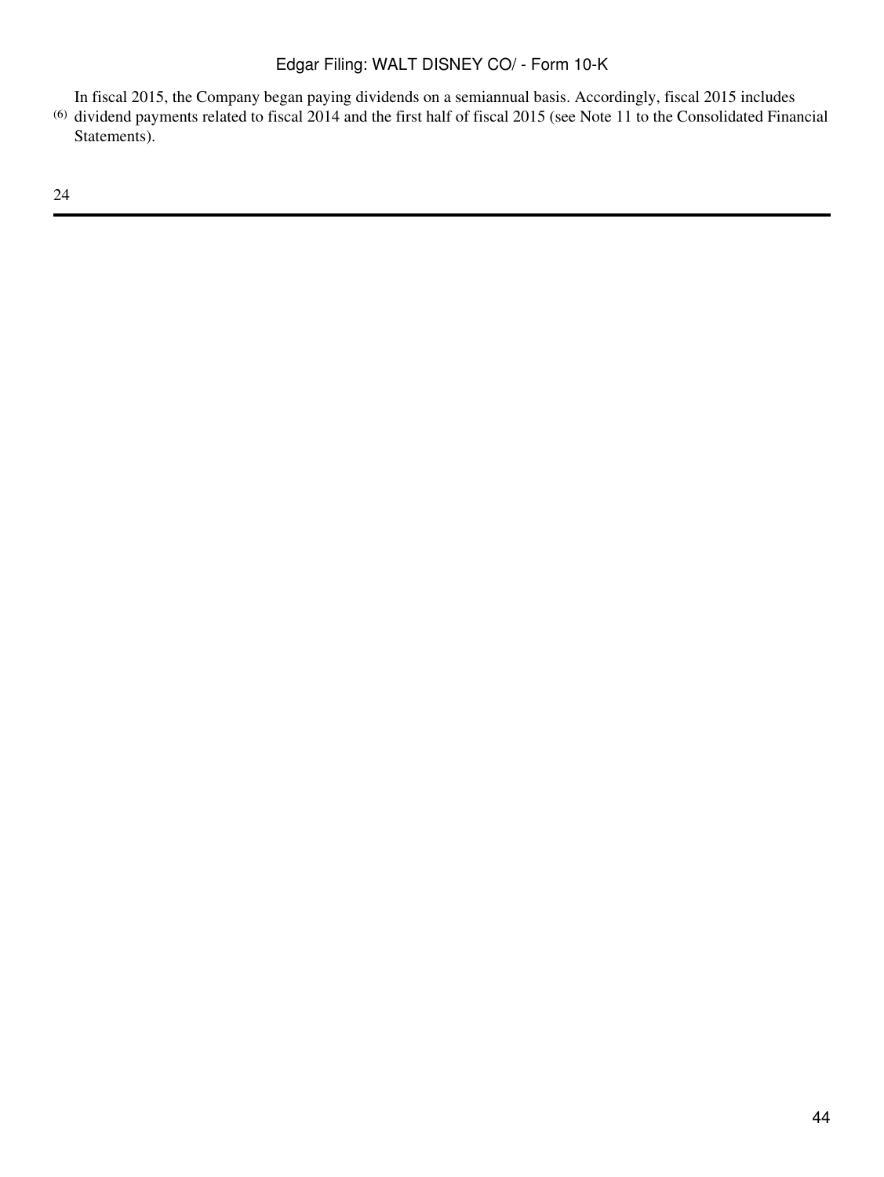(6) In fiscal 2015, the Company began paying dividends on a semiannual basis. Accordingly, fiscal 2015 includes dividend payments related to fiscal 2014 and the first half of fiscal 2015 (see Note 11 to the Consolidated Financial Statements).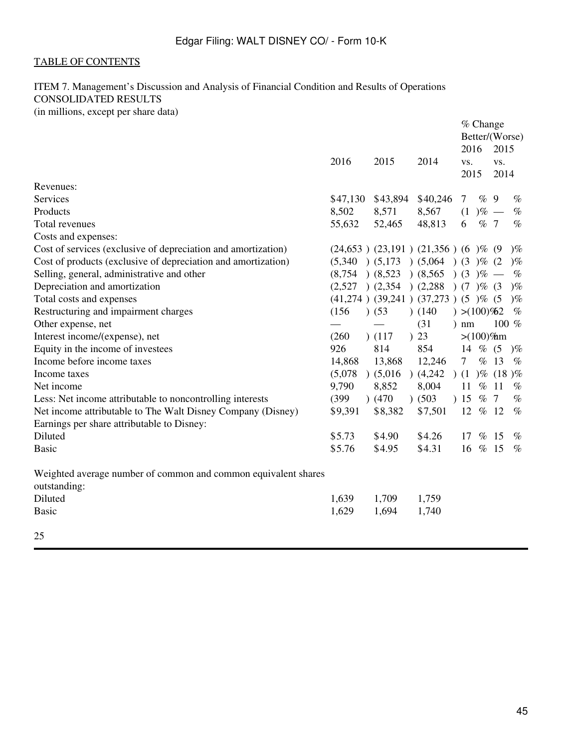TABLE OF CONTENTS

ITEM 7. Management's Discussion and Analysis of Financial Condition and Results of Operations

CONSOLIDATED RESULTS

(in millions, except per share data)

| | 2016 | 2015 | 2014 | % Change Better/(Worse) 2016 vs. 2015 | 2015 vs. 2014 |
|---|---|---|---|---|---|
| Revenues: | | | | | |
| Services | $47,130 | $43,894 | $40,246 | 7 % | 9 % |
| Products | 8,502 | 8,571 | 8,567 | (1 )% | — % |
| Total revenues | 55,632 | 52,465 | 48,813 | 6 % | 7 % |
| Costs and expenses: | | | | | |
| Cost of services (exclusive of depreciation and amortization) | (24,653 ) | (23,191 ) | (21,356 ) | (6 )% | (9 )% |
| Cost of products (exclusive of depreciation and amortization) | (5,340 ) | (5,173 ) | (5,064 ) | (3 )% | (2 )% |
| Selling, general, administrative and other | (8,754 ) | (8,523 ) | (8,565 ) | (3 )% | — % |
| Depreciation and amortization | (2,527 ) | (2,354 ) | (2,288 ) | (7 )% | (3 )% |
| Total costs and expenses | (41,274 ) | (39,241 ) | (37,273 ) | (5 )% | (5 )% |
| Restructuring and impairment charges | (156 ) | (53 ) | (140 ) | >(100)% | 62 % |
| Other expense, net | — | — | (31 ) | nm | 100 % |
| Interest income/(expense), net | (260 ) | (117 ) | 23 | >(100)% | nm |
| Equity in the income of investees | 926 | 814 | 854 | 14 % | (5 )% |
| Income before income taxes | 14,868 | 13,868 | 12,246 | 7 % | 13 % |
| Income taxes | (5,078 ) | (5,016 ) | (4,242 ) | (1 )% | (18 )% |
| Net income | 9,790 | 8,852 | 8,004 | 11 % | 11 % |
| Less: Net income attributable to noncontrolling interests | (399 ) | (470 ) | (503 ) | 15 % | 7 % |
| Net income attributable to The Walt Disney Company (Disney) | $9,391 | $8,382 | $7,501 | 12 % | 12 % |
| Earnings per share attributable to Disney: | | | | | |
| Diluted | $5.73 | $4.90 | $4.26 | 17 % | 15 % |
| Basic | $5.76 | $4.95 | $4.31 | 16 % | 15 % |
| | | | | | |
| Weighted average number of common and common equivalent shares outstanding: | | | | | |
| Diluted | 1,639 | 1,709 | 1,759 | | |
| Basic | 1,629 | 1,694 | 1,740 | | |

25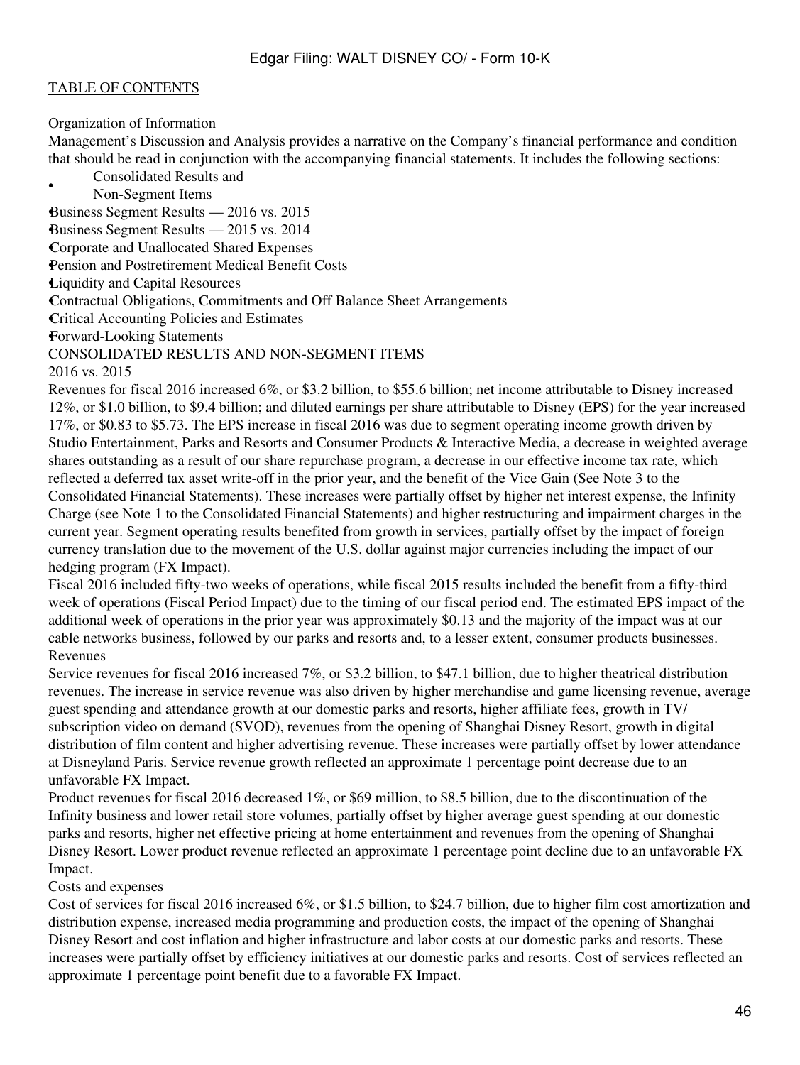TABLE OF CONTENTS

Organization of Information

Management's Discussion and Analysis provides a narrative on the Company's financial performance and condition that should be read in conjunction with the accompanying financial statements. It includes the following sections:

- Consolidated Results and Non-Segment Items
- Business Segment Results — 2016 vs. 2015
- Business Segment Results — 2015 vs. 2014
- Corporate and Unallocated Shared Expenses
- Pension and Postretirement Medical Benefit Costs
- Liquidity and Capital Resources
- Contractual Obligations, Commitments and Off Balance Sheet Arrangements
- Critical Accounting Policies and Estimates
- Forward-Looking Statements

## CONSOLIDATED RESULTS AND NON-SEGMENT ITEMS

### 2016 vs. 2015

Revenues for fiscal 2016 increased 6%, or $3.2 billion, to $55.6 billion; net income attributable to Disney increased 12%, or $1.0 billion, to $9.4 billion; and diluted earnings per share attributable to Disney (EPS) for the year increased 17%, or $0.83 to $5.73. The EPS increase in fiscal 2016 was due to segment operating income growth driven by Studio Entertainment, Parks and Resorts and Consumer Products & Interactive Media, a decrease in weighted average shares outstanding as a result of our share repurchase program, a decrease in our effective income tax rate, which reflected a deferred tax asset write-off in the prior year, and the benefit of the Vice Gain (See Note 3 to the Consolidated Financial Statements). These increases were partially offset by higher net interest expense, the Infinity Charge (see Note 1 to the Consolidated Financial Statements) and higher restructuring and impairment charges in the current year. Segment operating results benefited from growth in services, partially offset by the impact of foreign currency translation due to the movement of the U.S. dollar against major currencies including the impact of our hedging program (FX Impact).

Fiscal 2016 included fifty-two weeks of operations, while fiscal 2015 results included the benefit from a fifty-third week of operations (Fiscal Period Impact) due to the timing of our fiscal period end. The estimated EPS impact of the additional week of operations in the prior year was approximately $0.13 and the majority of the impact was at our cable networks business, followed by our parks and resorts and, to a lesser extent, consumer products businesses.

#### Revenues

Service revenues for fiscal 2016 increased 7%, or $3.2 billion, to $47.1 billion, due to higher theatrical distribution revenues. The increase in service revenue was also driven by higher merchandise and game licensing revenue, average guest spending and attendance growth at our domestic parks and resorts, higher affiliate fees, growth in TV/subscription video on demand (SVOD), revenues from the opening of Shanghai Disney Resort, growth in digital distribution of film content and higher advertising revenue. These increases were partially offset by lower attendance at Disneyland Paris. Service revenue growth reflected an approximate 1 percentage point decrease due to an unfavorable FX Impact.

Product revenues for fiscal 2016 decreased 1%, or $69 million, to $8.5 billion, due to the discontinuation of the Infinity business and lower retail store volumes, partially offset by higher average guest spending at our domestic parks and resorts, higher net effective pricing at home entertainment and revenues from the opening of Shanghai Disney Resort. Lower product revenue reflected an approximate 1 percentage point decline due to an unfavorable FX Impact.

#### Costs and expenses

Cost of services for fiscal 2016 increased 6%, or $1.5 billion, to $24.7 billion, due to higher film cost amortization and distribution expense, increased media programming and production costs, the impact of the opening of Shanghai Disney Resort and cost inflation and higher infrastructure and labor costs at our domestic parks and resorts. These increases were partially offset by efficiency initiatives at our domestic parks and resorts. Cost of services reflected an approximate 1 percentage point benefit due to a favorable FX Impact.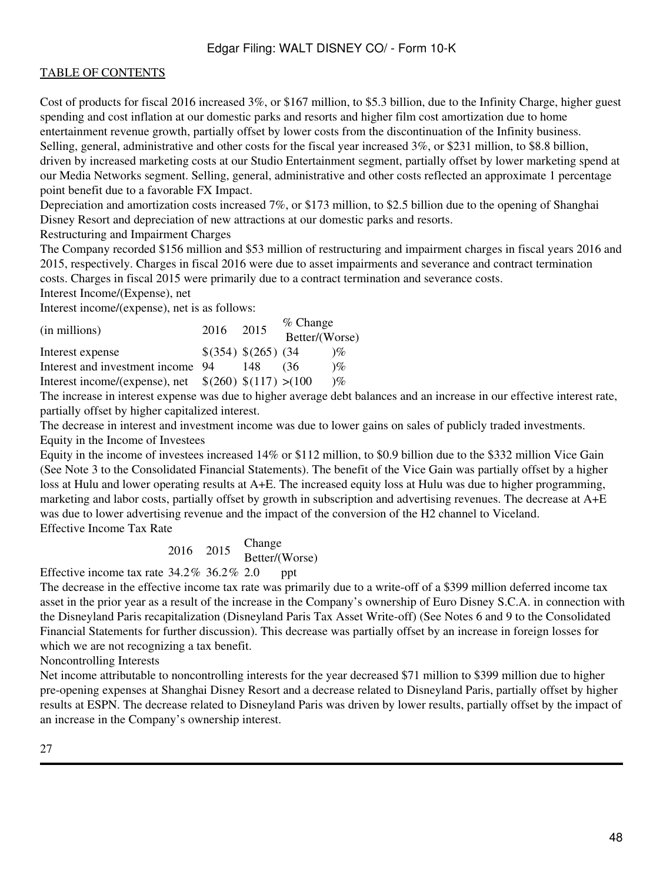Cost of products for fiscal 2016 increased 3%, or $167 million, to $5.3 billion, due to the Infinity Charge, higher guest spending and cost inflation at our domestic parks and resorts and higher film cost amortization due to home entertainment revenue growth, partially offset by lower costs from the discontinuation of the Infinity business.

Selling, general, administrative and other costs for the fiscal year increased 3%, or $231 million, to $8.8 billion, driven by increased marketing costs at our Studio Entertainment segment, partially offset by lower marketing spend at our Media Networks segment. Selling, general, administrative and other costs reflected an approximate 1 percentage point benefit due to a favorable FX Impact.

Depreciation and amortization costs increased 7%, or $173 million, to $2.5 billion due to the opening of Shanghai Disney Resort and depreciation of new attractions at our domestic parks and resorts.

Restructuring and Impairment Charges

The Company recorded $156 million and $53 million of restructuring and impairment charges in fiscal years 2016 and 2015, respectively. Charges in fiscal 2016 were due to asset impairments and severance and contract termination costs. Charges in fiscal 2015 were primarily due to a contract termination and severance costs.

Interest Income/(Expense), net

Interest income/(expense), net is as follows:

| (in millions) | 2016 | 2015 | % Change Better/(Worse) |
|---|---|---|---|
| Interest expense | $(354) | $(265) | (34)% |
| Interest and investment income | 94 | 148 | (36)% |
| Interest income/(expense), net | $(260) | $(117) | >(100)% |

The increase in interest expense was due to higher average debt balances and an increase in our effective interest rate, partially offset by higher capitalized interest.

The decrease in interest and investment income was due to lower gains on sales of publicly traded investments.

Equity in the Income of Investees

Equity in the income of investees increased 14% or $112 million, to $0.9 billion due to the $332 million Vice Gain (See Note 3 to the Consolidated Financial Statements). The benefit of the Vice Gain was partially offset by a higher loss at Hulu and lower operating results at A+E. The increased equity loss at Hulu was due to higher programming, marketing and labor costs, partially offset by growth in subscription and advertising revenues. The decrease at A+E was due to lower advertising revenue and the impact of the conversion of the H2 channel to Viceland.

Effective Income Tax Rate

| | 2016 | 2015 | Change Better/(Worse) |
|---|---|---|---|
| Effective income tax rate | 34.2% | 36.2% | 2.0 ppt |

The decrease in the effective income tax rate was primarily due to a write-off of a $399 million deferred income tax asset in the prior year as a result of the increase in the Company's ownership of Euro Disney S.C.A. in connection with the Disneyland Paris recapitalization (Disneyland Paris Tax Asset Write-off) (See Notes 6 and 9 to the Consolidated Financial Statements for further discussion). This decrease was partially offset by an increase in foreign losses for which we are not recognizing a tax benefit.

Noncontrolling Interests

Net income attributable to noncontrolling interests for the year decreased $71 million to $399 million due to higher pre-opening expenses at Shanghai Disney Resort and a decrease related to Disneyland Paris, partially offset by higher results at ESPN. The decrease related to Disneyland Paris was driven by lower results, partially offset by the impact of an increase in the Company's ownership interest.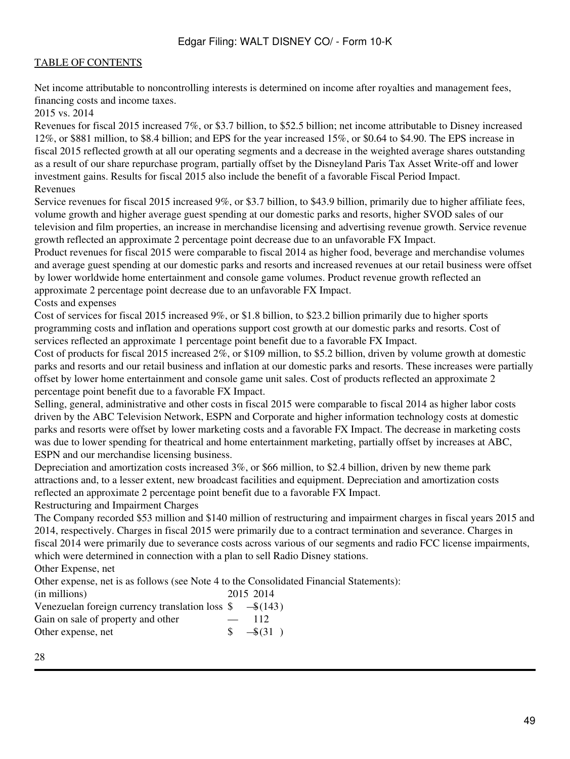Net income attributable to noncontrolling interests is determined on income after royalties and management fees, financing costs and income taxes.

2015 vs. 2014

Revenues for fiscal 2015 increased 7%, or $3.7 billion, to $52.5 billion; net income attributable to Disney increased 12%, or $881 million, to $8.4 billion; and EPS for the year increased 15%, or $0.64 to $4.90. The EPS increase in fiscal 2015 reflected growth at all our operating segments and a decrease in the weighted average shares outstanding as a result of our share repurchase program, partially offset by the Disneyland Paris Tax Asset Write-off and lower investment gains. Results for fiscal 2015 also include the benefit of a favorable Fiscal Period Impact.

Revenues

Service revenues for fiscal 2015 increased 9%, or $3.7 billion, to $43.9 billion, primarily due to higher affiliate fees, volume growth and higher average guest spending at our domestic parks and resorts, higher SVOD sales of our television and film properties, an increase in merchandise licensing and advertising revenue growth. Service revenue growth reflected an approximate 2 percentage point decrease due to an unfavorable FX Impact.

Product revenues for fiscal 2015 were comparable to fiscal 2014 as higher food, beverage and merchandise volumes and average guest spending at our domestic parks and resorts and increased revenues at our retail business were offset by lower worldwide home entertainment and console game volumes. Product revenue growth reflected an approximate 2 percentage point decrease due to an unfavorable FX Impact.

Costs and expenses

Cost of services for fiscal 2015 increased 9%, or $1.8 billion, to $23.2 billion primarily due to higher sports programming costs and inflation and operations support cost growth at our domestic parks and resorts. Cost of services reflected an approximate 1 percentage point benefit due to a favorable FX Impact.

Cost of products for fiscal 2015 increased 2%, or $109 million, to $5.2 billion, driven by volume growth at domestic parks and resorts and our retail business and inflation at our domestic parks and resorts. These increases were partially offset by lower home entertainment and console game unit sales. Cost of products reflected an approximate 2 percentage point benefit due to a favorable FX Impact.

Selling, general, administrative and other costs in fiscal 2015 were comparable to fiscal 2014 as higher labor costs driven by the ABC Television Network, ESPN and Corporate and higher information technology costs at domestic parks and resorts were offset by lower marketing costs and a favorable FX Impact. The decrease in marketing costs was due to lower spending for theatrical and home entertainment marketing, partially offset by increases at ABC, ESPN and our merchandise licensing business.

Depreciation and amortization costs increased 3%, or $66 million, to $2.4 billion, driven by new theme park attractions and, to a lesser extent, new broadcast facilities and equipment. Depreciation and amortization costs reflected an approximate 2 percentage point benefit due to a favorable FX Impact.

Restructuring and Impairment Charges

The Company recorded $53 million and $140 million of restructuring and impairment charges in fiscal years 2015 and 2014, respectively. Charges in fiscal 2015 were primarily due to a contract termination and severance. Charges in fiscal 2014 were primarily due to severance costs across various of our segments and radio FCC license impairments, which were determined in connection with a plan to sell Radio Disney stations.

Other Expense, net

Other expense, net is as follows (see Note 4 to the Consolidated Financial Statements):

| (in millions) | 2015 | 2014 |
|---|---|---|
| Venezuelan foreign currency translation loss | $ — | $ (143) |
| Gain on sale of property and other | — | 112 |
| Other expense, net | $ — | $ (31) |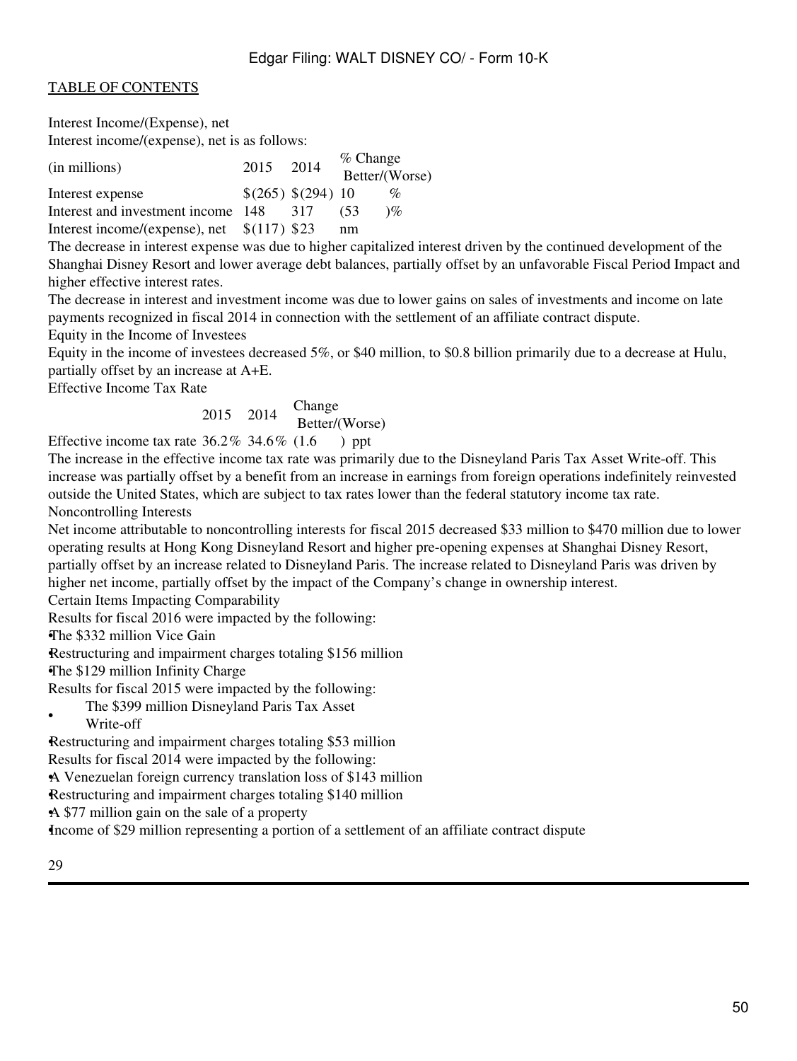Interest Income/(Expense), net

Interest income/(expense), net is as follows:

| (in millions) | 2015 | 2014 | % Change Better/(Worse) |
|---|---|---|---|
| Interest expense | $(265) | $(294) | 10 % |
| Interest and investment income | 148 | 317 | (53 )% |
| Interest income/(expense), net | $(117) | $23 | nm |

The decrease in interest expense was due to higher capitalized interest driven by the continued development of the Shanghai Disney Resort and lower average debt balances, partially offset by an unfavorable Fiscal Period Impact and higher effective interest rates.

The decrease in interest and investment income was due to lower gains on sales of investments and income on late payments recognized in fiscal 2014 in connection with the settlement of an affiliate contract dispute.

Equity in the Income of Investees

Equity in the income of investees decreased 5%, or $40 million, to $0.8 billion primarily due to a decrease at Hulu, partially offset by an increase at A+E.

Effective Income Tax Rate

| | 2015 | 2014 | Change Better/(Worse) |
|---|---|---|---|
| Effective income tax rate | 36.2% | 34.6% | (1.6 ) ppt |

The increase in the effective income tax rate was primarily due to the Disneyland Paris Tax Asset Write-off. This increase was partially offset by a benefit from an increase in earnings from foreign operations indefinitely reinvested outside the United States, which are subject to tax rates lower than the federal statutory income tax rate.

Noncontrolling Interests

Net income attributable to noncontrolling interests for fiscal 2015 decreased $33 million to $470 million due to lower operating results at Hong Kong Disneyland Resort and higher pre-opening expenses at Shanghai Disney Resort, partially offset by an increase related to Disneyland Paris. The increase related to Disneyland Paris was driven by higher net income, partially offset by the impact of the Company's change in ownership interest.

Certain Items Impacting Comparability

Results for fiscal 2016 were impacted by the following:

- The $332 million Vice Gain
- Restructuring and impairment charges totaling $156 million
- The $129 million Infinity Charge

Results for fiscal 2015 were impacted by the following:

- The $399 million Disneyland Paris Tax Asset Write-off
- Restructuring and impairment charges totaling $53 million

Results for fiscal 2014 were impacted by the following:

- A Venezuelan foreign currency translation loss of $143 million
- Restructuring and impairment charges totaling $140 million
- A $77 million gain on the sale of a property
- Income of $29 million representing a portion of a settlement of an affiliate contract dispute

29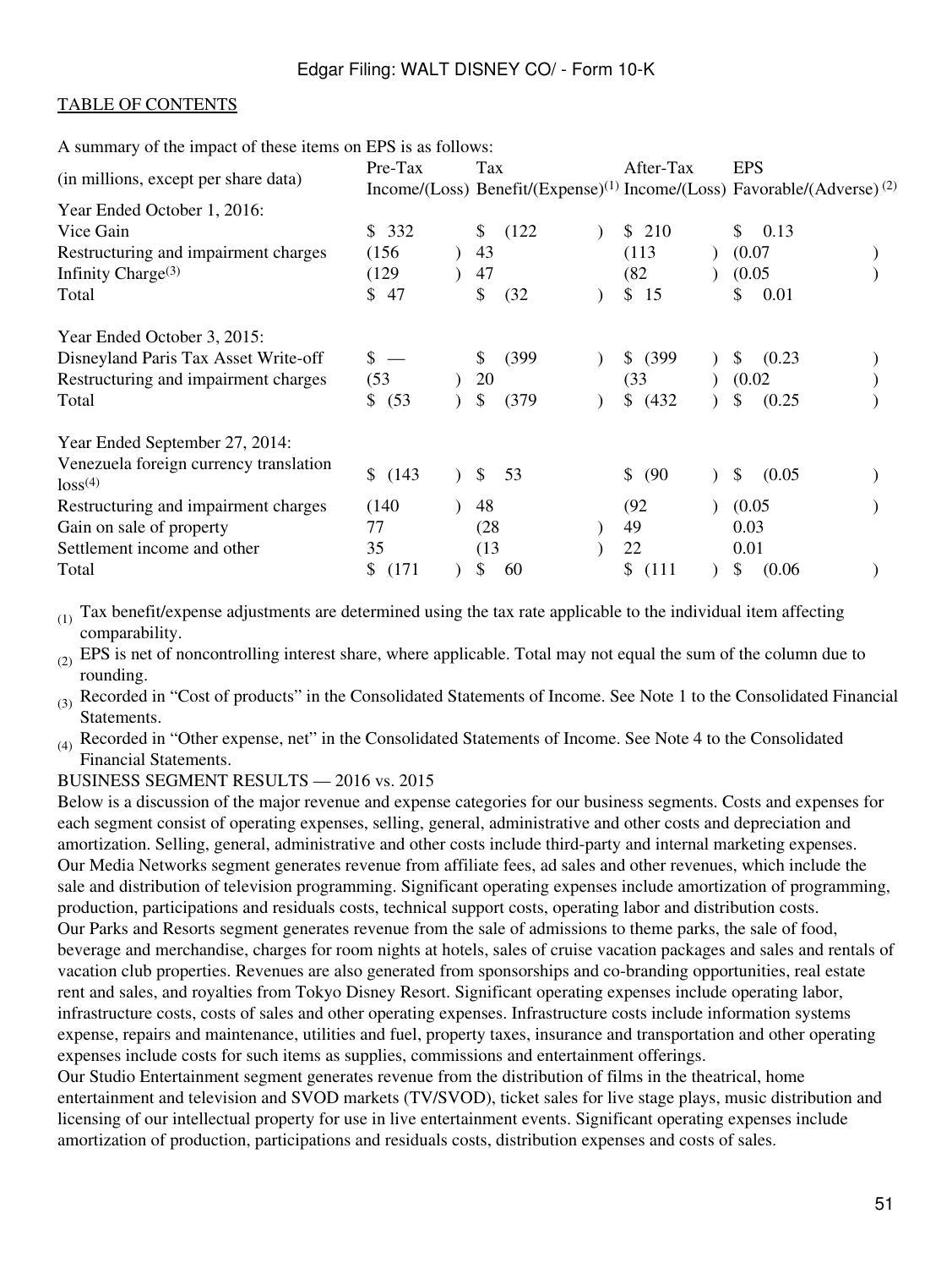A summary of the impact of these items on EPS is as follows:

| (in millions, except per share data) | Pre-Tax Income/(Loss) | Tax Benefit/(Expense)[1] | After-Tax Income/(Loss) | EPS Favorable/(Adverse) [2] |
|---|---|---|---|---|
| Year Ended October 1, 2016: | | | | |
| Vice Gain | $ 332 | $ (122) | $ 210 | $ 0.13 |
| Restructuring and impairment charges | (156) | 43 | (113) | (0.07) |
| Infinity Charge[3] | (129) | 47 | (82) | (0.05) |
| Total | $ 47 | $ (32) | $ 15 | $ 0.01 |
| Year Ended October 3, 2015: | | | | |
| Disneyland Paris Tax Asset Write-off | $ — | $ (399) | $ (399) | $ (0.23) |
| Restructuring and impairment charges | (53) | 20 | (33) | (0.02) |
| Total | $ (53) | $ (379) | $ (432) | $ (0.25) |
| Year Ended September 27, 2014: | | | | |
| Venezuela foreign currency translation loss[4] | $ (143) | $ 53 | $ (90) | $ (0.05) |
| Restructuring and impairment charges | (140) | 48 | (92) | (0.05) |
| Gain on sale of property | 77 | (28) | 49 | 0.03 |
| Settlement income and other | 35 | (13) | 22 | 0.01 |
| Total | $ (171) | $ 60 | $ (111) | $ (0.06) |

(1) Tax benefit/expense adjustments are determined using the tax rate applicable to the individual item affecting comparability.

(2) EPS is net of noncontrolling interest share, where applicable. Total may not equal the sum of the column due to rounding.

(3) Recorded in "Cost of products" in the Consolidated Statements of Income. See Note 1 to the Consolidated Financial Statements.

(4) Recorded in "Other expense, net" in the Consolidated Statements of Income. See Note 4 to the Consolidated Financial Statements.

## BUSINESS SEGMENT RESULTS — 2016 vs. 2015

Below is a discussion of the major revenue and expense categories for our business segments. Costs and expenses for each segment consist of operating expenses, selling, general, administrative and other costs and depreciation and amortization. Selling, general, administrative and other costs include third-party and internal marketing expenses.

Our Media Networks segment generates revenue from affiliate fees, ad sales and other revenues, which include the sale and distribution of television programming. Significant operating expenses include amortization of programming, production, participations and residuals costs, technical support costs, operating labor and distribution costs.

Our Parks and Resorts segment generates revenue from the sale of admissions to theme parks, the sale of food, beverage and merchandise, charges for room nights at hotels, sales of cruise vacation packages and sales and rentals of vacation club properties. Revenues are also generated from sponsorships and co-branding opportunities, real estate rent and sales, and royalties from Tokyo Disney Resort. Significant operating expenses include operating labor, infrastructure costs, costs of sales and other operating expenses. Infrastructure costs include information systems expense, repairs and maintenance, utilities and fuel, property taxes, insurance and transportation and other operating expenses include costs for such items as supplies, commissions and entertainment offerings.

Our Studio Entertainment segment generates revenue from the distribution of films in the theatrical, home entertainment and television and SVOD markets (TV/SVOD), ticket sales for live stage plays, music distribution and licensing of our intellectual property for use in live entertainment events. Significant operating expenses include amortization of production, participations and residuals costs, distribution expenses and costs of sales.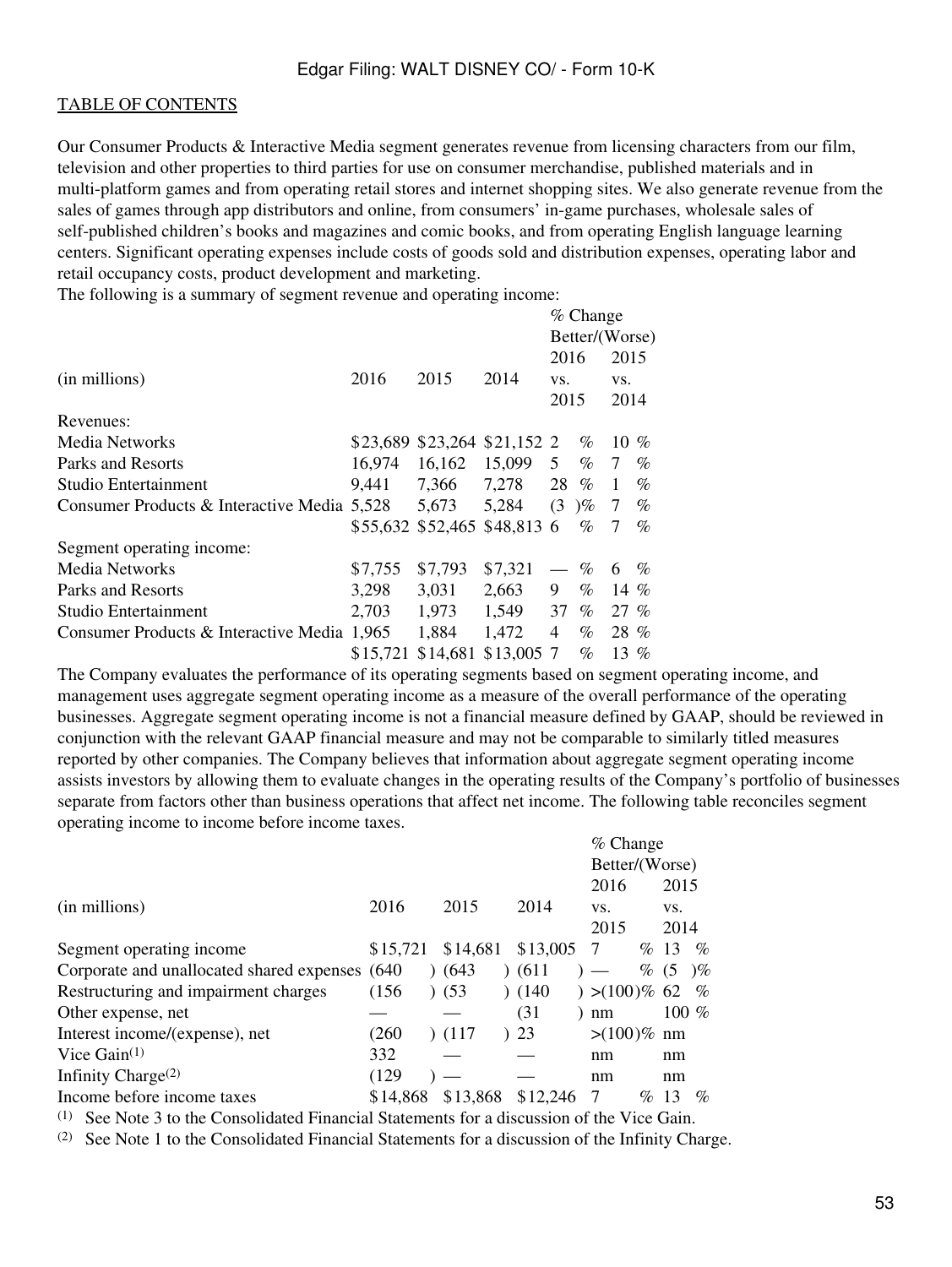TABLE OF CONTENTS

Our Consumer Products & Interactive Media segment generates revenue from licensing characters from our film, television and other properties to third parties for use on consumer merchandise, published materials and in multi-platform games and from operating retail stores and internet shopping sites. We also generate revenue from the sales of games through app distributors and online, from consumers' in-game purchases, wholesale sales of self-published children's books and magazines and comic books, and from operating English language learning centers. Significant operating expenses include costs of goods sold and distribution expenses, operating labor and retail occupancy costs, product development and marketing.

The following is a summary of segment revenue and operating income:

| (in millions) | 2016 | 2015 | 2014 | % Change Better/(Worse) 2016 vs. 2015 | % Change Better/(Worse) 2015 vs. 2014 |
|---|---|---|---|---|---|
| Revenues: | | | | | |
| Media Networks | $23,689 | $23,264 | $21,152 | 2 % | 10 % |
| Parks and Resorts | 16,974 | 16,162 | 15,099 | 5 % | 7 % |
| Studio Entertainment | 9,441 | 7,366 | 7,278 | 28 % | 1 % |
| Consumer Products & Interactive Media | 5,528 | 5,673 | 5,284 | (3 )% | 7 % |
| | $55,632 | $52,465 | $48,813 | 6 % | 7 % |
| Segment operating income: | | | | | |
| Media Networks | $7,755 | $7,793 | $7,321 | — % | 6 % |
| Parks and Resorts | 3,298 | 3,031 | 2,663 | 9 % | 14 % |
| Studio Entertainment | 2,703 | 1,973 | 1,549 | 37 % | 27 % |
| Consumer Products & Interactive Media | 1,965 | 1,884 | 1,472 | 4 % | 28 % |
| | $15,721 | $14,681 | $13,005 | 7 % | 13 % |

The Company evaluates the performance of its operating segments based on segment operating income, and management uses aggregate segment operating income as a measure of the overall performance of the operating businesses. Aggregate segment operating income is not a financial measure defined by GAAP, should be reviewed in conjunction with the relevant GAAP financial measure and may not be comparable to similarly titled measures reported by other companies. The Company believes that information about aggregate segment operating income assists investors by allowing them to evaluate changes in the operating results of the Company's portfolio of businesses separate from factors other than business operations that affect net income. The following table reconciles segment operating income to income before income taxes.

| (in millions) | 2016 | 2015 | 2014 | % Change Better/(Worse) 2016 vs. 2015 | % Change Better/(Worse) 2015 vs. 2014 |
|---|---|---|---|---|---|
| Segment operating income | $15,721 | $14,681 | $13,005 | 7 % | 13 % |
| Corporate and unallocated shared expenses | (640 ) | (643 ) | (611 ) | — % | (5 )% |
| Restructuring and impairment charges | (156 ) | (53 ) | (140 ) | >(100)% | 62 % |
| Other expense, net | — | — | (31 ) | nm | 100 % |
| Interest income/(expense), net | (260 ) | (117 ) | 23 | >(100)% | nm |
| Vice Gain[1] | 332 | — | — | nm | nm |
| Infinity Charge[2] | (129 ) | — | — | nm | nm |
| Income before income taxes | $14,868 | $13,868 | $12,246 | 7 % | 13 % |

(1) See Note 3 to the Consolidated Financial Statements for a discussion of the Vice Gain.

(2) See Note 1 to the Consolidated Financial Statements for a discussion of the Infinity Charge.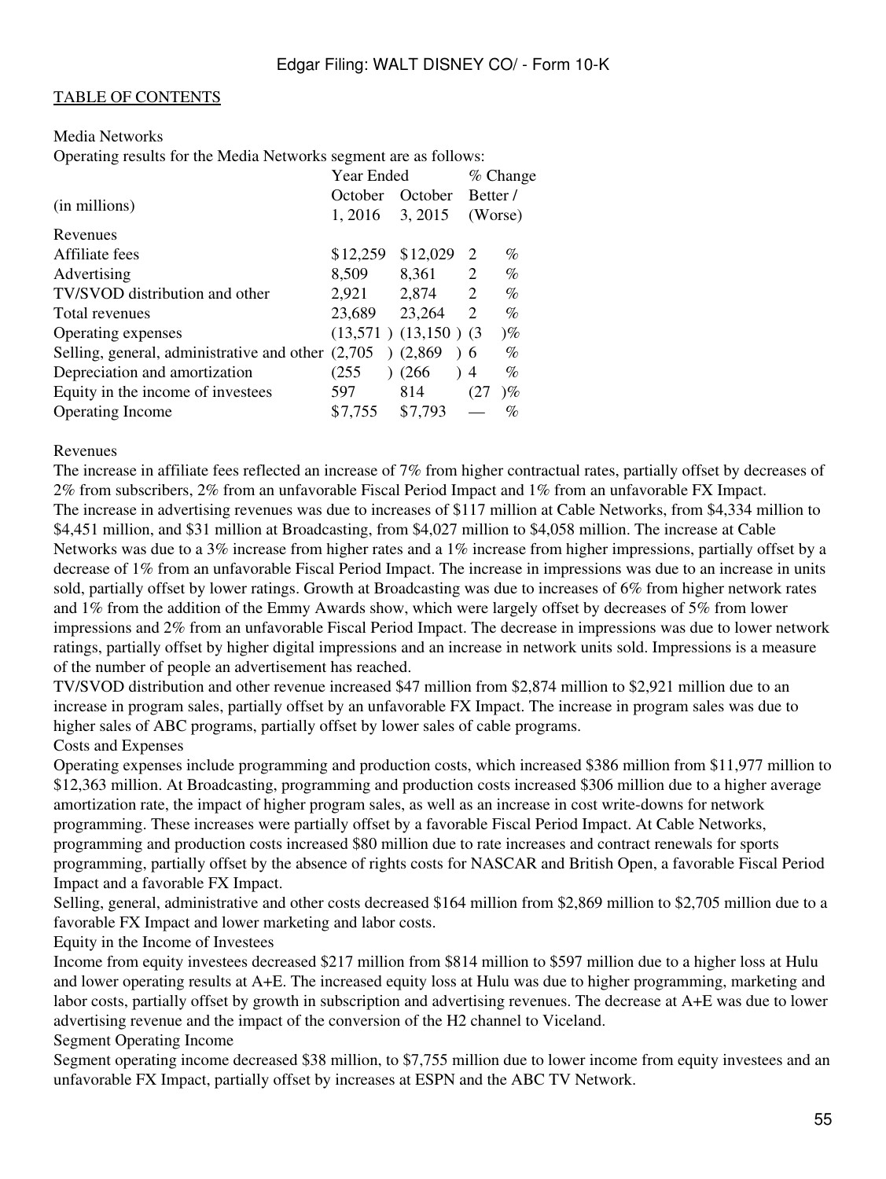[TABLE OF CONTENTS](#)

Media Networks

Operating results for the Media Networks segment are as follows:

| (in millions) | Year Ended October 1, 2016 | October 3, 2015 | % Change Better / (Worse) |
|---|---|---|---|
| Revenues | | | |
| Affiliate fees | $12,259 | $12,029 | 2 % |
| Advertising | 8,509 | 8,361 | 2 % |
| TV/SVOD distribution and other | 2,921 | 2,874 | 2 % |
| Total revenues | 23,689 | 23,264 | 2 % |
| Operating expenses | (13,571 ) | (13,150 ) | (3 )% |
| Selling, general, administrative and other | (2,705 ) | (2,869 ) | 6 % |
| Depreciation and amortization | (255 ) | (266 ) | 4 % |
| Equity in the income of investees | 597 | 814 | (27 )% |
| Operating Income | $7,755 | $7,793 | — % |

Revenues

The increase in affiliate fees reflected an increase of 7% from higher contractual rates, partially offset by decreases of 2% from subscribers, 2% from an unfavorable Fiscal Period Impact and 1% from an unfavorable FX Impact.

The increase in advertising revenues was due to increases of $117 million at Cable Networks, from $4,334 million to $4,451 million, and $31 million at Broadcasting, from $4,027 million to $4,058 million. The increase at Cable Networks was due to a 3% increase from higher rates and a 1% increase from higher impressions, partially offset by a decrease of 1% from an unfavorable Fiscal Period Impact. The increase in impressions was due to an increase in units sold, partially offset by lower ratings. Growth at Broadcasting was due to increases of 6% from higher network rates and 1% from the addition of the Emmy Awards show, which were largely offset by decreases of 5% from lower impressions and 2% from an unfavorable Fiscal Period Impact. The decrease in impressions was due to lower network ratings, partially offset by higher digital impressions and an increase in network units sold. Impressions is a measure of the number of people an advertisement has reached.

TV/SVOD distribution and other revenue increased $47 million from $2,874 million to $2,921 million due to an increase in program sales, partially offset by an unfavorable FX Impact. The increase in program sales was due to higher sales of ABC programs, partially offset by lower sales of cable programs.

Costs and Expenses

Operating expenses include programming and production costs, which increased $386 million from $11,977 million to $12,363 million. At Broadcasting, programming and production costs increased $306 million due to a higher average amortization rate, the impact of higher program sales, as well as an increase in cost write-downs for network programming. These increases were partially offset by a favorable Fiscal Period Impact. At Cable Networks, programming and production costs increased $80 million due to rate increases and contract renewals for sports programming, partially offset by the absence of rights costs for NASCAR and British Open, a favorable Fiscal Period Impact and a favorable FX Impact.

Selling, general, administrative and other costs decreased $164 million from $2,869 million to $2,705 million due to a favorable FX Impact and lower marketing and labor costs.

Equity in the Income of Investees

Income from equity investees decreased $217 million from $814 million to $597 million due to a higher loss at Hulu and lower operating results at A+E. The increased equity loss at Hulu was due to higher programming, marketing and labor costs, partially offset by growth in subscription and advertising revenues. The decrease at A+E was due to lower advertising revenue and the impact of the conversion of the H2 channel to Viceland.

Segment Operating Income

Segment operating income decreased $38 million, to $7,755 million due to lower income from equity investees and an unfavorable FX Impact, partially offset by increases at ESPN and the ABC TV Network.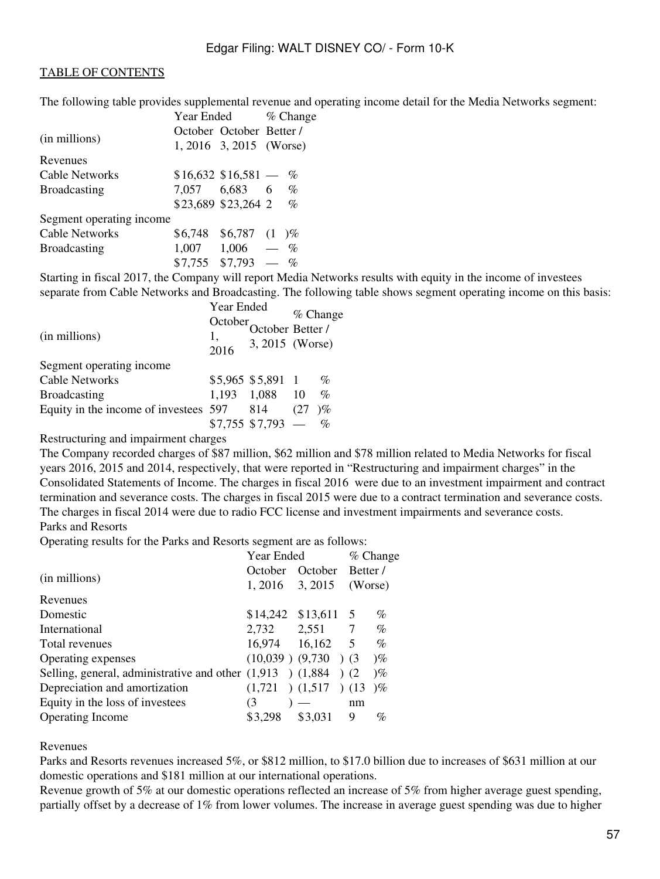TABLE OF CONTENTS

The following table provides supplemental revenue and operating income detail for the Media Networks segment:

| (in millions) | Year Ended October 1, 2016 | Year Ended October 3, 2015 | % Change Better / (Worse) |
|---|---|---|---|
| Revenues | | | |
| Cable Networks | $16,632 | $16,581 | — % |
| Broadcasting | 7,057 | 6,683 | 6 % |
| | $23,689 | $23,264 | 2 % |
| Segment operating income | | | |
| Cable Networks | $6,748 | $6,787 | (1 )% |
| Broadcasting | 1,007 | 1,006 | — % |
| | $7,755 | $7,793 | — % |

Starting in fiscal 2017, the Company will report Media Networks results with equity in the income of investees separate from Cable Networks and Broadcasting. The following table shows segment operating income on this basis:

| (in millions) | Year Ended October 1, 2016 | Year Ended October 3, 2015 | % Change Better / (Worse) |
|---|---|---|---|
| Segment operating income | | | |
| Cable Networks | $5,965 | $5,891 | 1 % |
| Broadcasting | 1,193 | 1,088 | 10 % |
| Equity in the income of investees | 597 | 814 | (27 )% |
| | $7,755 | $7,793 | — % |

Restructuring and impairment charges

The Company recorded charges of $87 million, $62 million and $78 million related to Media Networks for fiscal years 2016, 2015 and 2014, respectively, that were reported in "Restructuring and impairment charges" in the Consolidated Statements of Income. The charges in fiscal 2016 were due to an investment impairment and contract termination and severance costs. The charges in fiscal 2015 were due to a contract termination and severance costs. The charges in fiscal 2014 were due to radio FCC license and investment impairments and severance costs.

Parks and Resorts

Operating results for the Parks and Resorts segment are as follows:

| (in millions) | Year Ended October 1, 2016 | Year Ended October 3, 2015 | % Change Better / (Worse) |
|---|---|---|---|
| Revenues | | | |
| Domestic | $14,242 | $13,611 | 5 % |
| International | 2,732 | 2,551 | 7 % |
| Total revenues | 16,974 | 16,162 | 5 % |
| Operating expenses | (10,039 ) | (9,730 ) | (3 )% |
| Selling, general, administrative and other | (1,913 ) | (1,884 ) | (2 )% |
| Depreciation and amortization | (1,721 ) | (1,517 ) | (13 )% |
| Equity in the loss of investees | (3 ) | — | nm |
| Operating Income | $3,298 | $3,031 | 9 % |

Revenues

Parks and Resorts revenues increased 5%, or $812 million, to $17.0 billion due to increases of $631 million at our domestic operations and $181 million at our international operations.

Revenue growth of 5% at our domestic operations reflected an increase of 5% from higher average guest spending, partially offset by a decrease of 1% from lower volumes. The increase in average guest spending was due to higher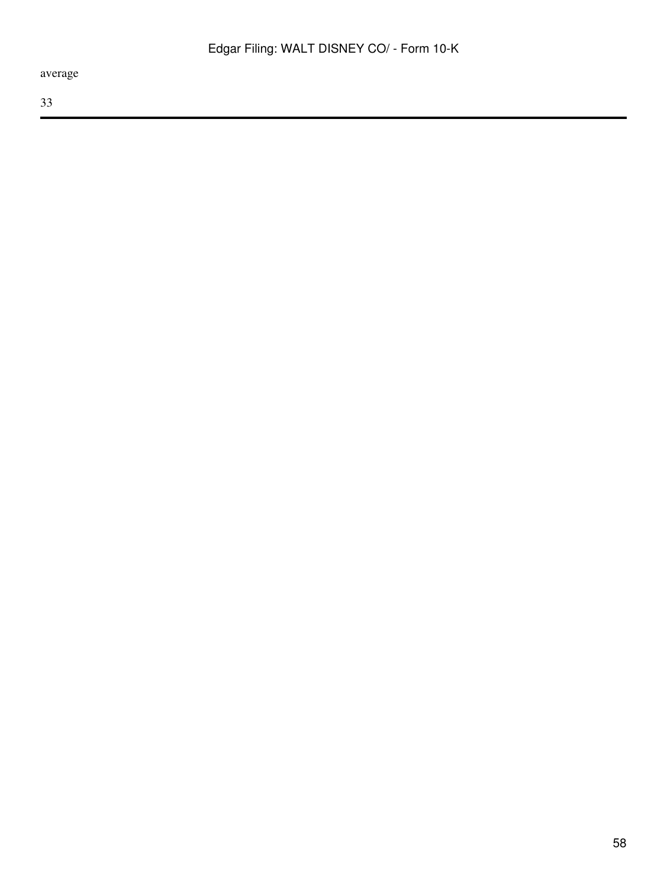average

33

---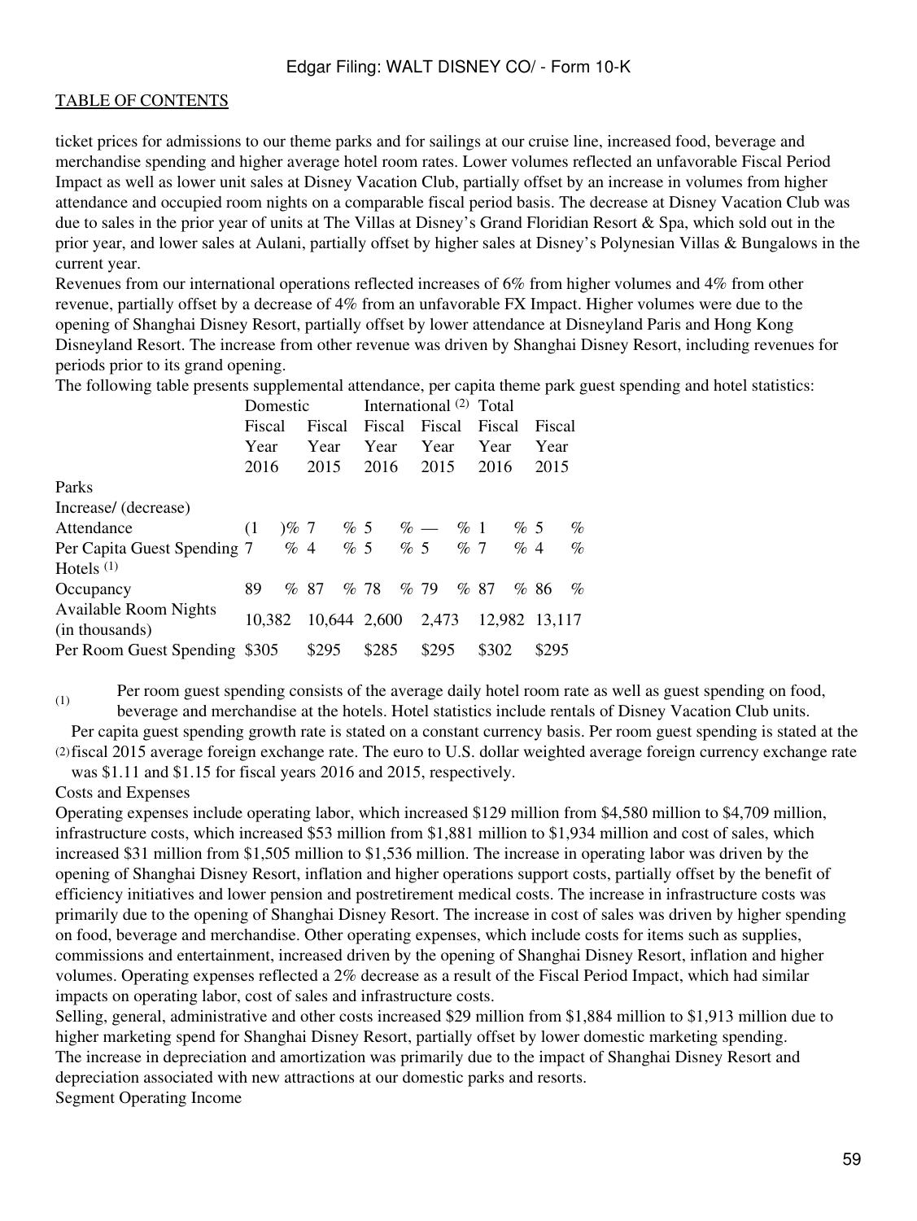[TABLE OF CONTENTS](#)

ticket prices for admissions to our theme parks and for sailings at our cruise line, increased food, beverage and merchandise spending and higher average hotel room rates. Lower volumes reflected an unfavorable Fiscal Period Impact as well as lower unit sales at Disney Vacation Club, partially offset by an increase in volumes from higher attendance and occupied room nights on a comparable fiscal period basis. The decrease at Disney Vacation Club was due to sales in the prior year of units at The Villas at Disney's Grand Floridian Resort & Spa, which sold out in the prior year, and lower sales at Aulani, partially offset by higher sales at Disney's Polynesian Villas & Bungalows in the current year.

Revenues from our international operations reflected increases of 6% from higher volumes and 4% from other revenue, partially offset by a decrease of 4% from an unfavorable FX Impact. Higher volumes were due to the opening of Shanghai Disney Resort, partially offset by lower attendance at Disneyland Paris and Hong Kong Disneyland Resort. The increase from other revenue was driven by Shanghai Disney Resort, including revenues for periods prior to its grand opening.

The following table presents supplemental attendance, per capita theme park guest spending and hotel statistics:

| | Domestic | | International [(2)] | | Total | |
|---|---|---|---|---|---|---|
| | Fiscal Year 2016 | Fiscal Year 2015 | Fiscal Year 2016 | Fiscal Year 2015 | Fiscal Year 2016 | Fiscal Year 2015 |
| Parks | | | | | | |
| Increase/ (decrease) | | | | | | |
| Attendance | (1 )% | 7 % | 5 % | — % | 1 % | 5 % |
| Per Capita Guest Spending | 7 % | 4 % | 5 % | 5 % | 7 % | 4 % |
| Hotels [(1)] | | | | | | |
| Occupancy | 89 % | 87 % | 78 % | 79 % | 87 % | 86 % |
| Available Room Nights (in thousands) | 10,382 | 10,644 | 2,600 | 2,473 | 12,982 | 13,117 |
| Per Room Guest Spending | $305 | $295 | $285 | $295 | $302 | $295 |

(1) Per room guest spending consists of the average daily hotel room rate as well as guest spending on food, beverage and merchandise at the hotels. Hotel statistics include rentals of Disney Vacation Club units.

(2) Per capita guest spending growth rate is stated on a constant currency basis. Per room guest spending is stated at the fiscal 2015 average foreign exchange rate. The euro to U.S. dollar weighted average foreign currency exchange rate was $1.11 and $1.15 for fiscal years 2016 and 2015, respectively.

Costs and Expenses

Operating expenses include operating labor, which increased $129 million from $4,580 million to $4,709 million, infrastructure costs, which increased $53 million from $1,881 million to $1,934 million and cost of sales, which increased $31 million from $1,505 million to $1,536 million. The increase in operating labor was driven by the opening of Shanghai Disney Resort, inflation and higher operations support costs, partially offset by the benefit of efficiency initiatives and lower pension and postretirement medical costs. The increase in infrastructure costs was primarily due to the opening of Shanghai Disney Resort. The increase in cost of sales was driven by higher spending on food, beverage and merchandise. Other operating expenses, which include costs for items such as supplies, commissions and entertainment, increased driven by the opening of Shanghai Disney Resort, inflation and higher volumes. Operating expenses reflected a 2% decrease as a result of the Fiscal Period Impact, which had similar impacts on operating labor, cost of sales and infrastructure costs.

Selling, general, administrative and other costs increased $29 million from $1,884 million to $1,913 million due to higher marketing spend for Shanghai Disney Resort, partially offset by lower domestic marketing spending.

The increase in depreciation and amortization was primarily due to the impact of Shanghai Disney Resort and depreciation associated with new attractions at our domestic parks and resorts.

Segment Operating Income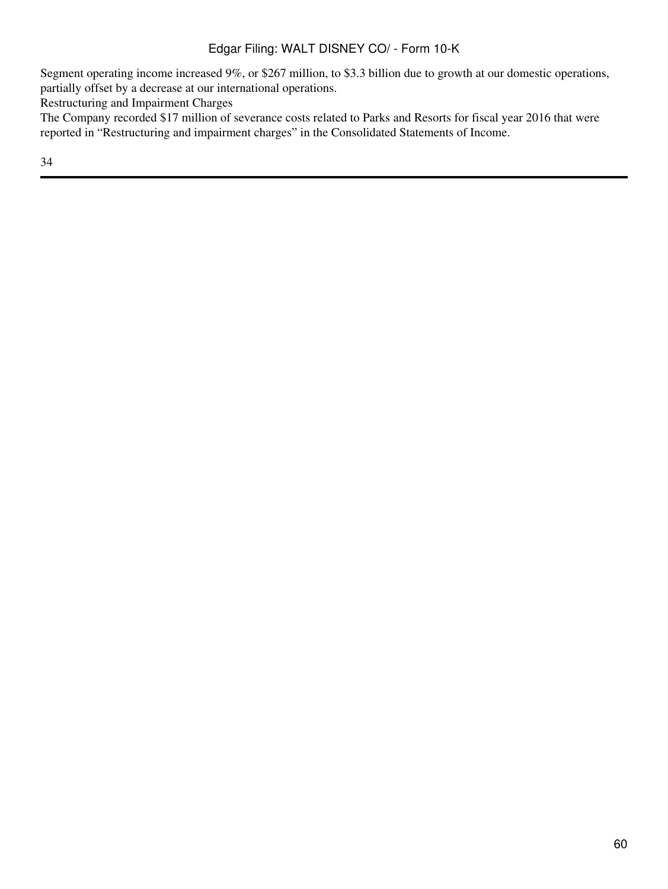Segment operating income increased 9%, or $267 million, to $3.3 billion due to growth at our domestic operations, partially offset by a decrease at our international operations.

### Restructuring and Impairment Charges

The Company recorded $17 million of severance costs related to Parks and Resorts for fiscal year 2016 that were reported in “Restructuring and impairment charges” in the Consolidated Statements of Income.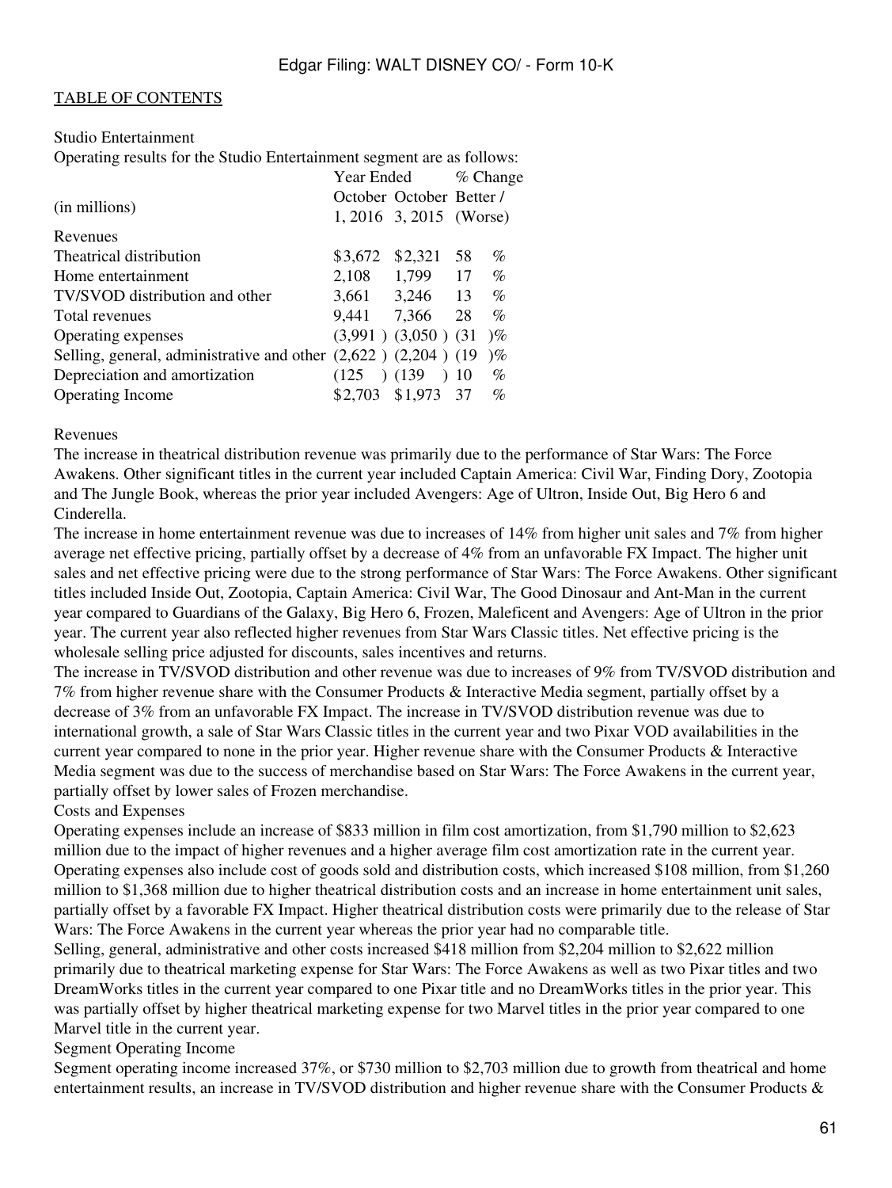[TABLE OF CONTENTS](#)

Studio Entertainment

Operating results for the Studio Entertainment segment are as follows:

| (in millions) | Year Ended October 1, 2016 | October 3, 2015 | % Change Better / (Worse) |
|---|---|---|---|
| Revenues | | | |
| Theatrical distribution | $3,672 | $2,321 | 58 % |
| Home entertainment | 2,108 | 1,799 | 17 % |
| TV/SVOD distribution and other | 3,661 | 3,246 | 13 % |
| Total revenues | 9,441 | 7,366 | 28 % |
| Operating expenses | (3,991 ) | (3,050 ) | (31 )% |
| Selling, general, administrative and other | (2,622 ) | (2,204 ) | (19 )% |
| Depreciation and amortization | (125 ) | (139 ) | 10 % |
| Operating Income | $2,703 | $1,973 | 37 % |

Revenues

The increase in theatrical distribution revenue was primarily due to the performance of Star Wars: The Force Awakens. Other significant titles in the current year included Captain America: Civil War, Finding Dory, Zootopia and The Jungle Book, whereas the prior year included Avengers: Age of Ultron, Inside Out, Big Hero 6 and Cinderella.

The increase in home entertainment revenue was due to increases of 14% from higher unit sales and 7% from higher average net effective pricing, partially offset by a decrease of 4% from an unfavorable FX Impact. The higher unit sales and net effective pricing were due to the strong performance of Star Wars: The Force Awakens. Other significant titles included Inside Out, Zootopia, Captain America: Civil War, The Good Dinosaur and Ant-Man in the current year compared to Guardians of the Galaxy, Big Hero 6, Frozen, Maleficent and Avengers: Age of Ultron in the prior year. The current year also reflected higher revenues from Star Wars Classic titles. Net effective pricing is the wholesale selling price adjusted for discounts, sales incentives and returns.

The increase in TV/SVOD distribution and other revenue was due to increases of 9% from TV/SVOD distribution and 7% from higher revenue share with the Consumer Products & Interactive Media segment, partially offset by a decrease of 3% from an unfavorable FX Impact. The increase in TV/SVOD distribution revenue was due to international growth, a sale of Star Wars Classic titles in the current year and two Pixar VOD availabilities in the current year compared to none in the prior year. Higher revenue share with the Consumer Products & Interactive Media segment was due to the success of merchandise based on Star Wars: The Force Awakens in the current year, partially offset by lower sales of Frozen merchandise.

Costs and Expenses

Operating expenses include an increase of $833 million in film cost amortization, from $1,790 million to $2,623 million due to the impact of higher revenues and a higher average film cost amortization rate in the current year. Operating expenses also include cost of goods sold and distribution costs, which increased $108 million, from $1,260 million to $1,368 million due to higher theatrical distribution costs and an increase in home entertainment unit sales, partially offset by a favorable FX Impact. Higher theatrical distribution costs were primarily due to the release of Star Wars: The Force Awakens in the current year whereas the prior year had no comparable title.

Selling, general, administrative and other costs increased $418 million from $2,204 million to $2,622 million primarily due to theatrical marketing expense for Star Wars: The Force Awakens as well as two Pixar titles and two DreamWorks titles in the current year compared to one Pixar title and no DreamWorks titles in the prior year. This was partially offset by higher theatrical marketing expense for two Marvel titles in the prior year compared to one Marvel title in the current year.

Segment Operating Income

Segment operating income increased 37%, or $730 million to $2,703 million due to growth from theatrical and home entertainment results, an increase in TV/SVOD distribution and higher revenue share with the Consumer Products &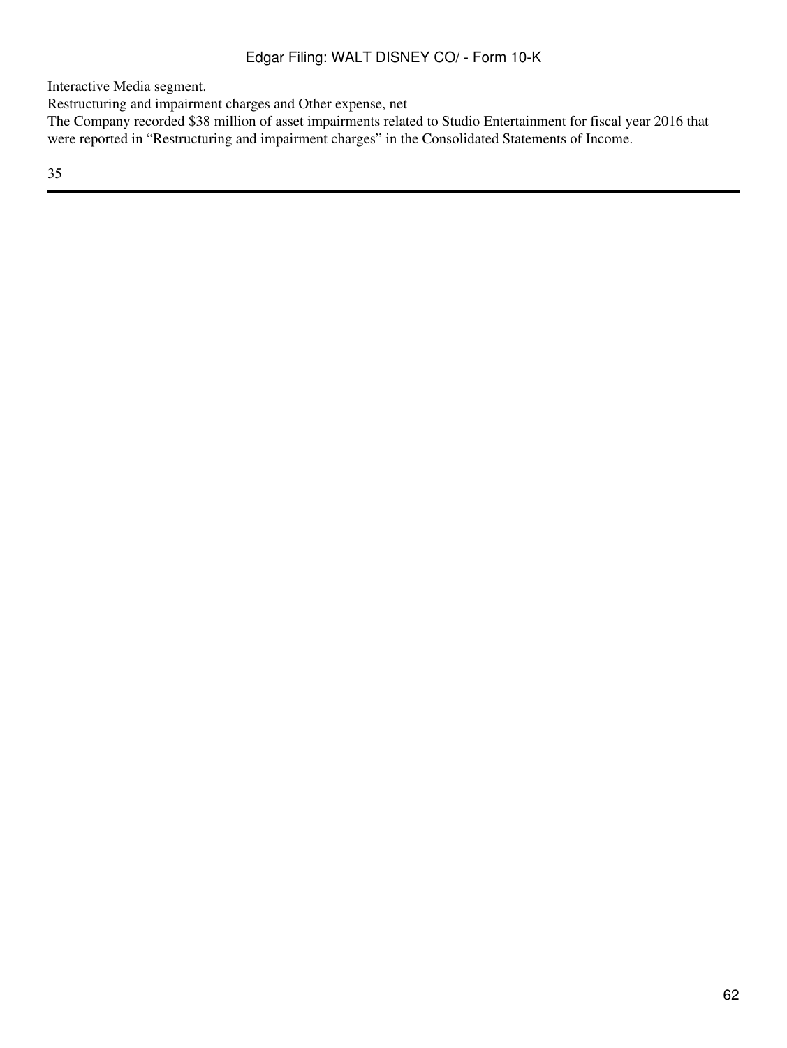Interactive Media segment.

Restructuring and impairment charges and Other expense, net

The Company recorded $38 million of asset impairments related to Studio Entertainment for fiscal year 2016 that were reported in “Restructuring and impairment charges” in the Consolidated Statements of Income.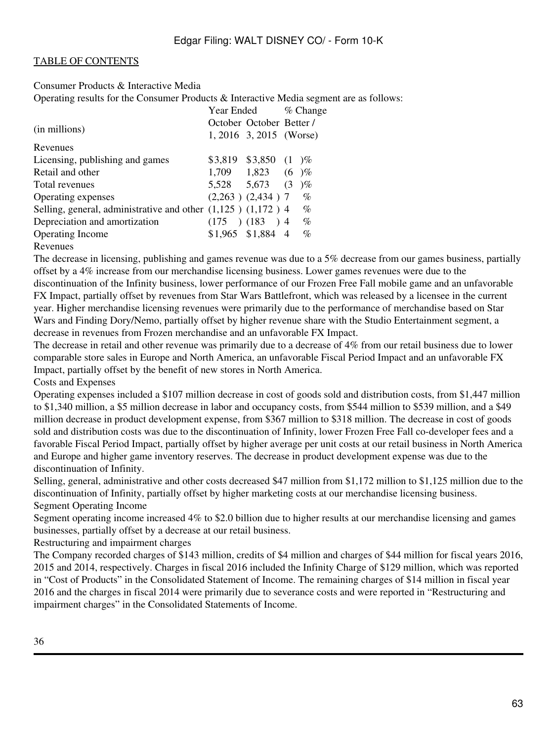Consumer Products & Interactive Media

Operating results for the Consumer Products & Interactive Media segment are as follows:

| (in millions) | Year Ended October 1, 2016 | Year Ended October 3, 2015 | % Change Better / (Worse) |
|---|---|---|---|
| Revenues | | | |
| Licensing, publishing and games | $3,819 | $3,850 | (1 )% |
| Retail and other | 1,709 | 1,823 | (6 )% |
| Total revenues | 5,528 | 5,673 | (3 )% |
| Operating expenses | (2,263 ) | (2,434 ) | 7 % |
| Selling, general, administrative and other | (1,125 ) | (1,172 ) | 4 % |
| Depreciation and amortization | (175 ) | (183 ) | 4 % |
| Operating Income | $1,965 | $1,884 | 4 % |

Revenues

The decrease in licensing, publishing and games revenue was due to a 5% decrease from our games business, partially offset by a 4% increase from our merchandise licensing business. Lower games revenues were due to the discontinuation of the Infinity business, lower performance of our Frozen Free Fall mobile game and an unfavorable FX Impact, partially offset by revenues from Star Wars Battlefront, which was released by a licensee in the current year. Higher merchandise licensing revenues were primarily due to the performance of merchandise based on Star Wars and Finding Dory/Nemo, partially offset by higher revenue share with the Studio Entertainment segment, a decrease in revenues from Frozen merchandise and an unfavorable FX Impact.

The decrease in retail and other revenue was primarily due to a decrease of 4% from our retail business due to lower comparable store sales in Europe and North America, an unfavorable Fiscal Period Impact and an unfavorable FX Impact, partially offset by the benefit of new stores in North America.

Costs and Expenses

Operating expenses included a $107 million decrease in cost of goods sold and distribution costs, from $1,447 million to $1,340 million, a $5 million decrease in labor and occupancy costs, from $544 million to $539 million, and a $49 million decrease in product development expense, from $367 million to $318 million. The decrease in cost of goods sold and distribution costs was due to the discontinuation of Infinity, lower Frozen Free Fall co-developer fees and a favorable Fiscal Period Impact, partially offset by higher average per unit costs at our retail business in North America and Europe and higher game inventory reserves. The decrease in product development expense was due to the discontinuation of Infinity.

Selling, general, administrative and other costs decreased $47 million from $1,172 million to $1,125 million due to the discontinuation of Infinity, partially offset by higher marketing costs at our merchandise licensing business.

Segment Operating Income

Segment operating income increased 4% to $2.0 billion due to higher results at our merchandise licensing and games businesses, partially offset by a decrease at our retail business.

Restructuring and impairment charges

The Company recorded charges of $143 million, credits of $4 million and charges of $44 million for fiscal years 2016, 2015 and 2014, respectively. Charges in fiscal 2016 included the Infinity Charge of $129 million, which was reported in "Cost of Products" in the Consolidated Statement of Income. The remaining charges of $14 million in fiscal year 2016 and the charges in fiscal 2014 were primarily due to severance costs and were reported in "Restructuring and impairment charges" in the Consolidated Statements of Income.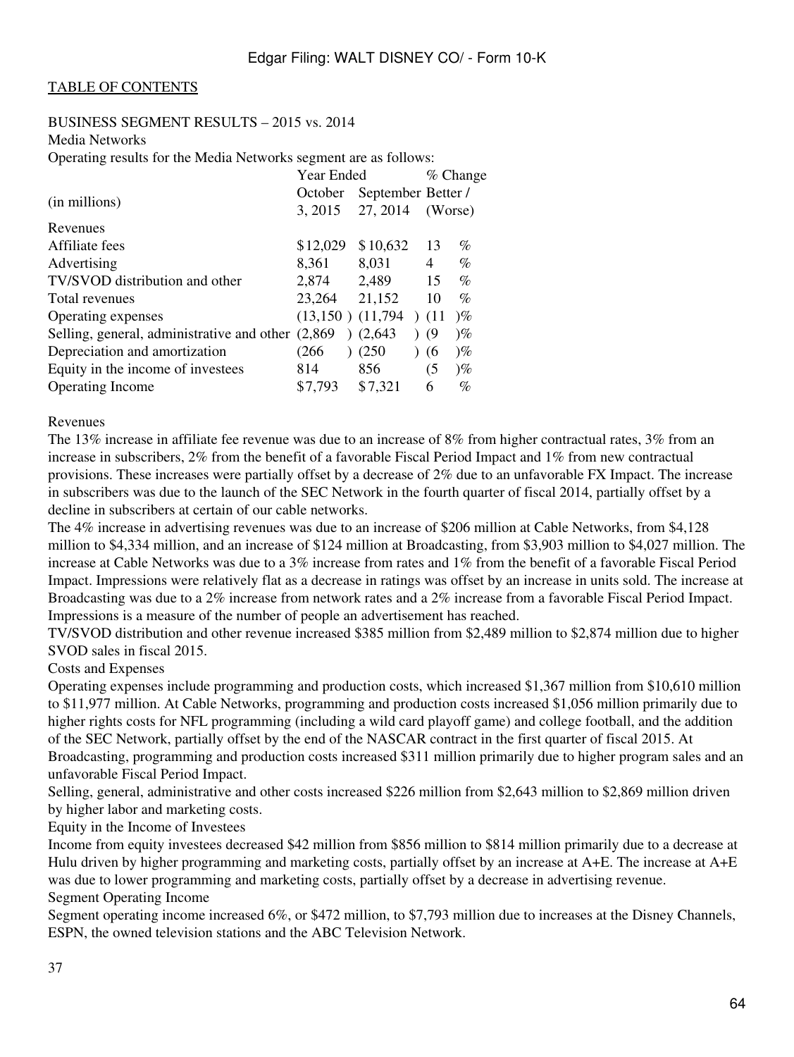[TABLE OF CONTENTS](#)

BUSINESS SEGMENT RESULTS – 2015 vs. 2014

Media Networks

Operating results for the Media Networks segment are as follows:

| (in millions) | Year Ended October 3, 2015 | Year Ended September 27, 2014 | % Change Better / (Worse) |
|---|---|---|---|
| Revenues | | | |
| Affiliate fees | $12,029 | $10,632 | 13 % |
| Advertising | 8,361 | 8,031 | 4 % |
| TV/SVOD distribution and other | 2,874 | 2,489 | 15 % |
| Total revenues | 23,264 | 21,152 | 10 % |
| Operating expenses | (13,150) | (11,794) | (11)% |
| Selling, general, administrative and other | (2,869) | (2,643) | (9)% |
| Depreciation and amortization | (266) | (250) | (6)% |
| Equity in the income of investees | 814 | 856 | (5)% |
| Operating Income | $7,793 | $7,321 | 6 % |

Revenues

The 13% increase in affiliate fee revenue was due to an increase of 8% from higher contractual rates, 3% from an increase in subscribers, 2% from the benefit of a favorable Fiscal Period Impact and 1% from new contractual provisions. These increases were partially offset by a decrease of 2% due to an unfavorable FX Impact. The increase in subscribers was due to the launch of the SEC Network in the fourth quarter of fiscal 2014, partially offset by a decline in subscribers at certain of our cable networks.

The 4% increase in advertising revenues was due to an increase of $206 million at Cable Networks, from $4,128 million to $4,334 million, and an increase of $124 million at Broadcasting, from $3,903 million to $4,027 million. The increase at Cable Networks was due to a 3% increase from rates and 1% from the benefit of a favorable Fiscal Period Impact. Impressions were relatively flat as a decrease in ratings was offset by an increase in units sold. The increase at Broadcasting was due to a 2% increase from network rates and a 2% increase from a favorable Fiscal Period Impact. Impressions is a measure of the number of people an advertisement has reached.

TV/SVOD distribution and other revenue increased $385 million from $2,489 million to $2,874 million due to higher SVOD sales in fiscal 2015.

Costs and Expenses

Operating expenses include programming and production costs, which increased $1,367 million from $10,610 million to $11,977 million. At Cable Networks, programming and production costs increased $1,056 million primarily due to higher rights costs for NFL programming (including a wild card playoff game) and college football, and the addition of the SEC Network, partially offset by the end of the NASCAR contract in the first quarter of fiscal 2015. At Broadcasting, programming and production costs increased $311 million primarily due to higher program sales and an unfavorable Fiscal Period Impact.

Selling, general, administrative and other costs increased $226 million from $2,643 million to $2,869 million driven by higher labor and marketing costs.

Equity in the Income of Investees

Income from equity investees decreased $42 million from $856 million to $814 million primarily due to a decrease at Hulu driven by higher programming and marketing costs, partially offset by an increase at A+E. The increase at A+E was due to lower programming and marketing costs, partially offset by a decrease in advertising revenue.

Segment Operating Income

Segment operating income increased 6%, or $472 million, to $7,793 million due to increases at the Disney Channels, ESPN, the owned television stations and the ABC Television Network.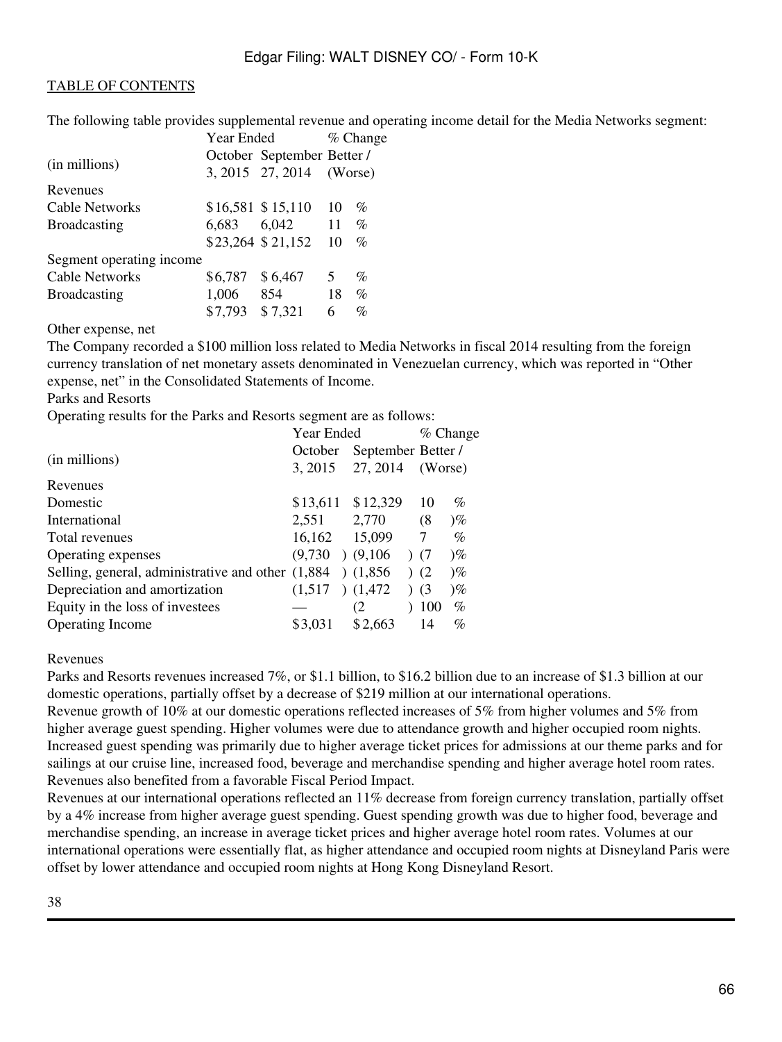TABLE OF CONTENTS

The following table provides supplemental revenue and operating income detail for the Media Networks segment:

| (in millions) | Year Ended October 3, 2015 | Year Ended September 27, 2014 | % Change Better / (Worse) |
|---|---|---|---|
| Revenues | | | |
| Cable Networks | $16,581 | $15,110 | 10 % |
| Broadcasting | 6,683 | 6,042 | 11 % |
| | $23,264 | $21,152 | 10 % |
| Segment operating income | | | |
| Cable Networks | $6,787 | $6,467 | 5 % |
| Broadcasting | 1,006 | 854 | 18 % |
| | $7,793 | $7,321 | 6 % |

Other expense, net

The Company recorded a $100 million loss related to Media Networks in fiscal 2014 resulting from the foreign currency translation of net monetary assets denominated in Venezuelan currency, which was reported in "Other expense, net" in the Consolidated Statements of Income.

Parks and Resorts

Operating results for the Parks and Resorts segment are as follows:

| (in millions) | Year Ended October 3, 2015 | Year Ended September 27, 2014 | % Change Better / (Worse) |
|---|---|---|---|
| Revenues | | | |
| Domestic | $13,611 | $12,329 | 10 % |
| International | 2,551 | 2,770 | (8 )% |
| Total revenues | 16,162 | 15,099 | 7 % |
| Operating expenses | (9,730 ) | (9,106 ) | (7 )% |
| Selling, general, administrative and other | (1,884 ) | (1,856 ) | (2 )% |
| Depreciation and amortization | (1,517 ) | (1,472 ) | (3 )% |
| Equity in the loss of investees | — | (2 ) | 100 % |
| Operating Income | $3,031 | $2,663 | 14 % |

Revenues

Parks and Resorts revenues increased 7%, or $1.1 billion, to $16.2 billion due to an increase of $1.3 billion at our domestic operations, partially offset by a decrease of $219 million at our international operations.

Revenue growth of 10% at our domestic operations reflected increases of 5% from higher volumes and 5% from higher average guest spending. Higher volumes were due to attendance growth and higher occupied room nights. Increased guest spending was primarily due to higher average ticket prices for admissions at our theme parks and for sailings at our cruise line, increased food, beverage and merchandise spending and higher average hotel room rates. Revenues also benefited from a favorable Fiscal Period Impact.

Revenues at our international operations reflected an 11% decrease from foreign currency translation, partially offset by a 4% increase from higher average guest spending. Guest spending growth was due to higher food, beverage and merchandise spending, an increase in average ticket prices and higher average hotel room rates. Volumes at our international operations were essentially flat, as higher attendance and occupied room nights at Disneyland Paris were offset by lower attendance and occupied room nights at Hong Kong Disneyland Resort.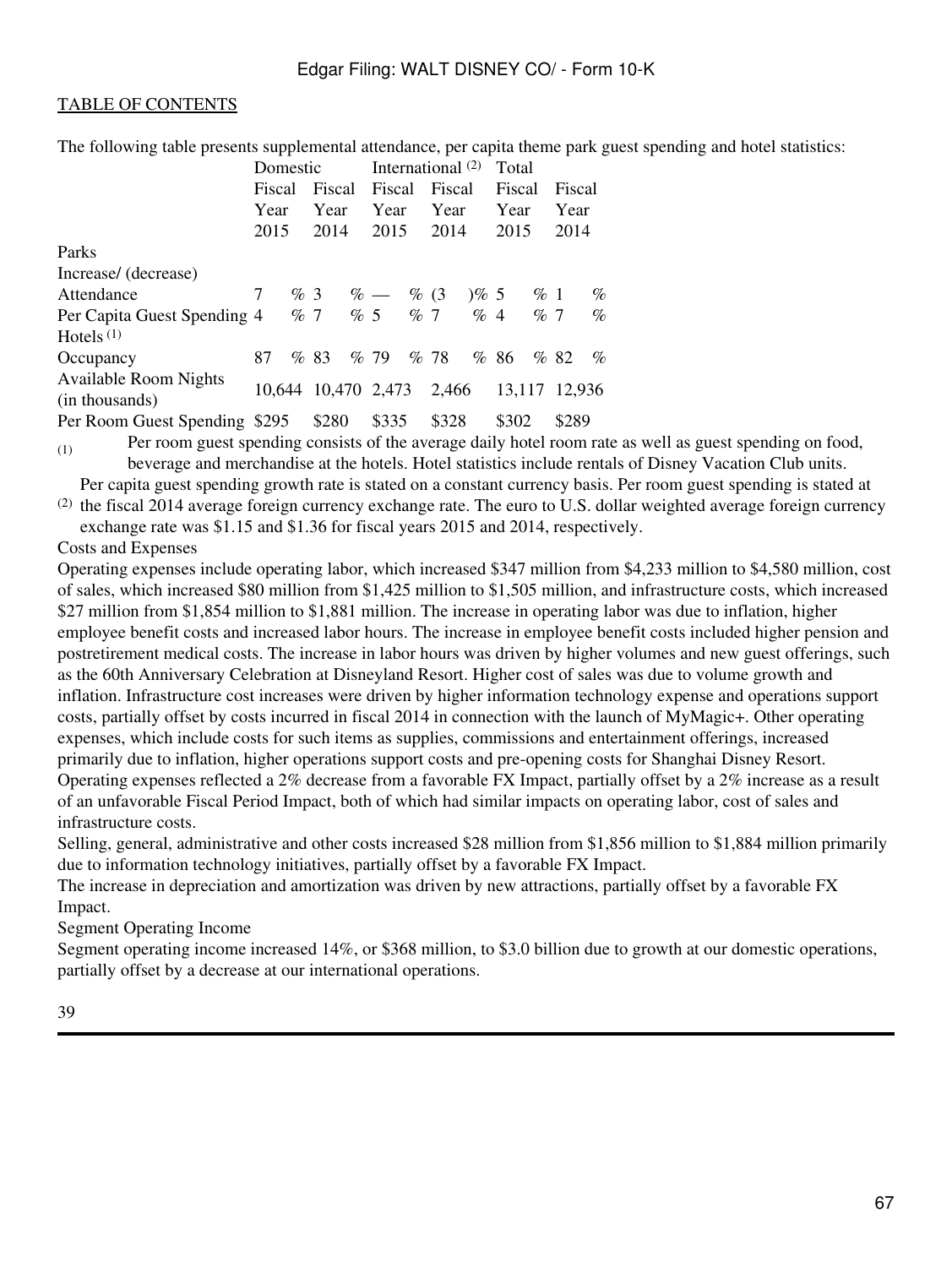[TABLE OF CONTENTS](#)

The following table presents supplemental attendance, per capita theme park guest spending and hotel statistics:

| | Domestic | | International [(2)] | | Total | |
|---|---|---|---|---|---|---|
| | Fiscal Year 2015 | Fiscal Year 2014 | Fiscal Year 2015 | Fiscal Year 2014 | Fiscal Year 2015 | Fiscal Year 2014 |
| Parks | | | | | | |
| Increase/ (decrease) | | | | | | |
| Attendance | 7 % | 3 % | — % | (3 )% | 5 % | 1 % |
| Per Capita Guest Spending | 4 % | 7 % | 5 % | 7 % | 4 % | 7 % |
| Hotels [(1)] | | | | | | |
| Occupancy | 87 % | 83 % | 79 % | 78 % | 86 % | 82 % |
| Available Room Nights (in thousands) | 10,644 | 10,470 | 2,473 | 2,466 | 13,117 | 12,936 |
| Per Room Guest Spending | $295 | $280 | $335 | $328 | $302 | $289 |

(1) Per room guest spending consists of the average daily hotel room rate as well as guest spending on food, beverage and merchandise at the hotels. Hotel statistics include rentals of Disney Vacation Club units.

(2) Per capita guest spending growth rate is stated on a constant currency basis. Per room guest spending is stated at the fiscal 2014 average foreign currency exchange rate. The euro to U.S. dollar weighted average foreign currency exchange rate was $1.15 and $1.36 for fiscal years 2015 and 2014, respectively.

Costs and Expenses

Operating expenses include operating labor, which increased $347 million from $4,233 million to $4,580 million, cost of sales, which increased $80 million from $1,425 million to $1,505 million, and infrastructure costs, which increased $27 million from $1,854 million to $1,881 million. The increase in operating labor was due to inflation, higher employee benefit costs and increased labor hours. The increase in employee benefit costs included higher pension and postretirement medical costs. The increase in labor hours was driven by higher volumes and new guest offerings, such as the 60th Anniversary Celebration at Disneyland Resort. Higher cost of sales was due to volume growth and inflation. Infrastructure cost increases were driven by higher information technology expense and operations support costs, partially offset by costs incurred in fiscal 2014 in connection with the launch of MyMagic+. Other operating expenses, which include costs for such items as supplies, commissions and entertainment offerings, increased primarily due to inflation, higher operations support costs and pre-opening costs for Shanghai Disney Resort. Operating expenses reflected a 2% decrease from a favorable FX Impact, partially offset by a 2% increase as a result of an unfavorable Fiscal Period Impact, both of which had similar impacts on operating labor, cost of sales and infrastructure costs.

Selling, general, administrative and other costs increased $28 million from $1,856 million to $1,884 million primarily due to information technology initiatives, partially offset by a favorable FX Impact.

The increase in depreciation and amortization was driven by new attractions, partially offset by a favorable FX Impact.

Segment Operating Income

Segment operating income increased 14%, or $368 million, to $3.0 billion due to growth at our domestic operations, partially offset by a decrease at our international operations.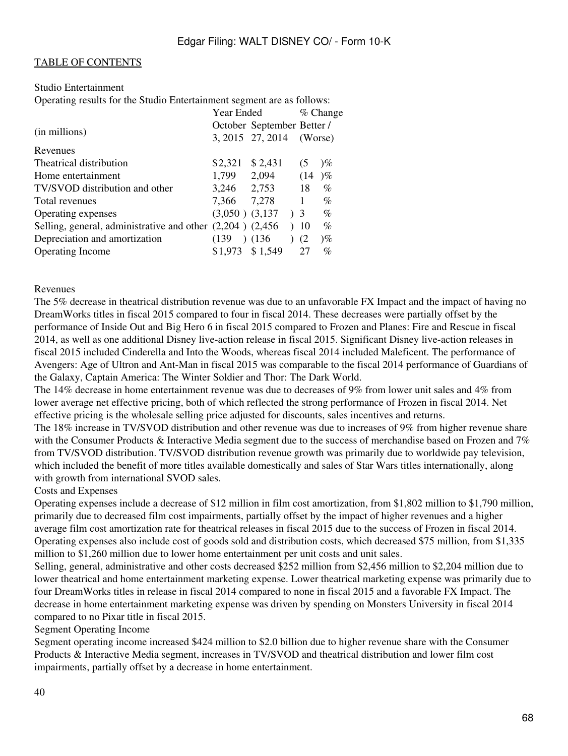Studio Entertainment

Operating results for the Studio Entertainment segment are as follows:

| (in millions) | Year Ended October 3, 2015 | Year Ended September 27, 2014 | % Change Better / (Worse) |
|---|---|---|---|
| Revenues | | | |
| Theatrical distribution | $2,321 | $ 2,431 | (5 )% |
| Home entertainment | 1,799 | 2,094 | (14 )% |
| TV/SVOD distribution and other | 3,246 | 2,753 | 18 % |
| Total revenues | 7,366 | 7,278 | 1 % |
| Operating expenses | (3,050 ) | (3,137 ) | 3 % |
| Selling, general, administrative and other | (2,204 ) | (2,456 ) | 10 % |
| Depreciation and amortization | (139 ) | (136 ) | (2 )% |
| Operating Income | $1,973 | $ 1,549 | 27 % |

Revenues

The 5% decrease in theatrical distribution revenue was due to an unfavorable FX Impact and the impact of having no DreamWorks titles in fiscal 2015 compared to four in fiscal 2014. These decreases were partially offset by the performance of Inside Out and Big Hero 6 in fiscal 2015 compared to Frozen and Planes: Fire and Rescue in fiscal 2014, as well as one additional Disney live-action release in fiscal 2015. Significant Disney live-action releases in fiscal 2015 included Cinderella and Into the Woods, whereas fiscal 2014 included Maleficent. The performance of Avengers: Age of Ultron and Ant-Man in fiscal 2015 was comparable to the fiscal 2014 performance of Guardians of the Galaxy, Captain America: The Winter Soldier and Thor: The Dark World.

The 14% decrease in home entertainment revenue was due to decreases of 9% from lower unit sales and 4% from lower average net effective pricing, both of which reflected the strong performance of Frozen in fiscal 2014. Net effective pricing is the wholesale selling price adjusted for discounts, sales incentives and returns.

The 18% increase in TV/SVOD distribution and other revenue was due to increases of 9% from higher revenue share with the Consumer Products & Interactive Media segment due to the success of merchandise based on Frozen and 7% from TV/SVOD distribution. TV/SVOD distribution revenue growth was primarily due to worldwide pay television, which included the benefit of more titles available domestically and sales of Star Wars titles internationally, along with growth from international SVOD sales.

Costs and Expenses

Operating expenses include a decrease of $12 million in film cost amortization, from $1,802 million to $1,790 million, primarily due to decreased film cost impairments, partially offset by the impact of higher revenues and a higher average film cost amortization rate for theatrical releases in fiscal 2015 due to the success of Frozen in fiscal 2014. Operating expenses also include cost of goods sold and distribution costs, which decreased $75 million, from $1,335 million to $1,260 million due to lower home entertainment per unit costs and unit sales.

Selling, general, administrative and other costs decreased $252 million from $2,456 million to $2,204 million due to lower theatrical and home entertainment marketing expense. Lower theatrical marketing expense was primarily due to four DreamWorks titles in release in fiscal 2014 compared to none in fiscal 2015 and a favorable FX Impact. The decrease in home entertainment marketing expense was driven by spending on Monsters University in fiscal 2014 compared to no Pixar title in fiscal 2015.

Segment Operating Income

Segment operating income increased $424 million to $2.0 billion due to higher revenue share with the Consumer Products & Interactive Media segment, increases in TV/SVOD and theatrical distribution and lower film cost impairments, partially offset by a decrease in home entertainment.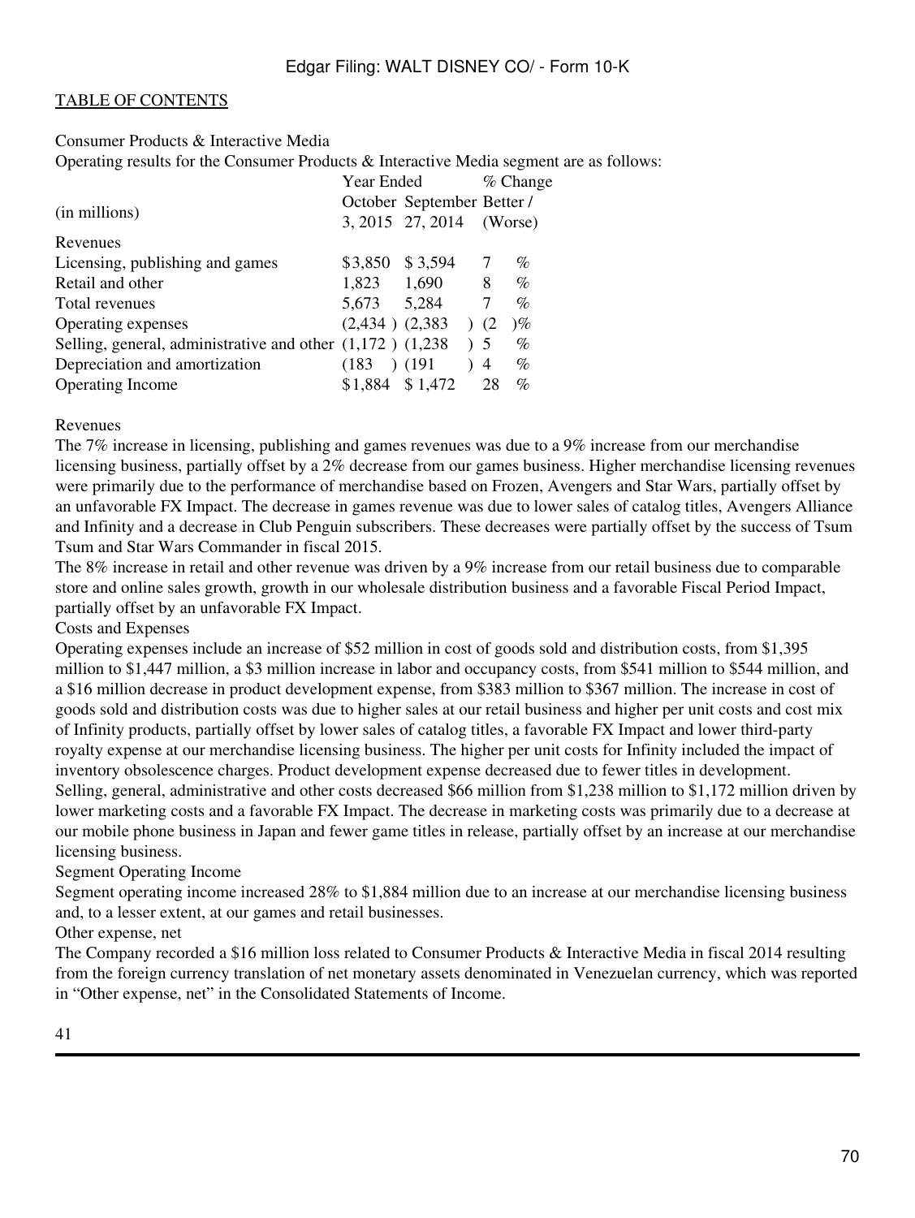Consumer Products & Interactive Media

Operating results for the Consumer Products & Interactive Media segment are as follows:

| (in millions) | Year Ended October 3, 2015 | Year Ended September 27, 2014 | % Change Better / (Worse) |
|---|---|---|---|
| Revenues | | | |
| Licensing, publishing and games | $3,850 | $ 3,594 | 7 % |
| Retail and other | 1,823 | 1,690 | 8 % |
| Total revenues | 5,673 | 5,284 | 7 % |
| Operating expenses | (2,434 ) | (2,383 ) | (2 )% |
| Selling, general, administrative and other | (1,172 ) | (1,238 ) | 5 % |
| Depreciation and amortization | (183 ) | (191 ) | 4 % |
| Operating Income | $1,884 | $ 1,472 | 28 % |

Revenues

The 7% increase in licensing, publishing and games revenues was due to a 9% increase from our merchandise licensing business, partially offset by a 2% decrease from our games business. Higher merchandise licensing revenues were primarily due to the performance of merchandise based on Frozen, Avengers and Star Wars, partially offset by an unfavorable FX Impact. The decrease in games revenue was due to lower sales of catalog titles, Avengers Alliance and Infinity and a decrease in Club Penguin subscribers. These decreases were partially offset by the success of Tsum Tsum and Star Wars Commander in fiscal 2015.

The 8% increase in retail and other revenue was driven by a 9% increase from our retail business due to comparable store and online sales growth, growth in our wholesale distribution business and a favorable Fiscal Period Impact, partially offset by an unfavorable FX Impact.

Costs and Expenses

Operating expenses include an increase of $52 million in cost of goods sold and distribution costs, from $1,395 million to $1,447 million, a $3 million increase in labor and occupancy costs, from $541 million to $544 million, and a $16 million decrease in product development expense, from $383 million to $367 million. The increase in cost of goods sold and distribution costs was due to higher sales at our retail business and higher per unit costs and cost mix of Infinity products, partially offset by lower sales of catalog titles, a favorable FX Impact and lower third-party royalty expense at our merchandise licensing business. The higher per unit costs for Infinity included the impact of inventory obsolescence charges. Product development expense decreased due to fewer titles in development.

Selling, general, administrative and other costs decreased $66 million from $1,238 million to $1,172 million driven by lower marketing costs and a favorable FX Impact. The decrease in marketing costs was primarily due to a decrease at our mobile phone business in Japan and fewer game titles in release, partially offset by an increase at our merchandise licensing business.

Segment Operating Income

Segment operating income increased 28% to $1,884 million due to an increase at our merchandise licensing business and, to a lesser extent, at our games and retail businesses.

Other expense, net

The Company recorded a $16 million loss related to Consumer Products & Interactive Media in fiscal 2014 resulting from the foreign currency translation of net monetary assets denominated in Venezuelan currency, which was reported in "Other expense, net" in the Consolidated Statements of Income.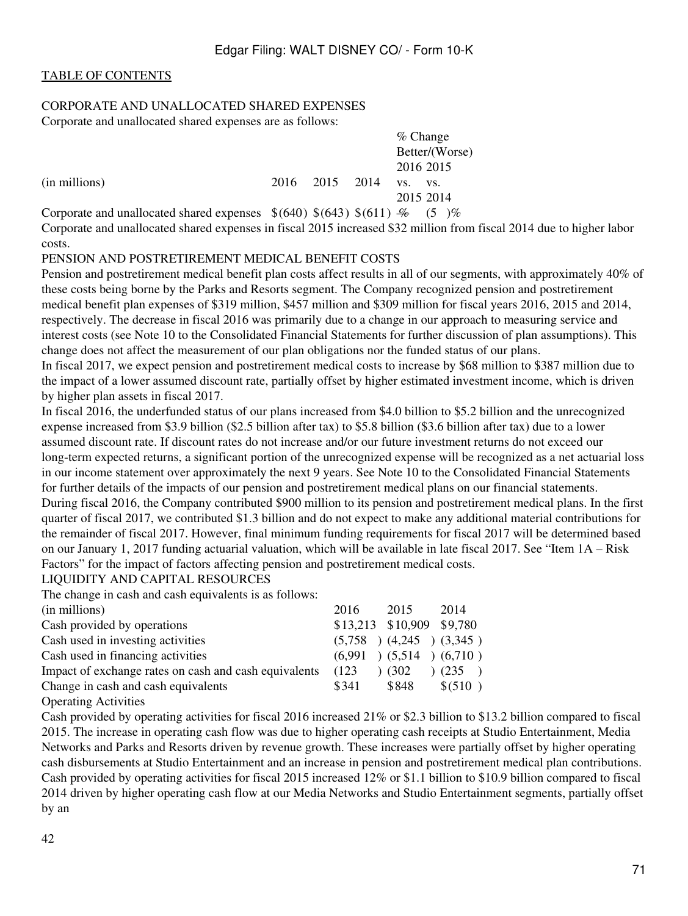TABLE OF CONTENTS

## CORPORATE AND UNALLOCATED SHARED EXPENSES

Corporate and unallocated shared expenses are as follows:

| (in millions) | 2016 | 2015 | 2014 | % Change Better/(Worse) 2016 vs. 2015 | % Change Better/(Worse) 2015 vs. 2014 |
|---|---|---|---|---|---|
| Corporate and unallocated shared expenses | $(640) | $(643) | $(611) | — % | (5 )% |

Corporate and unallocated shared expenses in fiscal 2015 increased $32 million from fiscal 2014 due to higher labor costs.

## PENSION AND POSTRETIREMENT MEDICAL BENEFIT COSTS

Pension and postretirement medical benefit plan costs affect results in all of our segments, with approximately 40% of these costs being borne by the Parks and Resorts segment. The Company recognized pension and postretirement medical benefit plan expenses of $319 million, $457 million and $309 million for fiscal years 2016, 2015 and 2014, respectively. The decrease in fiscal 2016 was primarily due to a change in our approach to measuring service and interest costs (see Note 10 to the Consolidated Financial Statements for further discussion of plan assumptions). This change does not affect the measurement of our plan obligations nor the funded status of our plans.

In fiscal 2017, we expect pension and postretirement medical costs to increase by $68 million to $387 million due to the impact of a lower assumed discount rate, partially offset by higher estimated investment income, which is driven by higher plan assets in fiscal 2017.

In fiscal 2016, the underfunded status of our plans increased from $4.0 billion to $5.2 billion and the unrecognized expense increased from $3.9 billion ($2.5 billion after tax) to $5.8 billion ($3.6 billion after tax) due to a lower assumed discount rate. If discount rates do not increase and/or our future investment returns do not exceed our long-term expected returns, a significant portion of the unrecognized expense will be recognized as a net actuarial loss in our income statement over approximately the next 9 years. See Note 10 to the Consolidated Financial Statements for further details of the impacts of our pension and postretirement medical plans on our financial statements.

During fiscal 2016, the Company contributed $900 million to its pension and postretirement medical plans. In the first quarter of fiscal 2017, we contributed $1.3 billion and do not expect to make any additional material contributions for the remainder of fiscal 2017. However, final minimum funding requirements for fiscal 2017 will be determined based on our January 1, 2017 funding actuarial valuation, which will be available in late fiscal 2017. See "Item 1A – Risk Factors" for the impact of factors affecting pension and postretirement medical costs.

## LIQUIDITY AND CAPITAL RESOURCES

The change in cash and cash equivalents is as follows:

| (in millions) | 2016 | 2015 | 2014 |
|---|---|---|---|
| Cash provided by operations | $13,213 | $10,909 | $9,780 |
| Cash used in investing activities | (5,758 ) | (4,245 ) | (3,345 ) |
| Cash used in financing activities | (6,991 ) | (5,514 ) | (6,710 ) |
| Impact of exchange rates on cash and cash equivalents | (123 ) | (302 ) | (235 ) |
| Change in cash and cash equivalents | $341 | $848 | $(510 ) |

### Operating Activities

Cash provided by operating activities for fiscal 2016 increased 21% or $2.3 billion to $13.2 billion compared to fiscal 2015. The increase in operating cash flow was due to higher operating cash receipts at Studio Entertainment, Media Networks and Parks and Resorts driven by revenue growth. These increases were partially offset by higher operating cash disbursements at Studio Entertainment and an increase in pension and postretirement medical plan contributions.

Cash provided by operating activities for fiscal 2015 increased 12% or $1.1 billion to $10.9 billion compared to fiscal 2014 driven by higher operating cash flow at our Media Networks and Studio Entertainment segments, partially offset by an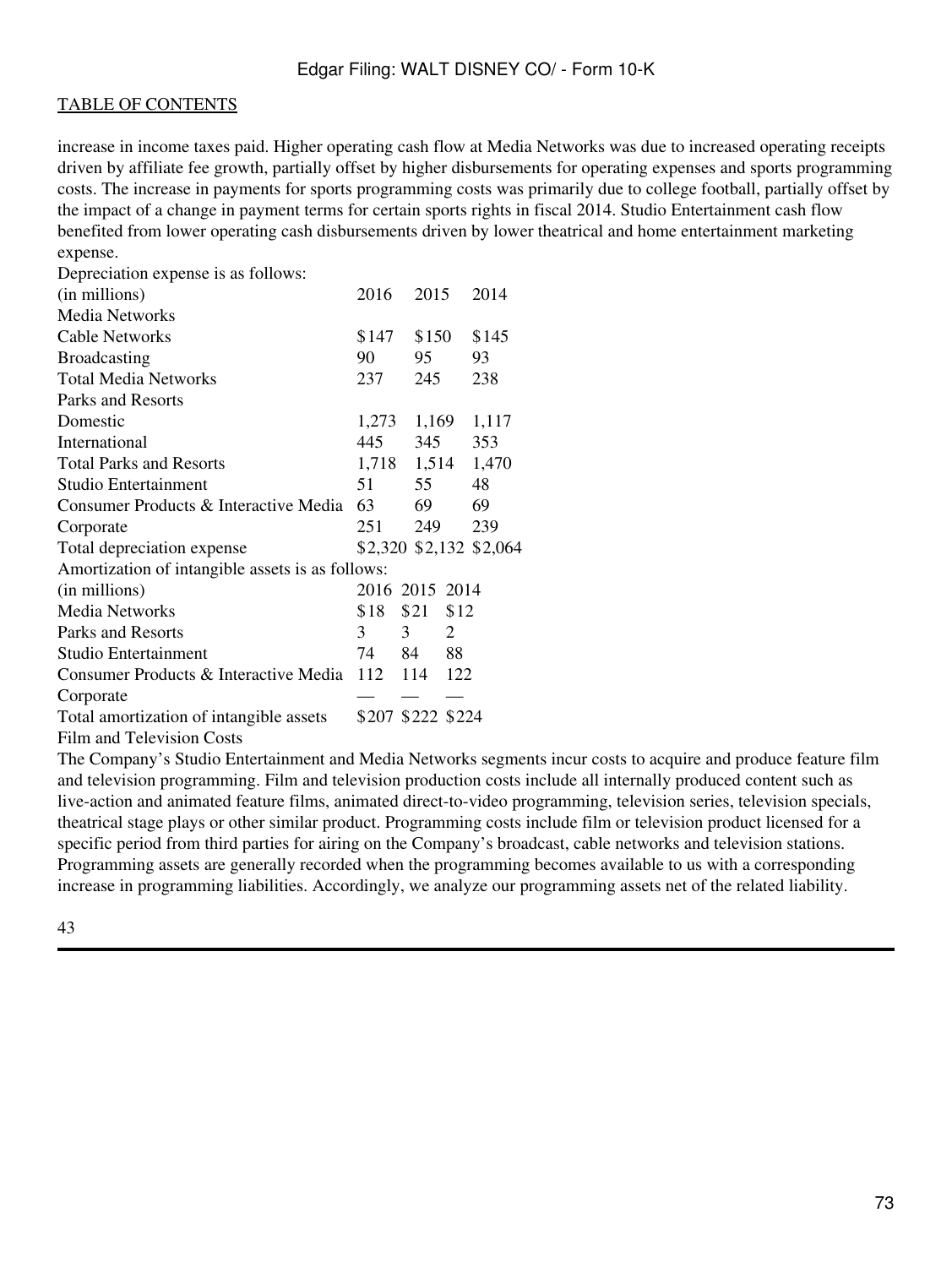increase in income taxes paid. Higher operating cash flow at Media Networks was due to increased operating receipts driven by affiliate fee growth, partially offset by higher disbursements for operating expenses and sports programming costs. The increase in payments for sports programming costs was primarily due to college football, partially offset by the impact of a change in payment terms for certain sports rights in fiscal 2014. Studio Entertainment cash flow benefited from lower operating cash disbursements driven by lower theatrical and home entertainment marketing expense.

Depreciation expense is as follows:

| (in millions) | 2016 | 2015 | 2014 |
|---|---|---|---|
| Media Networks | | | |
| Cable Networks | $147 | $150 | $145 |
| Broadcasting | 90 | 95 | 93 |
| Total Media Networks | 237 | 245 | 238 |
| Parks and Resorts | | | |
| Domestic | 1,273 | 1,169 | 1,117 |
| International | 445 | 345 | 353 |
| Total Parks and Resorts | 1,718 | 1,514 | 1,470 |
| Studio Entertainment | 51 | 55 | 48 |
| Consumer Products & Interactive Media | 63 | 69 | 69 |
| Corporate | 251 | 249 | 239 |
| Total depreciation expense | $2,320 | $2,132 | $2,064 |

Amortization of intangible assets is as follows:

| (in millions) | 2016 | 2015 | 2014 |
|---|---|---|---|
| Media Networks | $18 | $21 | $12 |
| Parks and Resorts | 3 | 3 | 2 |
| Studio Entertainment | 74 | 84 | 88 |
| Consumer Products & Interactive Media | 112 | 114 | 122 |
| Corporate | — | — | — |
| Total amortization of intangible assets | $207 | $222 | $224 |

Film and Television Costs

The Company's Studio Entertainment and Media Networks segments incur costs to acquire and produce feature film and television programming. Film and television production costs include all internally produced content such as live-action and animated feature films, animated direct-to-video programming, television series, television specials, theatrical stage plays or other similar product. Programming costs include film or television product licensed for a specific period from third parties for airing on the Company's broadcast, cable networks and television stations. Programming assets are generally recorded when the programming becomes available to us with a corresponding increase in programming liabilities. Accordingly, we analyze our programming assets net of the related liability.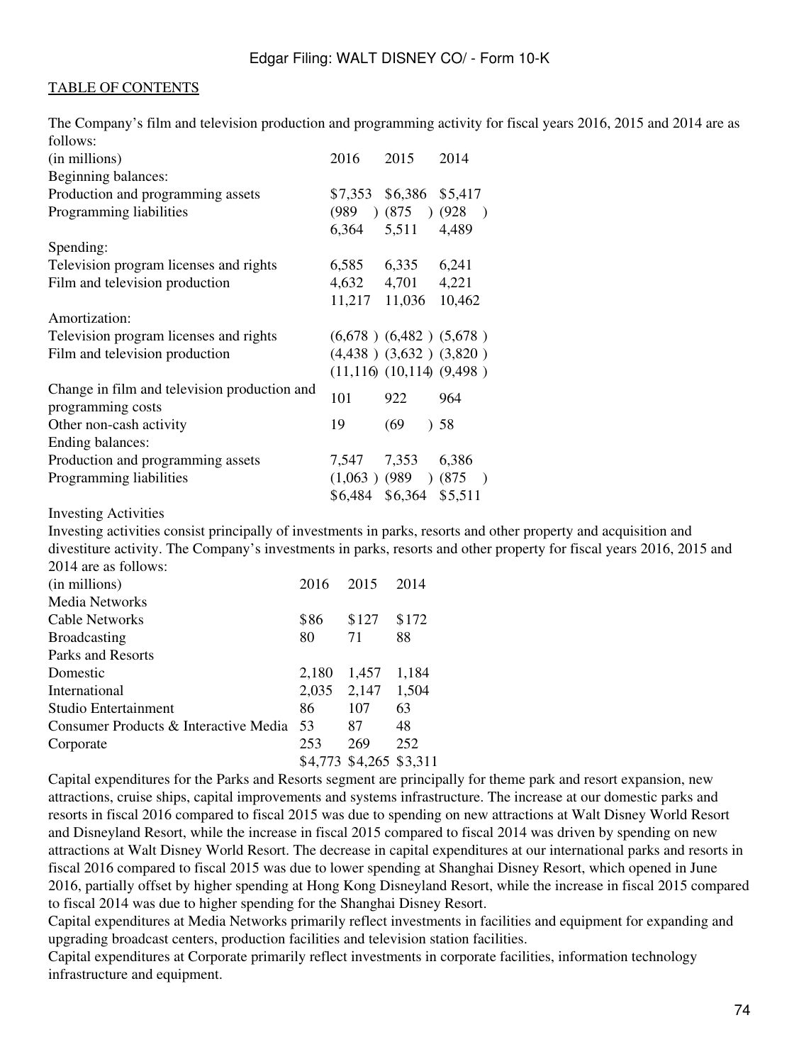The Company's film and television production and programming activity for fiscal years 2016, 2015 and 2014 are as follows:

| (in millions) | 2016 | 2015 | 2014 |
|---|---|---|---|
| Beginning balances: | | | |
| Production and programming assets | $7,353 | $6,386 | $5,417 |
| Programming liabilities | (989 ) | (875 ) | (928 ) |
| | 6,364 | 5,511 | 4,489 |
| Spending: | | | |
| Television program licenses and rights | 6,585 | 6,335 | 6,241 |
| Film and television production | 4,632 | 4,701 | 4,221 |
| | 11,217 | 11,036 | 10,462 |
| Amortization: | | | |
| Television program licenses and rights | (6,678 ) | (6,482 ) | (5,678 ) |
| Film and television production | (4,438 ) | (3,632 ) | (3,820 ) |
| | (11,116) | (10,114) | (9,498 ) |
| Change in film and television production and programming costs | 101 | 922 | 964 |
| Other non-cash activity | 19 | (69 ) | 58 |
| Ending balances: | | | |
| Production and programming assets | 7,547 | 7,353 | 6,386 |
| Programming liabilities | (1,063 ) | (989 ) | (875 ) |
| | $6,484 | $6,364 | $5,511 |

Investing Activities

Investing activities consist principally of investments in parks, resorts and other property and acquisition and divestiture activity. The Company's investments in parks, resorts and other property for fiscal years 2016, 2015 and 2014 are as follows:

| (in millions) | 2016 | 2015 | 2014 |
|---|---|---|---|
| Media Networks | | | |
| Cable Networks | $86 | $127 | $172 |
| Broadcasting | 80 | 71 | 88 |
| Parks and Resorts | | | |
| Domestic | 2,180 | 1,457 | 1,184 |
| International | 2,035 | 2,147 | 1,504 |
| Studio Entertainment | 86 | 107 | 63 |
| Consumer Products & Interactive Media | 53 | 87 | 48 |
| Corporate | 253 | 269 | 252 |
| | $4,773 | $4,265 | $3,311 |

Capital expenditures for the Parks and Resorts segment are principally for theme park and resort expansion, new attractions, cruise ships, capital improvements and systems infrastructure. The increase at our domestic parks and resorts in fiscal 2016 compared to fiscal 2015 was due to spending on new attractions at Walt Disney World Resort and Disneyland Resort, while the increase in fiscal 2015 compared to fiscal 2014 was driven by spending on new attractions at Walt Disney World Resort. The decrease in capital expenditures at our international parks and resorts in fiscal 2016 compared to fiscal 2015 was due to lower spending at Shanghai Disney Resort, which opened in June 2016, partially offset by higher spending at Hong Kong Disneyland Resort, while the increase in fiscal 2015 compared to fiscal 2014 was due to higher spending for the Shanghai Disney Resort.

Capital expenditures at Media Networks primarily reflect investments in facilities and equipment for expanding and upgrading broadcast centers, production facilities and television station facilities.

Capital expenditures at Corporate primarily reflect investments in corporate facilities, information technology infrastructure and equipment.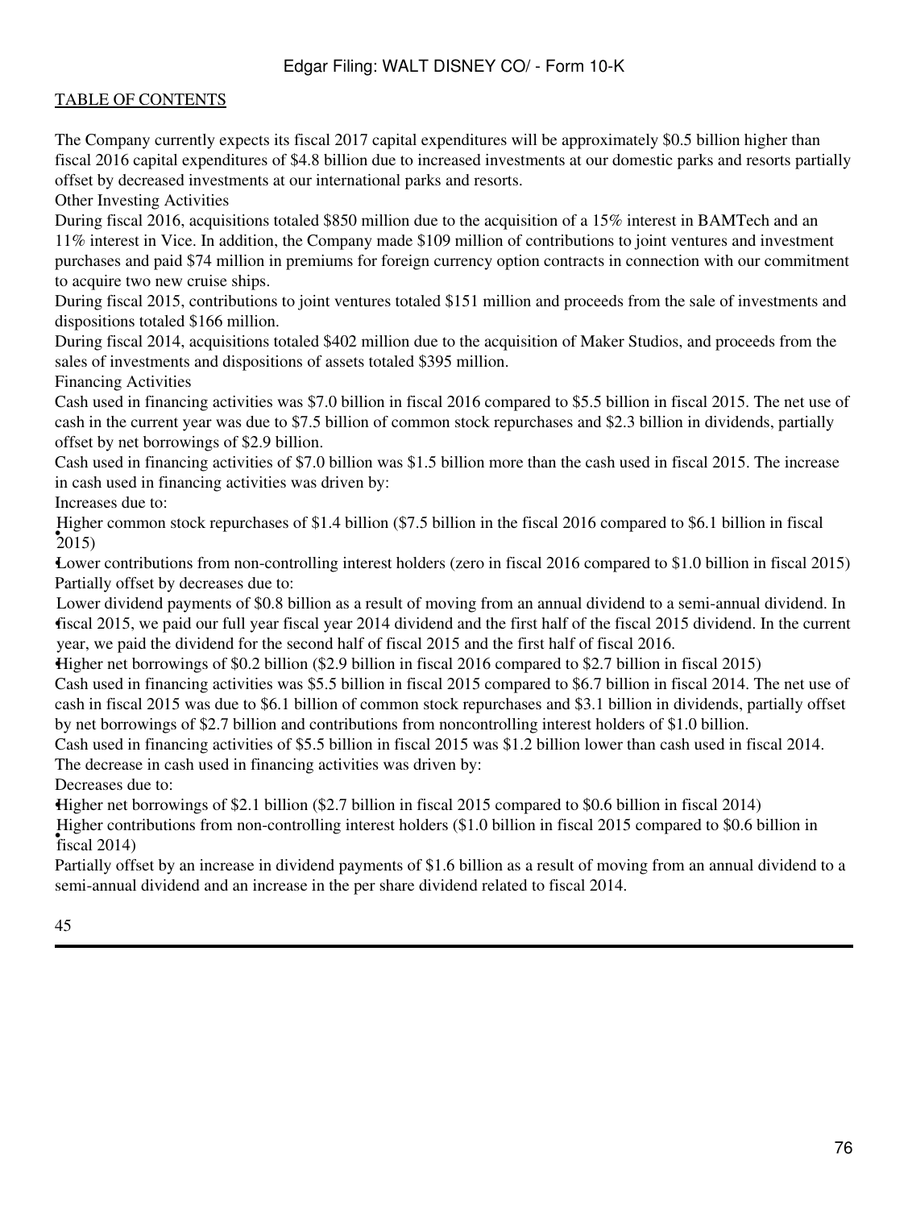The Company currently expects its fiscal 2017 capital expenditures will be approximately $0.5 billion higher than fiscal 2016 capital expenditures of $4.8 billion due to increased investments at our domestic parks and resorts partially offset by decreased investments at our international parks and resorts.

Other Investing Activities

During fiscal 2016, acquisitions totaled $850 million due to the acquisition of a 15% interest in BAMTech and an 11% interest in Vice. In addition, the Company made $109 million of contributions to joint ventures and investment purchases and paid $74 million in premiums for foreign currency option contracts in connection with our commitment to acquire two new cruise ships.

During fiscal 2015, contributions to joint ventures totaled $151 million and proceeds from the sale of investments and dispositions totaled $166 million.

During fiscal 2014, acquisitions totaled $402 million due to the acquisition of Maker Studios, and proceeds from the sales of investments and dispositions of assets totaled $395 million.

Financing Activities

Cash used in financing activities was $7.0 billion in fiscal 2016 compared to $5.5 billion in fiscal 2015. The net use of cash in the current year was due to $7.5 billion of common stock repurchases and $2.3 billion in dividends, partially offset by net borrowings of $2.9 billion.

Cash used in financing activities of $7.0 billion was $1.5 billion more than the cash used in fiscal 2015. The increase in cash used in financing activities was driven by:

Increases due to:

- Higher common stock repurchases of $1.4 billion ($7.5 billion in the fiscal 2016 compared to $6.1 billion in fiscal 2015)
- Lower contributions from non-controlling interest holders (zero in fiscal 2016 compared to $1.0 billion in fiscal 2015)

Partially offset by decreases due to:

- Lower dividend payments of $0.8 billion as a result of moving from an annual dividend to a semi-annual dividend. In fiscal 2015, we paid our full year fiscal year 2014 dividend and the first half of the fiscal 2015 dividend. In the current year, we paid the dividend for the second half of fiscal 2015 and the first half of fiscal 2016.
- Higher net borrowings of $0.2 billion ($2.9 billion in fiscal 2016 compared to $2.7 billion in fiscal 2015)

Cash used in financing activities was $5.5 billion in fiscal 2015 compared to $6.7 billion in fiscal 2014. The net use of cash in fiscal 2015 was due to $6.1 billion of common stock repurchases and $3.1 billion in dividends, partially offset by net borrowings of $2.7 billion and contributions from noncontrolling interest holders of $1.0 billion.

Cash used in financing activities of $5.5 billion in fiscal 2015 was $1.2 billion lower than cash used in fiscal 2014. The decrease in cash used in financing activities was driven by:

Decreases due to:

- Higher net borrowings of $2.1 billion ($2.7 billion in fiscal 2015 compared to $0.6 billion in fiscal 2014)
- Higher contributions from non-controlling interest holders ($1.0 billion in fiscal 2015 compared to $0.6 billion in fiscal 2014)

Partially offset by an increase in dividend payments of $1.6 billion as a result of moving from an annual dividend to a semi-annual dividend and an increase in the per share dividend related to fiscal 2014.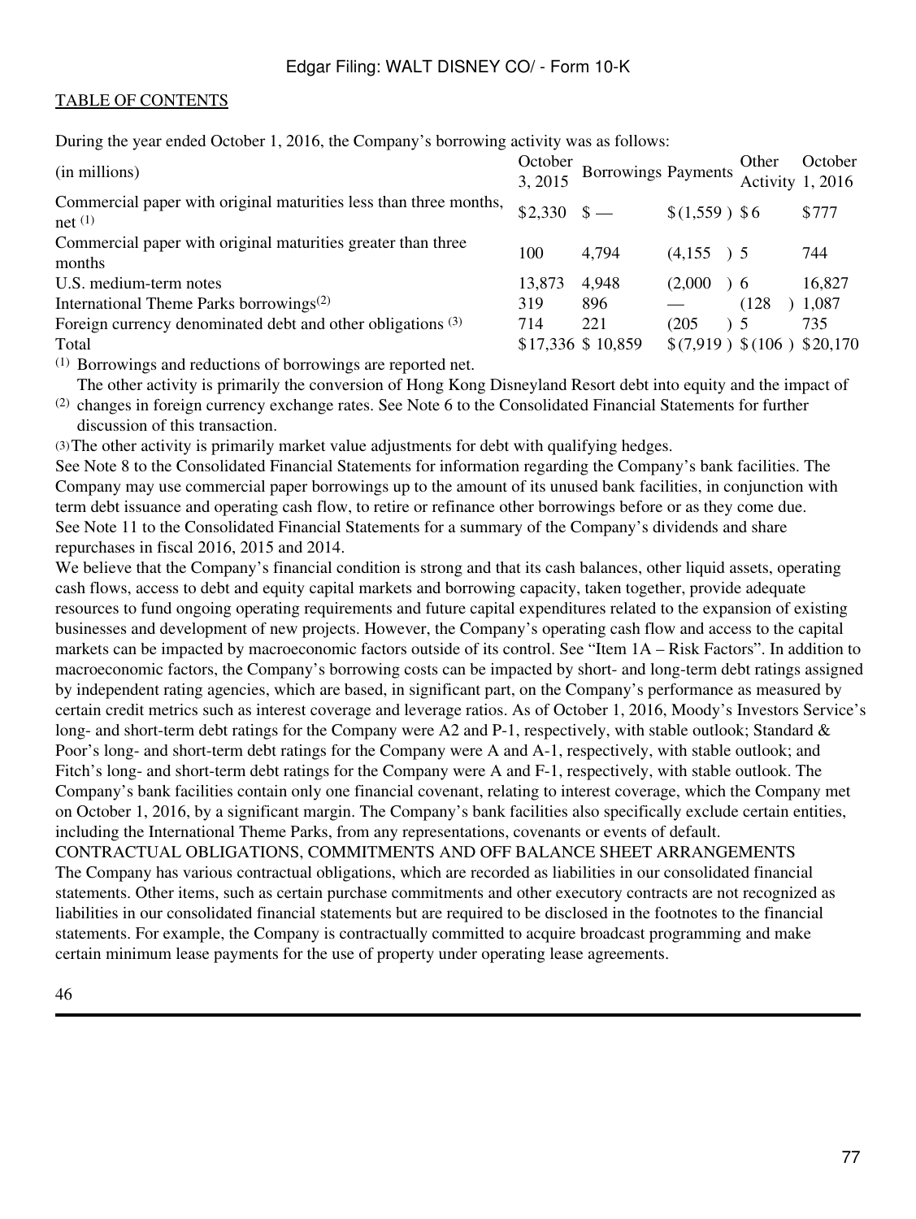During the year ended October 1, 2016, the Company's borrowing activity was as follows:

| (in millions) | October 3, 2015 | Borrowings | Payments | Other Activity | October 1, 2016 |
|---|---|---|---|---|---|
| Commercial paper with original maturities less than three months, net [(1)] | $2,330 | $ — | $(1,559) | $6 | $777 |
| Commercial paper with original maturities greater than three months | 100 | 4,794 | (4,155) | 5 | 744 |
| U.S. medium-term notes | 13,873 | 4,948 | (2,000) | 6 | 16,827 |
| International Theme Parks borrowings[(2)] | 319 | 896 | — | (128) | 1,087 |
| Foreign currency denominated debt and other obligations [(3)] | 714 | 221 | (205) | 5 | 735 |
| Total | $17,336 | $10,859 | $(7,919) | $(106) | $20,170 |

(1) Borrowings and reductions of borrowings are reported net.

(2) The other activity is primarily the conversion of Hong Kong Disneyland Resort debt into equity and the impact of changes in foreign currency exchange rates. See Note 6 to the Consolidated Financial Statements for further discussion of this transaction.

(3) The other activity is primarily market value adjustments for debt with qualifying hedges.

See Note 8 to the Consolidated Financial Statements for information regarding the Company's bank facilities. The Company may use commercial paper borrowings up to the amount of its unused bank facilities, in conjunction with term debt issuance and operating cash flow, to retire or refinance other borrowings before or as they come due.

See Note 11 to the Consolidated Financial Statements for a summary of the Company's dividends and share repurchases in fiscal 2016, 2015 and 2014.

We believe that the Company's financial condition is strong and that its cash balances, other liquid assets, operating cash flows, access to debt and equity capital markets and borrowing capacity, taken together, provide adequate resources to fund ongoing operating requirements and future capital expenditures related to the expansion of existing businesses and development of new projects. However, the Company's operating cash flow and access to the capital markets can be impacted by macroeconomic factors outside of its control. See "Item 1A – Risk Factors". In addition to macroeconomic factors, the Company's borrowing costs can be impacted by short- and long-term debt ratings assigned by independent rating agencies, which are based, in significant part, on the Company's performance as measured by certain credit metrics such as interest coverage and leverage ratios. As of October 1, 2016, Moody's Investors Service's long- and short-term debt ratings for the Company were A2 and P-1, respectively, with stable outlook; Standard & Poor's long- and short-term debt ratings for the Company were A and A-1, respectively, with stable outlook; and Fitch's long- and short-term debt ratings for the Company were A and F-1, respectively, with stable outlook. The Company's bank facilities contain only one financial covenant, relating to interest coverage, which the Company met on October 1, 2016, by a significant margin. The Company's bank facilities also specifically exclude certain entities, including the International Theme Parks, from any representations, covenants or events of default.

## CONTRACTUAL OBLIGATIONS, COMMITMENTS AND OFF BALANCE SHEET ARRANGEMENTS

The Company has various contractual obligations, which are recorded as liabilities in our consolidated financial statements. Other items, such as certain purchase commitments and other executory contracts are not recognized as liabilities in our consolidated financial statements but are required to be disclosed in the footnotes to the financial statements. For example, the Company is contractually committed to acquire broadcast programming and make certain minimum lease payments for the use of property under operating lease agreements.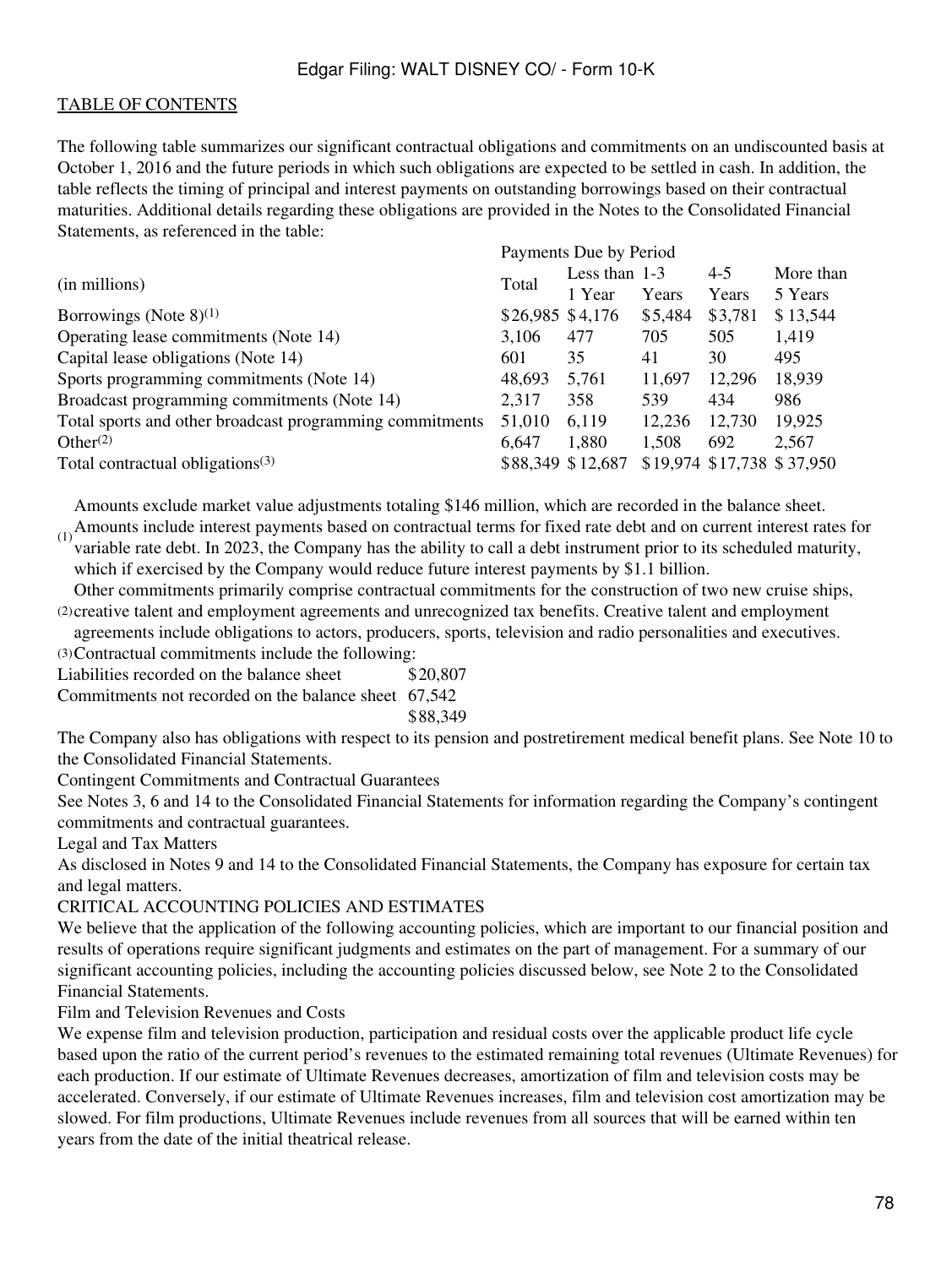TABLE OF CONTENTS

The following table summarizes our significant contractual obligations and commitments on an undiscounted basis at October 1, 2016 and the future periods in which such obligations are expected to be settled in cash. In addition, the table reflects the timing of principal and interest payments on outstanding borrowings based on their contractual maturities. Additional details regarding these obligations are provided in the Notes to the Consolidated Financial Statements, as referenced in the table:

| (in millions) | Payments Due by Period | | | | |
|---|---|---|---|---|---|
| | Total | Less than 1 Year | 1-3 Years | 4-5 Years | More than 5 Years |
| Borrowings (Note 8)[1] | $26,985 | $4,176 | $5,484 | $3,781 | $13,544 |
| Operating lease commitments (Note 14) | 3,106 | 477 | 705 | 505 | 1,419 |
| Capital lease obligations (Note 14) | 601 | 35 | 41 | 30 | 495 |
| Sports programming commitments (Note 14) | 48,693 | 5,761 | 11,697 | 12,296 | 18,939 |
| Broadcast programming commitments (Note 14) | 2,317 | 358 | 539 | 434 | 986 |
| Total sports and other broadcast programming commitments | 51,010 | 6,119 | 12,236 | 12,730 | 19,925 |
| Other[2] | 6,647 | 1,880 | 1,508 | 692 | 2,567 |
| Total contractual obligations[3] | $88,349 | $12,687 | $19,974 | $17,738 | $37,950 |

(1) Amounts exclude market value adjustments totaling $146 million, which are recorded in the balance sheet. Amounts include interest payments based on contractual terms for fixed rate debt and on current interest rates for variable rate debt. In 2023, the Company has the ability to call a debt instrument prior to its scheduled maturity, which if exercised by the Company would reduce future interest payments by $1.1 billion.

(2) Other commitments primarily comprise contractual commitments for the construction of two new cruise ships, creative talent and employment agreements and unrecognized tax benefits. Creative talent and employment agreements include obligations to actors, producers, sports, television and radio personalities and executives.

(3) Contractual commitments include the following:

| | |
|---|---|
| Liabilities recorded on the balance sheet | $20,807 |
| Commitments not recorded on the balance sheet | 67,542 |
| | $88,349 |

The Company also has obligations with respect to its pension and postretirement medical benefit plans. See Note 10 to the Consolidated Financial Statements.

Contingent Commitments and Contractual Guarantees

See Notes 3, 6 and 14 to the Consolidated Financial Statements for information regarding the Company's contingent commitments and contractual guarantees.

Legal and Tax Matters

As disclosed in Notes 9 and 14 to the Consolidated Financial Statements, the Company has exposure for certain tax and legal matters.

CRITICAL ACCOUNTING POLICIES AND ESTIMATES

We believe that the application of the following accounting policies, which are important to our financial position and results of operations require significant judgments and estimates on the part of management. For a summary of our significant accounting policies, including the accounting policies discussed below, see Note 2 to the Consolidated Financial Statements.

Film and Television Revenues and Costs

We expense film and television production, participation and residual costs over the applicable product life cycle based upon the ratio of the current period's revenues to the estimated remaining total revenues (Ultimate Revenues) for each production. If our estimate of Ultimate Revenues decreases, amortization of film and television costs may be accelerated. Conversely, if our estimate of Ultimate Revenues increases, film and television cost amortization may be slowed. For film productions, Ultimate Revenues include revenues from all sources that will be earned within ten years from the date of the initial theatrical release.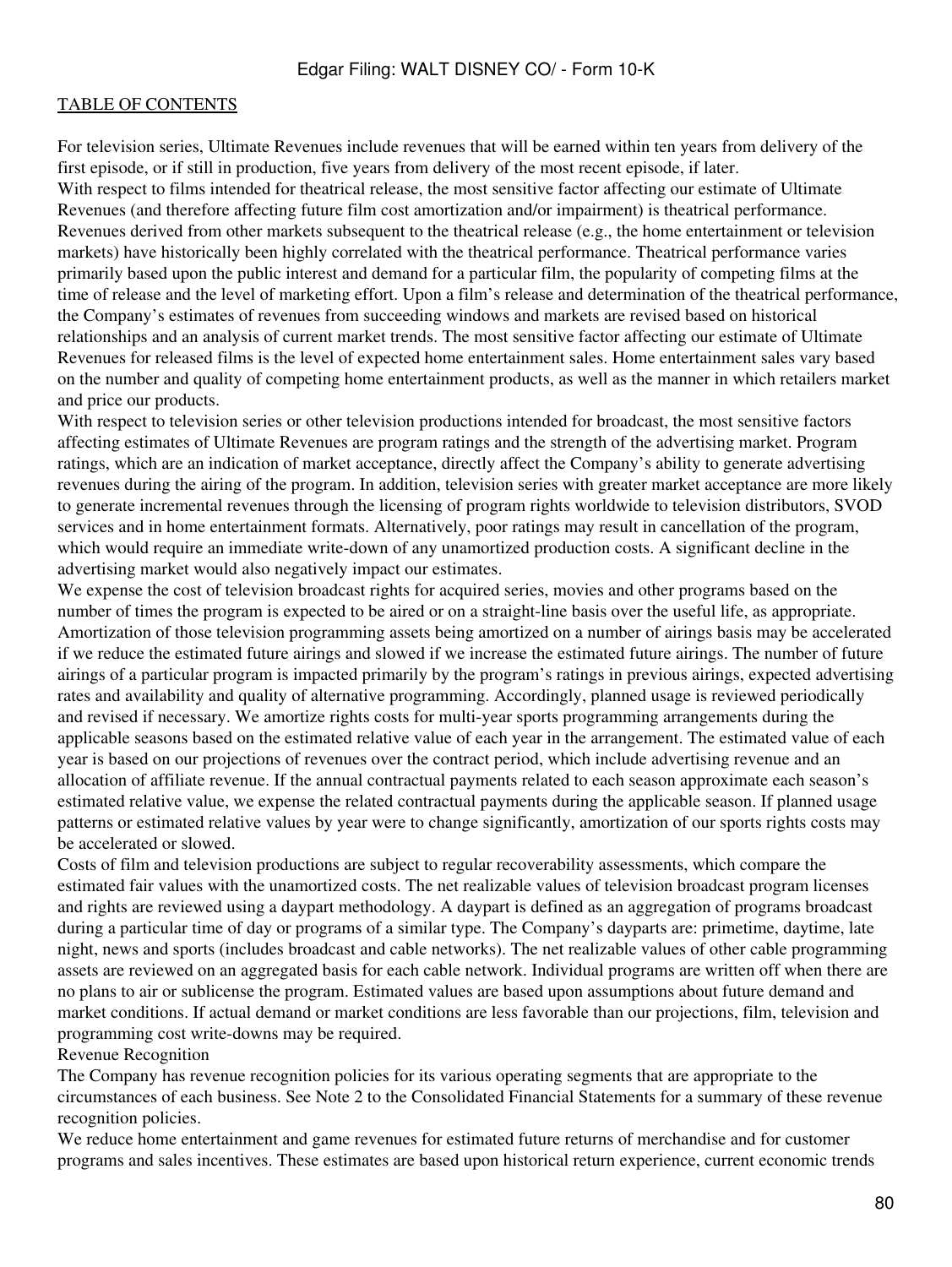For television series, Ultimate Revenues include revenues that will be earned within ten years from delivery of the first episode, or if still in production, five years from delivery of the most recent episode, if later.

With respect to films intended for theatrical release, the most sensitive factor affecting our estimate of Ultimate Revenues (and therefore affecting future film cost amortization and/or impairment) is theatrical performance. Revenues derived from other markets subsequent to the theatrical release (e.g., the home entertainment or television markets) have historically been highly correlated with the theatrical performance. Theatrical performance varies primarily based upon the public interest and demand for a particular film, the popularity of competing films at the time of release and the level of marketing effort. Upon a film's release and determination of the theatrical performance, the Company's estimates of revenues from succeeding windows and markets are revised based on historical relationships and an analysis of current market trends. The most sensitive factor affecting our estimate of Ultimate Revenues for released films is the level of expected home entertainment sales. Home entertainment sales vary based on the number and quality of competing home entertainment products, as well as the manner in which retailers market and price our products.

With respect to television series or other television productions intended for broadcast, the most sensitive factors affecting estimates of Ultimate Revenues are program ratings and the strength of the advertising market. Program ratings, which are an indication of market acceptance, directly affect the Company's ability to generate advertising revenues during the airing of the program. In addition, television series with greater market acceptance are more likely to generate incremental revenues through the licensing of program rights worldwide to television distributors, SVOD services and in home entertainment formats. Alternatively, poor ratings may result in cancellation of the program, which would require an immediate write-down of any unamortized production costs. A significant decline in the advertising market would also negatively impact our estimates.

We expense the cost of television broadcast rights for acquired series, movies and other programs based on the number of times the program is expected to be aired or on a straight-line basis over the useful life, as appropriate. Amortization of those television programming assets being amortized on a number of airings basis may be accelerated if we reduce the estimated future airings and slowed if we increase the estimated future airings. The number of future airings of a particular program is impacted primarily by the program's ratings in previous airings, expected advertising rates and availability and quality of alternative programming. Accordingly, planned usage is reviewed periodically and revised if necessary. We amortize rights costs for multi-year sports programming arrangements during the applicable seasons based on the estimated relative value of each year in the arrangement. The estimated value of each year is based on our projections of revenues over the contract period, which include advertising revenue and an allocation of affiliate revenue. If the annual contractual payments related to each season approximate each season's estimated relative value, we expense the related contractual payments during the applicable season. If planned usage patterns or estimated relative values by year were to change significantly, amortization of our sports rights costs may be accelerated or slowed.

Costs of film and television productions are subject to regular recoverability assessments, which compare the estimated fair values with the unamortized costs. The net realizable values of television broadcast program licenses and rights are reviewed using a daypart methodology. A daypart is defined as an aggregation of programs broadcast during a particular time of day or programs of a similar type. The Company's dayparts are: primetime, daytime, late night, news and sports (includes broadcast and cable networks). The net realizable values of other cable programming assets are reviewed on an aggregated basis for each cable network. Individual programs are written off when there are no plans to air or sublicense the program. Estimated values are based upon assumptions about future demand and market conditions. If actual demand or market conditions are less favorable than our projections, film, television and programming cost write-downs may be required.

## Revenue Recognition

The Company has revenue recognition policies for its various operating segments that are appropriate to the circumstances of each business. See Note 2 to the Consolidated Financial Statements for a summary of these revenue recognition policies.

We reduce home entertainment and game revenues for estimated future returns of merchandise and for customer programs and sales incentives. These estimates are based upon historical return experience, current economic trends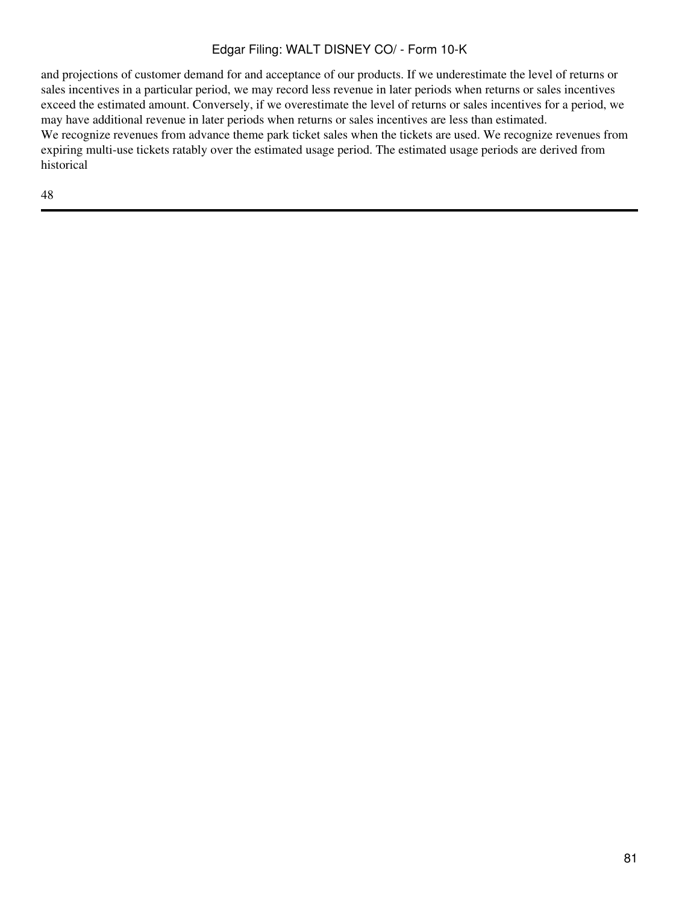and projections of customer demand for and acceptance of our products. If we underestimate the level of returns or sales incentives in a particular period, we may record less revenue in later periods when returns or sales incentives exceed the estimated amount. Conversely, if we overestimate the level of returns or sales incentives for a period, we may have additional revenue in later periods when returns or sales incentives are less than estimated.

We recognize revenues from advance theme park ticket sales when the tickets are used. We recognize revenues from expiring multi-use tickets ratably over the estimated usage period. The estimated usage periods are derived from historical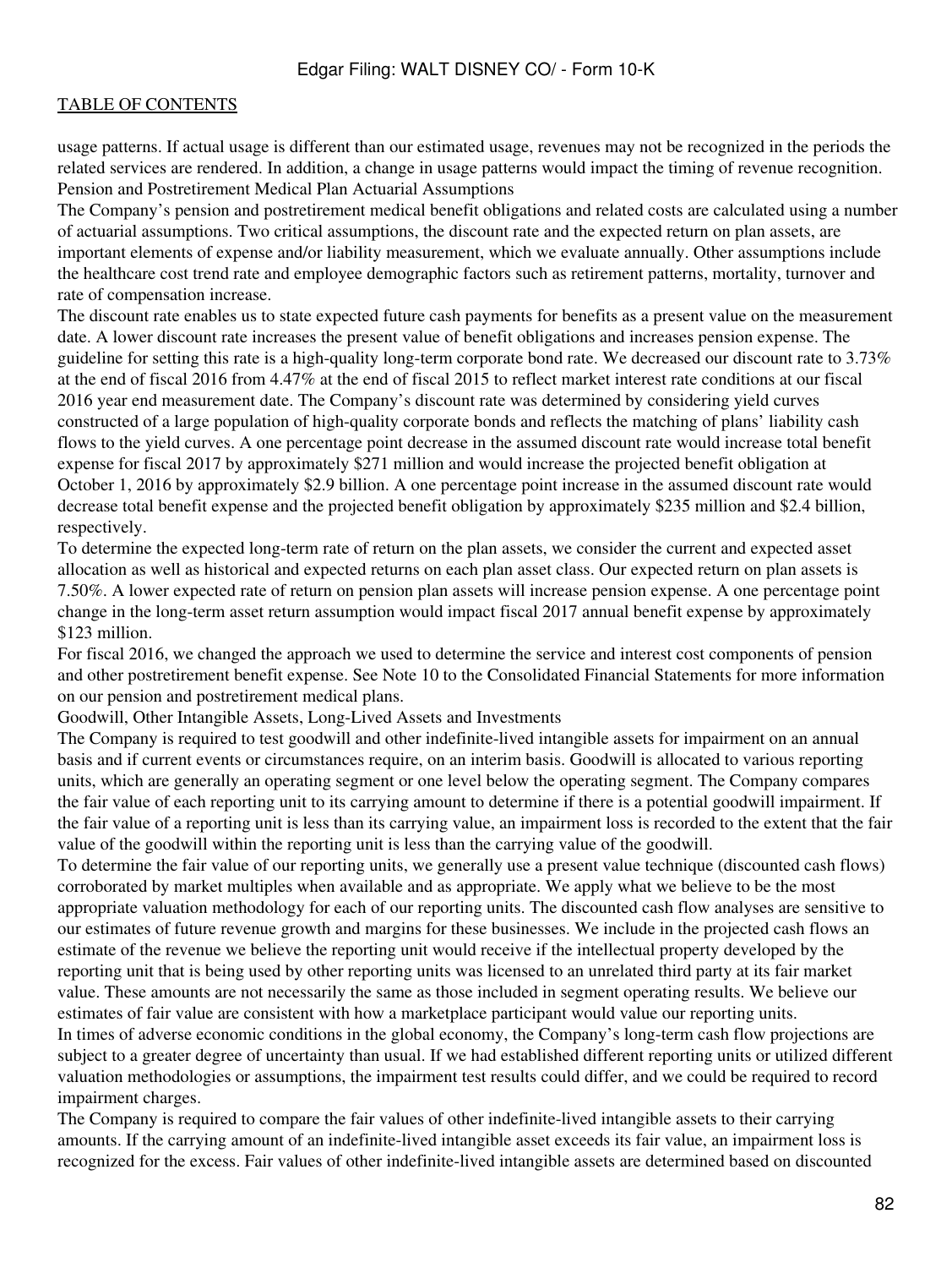usage patterns. If actual usage is different than our estimated usage, revenues may not be recognized in the periods the related services are rendered. In addition, a change in usage patterns would impact the timing of revenue recognition.

### Pension and Postretirement Medical Plan Actuarial Assumptions

The Company's pension and postretirement medical benefit obligations and related costs are calculated using a number of actuarial assumptions. Two critical assumptions, the discount rate and the expected return on plan assets, are important elements of expense and/or liability measurement, which we evaluate annually. Other assumptions include the healthcare cost trend rate and employee demographic factors such as retirement patterns, mortality, turnover and rate of compensation increase.

The discount rate enables us to state expected future cash payments for benefits as a present value on the measurement date. A lower discount rate increases the present value of benefit obligations and increases pension expense. The guideline for setting this rate is a high-quality long-term corporate bond rate. We decreased our discount rate to 3.73% at the end of fiscal 2016 from 4.47% at the end of fiscal 2015 to reflect market interest rate conditions at our fiscal 2016 year end measurement date. The Company's discount rate was determined by considering yield curves constructed of a large population of high-quality corporate bonds and reflects the matching of plans' liability cash flows to the yield curves. A one percentage point decrease in the assumed discount rate would increase total benefit expense for fiscal 2017 by approximately $271 million and would increase the projected benefit obligation at October 1, 2016 by approximately $2.9 billion. A one percentage point increase in the assumed discount rate would decrease total benefit expense and the projected benefit obligation by approximately $235 million and $2.4 billion, respectively.

To determine the expected long-term rate of return on the plan assets, we consider the current and expected asset allocation as well as historical and expected returns on each plan asset class. Our expected return on plan assets is 7.50%. A lower expected rate of return on pension plan assets will increase pension expense. A one percentage point change in the long-term asset return assumption would impact fiscal 2017 annual benefit expense by approximately $123 million.

For fiscal 2016, we changed the approach we used to determine the service and interest cost components of pension and other postretirement benefit expense. See Note 10 to the Consolidated Financial Statements for more information on our pension and postretirement medical plans.

### Goodwill, Other Intangible Assets, Long-Lived Assets and Investments

The Company is required to test goodwill and other indefinite-lived intangible assets for impairment on an annual basis and if current events or circumstances require, on an interim basis. Goodwill is allocated to various reporting units, which are generally an operating segment or one level below the operating segment. The Company compares the fair value of each reporting unit to its carrying amount to determine if there is a potential goodwill impairment. If the fair value of a reporting unit is less than its carrying value, an impairment loss is recorded to the extent that the fair value of the goodwill within the reporting unit is less than the carrying value of the goodwill.

To determine the fair value of our reporting units, we generally use a present value technique (discounted cash flows) corroborated by market multiples when available and as appropriate. We apply what we believe to be the most appropriate valuation methodology for each of our reporting units. The discounted cash flow analyses are sensitive to our estimates of future revenue growth and margins for these businesses. We include in the projected cash flows an estimate of the revenue we believe the reporting unit would receive if the intellectual property developed by the reporting unit that is being used by other reporting units was licensed to an unrelated third party at its fair market value. These amounts are not necessarily the same as those included in segment operating results. We believe our estimates of fair value are consistent with how a marketplace participant would value our reporting units.

In times of adverse economic conditions in the global economy, the Company's long-term cash flow projections are subject to a greater degree of uncertainty than usual. If we had established different reporting units or utilized different valuation methodologies or assumptions, the impairment test results could differ, and we could be required to record impairment charges.

The Company is required to compare the fair values of other indefinite-lived intangible assets to their carrying amounts. If the carrying amount of an indefinite-lived intangible asset exceeds its fair value, an impairment loss is recognized for the excess. Fair values of other indefinite-lived intangible assets are determined based on discounted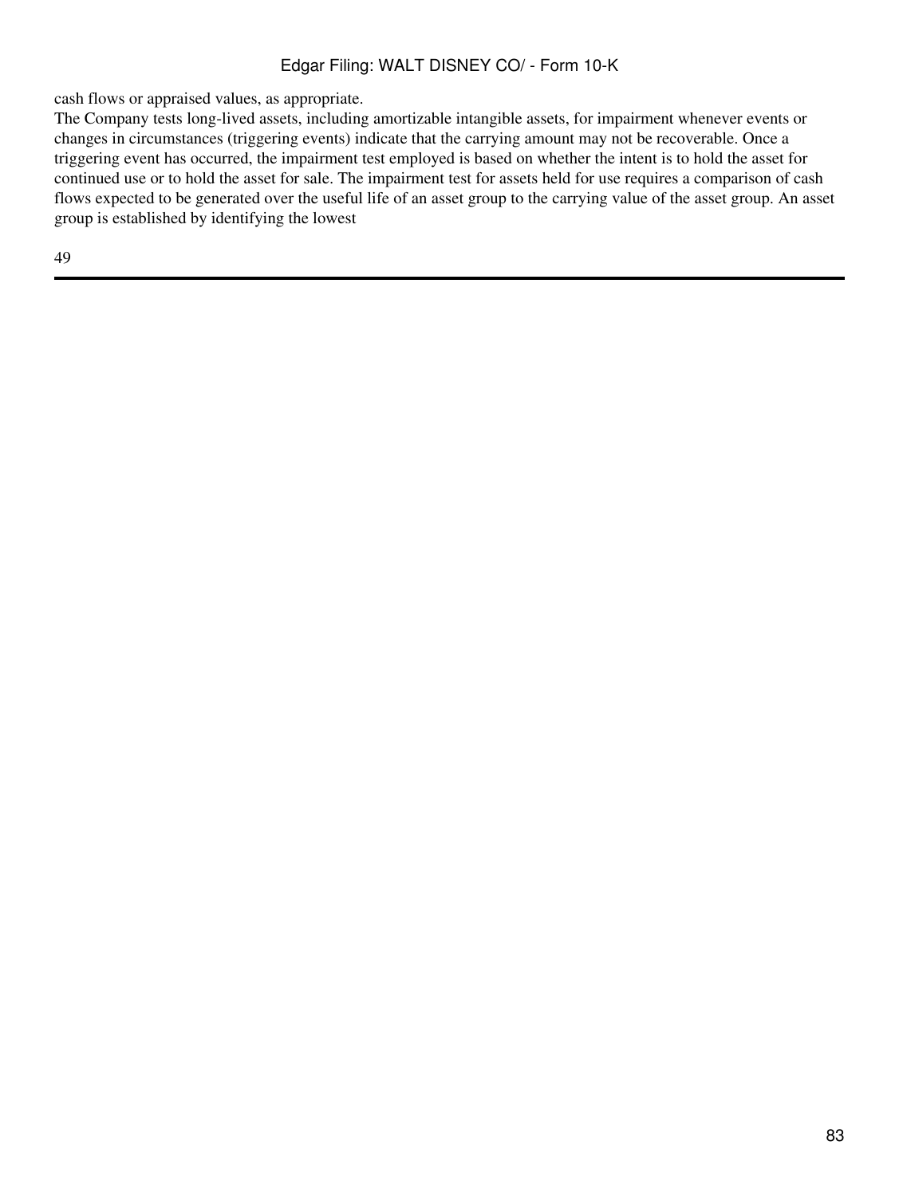cash flows or appraised values, as appropriate.

The Company tests long-lived assets, including amortizable intangible assets, for impairment whenever events or changes in circumstances (triggering events) indicate that the carrying amount may not be recoverable. Once a triggering event has occurred, the impairment test employed is based on whether the intent is to hold the asset for continued use or to hold the asset for sale. The impairment test for assets held for use requires a comparison of cash flows expected to be generated over the useful life of an asset group to the carrying value of the asset group. An asset group is established by identifying the lowest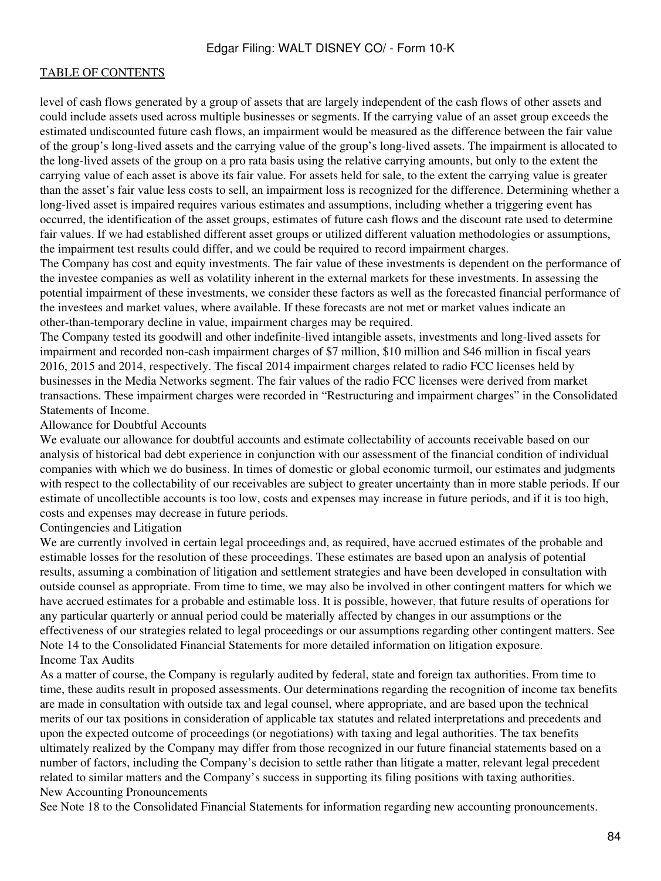level of cash flows generated by a group of assets that are largely independent of the cash flows of other assets and could include assets used across multiple businesses or segments. If the carrying value of an asset group exceeds the estimated undiscounted future cash flows, an impairment would be measured as the difference between the fair value of the group's long-lived assets and the carrying value of the group's long-lived assets. The impairment is allocated to the long-lived assets of the group on a pro rata basis using the relative carrying amounts, but only to the extent the carrying value of each asset is above its fair value. For assets held for sale, to the extent the carrying value is greater than the asset's fair value less costs to sell, an impairment loss is recognized for the difference. Determining whether a long-lived asset is impaired requires various estimates and assumptions, including whether a triggering event has occurred, the identification of the asset groups, estimates of future cash flows and the discount rate used to determine fair values. If we had established different asset groups or utilized different valuation methodologies or assumptions, the impairment test results could differ, and we could be required to record impairment charges.

The Company has cost and equity investments. The fair value of these investments is dependent on the performance of the investee companies as well as volatility inherent in the external markets for these investments. In assessing the potential impairment of these investments, we consider these factors as well as the forecasted financial performance of the investees and market values, where available. If these forecasts are not met or market values indicate an other-than-temporary decline in value, impairment charges may be required.

The Company tested its goodwill and other indefinite-lived intangible assets, investments and long-lived assets for impairment and recorded non-cash impairment charges of $7 million, $10 million and $46 million in fiscal years 2016, 2015 and 2014, respectively. The fiscal 2014 impairment charges related to radio FCC licenses held by businesses in the Media Networks segment. The fair values of the radio FCC licenses were derived from market transactions. These impairment charges were recorded in "Restructuring and impairment charges" in the Consolidated Statements of Income.

Allowance for Doubtful Accounts

We evaluate our allowance for doubtful accounts and estimate collectability of accounts receivable based on our analysis of historical bad debt experience in conjunction with our assessment of the financial condition of individual companies with which we do business. In times of domestic or global economic turmoil, our estimates and judgments with respect to the collectability of our receivables are subject to greater uncertainty than in more stable periods. If our estimate of uncollectible accounts is too low, costs and expenses may increase in future periods, and if it is too high, costs and expenses may decrease in future periods.

Contingencies and Litigation

We are currently involved in certain legal proceedings and, as required, have accrued estimates of the probable and estimable losses for the resolution of these proceedings. These estimates are based upon an analysis of potential results, assuming a combination of litigation and settlement strategies and have been developed in consultation with outside counsel as appropriate. From time to time, we may also be involved in other contingent matters for which we have accrued estimates for a probable and estimable loss. It is possible, however, that future results of operations for any particular quarterly or annual period could be materially affected by changes in our assumptions or the effectiveness of our strategies related to legal proceedings or our assumptions regarding other contingent matters. See Note 14 to the Consolidated Financial Statements for more detailed information on litigation exposure.

Income Tax Audits

As a matter of course, the Company is regularly audited by federal, state and foreign tax authorities. From time to time, these audits result in proposed assessments. Our determinations regarding the recognition of income tax benefits are made in consultation with outside tax and legal counsel, where appropriate, and are based upon the technical merits of our tax positions in consideration of applicable tax statutes and related interpretations and precedents and upon the expected outcome of proceedings (or negotiations) with taxing and legal authorities. The tax benefits ultimately realized by the Company may differ from those recognized in our future financial statements based on a number of factors, including the Company's decision to settle rather than litigate a matter, relevant legal precedent related to similar matters and the Company's success in supporting its filing positions with taxing authorities.

New Accounting Pronouncements

See Note 18 to the Consolidated Financial Statements for information regarding new accounting pronouncements.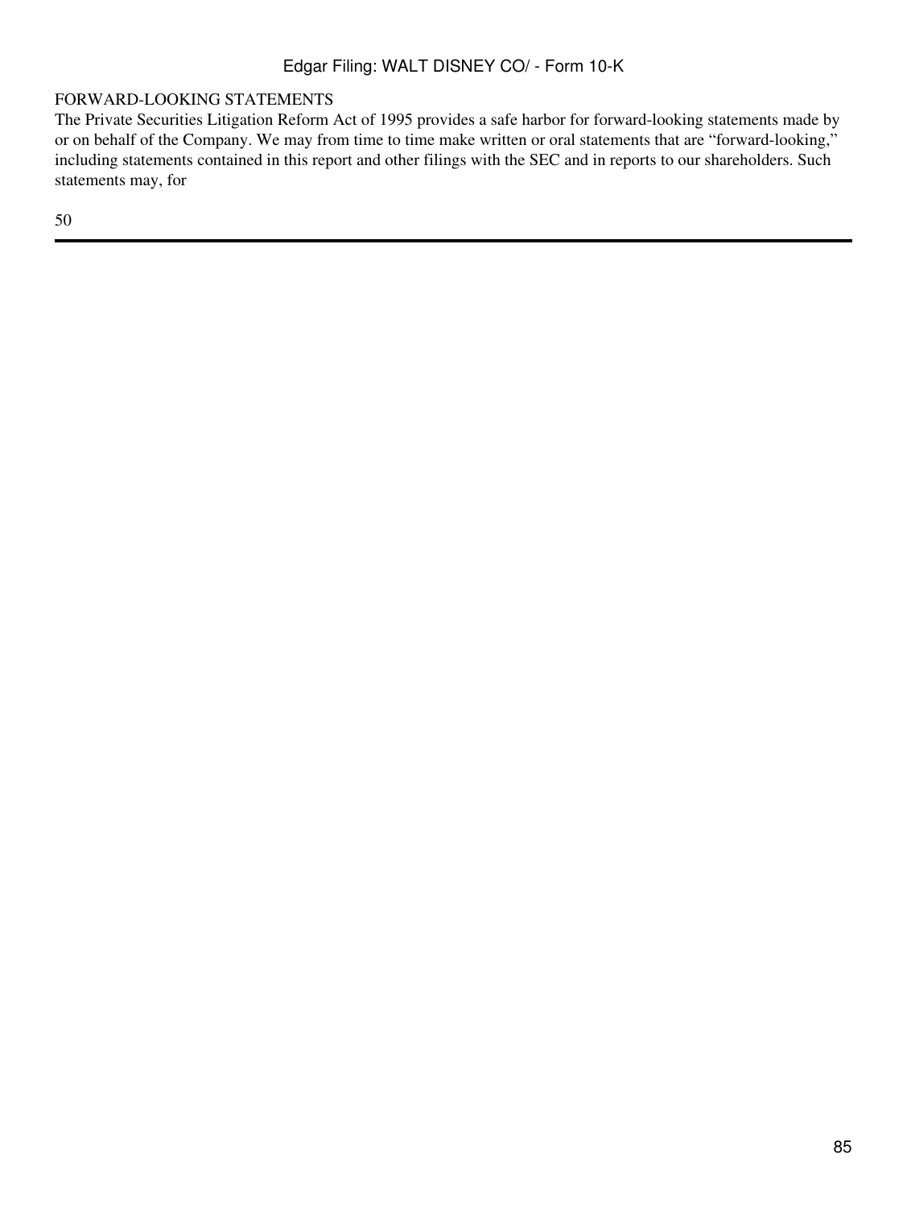FORWARD-LOOKING STATEMENTS

The Private Securities Litigation Reform Act of 1995 provides a safe harbor for forward-looking statements made by or on behalf of the Company. We may from time to time make written or oral statements that are "forward-looking," including statements contained in this report and other filings with the SEC and in reports to our shareholders. Such statements may, for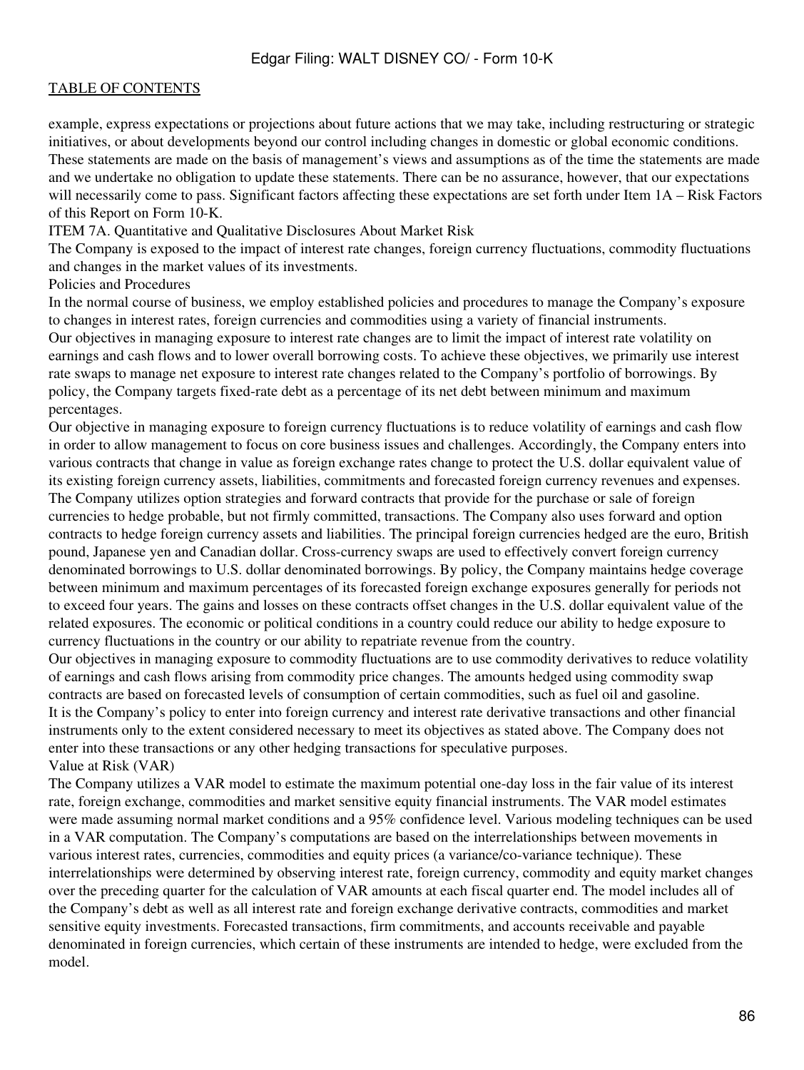example, express expectations or projections about future actions that we may take, including restructuring or strategic initiatives, or about developments beyond our control including changes in domestic or global economic conditions. These statements are made on the basis of management's views and assumptions as of the time the statements are made and we undertake no obligation to update these statements. There can be no assurance, however, that our expectations will necessarily come to pass. Significant factors affecting these expectations are set forth under Item 1A – Risk Factors of this Report on Form 10-K.

## ITEM 7A. Quantitative and Qualitative Disclosures About Market Risk

The Company is exposed to the impact of interest rate changes, foreign currency fluctuations, commodity fluctuations and changes in the market values of its investments.

### Policies and Procedures

In the normal course of business, we employ established policies and procedures to manage the Company's exposure to changes in interest rates, foreign currencies and commodities using a variety of financial instruments.

Our objectives in managing exposure to interest rate changes are to limit the impact of interest rate volatility on earnings and cash flows and to lower overall borrowing costs. To achieve these objectives, we primarily use interest rate swaps to manage net exposure to interest rate changes related to the Company's portfolio of borrowings. By policy, the Company targets fixed-rate debt as a percentage of its net debt between minimum and maximum percentages.

Our objective in managing exposure to foreign currency fluctuations is to reduce volatility of earnings and cash flow in order to allow management to focus on core business issues and challenges. Accordingly, the Company enters into various contracts that change in value as foreign exchange rates change to protect the U.S. dollar equivalent value of its existing foreign currency assets, liabilities, commitments and forecasted foreign currency revenues and expenses. The Company utilizes option strategies and forward contracts that provide for the purchase or sale of foreign currencies to hedge probable, but not firmly committed, transactions. The Company also uses forward and option contracts to hedge foreign currency assets and liabilities. The principal foreign currencies hedged are the euro, British pound, Japanese yen and Canadian dollar. Cross-currency swaps are used to effectively convert foreign currency denominated borrowings to U.S. dollar denominated borrowings. By policy, the Company maintains hedge coverage between minimum and maximum percentages of its forecasted foreign exchange exposures generally for periods not to exceed four years. The gains and losses on these contracts offset changes in the U.S. dollar equivalent value of the related exposures. The economic or political conditions in a country could reduce our ability to hedge exposure to currency fluctuations in the country or our ability to repatriate revenue from the country.

Our objectives in managing exposure to commodity fluctuations are to use commodity derivatives to reduce volatility of earnings and cash flows arising from commodity price changes. The amounts hedged using commodity swap contracts are based on forecasted levels of consumption of certain commodities, such as fuel oil and gasoline.

It is the Company's policy to enter into foreign currency and interest rate derivative transactions and other financial instruments only to the extent considered necessary to meet its objectives as stated above. The Company does not enter into these transactions or any other hedging transactions for speculative purposes.

### Value at Risk (VAR)

The Company utilizes a VAR model to estimate the maximum potential one-day loss in the fair value of its interest rate, foreign exchange, commodities and market sensitive equity financial instruments. The VAR model estimates were made assuming normal market conditions and a 95% confidence level. Various modeling techniques can be used in a VAR computation. The Company's computations are based on the interrelationships between movements in various interest rates, currencies, commodities and equity prices (a variance/co-variance technique). These interrelationships were determined by observing interest rate, foreign currency, commodity and equity market changes over the preceding quarter for the calculation of VAR amounts at each fiscal quarter end. The model includes all of the Company's debt as well as all interest rate and foreign exchange derivative contracts, commodities and market sensitive equity investments. Forecasted transactions, firm commitments, and accounts receivable and payable denominated in foreign currencies, which certain of these instruments are intended to hedge, were excluded from the model.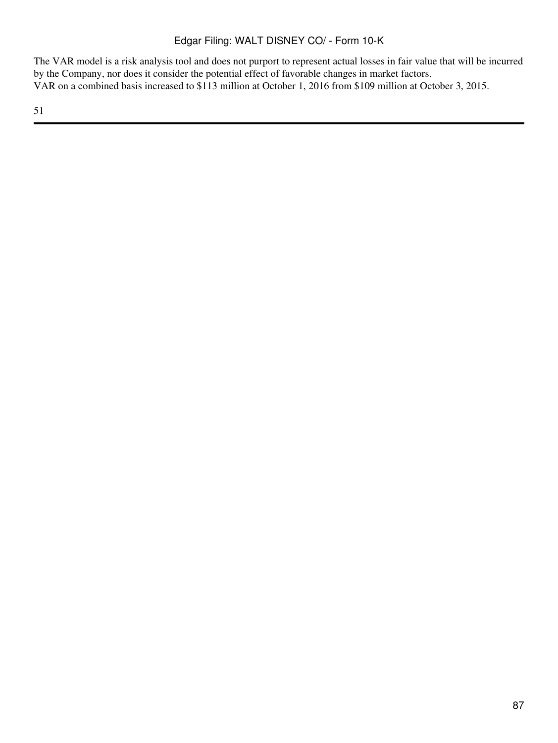The VAR model is a risk analysis tool and does not purport to represent actual losses in fair value that will be incurred by the Company, nor does it consider the potential effect of favorable changes in market factors.

VAR on a combined basis increased to $113 million at October 1, 2016 from $109 million at October 3, 2015.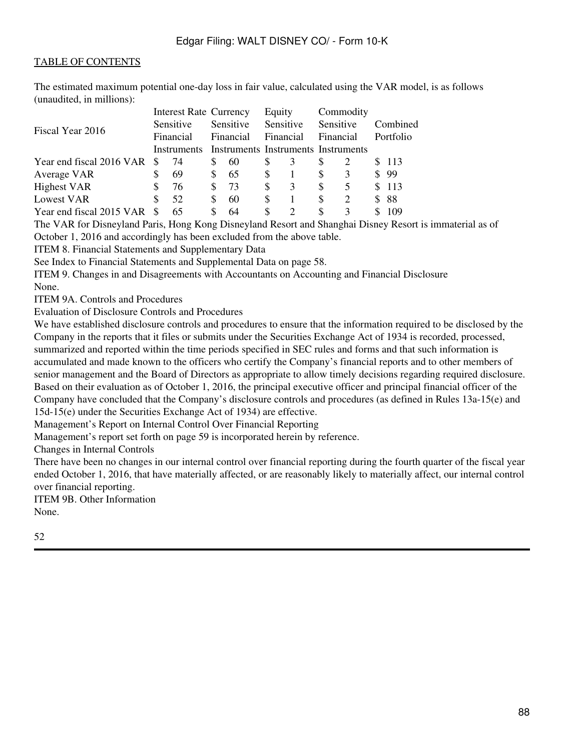The estimated maximum potential one-day loss in fair value, calculated using the VAR model, is as follows (unaudited, in millions):

| Fiscal Year 2016 | Interest Rate Sensitive Financial Instruments | Currency Sensitive Financial Instruments | Equity Sensitive Financial Instruments | Commodity Sensitive Financial Instruments | Combined Portfolio |
|---|---|---|---|---|---|
| Year end fiscal 2016 VAR | $ 74 | $ 60 | $ 3 | $ 2 | $ 113 |
| Average VAR | $ 69 | $ 65 | $ 1 | $ 3 | $ 99 |
| Highest VAR | $ 76 | $ 73 | $ 3 | $ 5 | $ 113 |
| Lowest VAR | $ 52 | $ 60 | $ 1 | $ 2 | $ 88 |
| Year end fiscal 2015 VAR | $ 65 | $ 64 | $ 2 | $ 3 | $ 109 |

The VAR for Disneyland Paris, Hong Kong Disneyland Resort and Shanghai Disney Resort is immaterial as of October 1, 2016 and accordingly has been excluded from the above table.

ITEM 8. Financial Statements and Supplementary Data

See Index to Financial Statements and Supplemental Data on page 58.

ITEM 9. Changes in and Disagreements with Accountants on Accounting and Financial Disclosure

None.

ITEM 9A. Controls and Procedures

Evaluation of Disclosure Controls and Procedures

We have established disclosure controls and procedures to ensure that the information required to be disclosed by the Company in the reports that it files or submits under the Securities Exchange Act of 1934 is recorded, processed, summarized and reported within the time periods specified in SEC rules and forms and that such information is accumulated and made known to the officers who certify the Company's financial reports and to other members of senior management and the Board of Directors as appropriate to allow timely decisions regarding required disclosure. Based on their evaluation as of October 1, 2016, the principal executive officer and principal financial officer of the Company have concluded that the Company's disclosure controls and procedures (as defined in Rules 13a-15(e) and 15d-15(e) under the Securities Exchange Act of 1934) are effective.

Management's Report on Internal Control Over Financial Reporting

Management's report set forth on page 59 is incorporated herein by reference.

Changes in Internal Controls

There have been no changes in our internal control over financial reporting during the fourth quarter of the fiscal year ended October 1, 2016, that have materially affected, or are reasonably likely to materially affect, our internal control over financial reporting.

ITEM 9B. Other Information

None.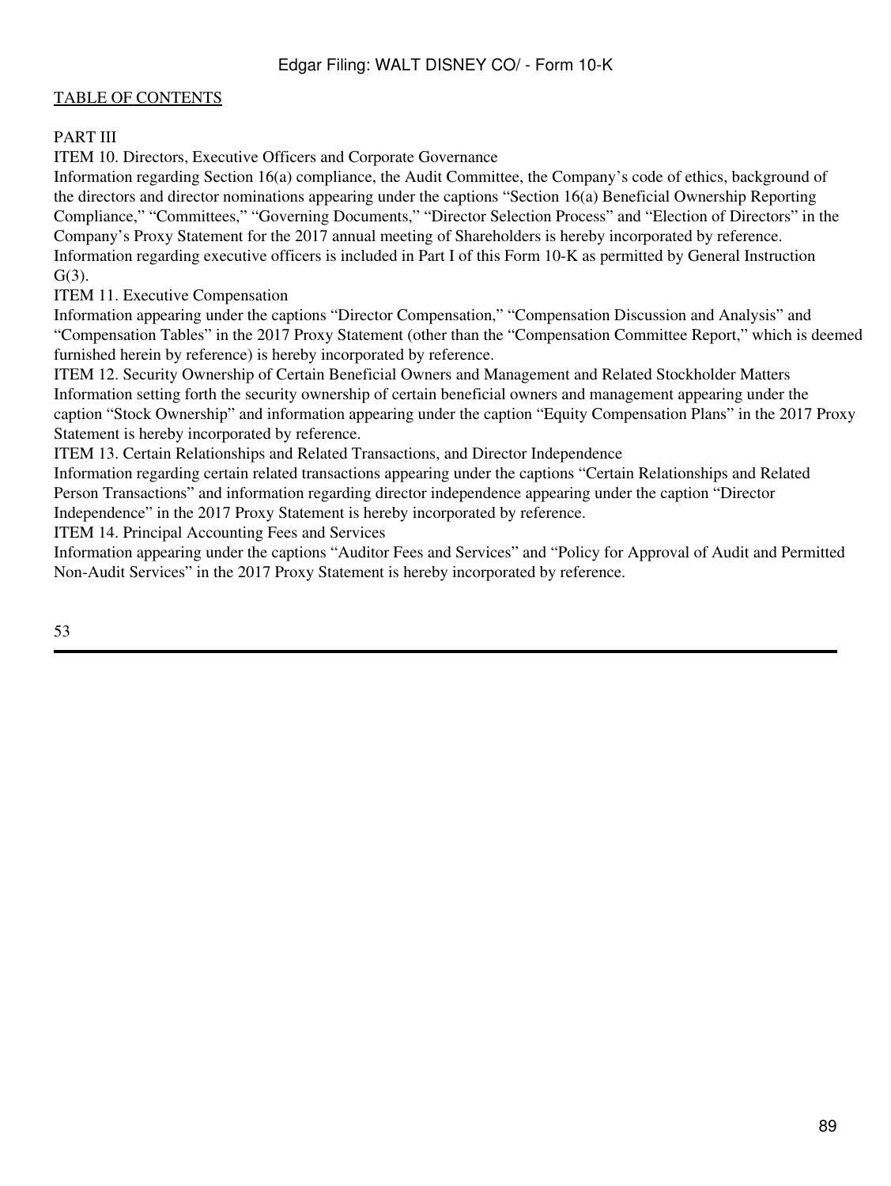## PART III

### ITEM 10. Directors, Executive Officers and Corporate Governance

Information regarding Section 16(a) compliance, the Audit Committee, the Company's code of ethics, background of the directors and director nominations appearing under the captions "Section 16(a) Beneficial Ownership Reporting Compliance," "Committees," "Governing Documents," "Director Selection Process" and "Election of Directors" in the Company's Proxy Statement for the 2017 annual meeting of Shareholders is hereby incorporated by reference.

Information regarding executive officers is included in Part I of this Form 10-K as permitted by General Instruction G(3).

### ITEM 11. Executive Compensation

Information appearing under the captions "Director Compensation," "Compensation Discussion and Analysis" and "Compensation Tables" in the 2017 Proxy Statement (other than the "Compensation Committee Report," which is deemed furnished herein by reference) is hereby incorporated by reference.

### ITEM 12. Security Ownership of Certain Beneficial Owners and Management and Related Stockholder Matters

Information setting forth the security ownership of certain beneficial owners and management appearing under the caption "Stock Ownership" and information appearing under the caption "Equity Compensation Plans" in the 2017 Proxy Statement is hereby incorporated by reference.

### ITEM 13. Certain Relationships and Related Transactions, and Director Independence

Information regarding certain related transactions appearing under the captions "Certain Relationships and Related Person Transactions" and information regarding director independence appearing under the caption "Director Independence" in the 2017 Proxy Statement is hereby incorporated by reference.

### ITEM 14. Principal Accounting Fees and Services

Information appearing under the captions "Auditor Fees and Services" and "Policy for Approval of Audit and Permitted Non-Audit Services" in the 2017 Proxy Statement is hereby incorporated by reference.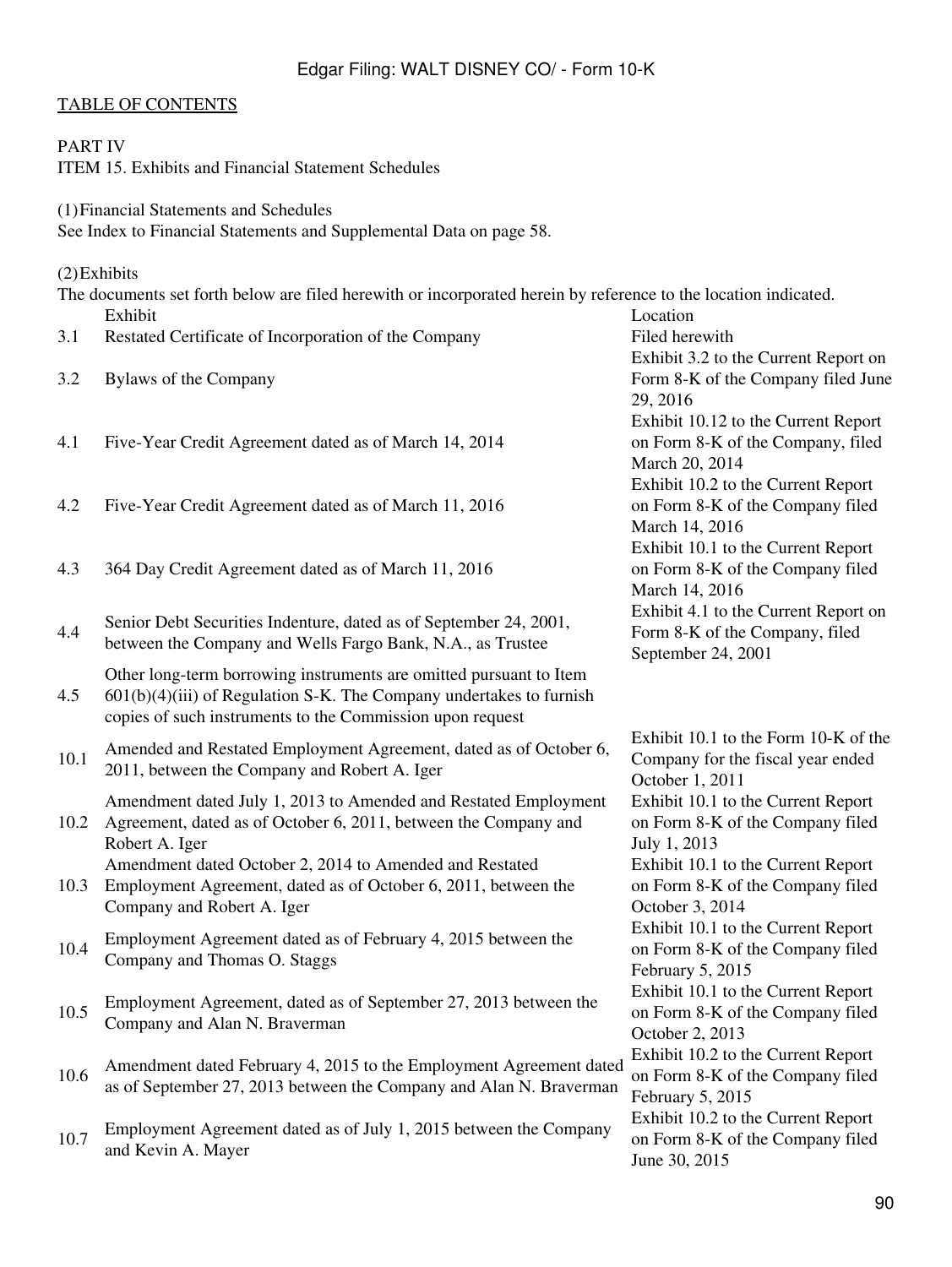TABLE OF CONTENTS

PART IV

ITEM 15. Exhibits and Financial Statement Schedules

(1) Financial Statements and Schedules

See Index to Financial Statements and Supplemental Data on page 58.

(2) Exhibits

The documents set forth below are filed herewith or incorporated herein by reference to the location indicated.

| | Exhibit | Location |
|---|---|---|
| 3.1 | Restated Certificate of Incorporation of the Company | Filed herewith |
| 3.2 | Bylaws of the Company | Exhibit 3.2 to the Current Report on Form 8-K of the Company filed June 29, 2016 |
| 4.1 | Five-Year Credit Agreement dated as of March 14, 2014 | Exhibit 10.12 to the Current Report on Form 8-K of the Company, filed March 20, 2014 |
| 4.2 | Five-Year Credit Agreement dated as of March 11, 2016 | Exhibit 10.2 to the Current Report on Form 8-K of the Company filed March 14, 2016 |
| 4.3 | 364 Day Credit Agreement dated as of March 11, 2016 | Exhibit 10.1 to the Current Report on Form 8-K of the Company filed March 14, 2016 |
| 4.4 | Senior Debt Securities Indenture, dated as of September 24, 2001, between the Company and Wells Fargo Bank, N.A., as Trustee | Exhibit 4.1 to the Current Report on Form 8-K of the Company, filed September 24, 2001 |
| 4.5 | Other long-term borrowing instruments are omitted pursuant to Item 601(b)(4)(iii) of Regulation S-K. The Company undertakes to furnish copies of such instruments to the Commission upon request | |
| 10.1 | Amended and Restated Employment Agreement, dated as of October 6, 2011, between the Company and Robert A. Iger | Exhibit 10.1 to the Form 10-K of the Company for the fiscal year ended October 1, 2011 |
| 10.2 | Amendment dated July 1, 2013 to Amended and Restated Employment Agreement, dated as of October 6, 2011, between the Company and Robert A. Iger | Exhibit 10.1 to the Current Report on Form 8-K of the Company filed July 1, 2013 |
| 10.3 | Amendment dated October 2, 2014 to Amended and Restated Employment Agreement, dated as of October 6, 2011, between the Company and Robert A. Iger | Exhibit 10.1 to the Current Report on Form 8-K of the Company filed October 3, 2014 |
| 10.4 | Employment Agreement dated as of February 4, 2015 between the Company and Thomas O. Staggs | Exhibit 10.1 to the Current Report on Form 8-K of the Company filed February 5, 2015 |
| 10.5 | Employment Agreement, dated as of September 27, 2013 between the Company and Alan N. Braverman | Exhibit 10.1 to the Current Report on Form 8-K of the Company filed October 2, 2013 |
| 10.6 | Amendment dated February 4, 2015 to the Employment Agreement dated as of September 27, 2013 between the Company and Alan N. Braverman | Exhibit 10.2 to the Current Report on Form 8-K of the Company filed February 5, 2015 |
| 10.7 | Employment Agreement dated as of July 1, 2015 between the Company and Kevin A. Mayer | Exhibit 10.2 to the Current Report on Form 8-K of the Company filed June 30, 2015 |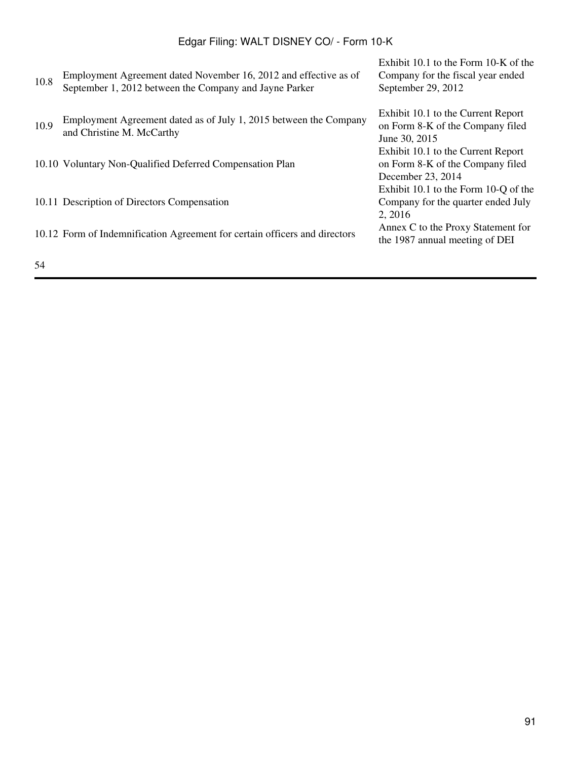| | | |
|---|---|---|
| 10.8 | Employment Agreement dated November 16, 2012 and effective as of September 1, 2012 between the Company and Jayne Parker | Exhibit 10.1 to the Form 10-K of the Company for the fiscal year ended September 29, 2012 |
| 10.9 | Employment Agreement dated as of July 1, 2015 between the Company and Christine M. McCarthy | Exhibit 10.1 to the Current Report on Form 8-K of the Company filed June 30, 2015 |
| 10.10 | Voluntary Non-Qualified Deferred Compensation Plan | Exhibit 10.1 to the Current Report on Form 8-K of the Company filed December 23, 2014 |
| 10.11 | Description of Directors Compensation | Exhibit 10.1 to the Form 10-Q of the Company for the quarter ended July 2, 2016 |
| 10.12 | Form of Indemnification Agreement for certain officers and directors | Annex C to the Proxy Statement for the 1987 annual meeting of DEI |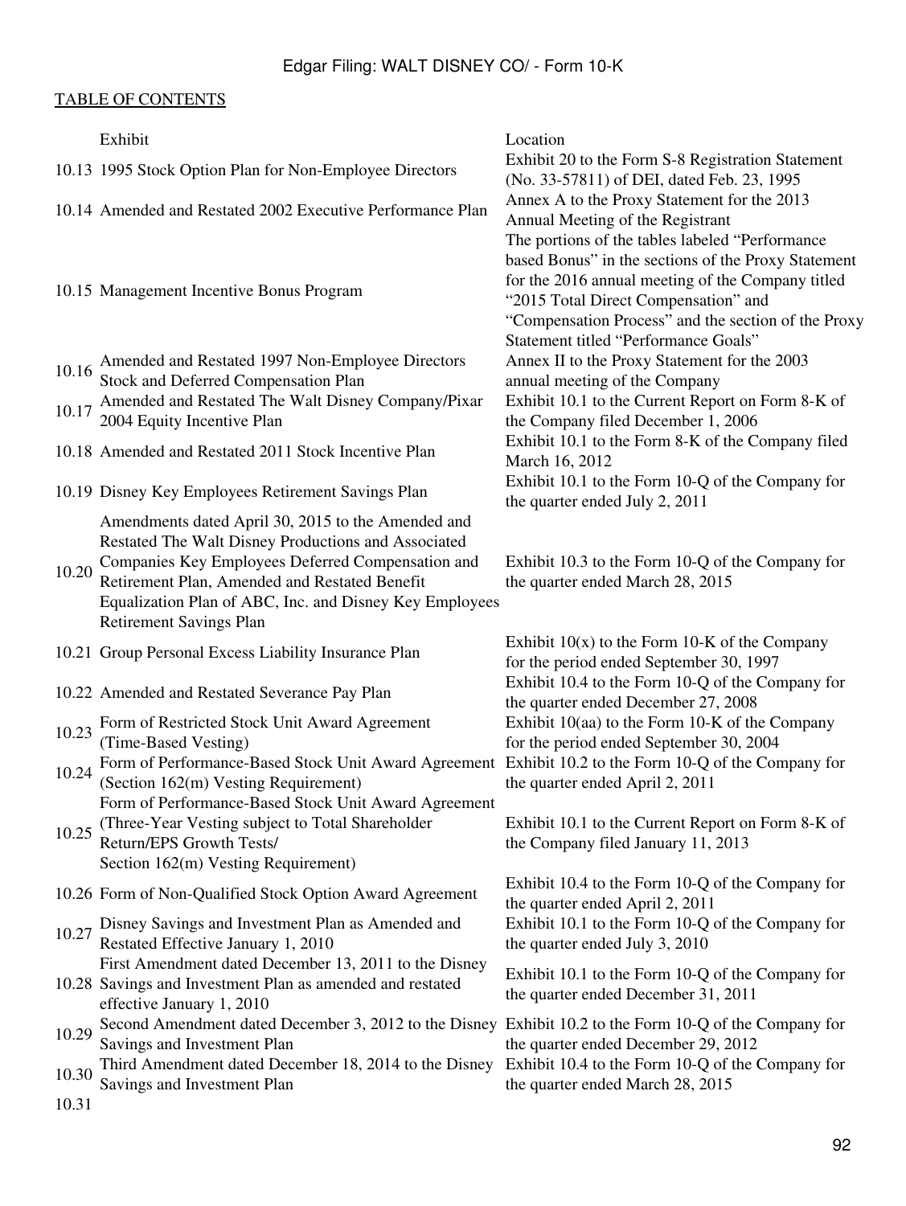TABLE OF CONTENTS

| | Exhibit | Location |
|---|---|---|
| 10.13 | 1995 Stock Option Plan for Non-Employee Directors | Exhibit 20 to the Form S-8 Registration Statement (No. 33-57811) of DEI, dated Feb. 23, 1995 |
| 10.14 | Amended and Restated 2002 Executive Performance Plan | Annex A to the Proxy Statement for the 2013 Annual Meeting of the Registrant |
| 10.15 | Management Incentive Bonus Program | The portions of the tables labeled "Performance based Bonus" in the sections of the Proxy Statement for the 2016 annual meeting of the Company titled "2015 Total Direct Compensation" and "Compensation Process" and the section of the Proxy Statement titled "Performance Goals" |
| 10.16 | Amended and Restated 1997 Non-Employee Directors Stock and Deferred Compensation Plan | Annex II to the Proxy Statement for the 2003 annual meeting of the Company |
| 10.17 | Amended and Restated The Walt Disney Company/Pixar 2004 Equity Incentive Plan | Exhibit 10.1 to the Current Report on Form 8-K of the Company filed December 1, 2006 |
| 10.18 | Amended and Restated 2011 Stock Incentive Plan | Exhibit 10.1 to the Form 8-K of the Company filed March 16, 2012 |
| 10.19 | Disney Key Employees Retirement Savings Plan | Exhibit 10.1 to the Form 10-Q of the Company for the quarter ended July 2, 2011 |
| 10.20 | Amendments dated April 30, 2015 to the Amended and Restated The Walt Disney Productions and Associated Companies Key Employees Deferred Compensation and Retirement Plan, Amended and Restated Benefit Equalization Plan of ABC, Inc. and Disney Key Employees Retirement Savings Plan | Exhibit 10.3 to the Form 10-Q of the Company for the quarter ended March 28, 2015 |
| 10.21 | Group Personal Excess Liability Insurance Plan | Exhibit 10(x) to the Form 10-K of the Company for the period ended September 30, 1997 |
| 10.22 | Amended and Restated Severance Pay Plan | Exhibit 10.4 to the Form 10-Q of the Company for the quarter ended December 27, 2008 |
| 10.23 | Form of Restricted Stock Unit Award Agreement (Time-Based Vesting) | Exhibit 10(aa) to the Form 10-K of the Company for the period ended September 30, 2004 |
| 10.24 | Form of Performance-Based Stock Unit Award Agreement (Section 162(m) Vesting Requirement) | Exhibit 10.2 to the Form 10-Q of the Company for the quarter ended April 2, 2011 |
| 10.25 | Form of Performance-Based Stock Unit Award Agreement (Three-Year Vesting subject to Total Shareholder Return/EPS Growth Tests/ Section 162(m) Vesting Requirement) | Exhibit 10.1 to the Current Report on Form 8-K of the Company filed January 11, 2013 |
| 10.26 | Form of Non-Qualified Stock Option Award Agreement | Exhibit 10.4 to the Form 10-Q of the Company for the quarter ended April 2, 2011 |
| 10.27 | Disney Savings and Investment Plan as Amended and Restated Effective January 1, 2010 | Exhibit 10.1 to the Form 10-Q of the Company for the quarter ended July 3, 2010 |
| 10.28 | First Amendment dated December 13, 2011 to the Disney Savings and Investment Plan as amended and restated effective January 1, 2010 | Exhibit 10.1 to the Form 10-Q of the Company for the quarter ended December 31, 2011 |
| 10.29 | Second Amendment dated December 3, 2012 to the Disney Savings and Investment Plan | Exhibit 10.2 to the Form 10-Q of the Company for the quarter ended December 29, 2012 |
| 10.30 | Third Amendment dated December 18, 2014 to the Disney Savings and Investment Plan | Exhibit 10.4 to the Form 10-Q of the Company for the quarter ended March 28, 2015 |
| 10.31 | | |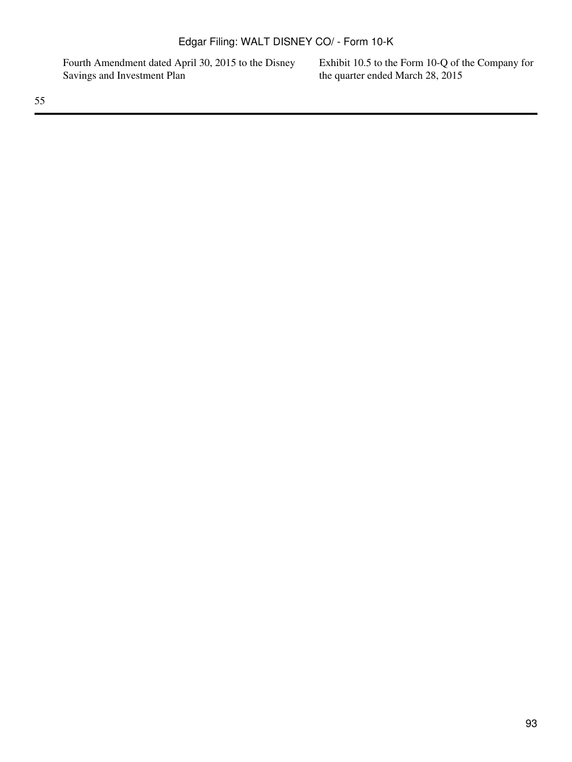| | |
|---|---|
| Fourth Amendment dated April 30, 2015 to the Disney Savings and Investment Plan | Exhibit 10.5 to the Form 10-Q of the Company for the quarter ended March 28, 2015 |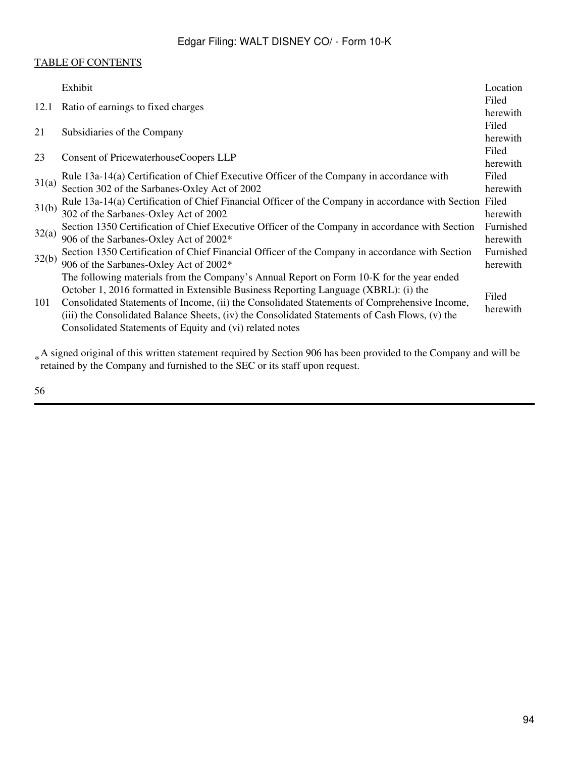TABLE OF CONTENTS

| | Exhibit | Location |
|---|---|---|
| 12.1 | Ratio of earnings to fixed charges | Filed herewith |
| 21 | Subsidiaries of the Company | Filed herewith |
| 23 | Consent of PricewaterhouseCoopers LLP | Filed herewith |
| 31(a) | Rule 13a-14(a) Certification of Chief Executive Officer of the Company in accordance with Section 302 of the Sarbanes-Oxley Act of 2002 | Filed herewith |
| 31(b) | Rule 13a-14(a) Certification of Chief Financial Officer of the Company in accordance with Section 302 of the Sarbanes-Oxley Act of 2002 | Filed herewith |
| 32(a) | Section 1350 Certification of Chief Executive Officer of the Company in accordance with Section 906 of the Sarbanes-Oxley Act of 2002* | Furnished herewith |
| 32(b) | Section 1350 Certification of Chief Financial Officer of the Company in accordance with Section 906 of the Sarbanes-Oxley Act of 2002* | Furnished herewith |
| 101 | The following materials from the Company's Annual Report on Form 10-K for the year ended October 1, 2016 formatted in Extensible Business Reporting Language (XBRL): (i) the Consolidated Statements of Income, (ii) the Consolidated Statements of Comprehensive Income, (iii) the Consolidated Balance Sheets, (iv) the Consolidated Statements of Cash Flows, (v) the Consolidated Statements of Equity and (vi) related notes | Filed herewith |

* A signed original of this written statement required by Section 906 has been provided to the Company and will be retained by the Company and furnished to the SEC or its staff upon request.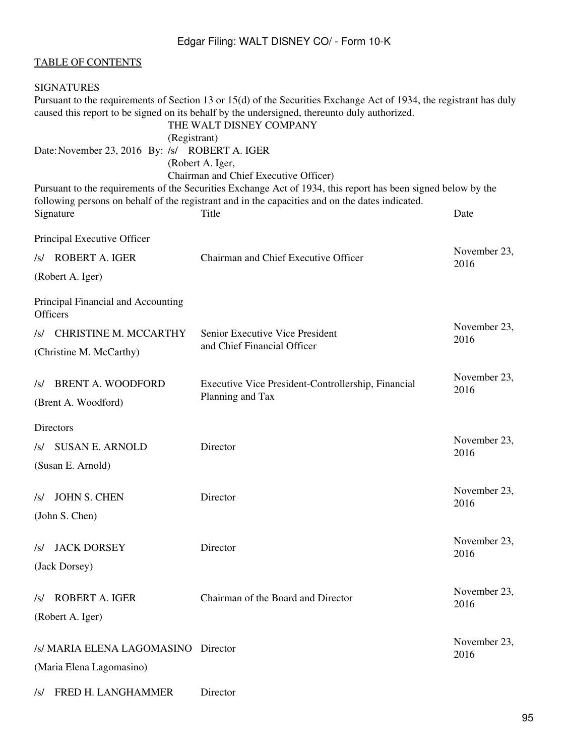[TABLE OF CONTENTS](#)

SIGNATURES

Pursuant to the requirements of Section 13 or 15(d) of the Securities Exchange Act of 1934, the registrant has duly caused this report to be signed on its behalf by the undersigned, thereunto duly authorized.

THE WALT DISNEY COMPANY
(Registrant)

Date: November 23, 2016 By: /s/ ROBERT A. IGER
(Robert A. Iger,
Chairman and Chief Executive Officer)

Pursuant to the requirements of the Securities Exchange Act of 1934, this report has been signed below by the following persons on behalf of the registrant and in the capacities and on the dates indicated.

| Signature | Title | Date |
|---|---|---|
| Principal Executive Officer | | |
| /s/ ROBERT A. IGER (Robert A. Iger) | Chairman and Chief Executive Officer | November 23, 2016 |
| Principal Financial and Accounting Officers | | |
| /s/ CHRISTINE M. MCCARTHY (Christine M. McCarthy) | Senior Executive Vice President and Chief Financial Officer | November 23, 2016 |
| /s/ BRENT A. WOODFORD (Brent A. Woodford) | Executive Vice President-Controllership, Financial Planning and Tax | November 23, 2016 |
| Directors | | |
| /s/ SUSAN E. ARNOLD (Susan E. Arnold) | Director | November 23, 2016 |
| /s/ JOHN S. CHEN (John S. Chen) | Director | November 23, 2016 |
| /s/ JACK DORSEY (Jack Dorsey) | Director | November 23, 2016 |
| /s/ ROBERT A. IGER (Robert A. Iger) | Chairman of the Board and Director | November 23, 2016 |
| /s/ MARIA ELENA LAGOMASINO (Maria Elena Lagomasino) | Director | November 23, 2016 |
| /s/ FRED H. LANGHAMMER | Director | |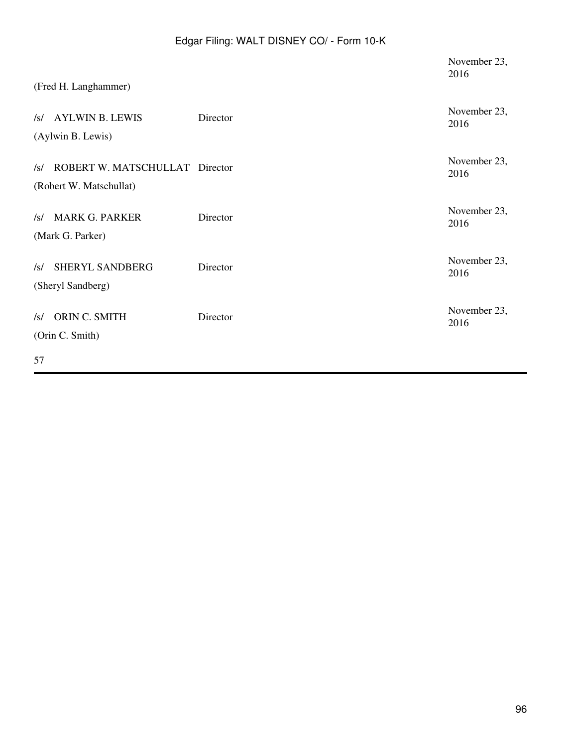| | | |
|---|---|---|
| (Fred H. Langhammer) | | November 23, 2016 |
| /s/ AYLWIN B. LEWIS | Director | November 23, 2016 |
| (Aylwin B. Lewis) | | |
| /s/ ROBERT W. MATSCHULLAT | Director | November 23, 2016 |
| (Robert W. Matschullat) | | |
| /s/ MARK G. PARKER | Director | November 23, 2016 |
| (Mark G. Parker) | | |
| /s/ SHERYL SANDBERG | Director | November 23, 2016 |
| (Sheryl Sandberg) | | |
| /s/ ORIN C. SMITH | Director | November 23, 2016 |
| (Orin C. Smith) | | |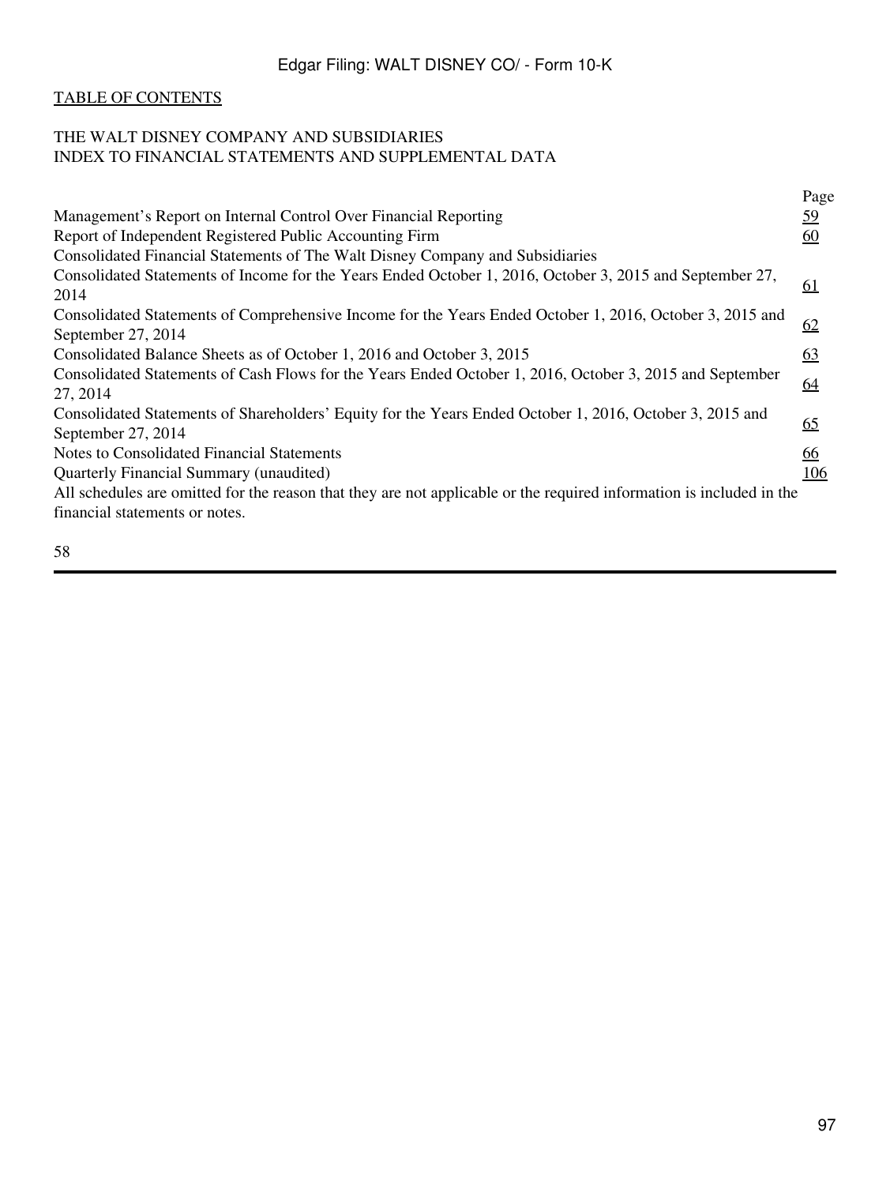[TABLE OF CONTENTS](#)

## THE WALT DISNEY COMPANY AND SUBSIDIARIES
## INDEX TO FINANCIAL STATEMENTS AND SUPPLEMENTAL DATA

| | Page |
|---|---|
| Management's Report on Internal Control Over Financial Reporting | 59 |
| Report of Independent Registered Public Accounting Firm | 60 |
| Consolidated Financial Statements of The Walt Disney Company and Subsidiaries | |
| Consolidated Statements of Income for the Years Ended October 1, 2016, October 3, 2015 and September 27, 2014 | 61 |
| Consolidated Statements of Comprehensive Income for the Years Ended October 1, 2016, October 3, 2015 and September 27, 2014 | 62 |
| Consolidated Balance Sheets as of October 1, 2016 and October 3, 2015 | 63 |
| Consolidated Statements of Cash Flows for the Years Ended October 1, 2016, October 3, 2015 and September 27, 2014 | 64 |
| Consolidated Statements of Shareholders' Equity for the Years Ended October 1, 2016, October 3, 2015 and September 27, 2014 | 65 |
| Notes to Consolidated Financial Statements | 66 |
| Quarterly Financial Summary (unaudited) | 106 |

All schedules are omitted for the reason that they are not applicable or the required information is included in the financial statements or notes.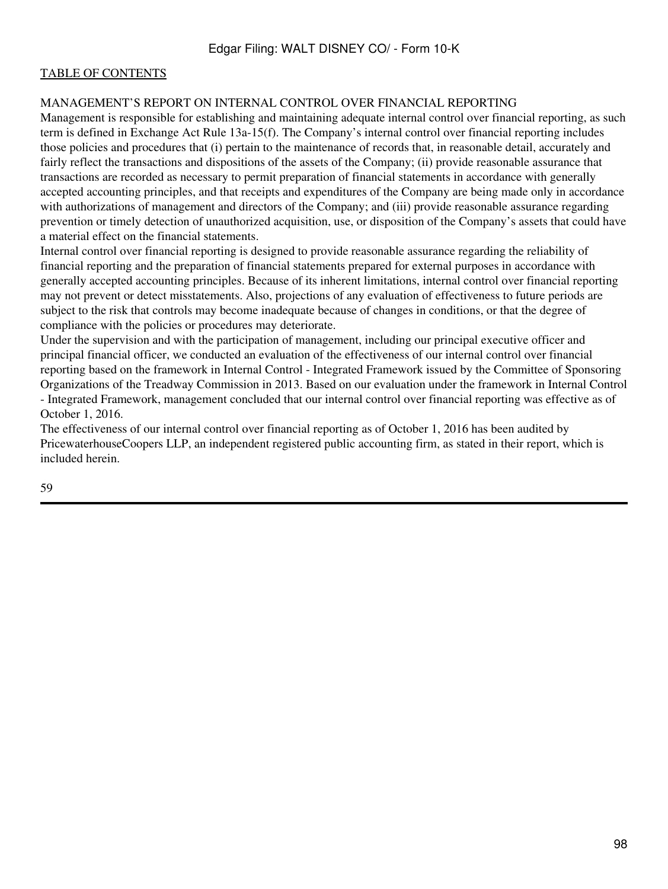## MANAGEMENT'S REPORT ON INTERNAL CONTROL OVER FINANCIAL REPORTING

Management is responsible for establishing and maintaining adequate internal control over financial reporting, as such term is defined in Exchange Act Rule 13a-15(f). The Company's internal control over financial reporting includes those policies and procedures that (i) pertain to the maintenance of records that, in reasonable detail, accurately and fairly reflect the transactions and dispositions of the assets of the Company; (ii) provide reasonable assurance that transactions are recorded as necessary to permit preparation of financial statements in accordance with generally accepted accounting principles, and that receipts and expenditures of the Company are being made only in accordance with authorizations of management and directors of the Company; and (iii) provide reasonable assurance regarding prevention or timely detection of unauthorized acquisition, use, or disposition of the Company's assets that could have a material effect on the financial statements.

Internal control over financial reporting is designed to provide reasonable assurance regarding the reliability of financial reporting and the preparation of financial statements prepared for external purposes in accordance with generally accepted accounting principles. Because of its inherent limitations, internal control over financial reporting may not prevent or detect misstatements. Also, projections of any evaluation of effectiveness to future periods are subject to the risk that controls may become inadequate because of changes in conditions, or that the degree of compliance with the policies or procedures may deteriorate.

Under the supervision and with the participation of management, including our principal executive officer and principal financial officer, we conducted an evaluation of the effectiveness of our internal control over financial reporting based on the framework in Internal Control - Integrated Framework issued by the Committee of Sponsoring Organizations of the Treadway Commission in 2013. Based on our evaluation under the framework in Internal Control - Integrated Framework, management concluded that our internal control over financial reporting was effective as of October 1, 2016.

The effectiveness of our internal control over financial reporting as of October 1, 2016 has been audited by PricewaterhouseCoopers LLP, an independent registered public accounting firm, as stated in their report, which is included herein.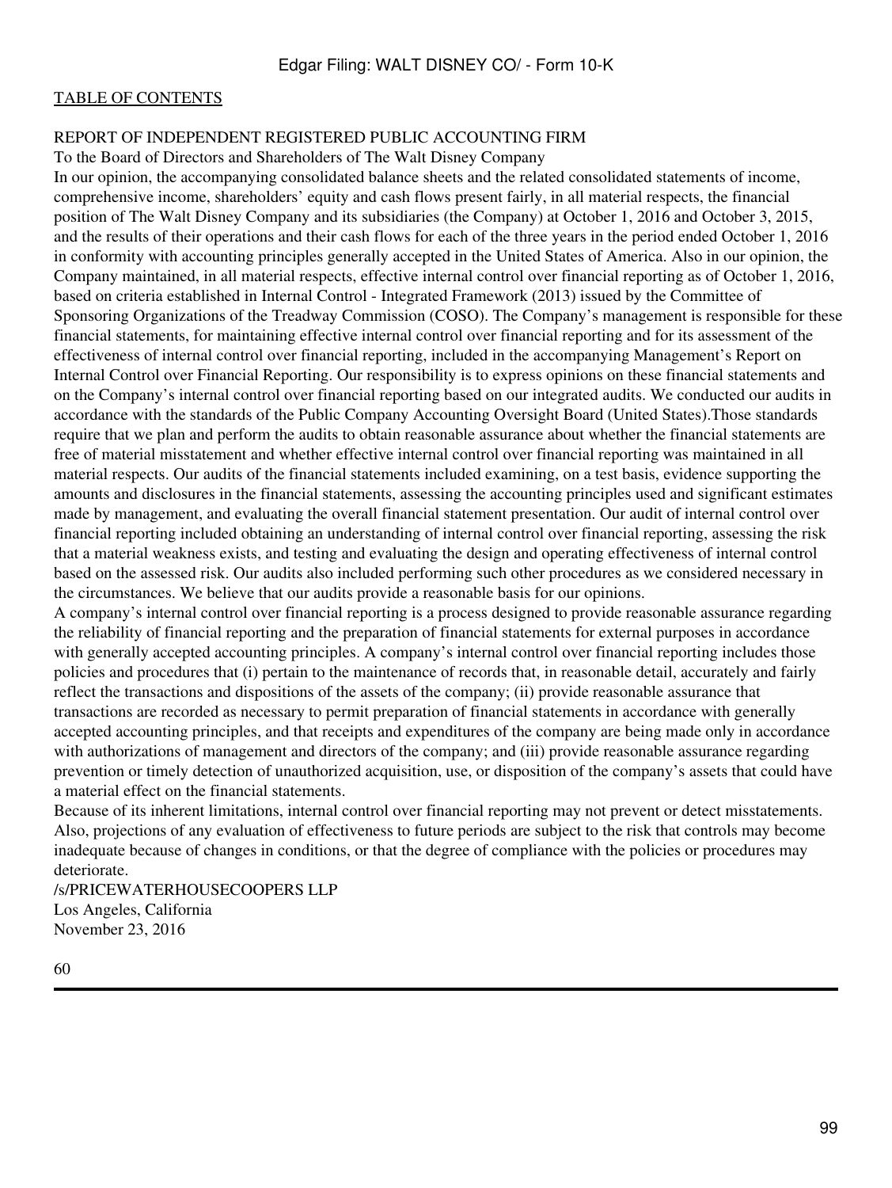[TABLE OF CONTENTS](#)

REPORT OF INDEPENDENT REGISTERED PUBLIC ACCOUNTING FIRM

To the Board of Directors and Shareholders of The Walt Disney Company

In our opinion, the accompanying consolidated balance sheets and the related consolidated statements of income, comprehensive income, shareholders' equity and cash flows present fairly, in all material respects, the financial position of The Walt Disney Company and its subsidiaries (the Company) at October 1, 2016 and October 3, 2015, and the results of their operations and their cash flows for each of the three years in the period ended October 1, 2016 in conformity with accounting principles generally accepted in the United States of America. Also in our opinion, the Company maintained, in all material respects, effective internal control over financial reporting as of October 1, 2016, based on criteria established in Internal Control - Integrated Framework (2013) issued by the Committee of Sponsoring Organizations of the Treadway Commission (COSO). The Company's management is responsible for these financial statements, for maintaining effective internal control over financial reporting and for its assessment of the effectiveness of internal control over financial reporting, included in the accompanying Management's Report on Internal Control over Financial Reporting. Our responsibility is to express opinions on these financial statements and on the Company's internal control over financial reporting based on our integrated audits. We conducted our audits in accordance with the standards of the Public Company Accounting Oversight Board (United States).Those standards require that we plan and perform the audits to obtain reasonable assurance about whether the financial statements are free of material misstatement and whether effective internal control over financial reporting was maintained in all material respects. Our audits of the financial statements included examining, on a test basis, evidence supporting the amounts and disclosures in the financial statements, assessing the accounting principles used and significant estimates made by management, and evaluating the overall financial statement presentation. Our audit of internal control over financial reporting included obtaining an understanding of internal control over financial reporting, assessing the risk that a material weakness exists, and testing and evaluating the design and operating effectiveness of internal control based on the assessed risk. Our audits also included performing such other procedures as we considered necessary in the circumstances. We believe that our audits provide a reasonable basis for our opinions.

A company's internal control over financial reporting is a process designed to provide reasonable assurance regarding the reliability of financial reporting and the preparation of financial statements for external purposes in accordance with generally accepted accounting principles. A company's internal control over financial reporting includes those policies and procedures that (i) pertain to the maintenance of records that, in reasonable detail, accurately and fairly reflect the transactions and dispositions of the assets of the company; (ii) provide reasonable assurance that transactions are recorded as necessary to permit preparation of financial statements in accordance with generally accepted accounting principles, and that receipts and expenditures of the company are being made only in accordance with authorizations of management and directors of the company; and (iii) provide reasonable assurance regarding prevention or timely detection of unauthorized acquisition, use, or disposition of the company's assets that could have a material effect on the financial statements.

Because of its inherent limitations, internal control over financial reporting may not prevent or detect misstatements. Also, projections of any evaluation of effectiveness to future periods are subject to the risk that controls may become inadequate because of changes in conditions, or that the degree of compliance with the policies or procedures may deteriorate.

/s/PRICEWATERHOUSECOOPERS LLP

Los Angeles, California

November 23, 2016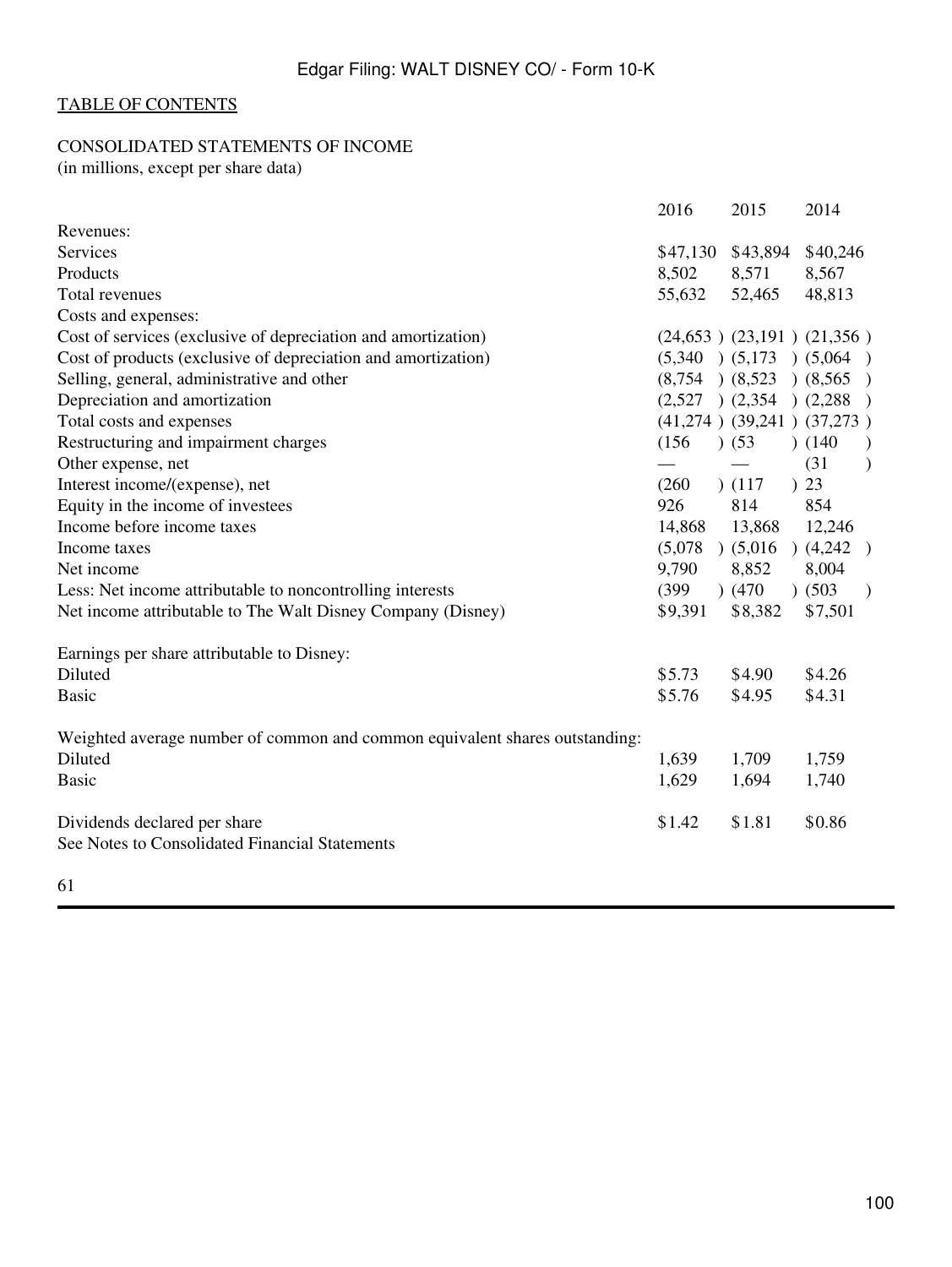[TABLE OF CONTENTS](#)

CONSOLIDATED STATEMENTS OF INCOME
(in millions, except per share data)

| | 2016 | 2015 | 2014 |
|---|---|---|---|
| Revenues: | | | |
| Services | $47,130 | $43,894 | $40,246 |
| Products | 8,502 | 8,571 | 8,567 |
| Total revenues | 55,632 | 52,465 | 48,813 |
| Costs and expenses: | | | |
| Cost of services (exclusive of depreciation and amortization) | (24,653 ) | (23,191 ) | (21,356 ) |
| Cost of products (exclusive of depreciation and amortization) | (5,340 ) | (5,173 ) | (5,064 ) |
| Selling, general, administrative and other | (8,754 ) | (8,523 ) | (8,565 ) |
| Depreciation and amortization | (2,527 ) | (2,354 ) | (2,288 ) |
| Total costs and expenses | (41,274 ) | (39,241 ) | (37,273 ) |
| Restructuring and impairment charges | (156 ) | (53 ) | (140 ) |
| Other expense, net | — | — | (31 ) |
| Interest income/(expense), net | (260 ) | (117 ) | 23 |
| Equity in the income of investees | 926 | 814 | 854 |
| Income before income taxes | 14,868 | 13,868 | 12,246 |
| Income taxes | (5,078 ) | (5,016 ) | (4,242 ) |
| Net income | 9,790 | 8,852 | 8,004 |
| Less: Net income attributable to noncontrolling interests | (399 ) | (470 ) | (503 ) |
| Net income attributable to The Walt Disney Company (Disney) | $9,391 | $8,382 | $7,501 |
| | | | |
| Earnings per share attributable to Disney: | | | |
| Diluted | $5.73 | $4.90 | $4.26 |
| Basic | $5.76 | $4.95 | $4.31 |
| | | | |
| Weighted average number of common and common equivalent shares outstanding: | | | |
| Diluted | 1,639 | 1,709 | 1,759 |
| Basic | 1,629 | 1,694 | 1,740 |
| | | | |
| Dividends declared per share | $1.42 | $1.81 | $0.86 |

See Notes to Consolidated Financial Statements

61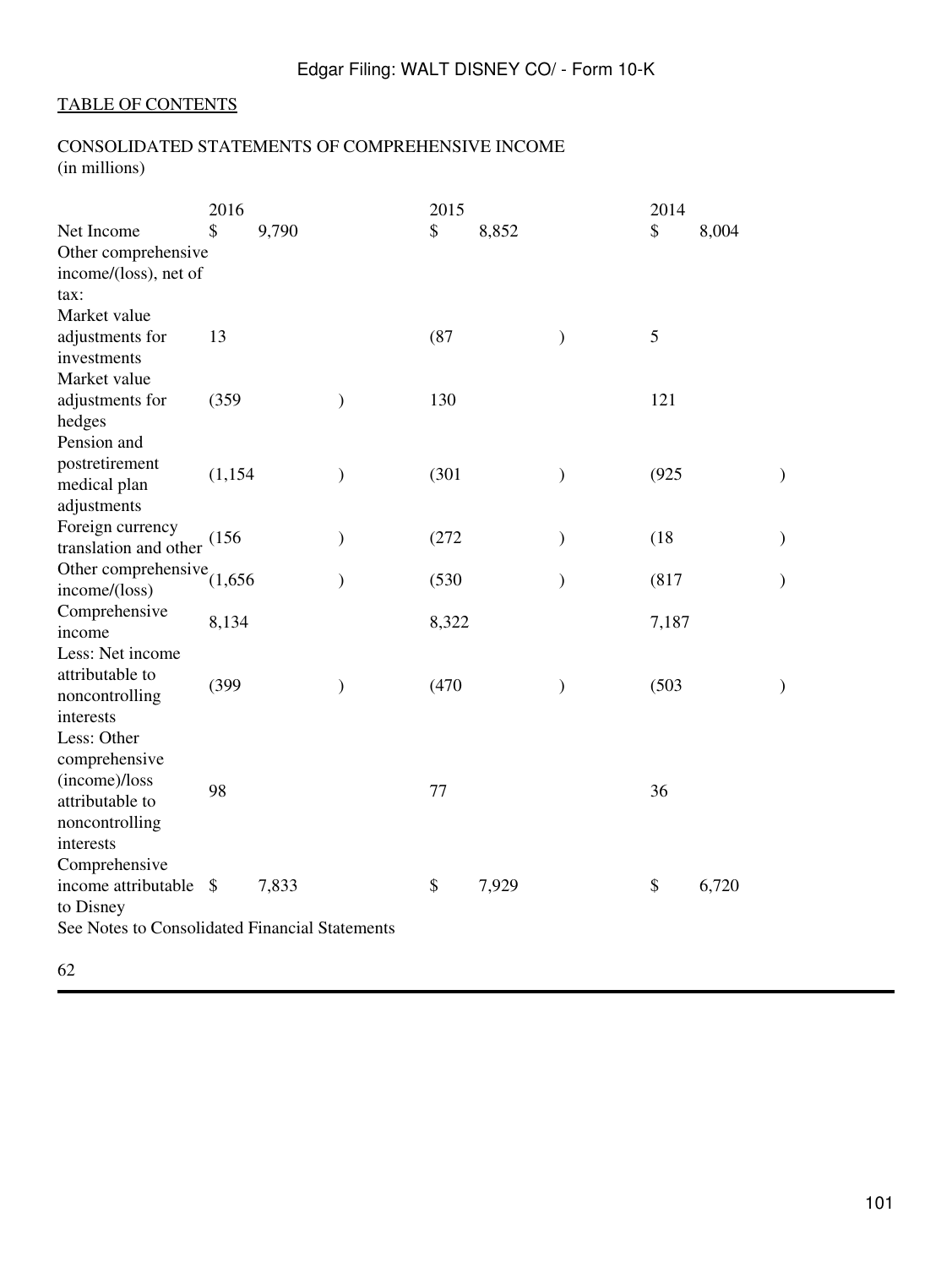TABLE OF CONTENTS

CONSOLIDATED STATEMENTS OF COMPREHENSIVE INCOME
(in millions)

| | 2016 | 2015 | 2014 |
|---|---|---|---|
| Net Income | $ 9,790 | $ 8,852 | $ 8,004 |
| Other comprehensive income/(loss), net of tax: | | | |
| Market value adjustments for investments | 13 | (87) | 5 |
| Market value adjustments for hedges | (359) | 130 | 121 |
| Pension and postretirement medical plan adjustments | (1,154) | (301) | (925) |
| Foreign currency translation and other | (156) | (272) | (18) |
| Other comprehensive income/(loss) | (1,656) | (530) | (817) |
| Comprehensive income | 8,134 | 8,322 | 7,187 |
| Less: Net income attributable to noncontrolling interests | (399) | (470) | (503) |
| Less: Other comprehensive (income)/loss attributable to noncontrolling interests | 98 | 77 | 36 |
| Comprehensive income attributable to Disney | $ 7,833 | $ 7,929 | $ 6,720 |

See Notes to Consolidated Financial Statements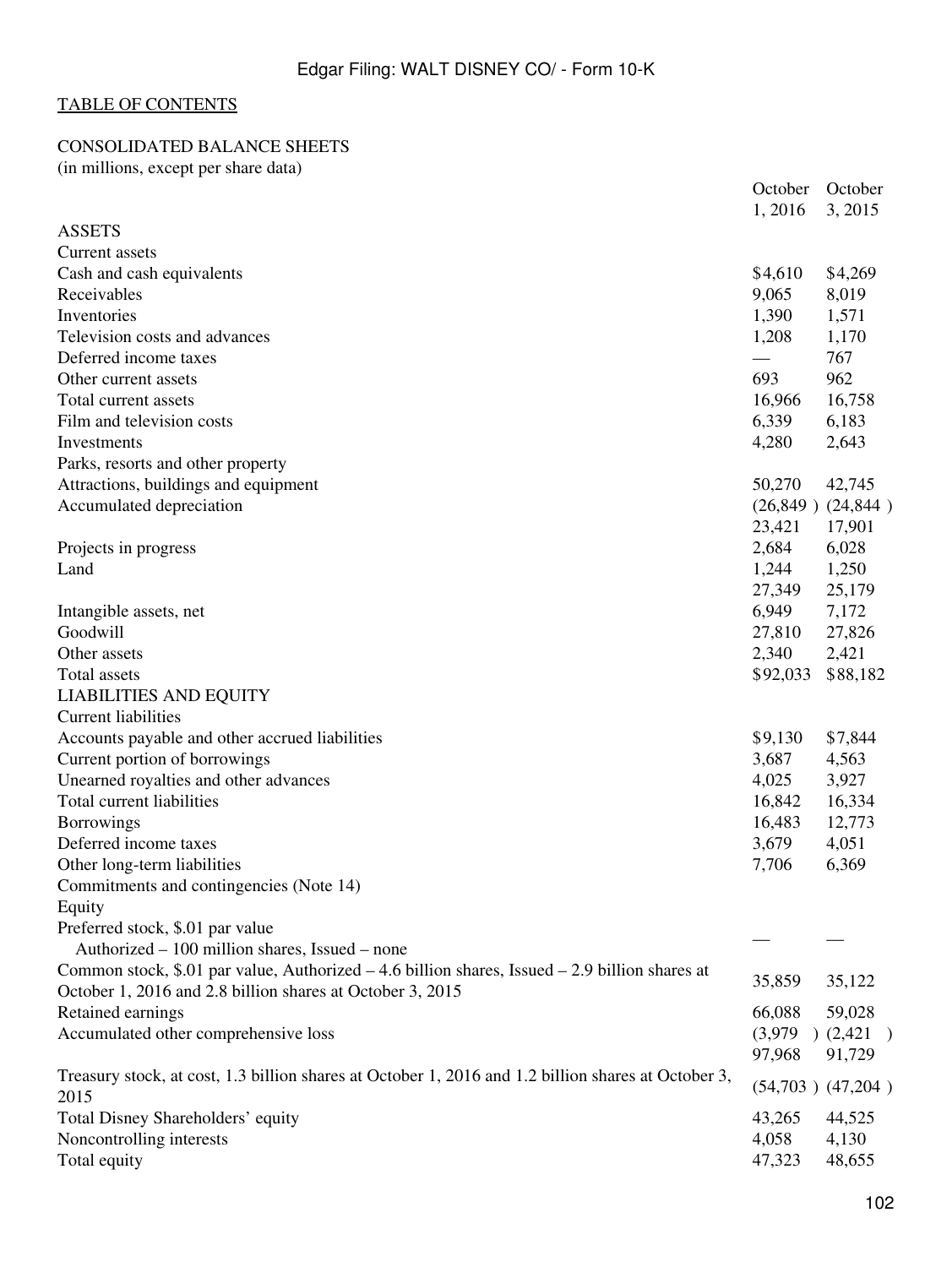TABLE OF CONTENTS

CONSOLIDATED BALANCE SHEETS
(in millions, except per share data)

| | October 1, 2016 | October 3, 2015 |
|---|---|---|
| **ASSETS** | | |
| Current assets | | |
| Cash and cash equivalents | $4,610 | $4,269 |
| Receivables | 9,065 | 8,019 |
| Inventories | 1,390 | 1,571 |
| Television costs and advances | 1,208 | 1,170 |
| Deferred income taxes | — | 767 |
| Other current assets | 693 | 962 |
| Total current assets | 16,966 | 16,758 |
| Film and television costs | 6,339 | 6,183 |
| Investments | 4,280 | 2,643 |
| Parks, resorts and other property | | |
| Attractions, buildings and equipment | 50,270 | 42,745 |
| Accumulated depreciation | (26,849 ) | (24,844 ) |
| | 23,421 | 17,901 |
| Projects in progress | 2,684 | 6,028 |
| Land | 1,244 | 1,250 |
| | 27,349 | 25,179 |
| Intangible assets, net | 6,949 | 7,172 |
| Goodwill | 27,810 | 27,826 |
| Other assets | 2,340 | 2,421 |
| Total assets | $92,033 | $88,182 |
| **LIABILITIES AND EQUITY** | | |
| Current liabilities | | |
| Accounts payable and other accrued liabilities | $9,130 | $7,844 |
| Current portion of borrowings | 3,687 | 4,563 |
| Unearned royalties and other advances | 4,025 | 3,927 |
| Total current liabilities | 16,842 | 16,334 |
| Borrowings | 16,483 | 12,773 |
| Deferred income taxes | 3,679 | 4,051 |
| Other long-term liabilities | 7,706 | 6,369 |
| Commitments and contingencies (Note 14) | | |
| Equity | | |
| Preferred stock, $.01 par value Authorized – 100 million shares, Issued – none | — | — |
| Common stock, $.01 par value, Authorized – 4.6 billion shares, Issued – 2.9 billion shares at October 1, 2016 and 2.8 billion shares at October 3, 2015 | 35,859 | 35,122 |
| Retained earnings | 66,088 | 59,028 |
| Accumulated other comprehensive loss | (3,979 ) | (2,421 ) |
| | 97,968 | 91,729 |
| Treasury stock, at cost, 1.3 billion shares at October 1, 2016 and 1.2 billion shares at October 3, 2015 | (54,703 ) | (47,204 ) |
| Total Disney Shareholders' equity | 43,265 | 44,525 |
| Noncontrolling interests | 4,058 | 4,130 |
| Total equity | 47,323 | 48,655 |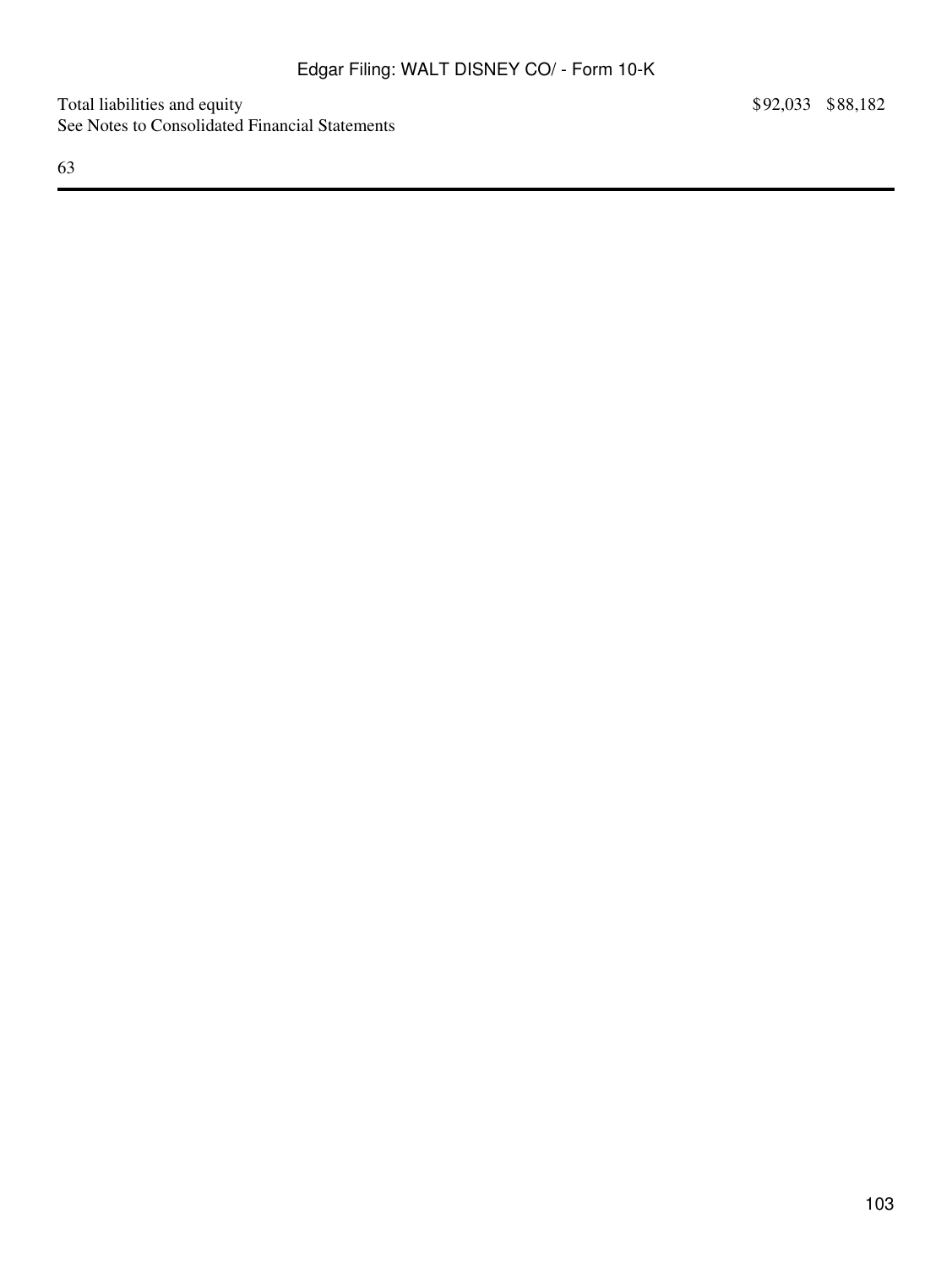| | | |
|---|---|---|
| Total liabilities and equity | $92,033 | $88,182 |

See Notes to Consolidated Financial Statements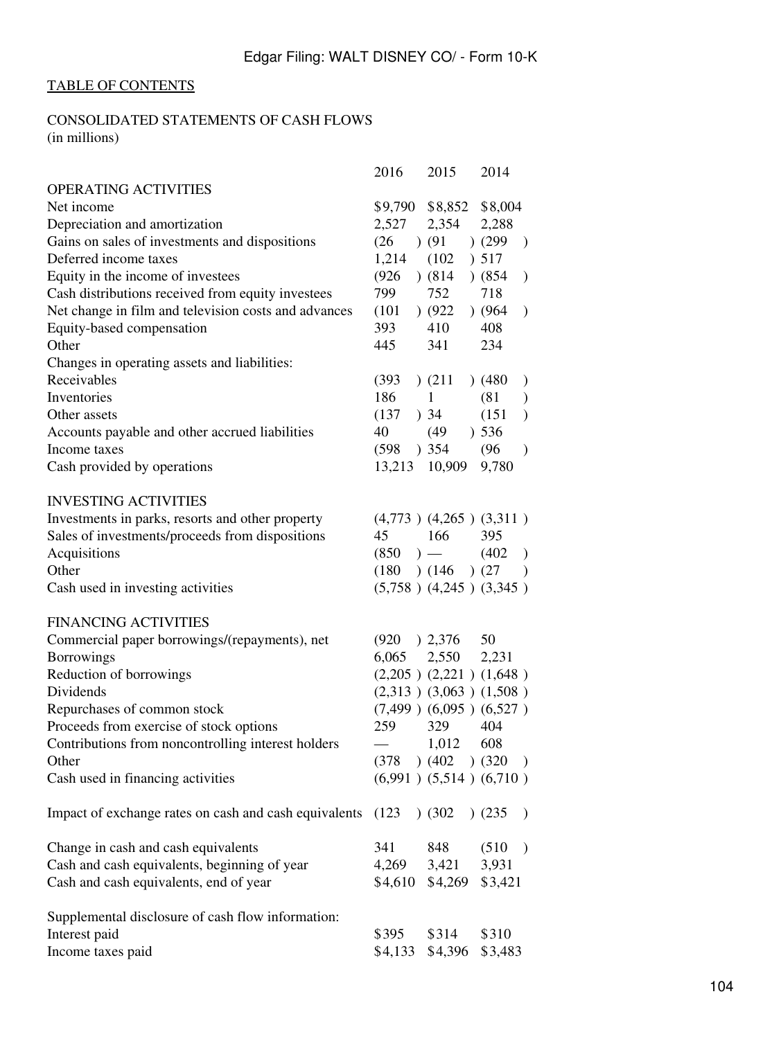TABLE OF CONTENTS

CONSOLIDATED STATEMENTS OF CASH FLOWS
(in millions)

| | 2016 | 2015 | 2014 |
|---|---|---|---|
| OPERATING ACTIVITIES | | | |
| Net income | $9,790 | $8,852 | $8,004 |
| Depreciation and amortization | 2,527 | 2,354 | 2,288 |
| Gains on sales of investments and dispositions | (26 ) | (91 ) | (299 ) |
| Deferred income taxes | 1,214 | (102 ) | 517 |
| Equity in the income of investees | (926 ) | (814 ) | (854 ) |
| Cash distributions received from equity investees | 799 | 752 | 718 |
| Net change in film and television costs and advances | (101 ) | (922 ) | (964 ) |
| Equity-based compensation | 393 | 410 | 408 |
| Other | 445 | 341 | 234 |
| Changes in operating assets and liabilities: | | | |
| Receivables | (393 ) | (211 ) | (480 ) |
| Inventories | 186 | 1 | (81 ) |
| Other assets | (137 ) | 34 | (151 ) |
| Accounts payable and other accrued liabilities | 40 | (49 ) | 536 |
| Income taxes | (598 ) | 354 | (96 ) |
| Cash provided by operations | 13,213 | 10,909 | 9,780 |
| | | | |
| INVESTING ACTIVITIES | | | |
| Investments in parks, resorts and other property | (4,773 ) | (4,265 ) | (3,311 ) |
| Sales of investments/proceeds from dispositions | 45 | 166 | 395 |
| Acquisitions | (850 ) | — | (402 ) |
| Other | (180 ) | (146 ) | (27 ) |
| Cash used in investing activities | (5,758 ) | (4,245 ) | (3,345 ) |
| | | | |
| FINANCING ACTIVITIES | | | |
| Commercial paper borrowings/(repayments), net | (920 ) | 2,376 | 50 |
| Borrowings | 6,065 | 2,550 | 2,231 |
| Reduction of borrowings | (2,205 ) | (2,221 ) | (1,648 ) |
| Dividends | (2,313 ) | (3,063 ) | (1,508 ) |
| Repurchases of common stock | (7,499 ) | (6,095 ) | (6,527 ) |
| Proceeds from exercise of stock options | 259 | 329 | 404 |
| Contributions from noncontrolling interest holders | — | 1,012 | 608 |
| Other | (378 ) | (402 ) | (320 ) |
| Cash used in financing activities | (6,991 ) | (5,514 ) | (6,710 ) |
| | | | |
| Impact of exchange rates on cash and cash equivalents | (123 ) | (302 ) | (235 ) |
| | | | |
| Change in cash and cash equivalents | 341 | 848 | (510 ) |
| Cash and cash equivalents, beginning of year | 4,269 | 3,421 | 3,931 |
| Cash and cash equivalents, end of year | $4,610 | $4,269 | $3,421 |
| | | | |
| Supplemental disclosure of cash flow information: | | | |
| Interest paid | $395 | $314 | $310 |
| Income taxes paid | $4,133 | $4,396 | $3,483 |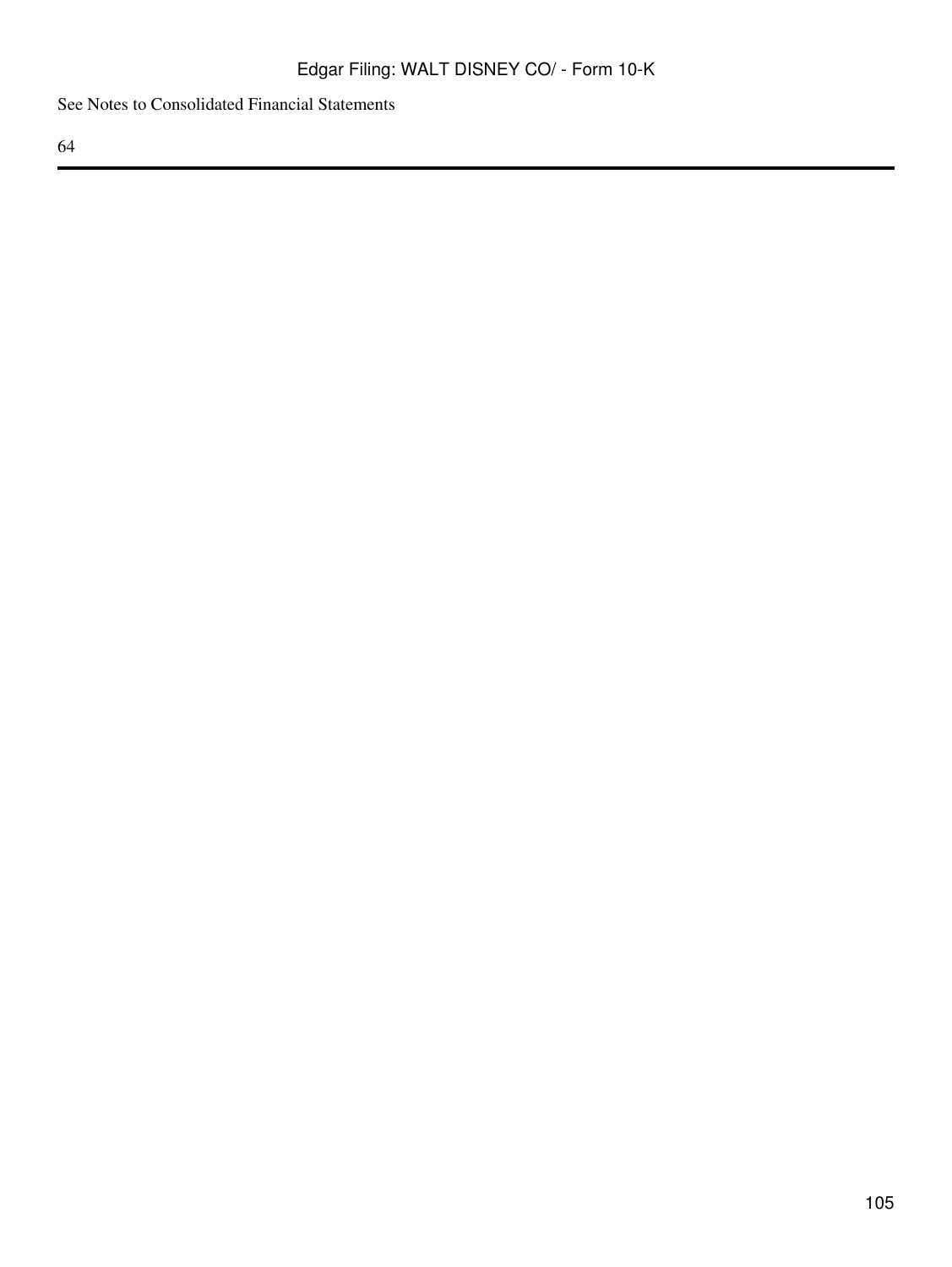See Notes to Consolidated Financial Statements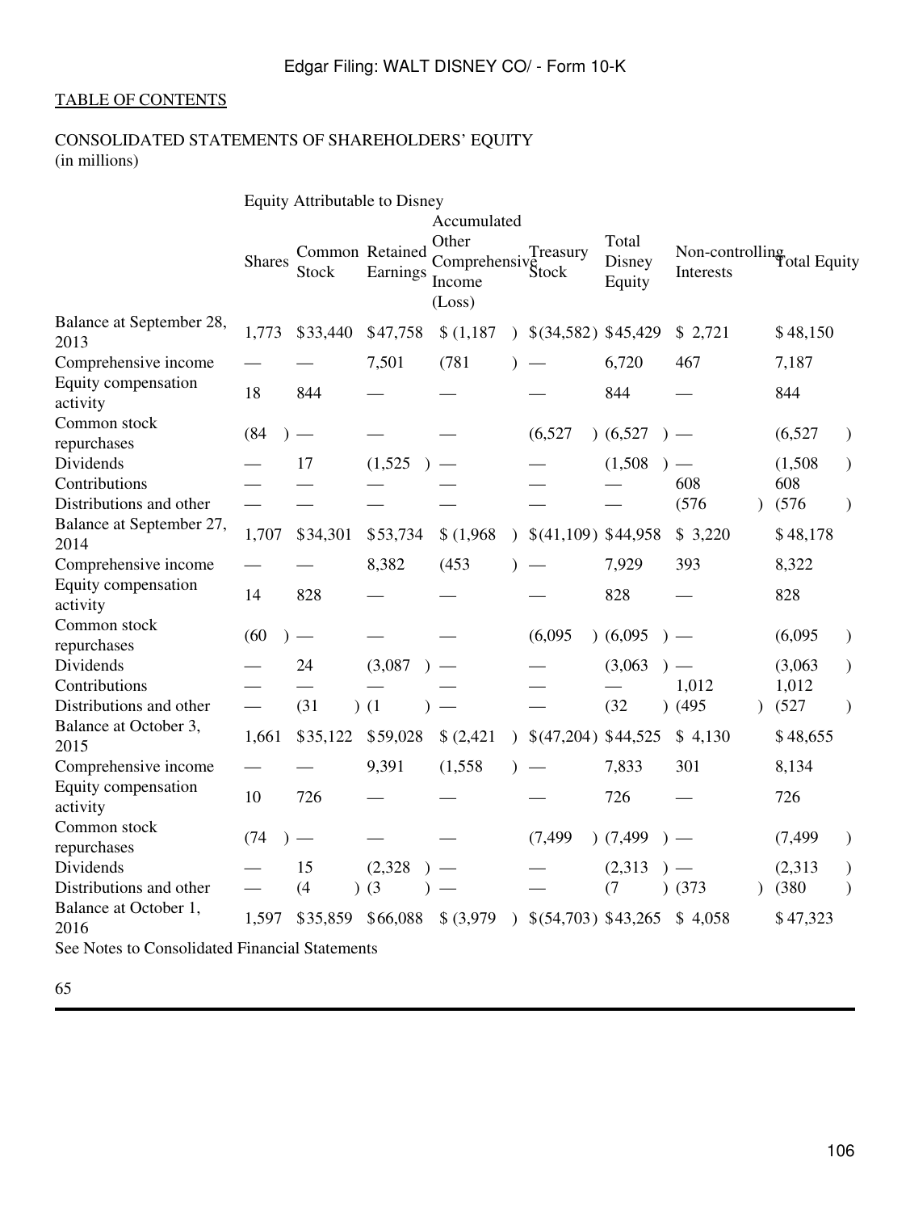Edgar Filing: WALT DISNEY CO/ - Form 10-K

TABLE OF CONTENTS

CONSOLIDATED STATEMENTS OF SHAREHOLDERS' EQUITY
(in millions)

| | Equity Attributable to Disney | | | | | | | |
|---|---|---|---|---|---|---|---|---|
| | Shares | Common Stock | Retained Earnings | Accumulated Other Comprehensive Income (Loss) | Treasury Stock | Total Disney Equity | Non-controlling Interests | Total Equity |
| Balance at September 28, 2013 | 1,773 | $33,440 | $47,758 | $ (1,187) | $(34,582) | $45,429 | $ 2,721 | $48,150 |
| Comprehensive income | — | — | 7,501 | (781) | — | 6,720 | 467 | 7,187 |
| Equity compensation activity | 18 | 844 | — | — | — | 844 | — | 844 |
| Common stock repurchases | (84) | — | — | — | (6,527) | (6,527) | — | (6,527) |
| Dividends | — | 17 | (1,525) | — | — | (1,508) | — | (1,508) |
| Contributions | — | — | — | — | — | — | 608 | 608 |
| Distributions and other | — | — | — | — | — | — | (576) | (576) |
| Balance at September 27, 2014 | 1,707 | $34,301 | $53,734 | $ (1,968) | $(41,109) | $44,958 | $ 3,220 | $48,178 |
| Comprehensive income | — | — | 8,382 | (453) | — | 7,929 | 393 | 8,322 |
| Equity compensation activity | 14 | 828 | — | — | — | 828 | — | 828 |
| Common stock repurchases | (60) | — | — | — | (6,095) | (6,095) | — | (6,095) |
| Dividends | — | 24 | (3,087) | — | — | (3,063) | — | (3,063) |
| Contributions | — | — | — | — | — | — | 1,012 | 1,012 |
| Distributions and other | — | (31) | (1) | — | — | (32) | (495) | (527) |
| Balance at October 3, 2015 | 1,661 | $35,122 | $59,028 | $ (2,421) | $(47,204) | $44,525 | $ 4,130 | $48,655 |
| Comprehensive income | — | — | 9,391 | (1,558) | — | 7,833 | 301 | 8,134 |
| Equity compensation activity | 10 | 726 | — | — | — | 726 | — | 726 |
| Common stock repurchases | (74) | — | — | — | (7,499) | (7,499) | — | (7,499) |
| Dividends | — | 15 | (2,328) | — | — | (2,313) | — | (2,313) |
| Distributions and other | — | (4) | (3) | — | — | (7) | (373) | (380) |
| Balance at October 1, 2016 | 1,597 | $35,859 | $66,088 | $ (3,979) | $(54,703) | $43,265 | $ 4,058 | $47,323 |

See Notes to Consolidated Financial Statements

65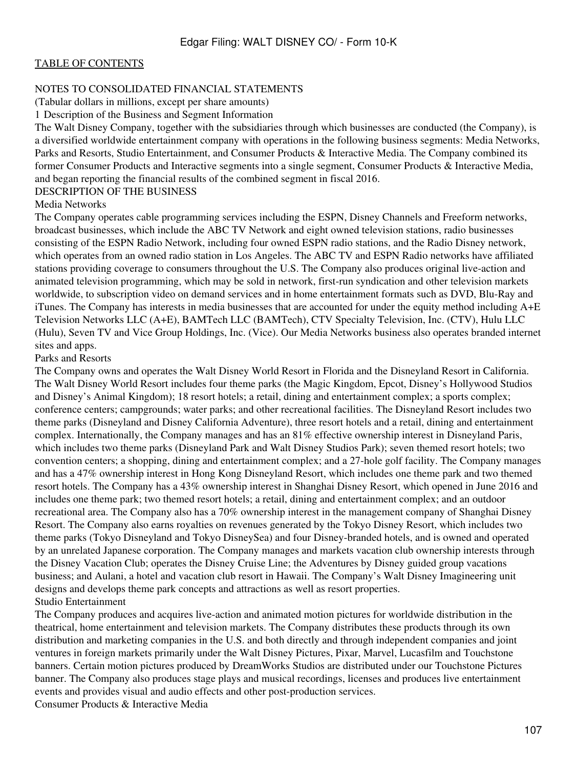TABLE OF CONTENTS

# NOTES TO CONSOLIDATED FINANCIAL STATEMENTS

(Tabular dollars in millions, except per share amounts)

## 1 Description of the Business and Segment Information

The Walt Disney Company, together with the subsidiaries through which businesses are conducted (the Company), is a diversified worldwide entertainment company with operations in the following business segments: Media Networks, Parks and Resorts, Studio Entertainment, and Consumer Products & Interactive Media. The Company combined its former Consumer Products and Interactive segments into a single segment, Consumer Products & Interactive Media, and began reporting the financial results of the combined segment in fiscal 2016.

### DESCRIPTION OF THE BUSINESS

#### Media Networks

The Company operates cable programming services including the ESPN, Disney Channels and Freeform networks, broadcast businesses, which include the ABC TV Network and eight owned television stations, radio businesses consisting of the ESPN Radio Network, including four owned ESPN radio stations, and the Radio Disney network, which operates from an owned radio station in Los Angeles. The ABC TV and ESPN Radio networks have affiliated stations providing coverage to consumers throughout the U.S. The Company also produces original live-action and animated television programming, which may be sold in network, first-run syndication and other television markets worldwide, to subscription video on demand services and in home entertainment formats such as DVD, Blu-Ray and iTunes. The Company has interests in media businesses that are accounted for under the equity method including A+E Television Networks LLC (A+E), BAMTech LLC (BAMTech), CTV Specialty Television, Inc. (CTV), Hulu LLC (Hulu), Seven TV and Vice Group Holdings, Inc. (Vice). Our Media Networks business also operates branded internet sites and apps.

#### Parks and Resorts

The Company owns and operates the Walt Disney World Resort in Florida and the Disneyland Resort in California. The Walt Disney World Resort includes four theme parks (the Magic Kingdom, Epcot, Disney's Hollywood Studios and Disney's Animal Kingdom); 18 resort hotels; a retail, dining and entertainment complex; a sports complex; conference centers; campgrounds; water parks; and other recreational facilities. The Disneyland Resort includes two theme parks (Disneyland and Disney California Adventure), three resort hotels and a retail, dining and entertainment complex. Internationally, the Company manages and has an 81% effective ownership interest in Disneyland Paris, which includes two theme parks (Disneyland Park and Walt Disney Studios Park); seven themed resort hotels; two convention centers; a shopping, dining and entertainment complex; and a 27-hole golf facility. The Company manages and has a 47% ownership interest in Hong Kong Disneyland Resort, which includes one theme park and two themed resort hotels. The Company has a 43% ownership interest in Shanghai Disney Resort, which opened in June 2016 and includes one theme park; two themed resort hotels; a retail, dining and entertainment complex; and an outdoor recreational area. The Company also has a 70% ownership interest in the management company of Shanghai Disney Resort. The Company also earns royalties on revenues generated by the Tokyo Disney Resort, which includes two theme parks (Tokyo Disneyland and Tokyo DisneySea) and four Disney-branded hotels, and is owned and operated by an unrelated Japanese corporation. The Company manages and markets vacation club ownership interests through the Disney Vacation Club; operates the Disney Cruise Line; the Adventures by Disney guided group vacations business; and Aulani, a hotel and vacation club resort in Hawaii. The Company's Walt Disney Imagineering unit designs and develops theme park concepts and attractions as well as resort properties.

#### Studio Entertainment

The Company produces and acquires live-action and animated motion pictures for worldwide distribution in the theatrical, home entertainment and television markets. The Company distributes these products through its own distribution and marketing companies in the U.S. and both directly and through independent companies and joint ventures in foreign markets primarily under the Walt Disney Pictures, Pixar, Marvel, Lucasfilm and Touchstone banners. Certain motion pictures produced by DreamWorks Studios are distributed under our Touchstone Pictures banner. The Company also produces stage plays and musical recordings, licenses and produces live entertainment events and provides visual and audio effects and other post-production services.

#### Consumer Products & Interactive Media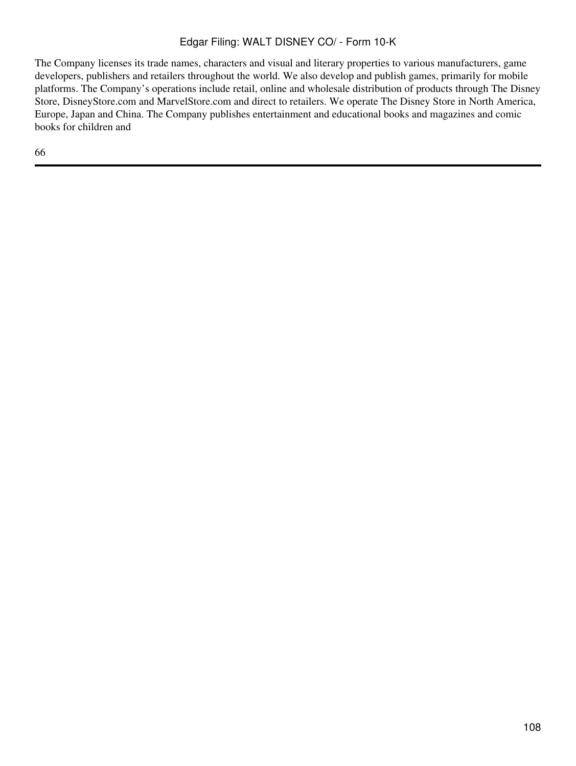The Company licenses its trade names, characters and visual and literary properties to various manufacturers, game developers, publishers and retailers throughout the world. We also develop and publish games, primarily for mobile platforms. The Company's operations include retail, online and wholesale distribution of products through The Disney Store, DisneyStore.com and MarvelStore.com and direct to retailers. We operate The Disney Store in North America, Europe, Japan and China. The Company publishes entertainment and educational books and magazines and comic books for children and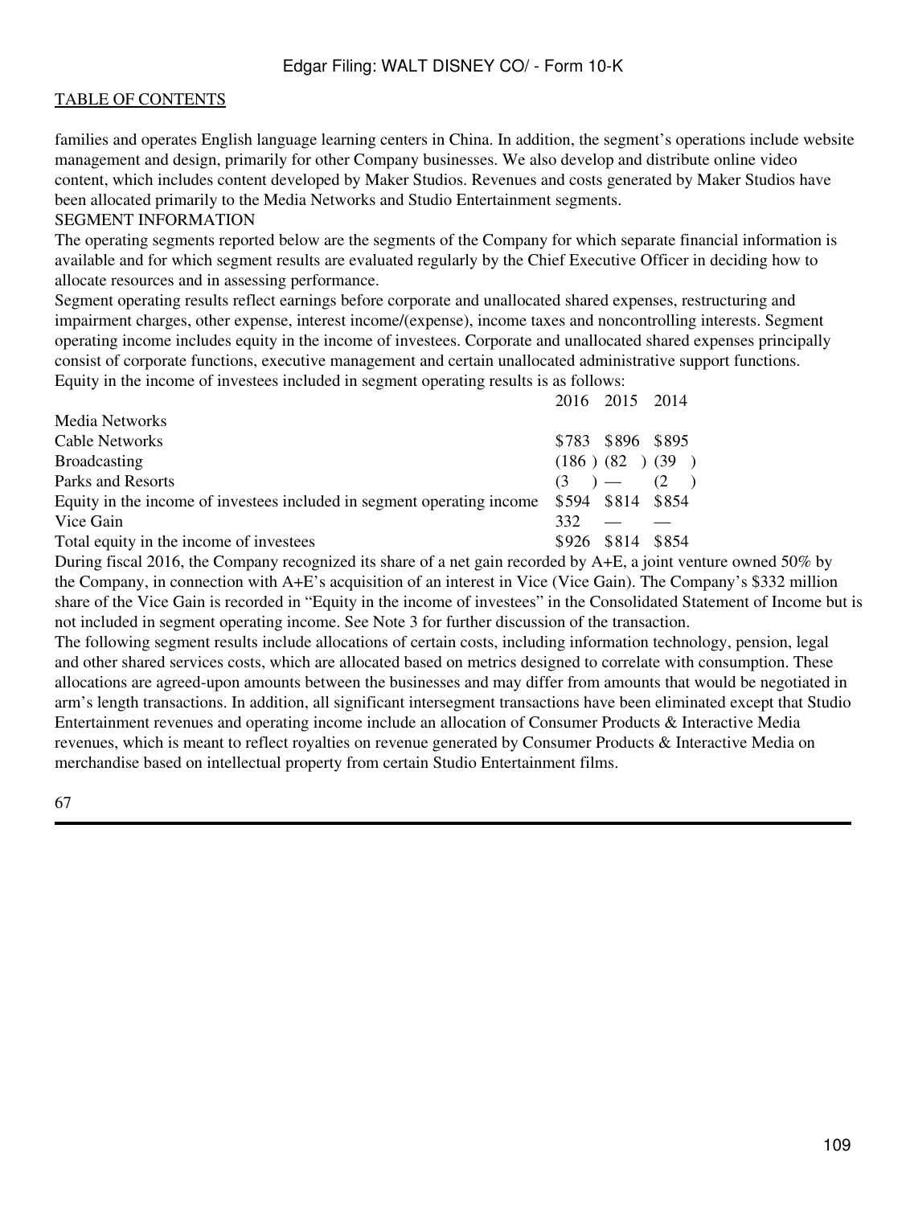families and operates English language learning centers in China. In addition, the segment's operations include website management and design, primarily for other Company businesses. We also develop and distribute online video content, which includes content developed by Maker Studios. Revenues and costs generated by Maker Studios have been allocated primarily to the Media Networks and Studio Entertainment segments.

SEGMENT INFORMATION

The operating segments reported below are the segments of the Company for which separate financial information is available and for which segment results are evaluated regularly by the Chief Executive Officer in deciding how to allocate resources and in assessing performance.

Segment operating results reflect earnings before corporate and unallocated shared expenses, restructuring and impairment charges, other expense, interest income/(expense), income taxes and noncontrolling interests. Segment operating income includes equity in the income of investees. Corporate and unallocated shared expenses principally consist of corporate functions, executive management and certain unallocated administrative support functions.

Equity in the income of investees included in segment operating results is as follows:

| | 2016 | 2015 | 2014 |
|---|---|---|---|
| Media Networks | | | |
| Cable Networks | $783 | $896 | $895 |
| Broadcasting | (186) | (82) | (39) |
| Parks and Resorts | (3) | — | (2) |
| Equity in the income of investees included in segment operating income | $594 | $814 | $854 |
| Vice Gain | 332 | — | — |
| Total equity in the income of investees | $926 | $814 | $854 |

During fiscal 2016, the Company recognized its share of a net gain recorded by A+E, a joint venture owned 50% by the Company, in connection with A+E's acquisition of an interest in Vice (Vice Gain). The Company's $332 million share of the Vice Gain is recorded in "Equity in the income of investees" in the Consolidated Statement of Income but is not included in segment operating income. See Note 3 for further discussion of the transaction.

The following segment results include allocations of certain costs, including information technology, pension, legal and other shared services costs, which are allocated based on metrics designed to correlate with consumption. These allocations are agreed-upon amounts between the businesses and may differ from amounts that would be negotiated in arm's length transactions. In addition, all significant intersegment transactions have been eliminated except that Studio Entertainment revenues and operating income include an allocation of Consumer Products & Interactive Media revenues, which is meant to reflect royalties on revenue generated by Consumer Products & Interactive Media on merchandise based on intellectual property from certain Studio Entertainment films.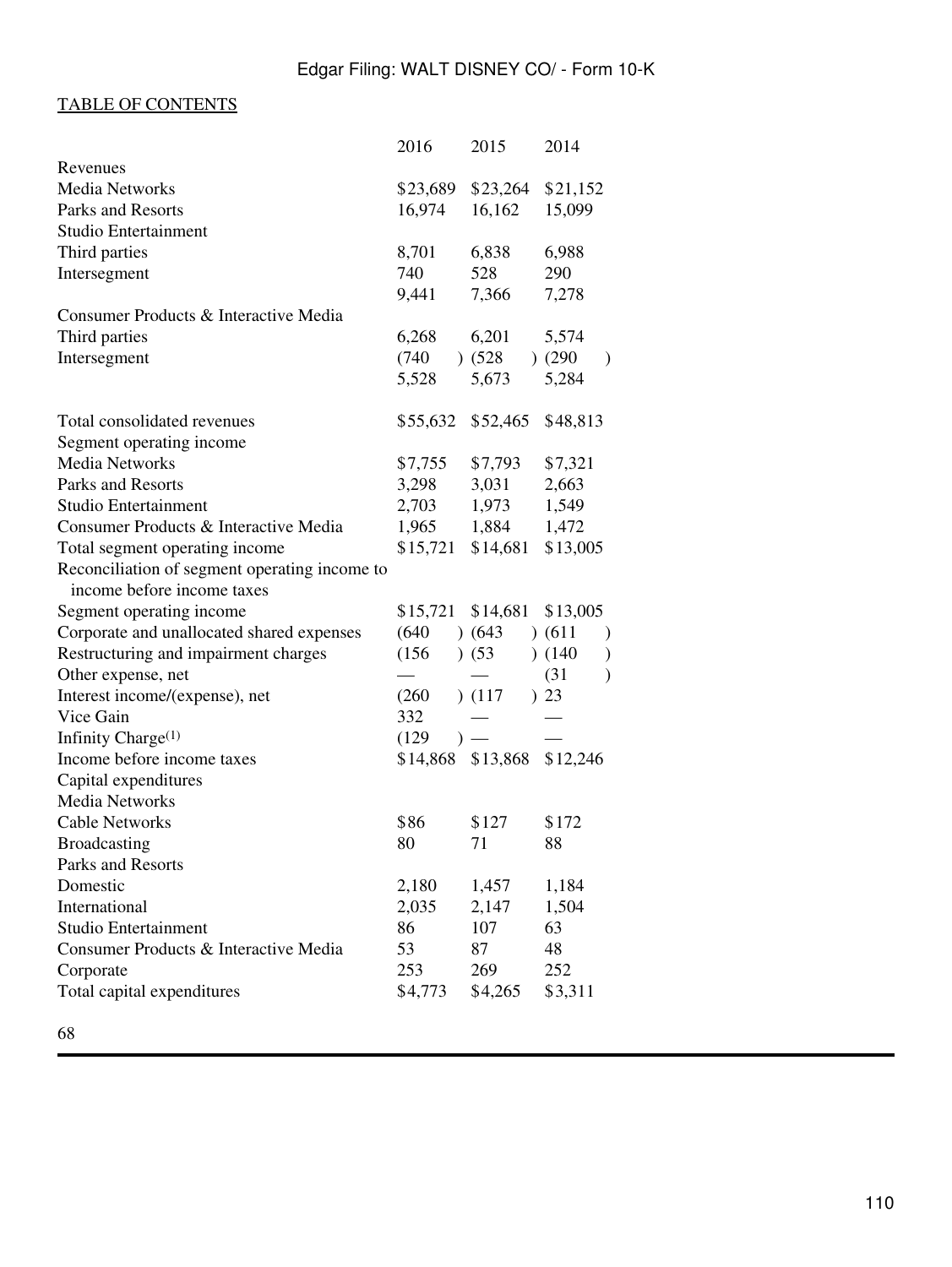| | 2016 | 2015 | 2014 |
|---|---|---|---|
| Revenues | | | |
| Media Networks | $23,689 | $23,264 | $21,152 |
| Parks and Resorts | 16,974 | 16,162 | 15,099 |
| Studio Entertainment | | | |
| Third parties | 8,701 | 6,838 | 6,988 |
| Intersegment | 740 | 528 | 290 |
| | 9,441 | 7,366 | 7,278 |
| Consumer Products & Interactive Media | | | |
| Third parties | 6,268 | 6,201 | 5,574 |
| Intersegment | (740) | (528) | (290) |
| | 5,528 | 5,673 | 5,284 |
| Total consolidated revenues | $55,632 | $52,465 | $48,813 |
| Segment operating income | | | |
| Media Networks | $7,755 | $7,793 | $7,321 |
| Parks and Resorts | 3,298 | 3,031 | 2,663 |
| Studio Entertainment | 2,703 | 1,973 | 1,549 |
| Consumer Products & Interactive Media | 1,965 | 1,884 | 1,472 |
| Total segment operating income | $15,721 | $14,681 | $13,005 |
| Reconciliation of segment operating income to income before income taxes | | | |
| Segment operating income | $15,721 | $14,681 | $13,005 |
| Corporate and unallocated shared expenses | (640) | (643) | (611) |
| Restructuring and impairment charges | (156) | (53) | (140) |
| Other expense, net | — | — | (31) |
| Interest income/(expense), net | (260) | (117) | 23 |
| Vice Gain | 332 | — | — |
| Infinity Charge[1] | (129) | — | — |
| Income before income taxes | $14,868 | $13,868 | $12,246 |
| Capital expenditures | | | |
| Media Networks | | | |
| Cable Networks | $86 | $127 | $172 |
| Broadcasting | 80 | 71 | 88 |
| Parks and Resorts | | | |
| Domestic | 2,180 | 1,457 | 1,184 |
| International | 2,035 | 2,147 | 1,504 |
| Studio Entertainment | 86 | 107 | 63 |
| Consumer Products & Interactive Media | 53 | 87 | 48 |
| Corporate | 253 | 269 | 252 |
| Total capital expenditures | $4,773 | $4,265 | $3,311 |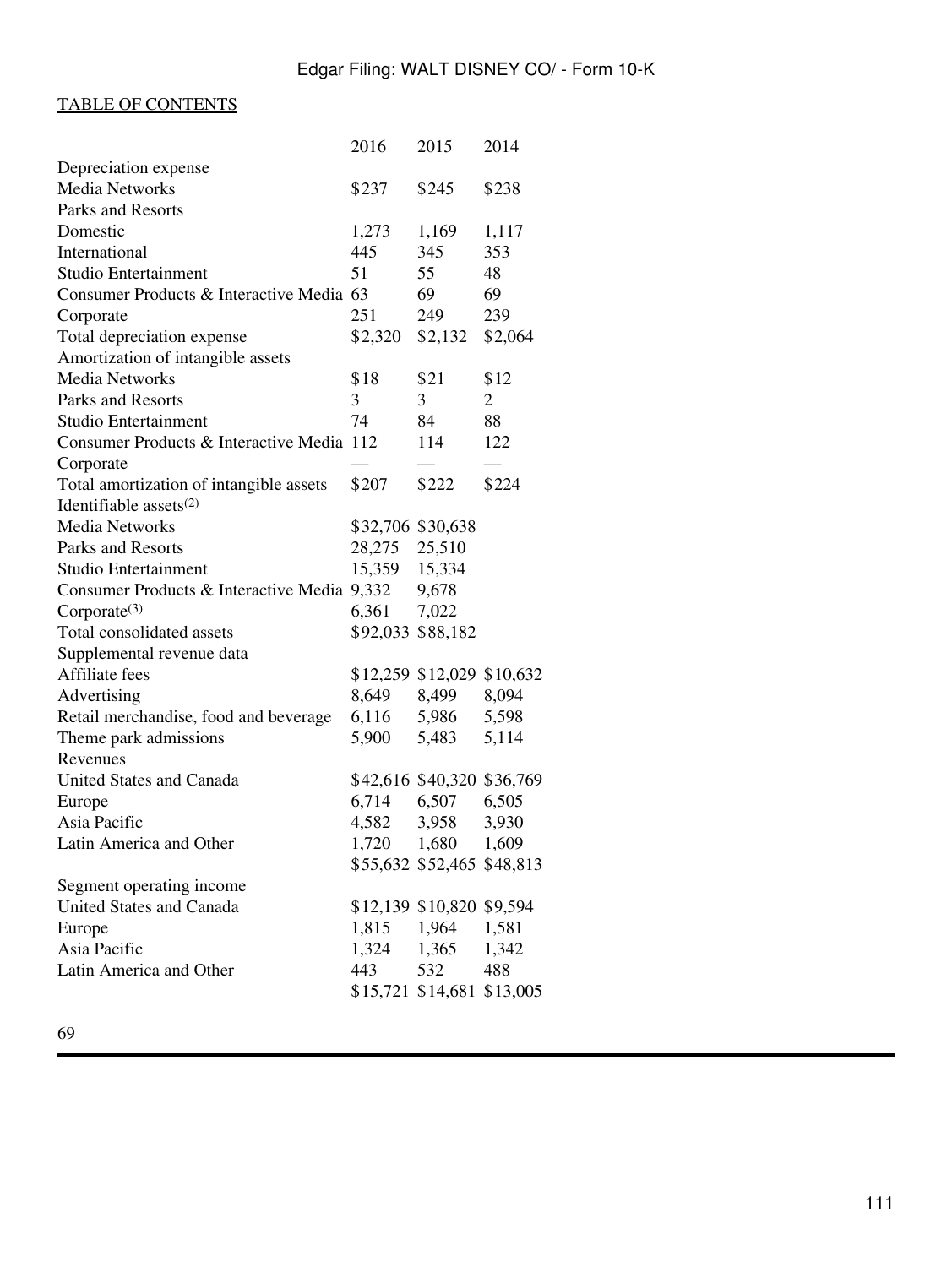| | 2016 | 2015 | 2014 |
|---|---|---|---|
| Depreciation expense | | | |
| Media Networks | $237 | $245 | $238 |
| Parks and Resorts | | | |
| Domestic | 1,273 | 1,169 | 1,117 |
| International | 445 | 345 | 353 |
| Studio Entertainment | 51 | 55 | 48 |
| Consumer Products & Interactive Media | 63 | 69 | 69 |
| Corporate | 251 | 249 | 239 |
| Total depreciation expense | $2,320 | $2,132 | $2,064 |
| Amortization of intangible assets | | | |
| Media Networks | $18 | $21 | $12 |
| Parks and Resorts | 3 | 3 | 2 |
| Studio Entertainment | 74 | 84 | 88 |
| Consumer Products & Interactive Media | 112 | 114 | 122 |
| Corporate | — | — | — |
| Total amortization of intangible assets | $207 | $222 | $224 |
| Identifiable assets[(2)] | | | |
| Media Networks | $32,706 | $30,638 | |
| Parks and Resorts | 28,275 | 25,510 | |
| Studio Entertainment | 15,359 | 15,334 | |
| Consumer Products & Interactive Media | 9,332 | 9,678 | |
| Corporate[(3)] | 6,361 | 7,022 | |
| Total consolidated assets | $92,033 | $88,182 | |
| Supplemental revenue data | | | |
| Affiliate fees | $12,259 | $12,029 | $10,632 |
| Advertising | 8,649 | 8,499 | 8,094 |
| Retail merchandise, food and beverage | 6,116 | 5,986 | 5,598 |
| Theme park admissions | 5,900 | 5,483 | 5,114 |
| Revenues | | | |
| United States and Canada | $42,616 | $40,320 | $36,769 |
| Europe | 6,714 | 6,507 | 6,505 |
| Asia Pacific | 4,582 | 3,958 | 3,930 |
| Latin America and Other | 1,720 | 1,680 | 1,609 |
| | $55,632 | $52,465 | $48,813 |
| Segment operating income | | | |
| United States and Canada | $12,139 | $10,820 | $9,594 |
| Europe | 1,815 | 1,964 | 1,581 |
| Asia Pacific | 1,324 | 1,365 | 1,342 |
| Latin America and Other | 443 | 532 | 488 |
| | $15,721 | $14,681 | $13,005 |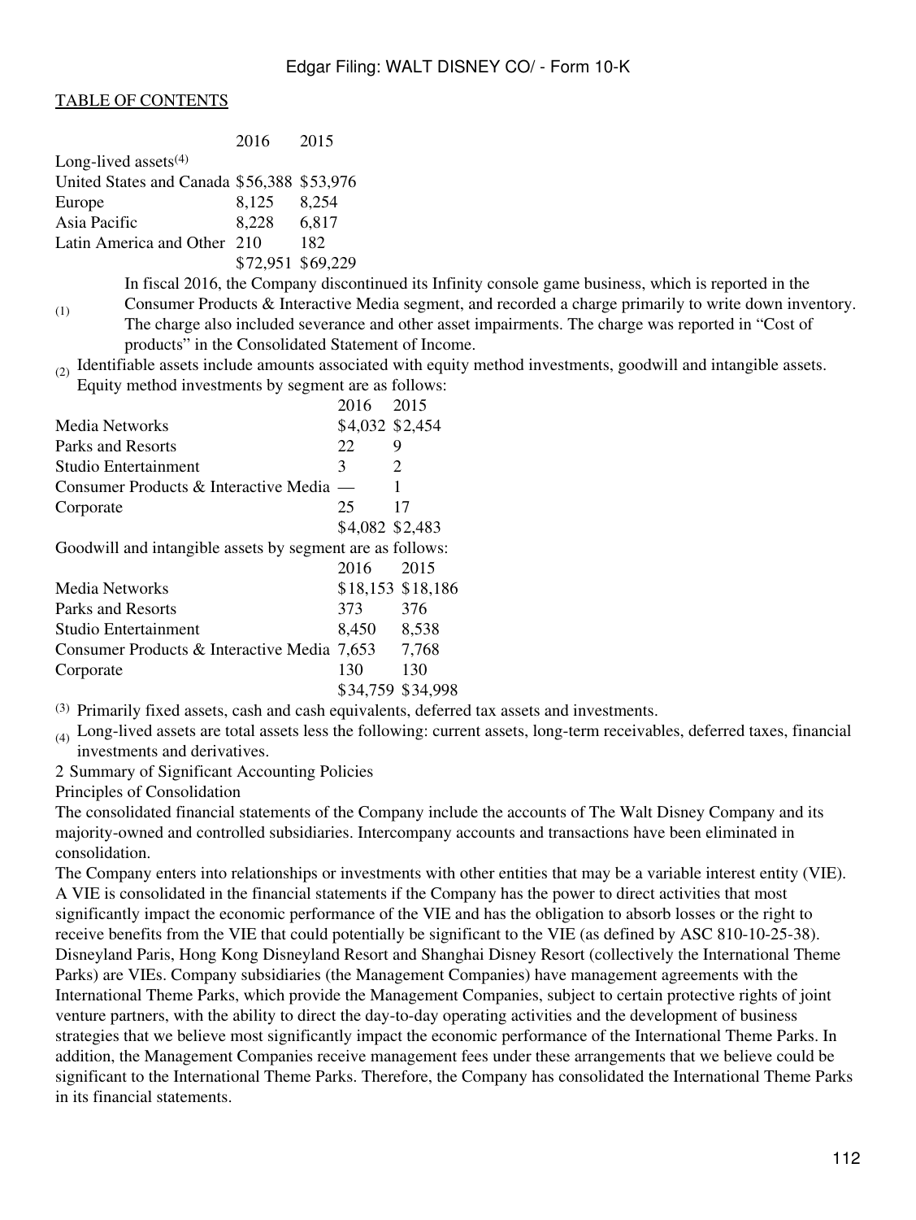| | 2016 | 2015 |
|---|---|---|
| Long-lived assets[4] | | |
| United States and Canada | $56,388 | $53,976 |
| Europe | 8,125 | 8,254 |
| Asia Pacific | 8,228 | 6,817 |
| Latin America and Other | 210 | 182 |
| | $72,951 | $69,229 |

(1) In fiscal 2016, the Company discontinued its Infinity console game business, which is reported in the Consumer Products & Interactive Media segment, and recorded a charge primarily to write down inventory. The charge also included severance and other asset impairments. The charge was reported in "Cost of products" in the Consolidated Statement of Income.

(2) Identifiable assets include amounts associated with equity method investments, goodwill and intangible assets. Equity method investments by segment are as follows:

| | 2016 | 2015 |
|---|---|---|
| Media Networks | $4,032 | $2,454 |
| Parks and Resorts | 22 | 9 |
| Studio Entertainment | 3 | 2 |
| Consumer Products & Interactive Media | — | 1 |
| Corporate | 25 | 17 |
| | $4,082 | $2,483 |

Goodwill and intangible assets by segment are as follows:

| | 2016 | 2015 |
|---|---|---|
| Media Networks | $18,153 | $18,186 |
| Parks and Resorts | 373 | 376 |
| Studio Entertainment | 8,450 | 8,538 |
| Consumer Products & Interactive Media | 7,653 | 7,768 |
| Corporate | 130 | 130 |
| | $34,759 | $34,998 |

(3) Primarily fixed assets, cash and cash equivalents, deferred tax assets and investments.

(4) Long-lived assets are total assets less the following: current assets, long-term receivables, deferred taxes, financial investments and derivatives.

## 2 Summary of Significant Accounting Policies

### Principles of Consolidation

The consolidated financial statements of the Company include the accounts of The Walt Disney Company and its majority-owned and controlled subsidiaries. Intercompany accounts and transactions have been eliminated in consolidation.

The Company enters into relationships or investments with other entities that may be a variable interest entity (VIE). A VIE is consolidated in the financial statements if the Company has the power to direct activities that most significantly impact the economic performance of the VIE and has the obligation to absorb losses or the right to receive benefits from the VIE that could potentially be significant to the VIE (as defined by ASC 810-10-25-38). Disneyland Paris, Hong Kong Disneyland Resort and Shanghai Disney Resort (collectively the International Theme Parks) are VIEs. Company subsidiaries (the Management Companies) have management agreements with the International Theme Parks, which provide the Management Companies, subject to certain protective rights of joint venture partners, with the ability to direct the day-to-day operating activities and the development of business strategies that we believe most significantly impact the economic performance of the International Theme Parks. In addition, the Management Companies receive management fees under these arrangements that we believe could be significant to the International Theme Parks. Therefore, the Company has consolidated the International Theme Parks in its financial statements.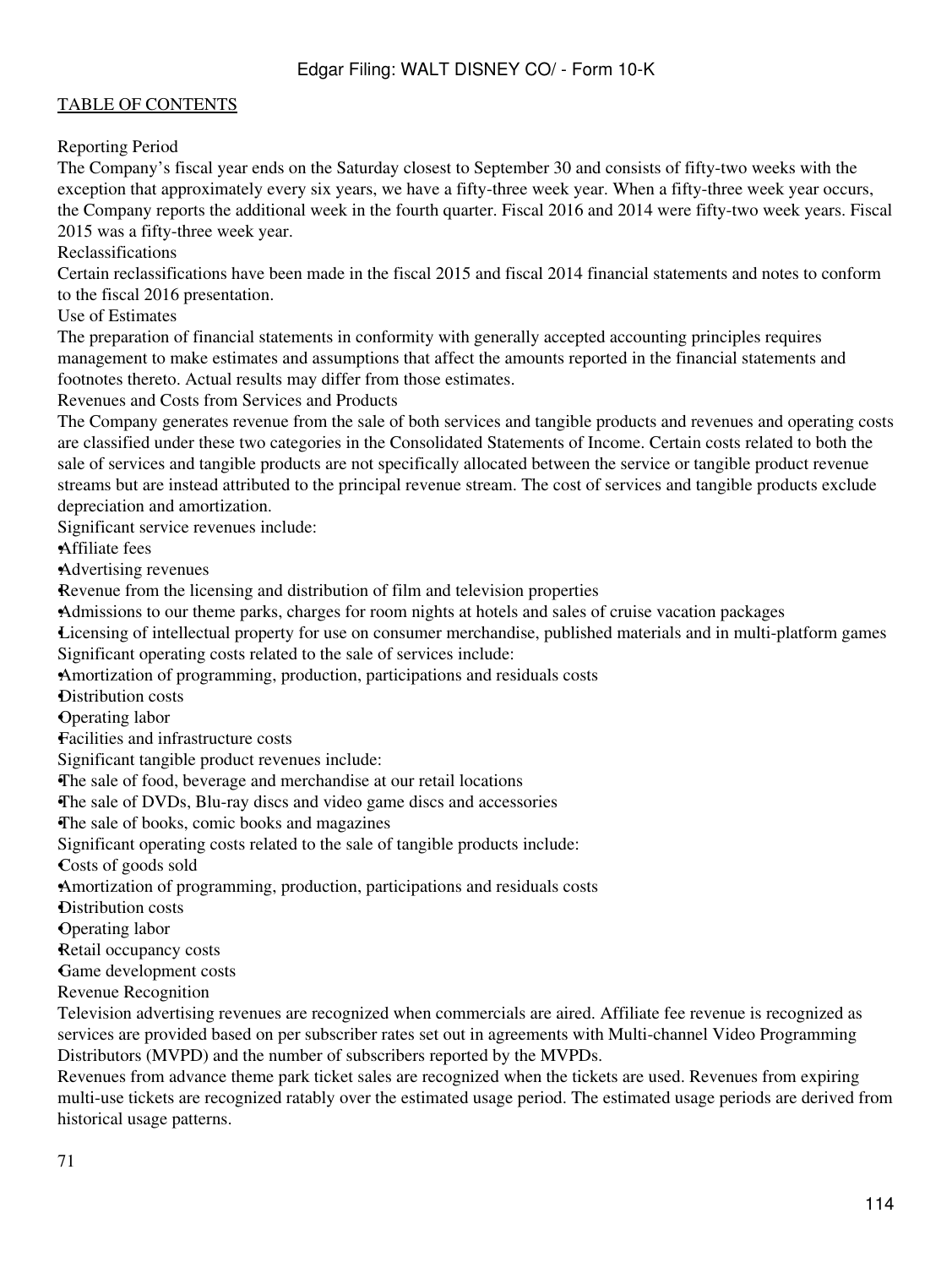Reporting Period

The Company's fiscal year ends on the Saturday closest to September 30 and consists of fifty-two weeks with the exception that approximately every six years, we have a fifty-three week year. When a fifty-three week year occurs, the Company reports the additional week in the fourth quarter. Fiscal 2016 and 2014 were fifty-two week years. Fiscal 2015 was a fifty-three week year.

Reclassifications

Certain reclassifications have been made in the fiscal 2015 and fiscal 2014 financial statements and notes to conform to the fiscal 2016 presentation.

Use of Estimates

The preparation of financial statements in conformity with generally accepted accounting principles requires management to make estimates and assumptions that affect the amounts reported in the financial statements and footnotes thereto. Actual results may differ from those estimates.

Revenues and Costs from Services and Products

The Company generates revenue from the sale of both services and tangible products and revenues and operating costs are classified under these two categories in the Consolidated Statements of Income. Certain costs related to both the sale of services and tangible products are not specifically allocated between the service or tangible product revenue streams but are instead attributed to the principal revenue stream. The cost of services and tangible products exclude depreciation and amortization.

Significant service revenues include:

- Affiliate fees
- Advertising revenues
- Revenue from the licensing and distribution of film and television properties
- Admissions to our theme parks, charges for room nights at hotels and sales of cruise vacation packages
- Licensing of intellectual property for use on consumer merchandise, published materials and in multi-platform games

Significant operating costs related to the sale of services include:

- Amortization of programming, production, participations and residuals costs
- Distribution costs
- Operating labor
- Facilities and infrastructure costs

Significant tangible product revenues include:

- The sale of food, beverage and merchandise at our retail locations
- The sale of DVDs, Blu-ray discs and video game discs and accessories
- The sale of books, comic books and magazines

Significant operating costs related to the sale of tangible products include:

- Costs of goods sold
- Amortization of programming, production, participations and residuals costs
- Distribution costs
- Operating labor
- Retail occupancy costs
- Game development costs

Revenue Recognition

Television advertising revenues are recognized when commercials are aired. Affiliate fee revenue is recognized as services are provided based on per subscriber rates set out in agreements with Multi-channel Video Programming Distributors (MVPD) and the number of subscribers reported by the MVPDs.

Revenues from advance theme park ticket sales are recognized when the tickets are used. Revenues from expiring multi-use tickets are recognized ratably over the estimated usage period. The estimated usage periods are derived from historical usage patterns.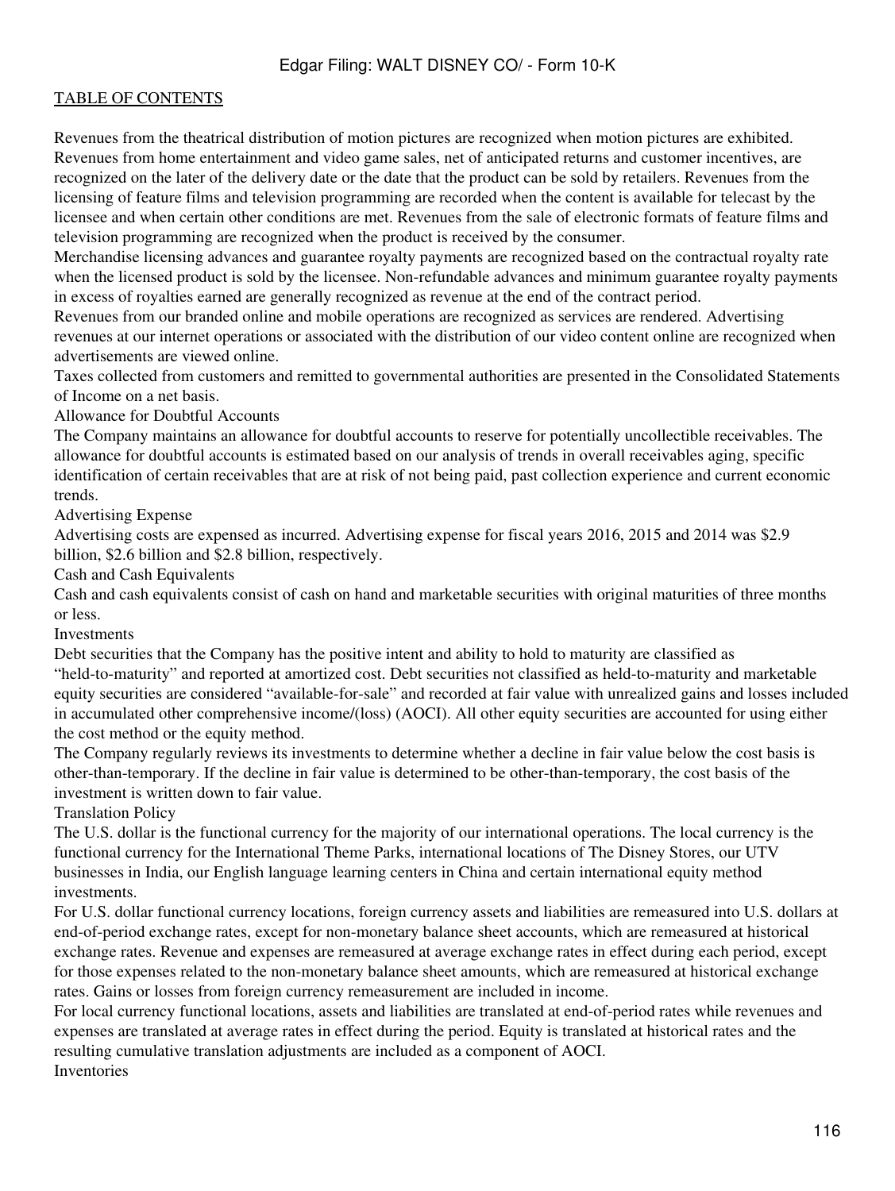Revenues from the theatrical distribution of motion pictures are recognized when motion pictures are exhibited. Revenues from home entertainment and video game sales, net of anticipated returns and customer incentives, are recognized on the later of the delivery date or the date that the product can be sold by retailers. Revenues from the licensing of feature films and television programming are recorded when the content is available for telecast by the licensee and when certain other conditions are met. Revenues from the sale of electronic formats of feature films and television programming are recognized when the product is received by the consumer.

Merchandise licensing advances and guarantee royalty payments are recognized based on the contractual royalty rate when the licensed product is sold by the licensee. Non-refundable advances and minimum guarantee royalty payments in excess of royalties earned are generally recognized as revenue at the end of the contract period.

Revenues from our branded online and mobile operations are recognized as services are rendered. Advertising revenues at our internet operations or associated with the distribution of our video content online are recognized when advertisements are viewed online.

Taxes collected from customers and remitted to governmental authorities are presented in the Consolidated Statements of Income on a net basis.

### Allowance for Doubtful Accounts

The Company maintains an allowance for doubtful accounts to reserve for potentially uncollectible receivables. The allowance for doubtful accounts is estimated based on our analysis of trends in overall receivables aging, specific identification of certain receivables that are at risk of not being paid, past collection experience and current economic trends.

### Advertising Expense

Advertising costs are expensed as incurred. Advertising expense for fiscal years 2016, 2015 and 2014 was $2.9 billion, $2.6 billion and $2.8 billion, respectively.

### Cash and Cash Equivalents

Cash and cash equivalents consist of cash on hand and marketable securities with original maturities of three months or less.

### Investments

Debt securities that the Company has the positive intent and ability to hold to maturity are classified as "held-to-maturity" and reported at amortized cost. Debt securities not classified as held-to-maturity and marketable equity securities are considered "available-for-sale" and recorded at fair value with unrealized gains and losses included in accumulated other comprehensive income/(loss) (AOCI). All other equity securities are accounted for using either the cost method or the equity method.

The Company regularly reviews its investments to determine whether a decline in fair value below the cost basis is other-than-temporary. If the decline in fair value is determined to be other-than-temporary, the cost basis of the investment is written down to fair value.

### Translation Policy

The U.S. dollar is the functional currency for the majority of our international operations. The local currency is the functional currency for the International Theme Parks, international locations of The Disney Stores, our UTV businesses in India, our English language learning centers in China and certain international equity method investments.

For U.S. dollar functional currency locations, foreign currency assets and liabilities are remeasured into U.S. dollars at end-of-period exchange rates, except for non-monetary balance sheet accounts, which are remeasured at historical exchange rates. Revenue and expenses are remeasured at average exchange rates in effect during each period, except for those expenses related to the non-monetary balance sheet amounts, which are remeasured at historical exchange rates. Gains or losses from foreign currency remeasurement are included in income.

For local currency functional locations, assets and liabilities are translated at end-of-period rates while revenues and expenses are translated at average rates in effect during the period. Equity is translated at historical rates and the resulting cumulative translation adjustments are included as a component of AOCI.

### Inventories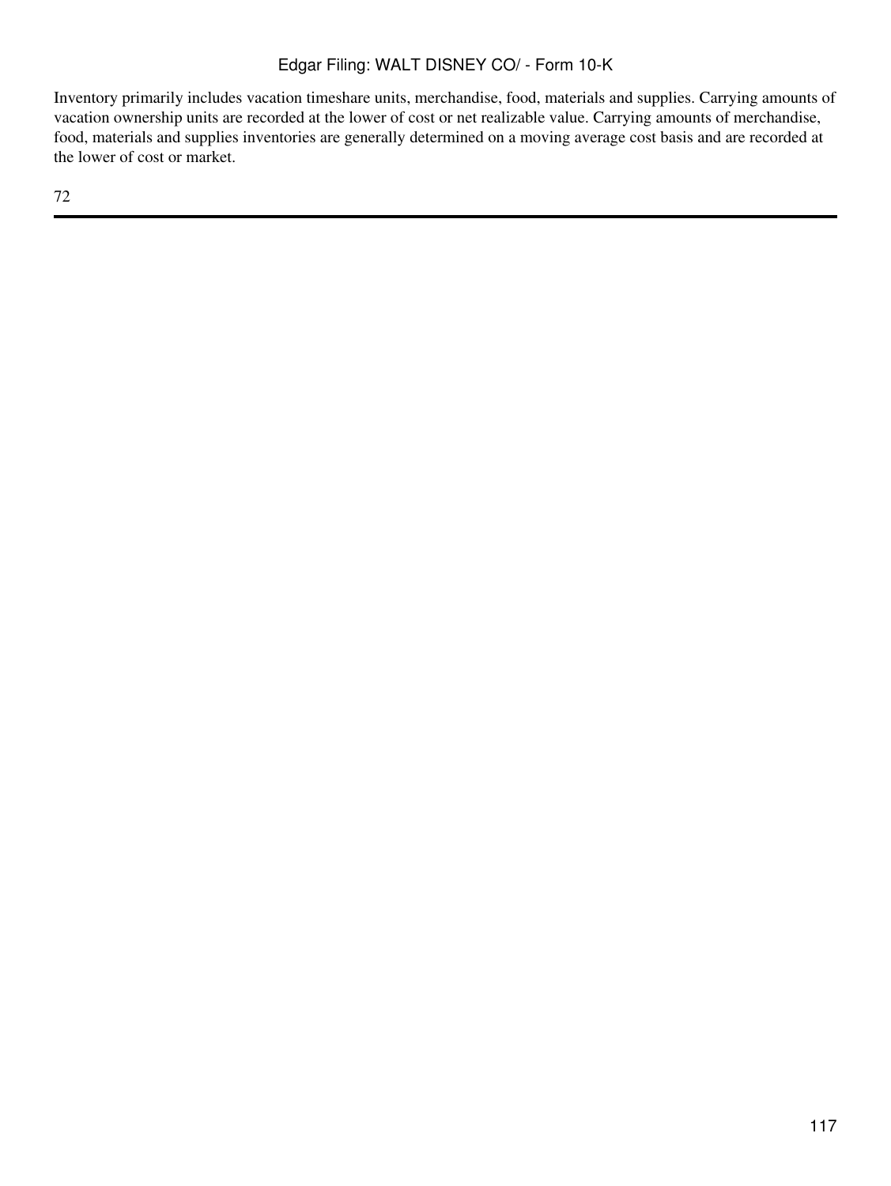Inventory primarily includes vacation timeshare units, merchandise, food, materials and supplies. Carrying amounts of vacation ownership units are recorded at the lower of cost or net realizable value. Carrying amounts of merchandise, food, materials and supplies inventories are generally determined on a moving average cost basis and are recorded at the lower of cost or market.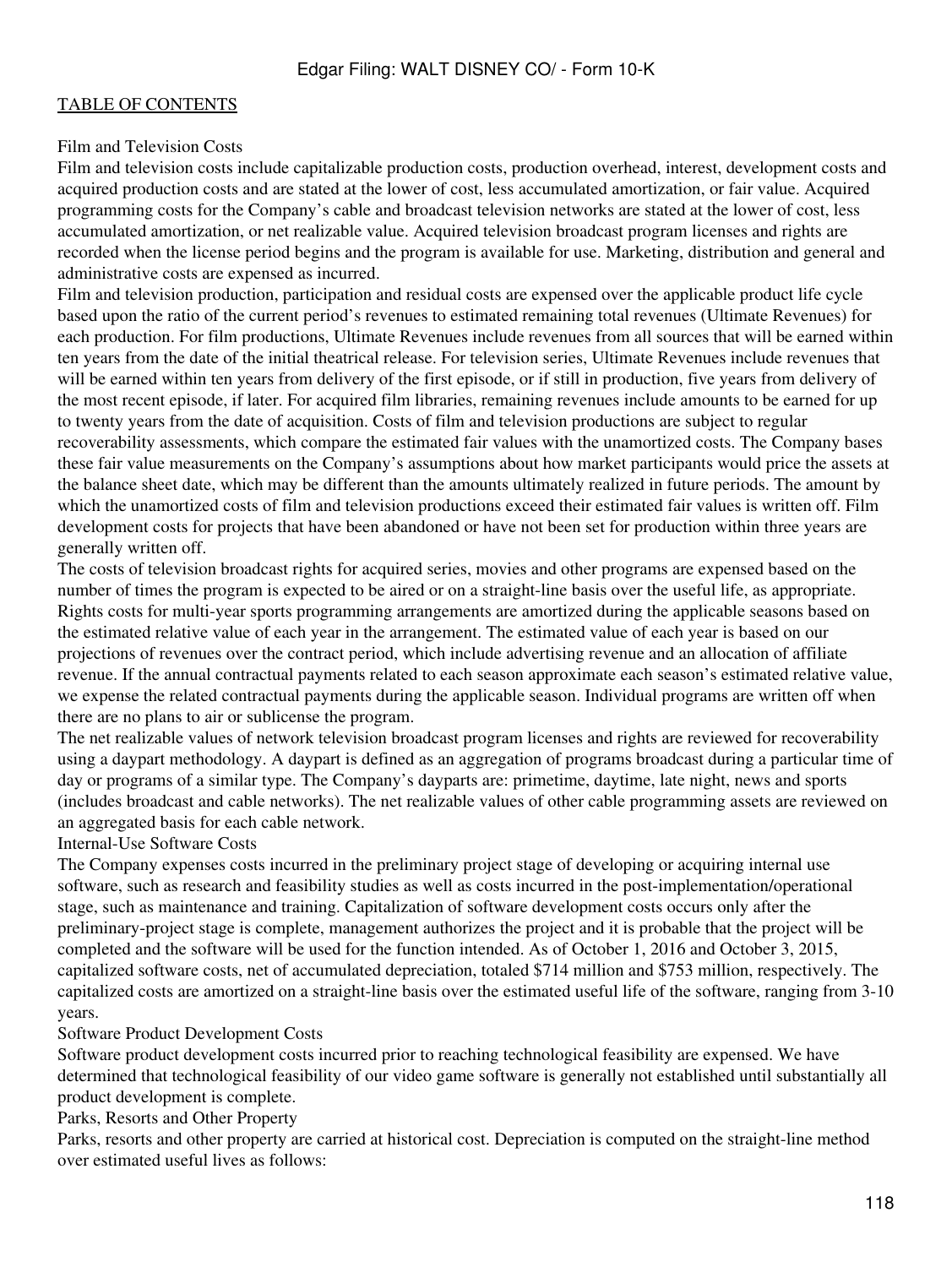### Film and Television Costs

Film and television costs include capitalizable production costs, production overhead, interest, development costs and acquired production costs and are stated at the lower of cost, less accumulated amortization, or fair value. Acquired programming costs for the Company's cable and broadcast television networks are stated at the lower of cost, less accumulated amortization, or net realizable value. Acquired television broadcast program licenses and rights are recorded when the license period begins and the program is available for use. Marketing, distribution and general and administrative costs are expensed as incurred.

Film and television production, participation and residual costs are expensed over the applicable product life cycle based upon the ratio of the current period's revenues to estimated remaining total revenues (Ultimate Revenues) for each production. For film productions, Ultimate Revenues include revenues from all sources that will be earned within ten years from the date of the initial theatrical release. For television series, Ultimate Revenues include revenues that will be earned within ten years from delivery of the first episode, or if still in production, five years from delivery of the most recent episode, if later. For acquired film libraries, remaining revenues include amounts to be earned for up to twenty years from the date of acquisition. Costs of film and television productions are subject to regular recoverability assessments, which compare the estimated fair values with the unamortized costs. The Company bases these fair value measurements on the Company's assumptions about how market participants would price the assets at the balance sheet date, which may be different than the amounts ultimately realized in future periods. The amount by which the unamortized costs of film and television productions exceed their estimated fair values is written off. Film development costs for projects that have been abandoned or have not been set for production within three years are generally written off.

The costs of television broadcast rights for acquired series, movies and other programs are expensed based on the number of times the program is expected to be aired or on a straight-line basis over the useful life, as appropriate. Rights costs for multi-year sports programming arrangements are amortized during the applicable seasons based on the estimated relative value of each year in the arrangement. The estimated value of each year is based on our projections of revenues over the contract period, which include advertising revenue and an allocation of affiliate revenue. If the annual contractual payments related to each season approximate each season's estimated relative value, we expense the related contractual payments during the applicable season. Individual programs are written off when there are no plans to air or sublicense the program.

The net realizable values of network television broadcast program licenses and rights are reviewed for recoverability using a daypart methodology. A daypart is defined as an aggregation of programs broadcast during a particular time of day or programs of a similar type. The Company's dayparts are: primetime, daytime, late night, news and sports (includes broadcast and cable networks). The net realizable values of other cable programming assets are reviewed on an aggregated basis for each cable network.

### Internal-Use Software Costs

The Company expenses costs incurred in the preliminary project stage of developing or acquiring internal use software, such as research and feasibility studies as well as costs incurred in the post-implementation/operational stage, such as maintenance and training. Capitalization of software development costs occurs only after the preliminary-project stage is complete, management authorizes the project and it is probable that the project will be completed and the software will be used for the function intended. As of October 1, 2016 and October 3, 2015, capitalized software costs, net of accumulated depreciation, totaled $714 million and $753 million, respectively. The capitalized costs are amortized on a straight-line basis over the estimated useful life of the software, ranging from 3-10 years.

### Software Product Development Costs

Software product development costs incurred prior to reaching technological feasibility are expensed. We have determined that technological feasibility of our video game software is generally not established until substantially all product development is complete.

### Parks, Resorts and Other Property

Parks, resorts and other property are carried at historical cost. Depreciation is computed on the straight-line method over estimated useful lives as follows: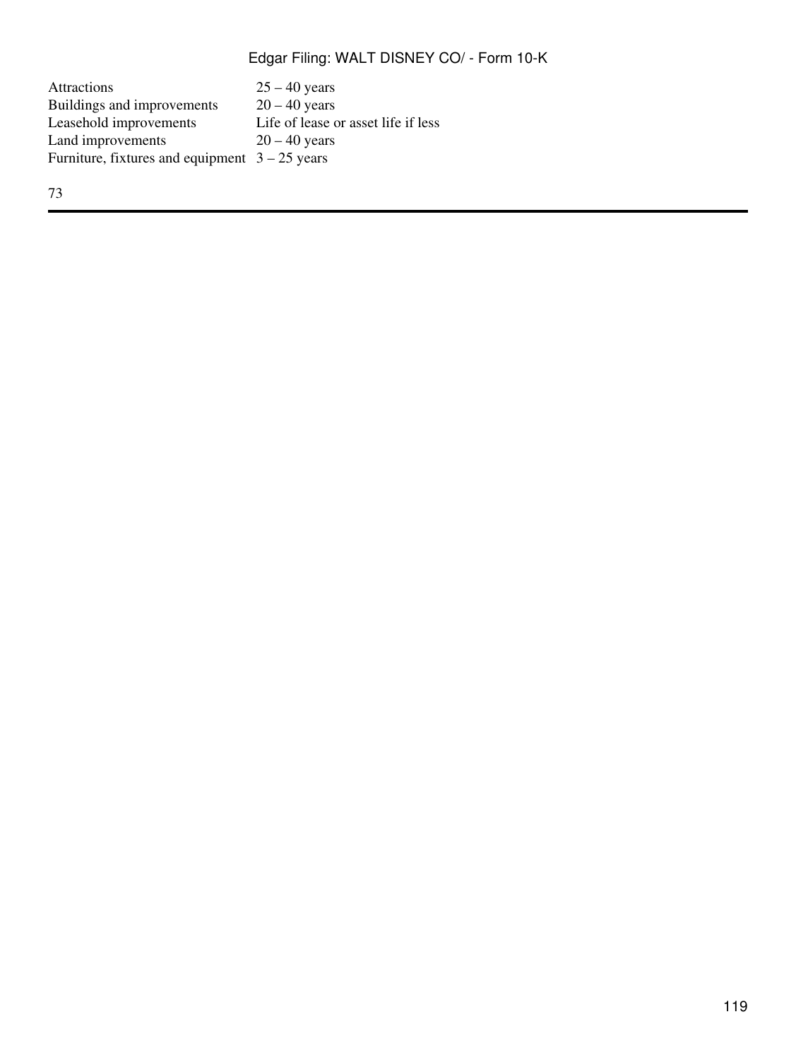| | |
|---|---|
| Attractions | 25 – 40 years |
| Buildings and improvements | 20 – 40 years |
| Leasehold improvements | Life of lease or asset life if less |
| Land improvements | 20 – 40 years |
| Furniture, fixtures and equipment | 3 – 25 years |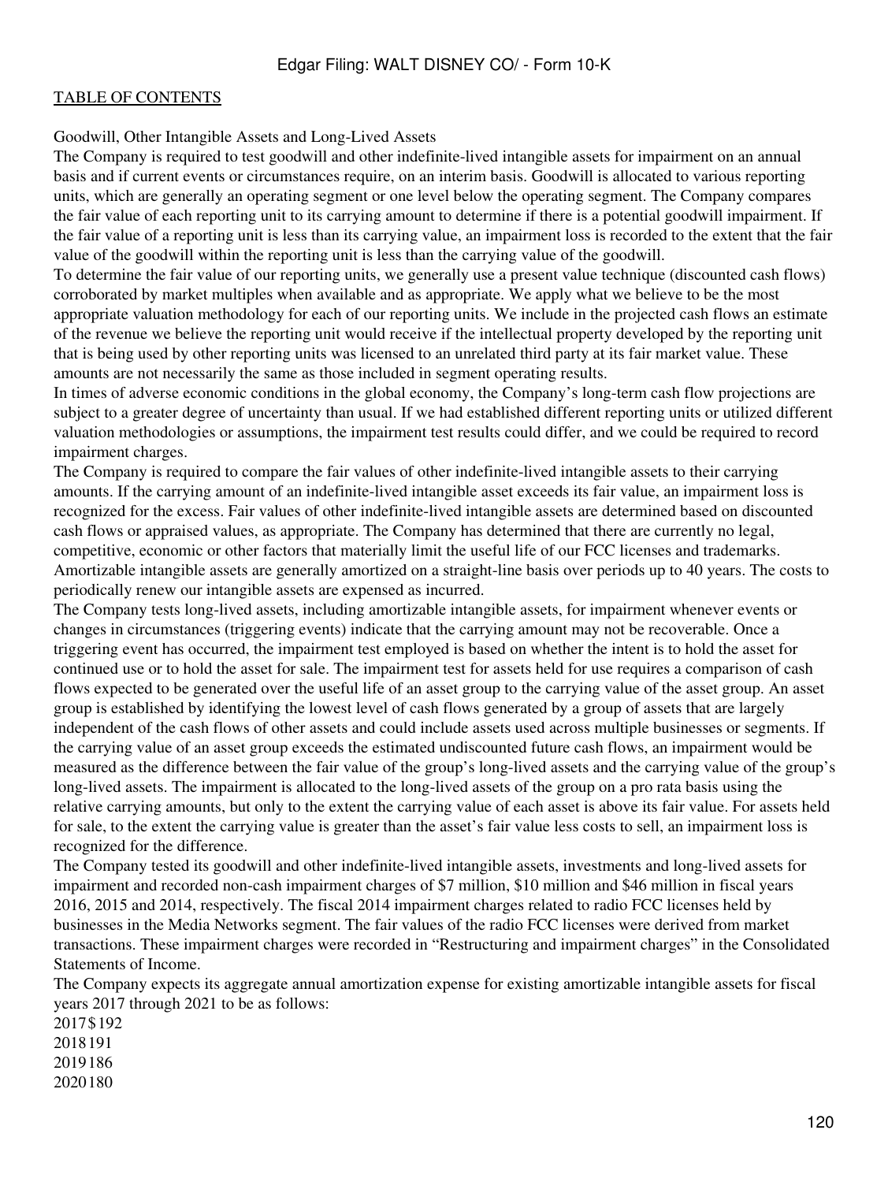Goodwill, Other Intangible Assets and Long-Lived Assets

The Company is required to test goodwill and other indefinite-lived intangible assets for impairment on an annual basis and if current events or circumstances require, on an interim basis. Goodwill is allocated to various reporting units, which are generally an operating segment or one level below the operating segment. The Company compares the fair value of each reporting unit to its carrying amount to determine if there is a potential goodwill impairment. If the fair value of a reporting unit is less than its carrying value, an impairment loss is recorded to the extent that the fair value of the goodwill within the reporting unit is less than the carrying value of the goodwill.

To determine the fair value of our reporting units, we generally use a present value technique (discounted cash flows) corroborated by market multiples when available and as appropriate. We apply what we believe to be the most appropriate valuation methodology for each of our reporting units. We include in the projected cash flows an estimate of the revenue we believe the reporting unit would receive if the intellectual property developed by the reporting unit that is being used by other reporting units was licensed to an unrelated third party at its fair market value. These amounts are not necessarily the same as those included in segment operating results.

In times of adverse economic conditions in the global economy, the Company's long-term cash flow projections are subject to a greater degree of uncertainty than usual. If we had established different reporting units or utilized different valuation methodologies or assumptions, the impairment test results could differ, and we could be required to record impairment charges.

The Company is required to compare the fair values of other indefinite-lived intangible assets to their carrying amounts. If the carrying amount of an indefinite-lived intangible asset exceeds its fair value, an impairment loss is recognized for the excess. Fair values of other indefinite-lived intangible assets are determined based on discounted cash flows or appraised values, as appropriate. The Company has determined that there are currently no legal, competitive, economic or other factors that materially limit the useful life of our FCC licenses and trademarks. Amortizable intangible assets are generally amortized on a straight-line basis over periods up to 40 years. The costs to periodically renew our intangible assets are expensed as incurred.

The Company tests long-lived assets, including amortizable intangible assets, for impairment whenever events or changes in circumstances (triggering events) indicate that the carrying amount may not be recoverable. Once a triggering event has occurred, the impairment test employed is based on whether the intent is to hold the asset for continued use or to hold the asset for sale. The impairment test for assets held for use requires a comparison of cash flows expected to be generated over the useful life of an asset group to the carrying value of the asset group. An asset group is established by identifying the lowest level of cash flows generated by a group of assets that are largely independent of the cash flows of other assets and could include assets used across multiple businesses or segments. If the carrying value of an asset group exceeds the estimated undiscounted future cash flows, an impairment would be measured as the difference between the fair value of the group's long-lived assets and the carrying value of the group's long-lived assets. The impairment is allocated to the long-lived assets of the group on a pro rata basis using the relative carrying amounts, but only to the extent the carrying value of each asset is above its fair value. For assets held for sale, to the extent the carrying value is greater than the asset's fair value less costs to sell, an impairment loss is recognized for the difference.

The Company tested its goodwill and other indefinite-lived intangible assets, investments and long-lived assets for impairment and recorded non-cash impairment charges of $7 million, $10 million and $46 million in fiscal years 2016, 2015 and 2014, respectively. The fiscal 2014 impairment charges related to radio FCC licenses held by businesses in the Media Networks segment. The fair values of the radio FCC licenses were derived from market transactions. These impairment charges were recorded in "Restructuring and impairment charges" in the Consolidated Statements of Income.

The Company expects its aggregate annual amortization expense for existing amortizable intangible assets for fiscal years 2017 through 2021 to be as follows:

| | |
|---|---|
| 2017 | $192 |
| 2018 | 191 |
| 2019 | 186 |
| 2020 | 180 |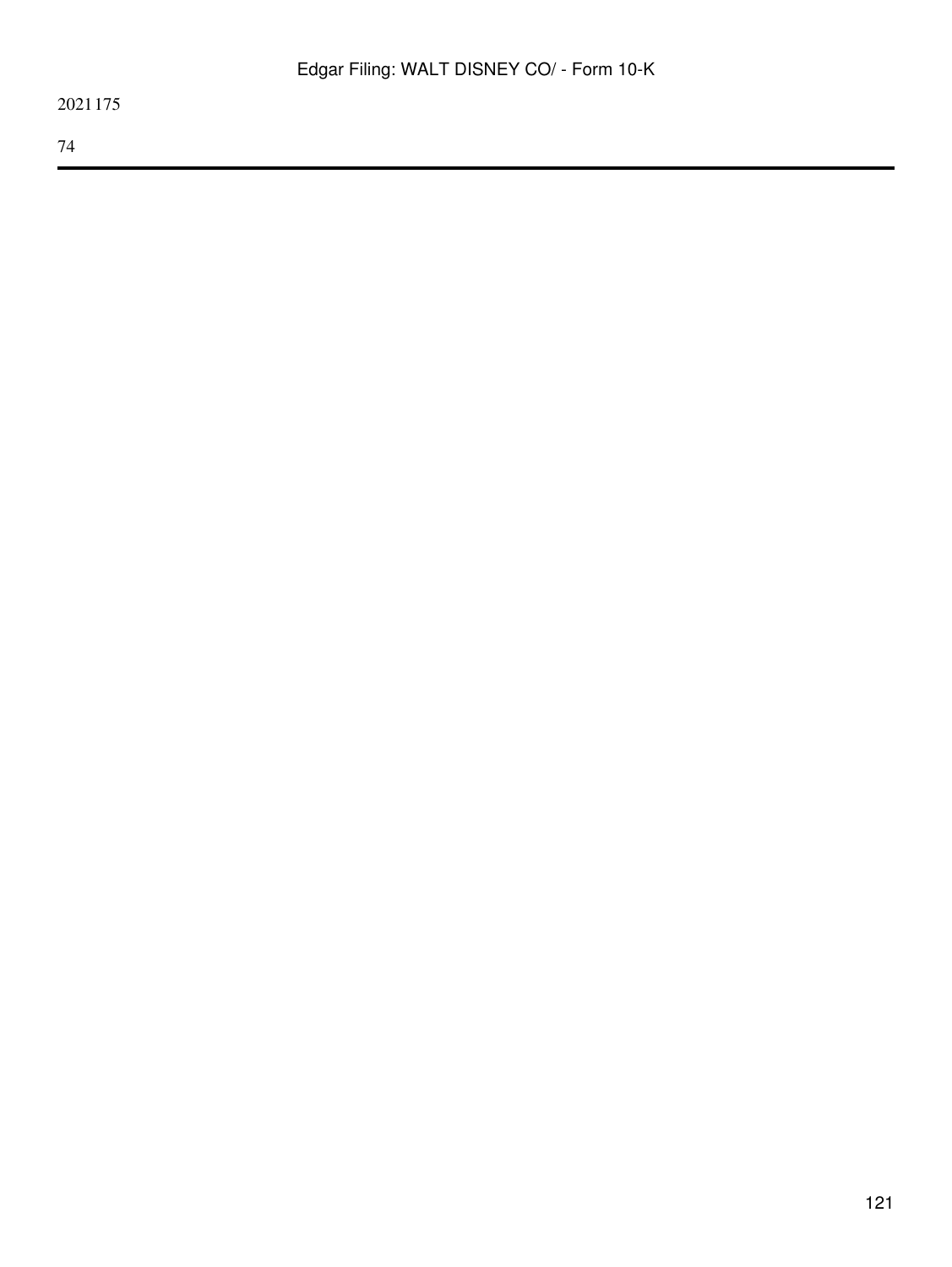2021175

74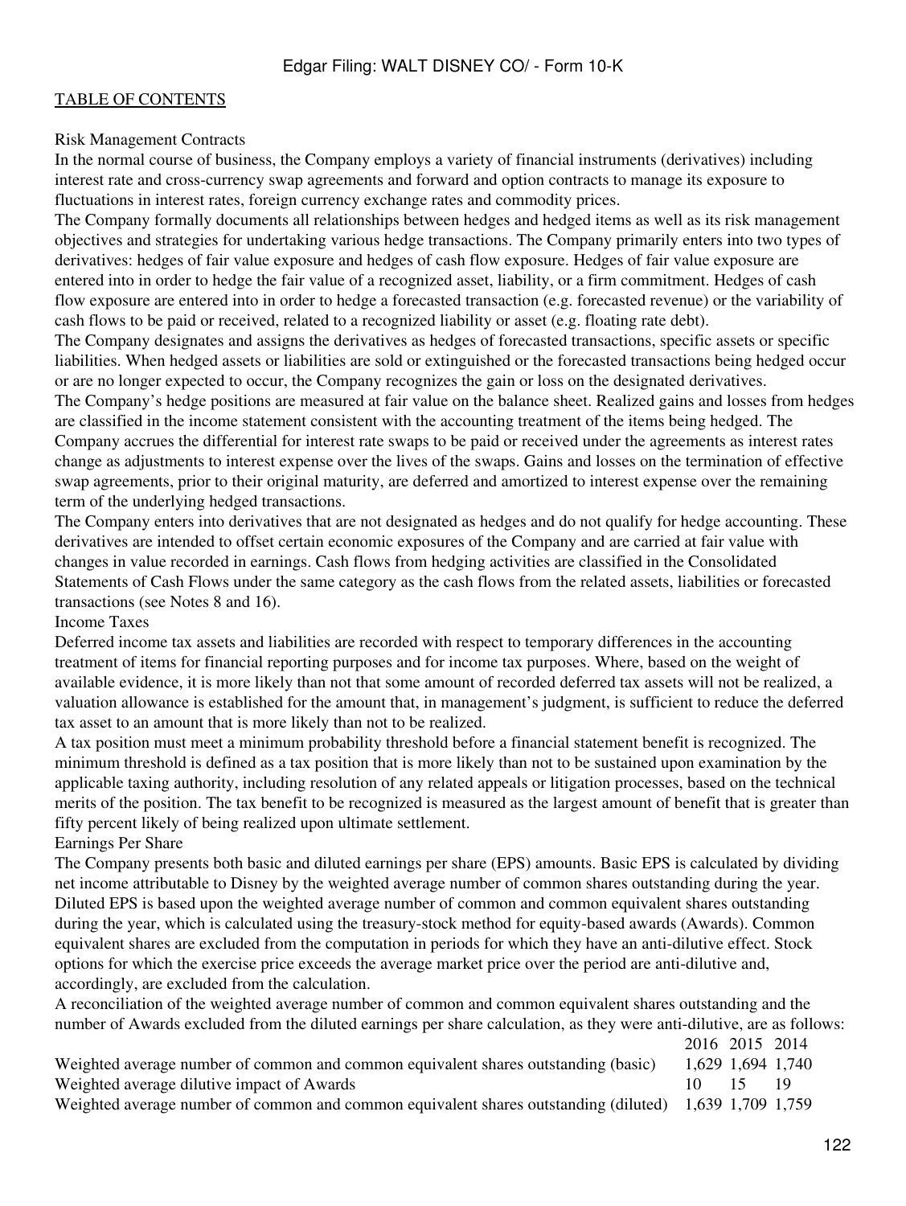TABLE OF CONTENTS

### Risk Management Contracts

In the normal course of business, the Company employs a variety of financial instruments (derivatives) including interest rate and cross-currency swap agreements and forward and option contracts to manage its exposure to fluctuations in interest rates, foreign currency exchange rates and commodity prices.

The Company formally documents all relationships between hedges and hedged items as well as its risk management objectives and strategies for undertaking various hedge transactions. The Company primarily enters into two types of derivatives: hedges of fair value exposure and hedges of cash flow exposure. Hedges of fair value exposure are entered into in order to hedge the fair value of a recognized asset, liability, or a firm commitment. Hedges of cash flow exposure are entered into in order to hedge a forecasted transaction (e.g. forecasted revenue) or the variability of cash flows to be paid or received, related to a recognized liability or asset (e.g. floating rate debt).

The Company designates and assigns the derivatives as hedges of forecasted transactions, specific assets or specific liabilities. When hedged assets or liabilities are sold or extinguished or the forecasted transactions being hedged occur or are no longer expected to occur, the Company recognizes the gain or loss on the designated derivatives.

The Company's hedge positions are measured at fair value on the balance sheet. Realized gains and losses from hedges are classified in the income statement consistent with the accounting treatment of the items being hedged. The Company accrues the differential for interest rate swaps to be paid or received under the agreements as interest rates change as adjustments to interest expense over the lives of the swaps. Gains and losses on the termination of effective swap agreements, prior to their original maturity, are deferred and amortized to interest expense over the remaining term of the underlying hedged transactions.

The Company enters into derivatives that are not designated as hedges and do not qualify for hedge accounting. These derivatives are intended to offset certain economic exposures of the Company and are carried at fair value with changes in value recorded in earnings. Cash flows from hedging activities are classified in the Consolidated Statements of Cash Flows under the same category as the cash flows from the related assets, liabilities or forecasted transactions (see Notes 8 and 16).

### Income Taxes

Deferred income tax assets and liabilities are recorded with respect to temporary differences in the accounting treatment of items for financial reporting purposes and for income tax purposes. Where, based on the weight of available evidence, it is more likely than not that some amount of recorded deferred tax assets will not be realized, a valuation allowance is established for the amount that, in management's judgment, is sufficient to reduce the deferred tax asset to an amount that is more likely than not to be realized.

A tax position must meet a minimum probability threshold before a financial statement benefit is recognized. The minimum threshold is defined as a tax position that is more likely than not to be sustained upon examination by the applicable taxing authority, including resolution of any related appeals or litigation processes, based on the technical merits of the position. The tax benefit to be recognized is measured as the largest amount of benefit that is greater than fifty percent likely of being realized upon ultimate settlement.

### Earnings Per Share

The Company presents both basic and diluted earnings per share (EPS) amounts. Basic EPS is calculated by dividing net income attributable to Disney by the weighted average number of common shares outstanding during the year. Diluted EPS is based upon the weighted average number of common and common equivalent shares outstanding during the year, which is calculated using the treasury-stock method for equity-based awards (Awards). Common equivalent shares are excluded from the computation in periods for which they have an anti-dilutive effect. Stock options for which the exercise price exceeds the average market price over the period are anti-dilutive and, accordingly, are excluded from the calculation.

A reconciliation of the weighted average number of common and common equivalent shares outstanding and the number of Awards excluded from the diluted earnings per share calculation, as they were anti-dilutive, are as follows:

| | 2016 | 2015 | 2014 |
|---|---|---|---|
| Weighted average number of common and common equivalent shares outstanding (basic) | 1,629 | 1,694 | 1,740 |
| Weighted average dilutive impact of Awards | 10 | 15 | 19 |
| Weighted average number of common and common equivalent shares outstanding (diluted) | 1,639 | 1,709 | 1,759 |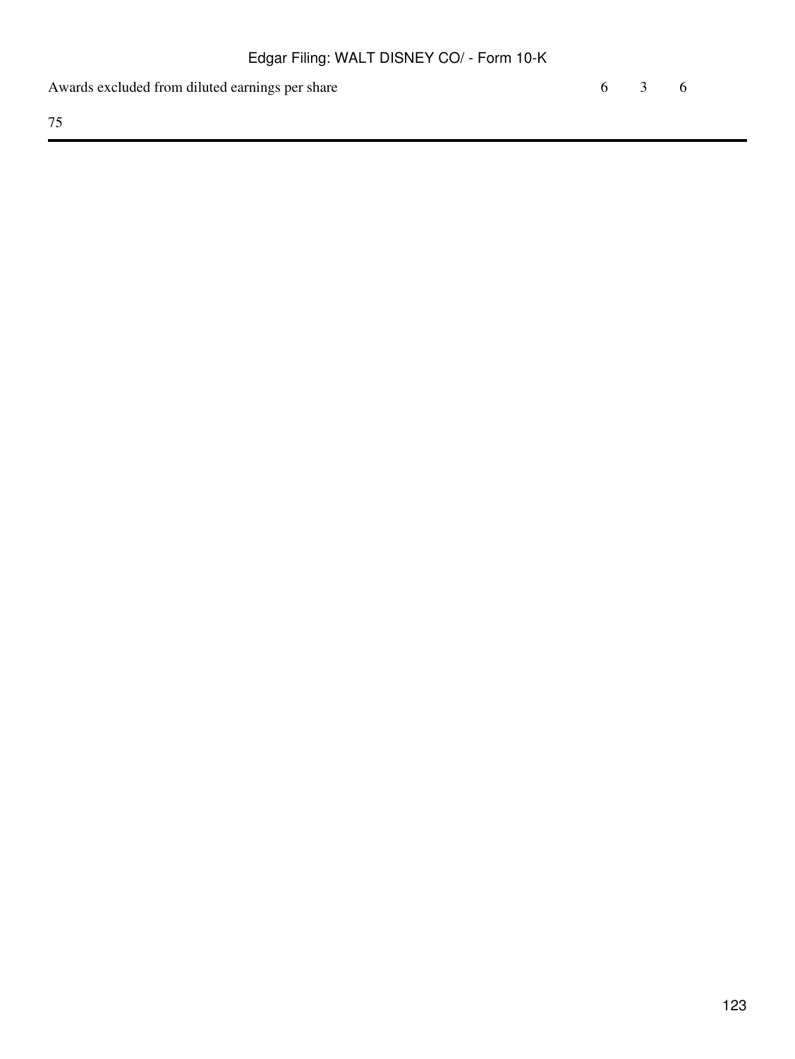| | | | |
|---|---|---|---|
| Awards excluded from diluted earnings per share | 6 | 3 | 6 |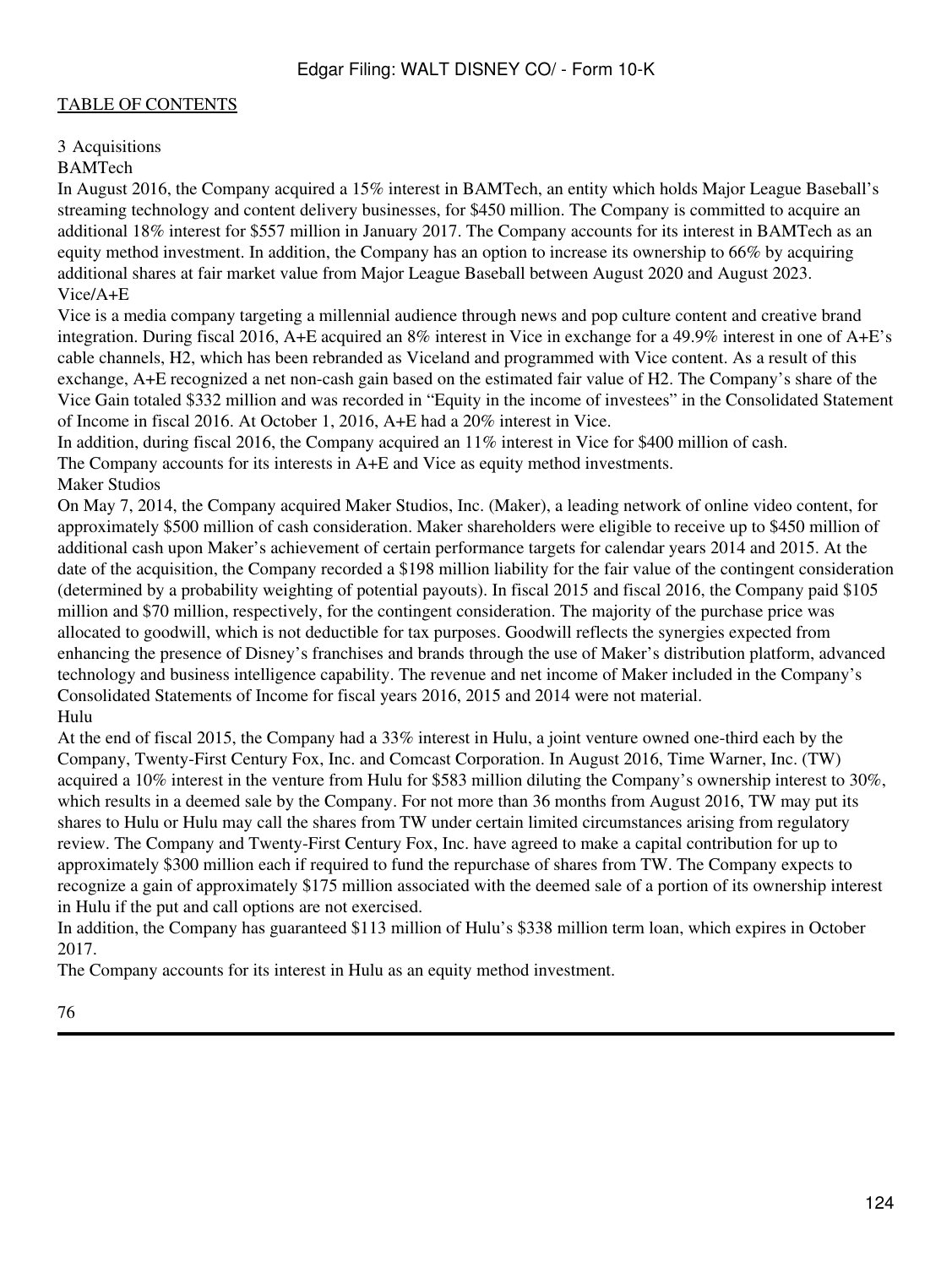## 3 Acquisitions

### BAMTech

In August 2016, the Company acquired a 15% interest in BAMTech, an entity which holds Major League Baseball's streaming technology and content delivery businesses, for $450 million. The Company is committed to acquire an additional 18% interest for $557 million in January 2017. The Company accounts for its interest in BAMTech as an equity method investment. In addition, the Company has an option to increase its ownership to 66% by acquiring additional shares at fair market value from Major League Baseball between August 2020 and August 2023.

### Vice/A+E

Vice is a media company targeting a millennial audience through news and pop culture content and creative brand integration. During fiscal 2016, A+E acquired an 8% interest in Vice in exchange for a 49.9% interest in one of A+E's cable channels, H2, which has been rebranded as Viceland and programmed with Vice content. As a result of this exchange, A+E recognized a net non-cash gain based on the estimated fair value of H2. The Company's share of the Vice Gain totaled $332 million and was recorded in "Equity in the income of investees" in the Consolidated Statement of Income in fiscal 2016. At October 1, 2016, A+E had a 20% interest in Vice.

In addition, during fiscal 2016, the Company acquired an 11% interest in Vice for $400 million of cash.

The Company accounts for its interests in A+E and Vice as equity method investments.

### Maker Studios

On May 7, 2014, the Company acquired Maker Studios, Inc. (Maker), a leading network of online video content, for approximately $500 million of cash consideration. Maker shareholders were eligible to receive up to $450 million of additional cash upon Maker's achievement of certain performance targets for calendar years 2014 and 2015. At the date of the acquisition, the Company recorded a $198 million liability for the fair value of the contingent consideration (determined by a probability weighting of potential payouts). In fiscal 2015 and fiscal 2016, the Company paid $105 million and $70 million, respectively, for the contingent consideration. The majority of the purchase price was allocated to goodwill, which is not deductible for tax purposes. Goodwill reflects the synergies expected from enhancing the presence of Disney's franchises and brands through the use of Maker's distribution platform, advanced technology and business intelligence capability. The revenue and net income of Maker included in the Company's Consolidated Statements of Income for fiscal years 2016, 2015 and 2014 were not material.

### Hulu

At the end of fiscal 2015, the Company had a 33% interest in Hulu, a joint venture owned one-third each by the Company, Twenty-First Century Fox, Inc. and Comcast Corporation. In August 2016, Time Warner, Inc. (TW) acquired a 10% interest in the venture from Hulu for $583 million diluting the Company's ownership interest to 30%, which results in a deemed sale by the Company. For not more than 36 months from August 2016, TW may put its shares to Hulu or Hulu may call the shares from TW under certain limited circumstances arising from regulatory review. The Company and Twenty-First Century Fox, Inc. have agreed to make a capital contribution for up to approximately $300 million each if required to fund the repurchase of shares from TW. The Company expects to recognize a gain of approximately $175 million associated with the deemed sale of a portion of its ownership interest in Hulu if the put and call options are not exercised.

In addition, the Company has guaranteed $113 million of Hulu's $338 million term loan, which expires in October 2017.

The Company accounts for its interest in Hulu as an equity method investment.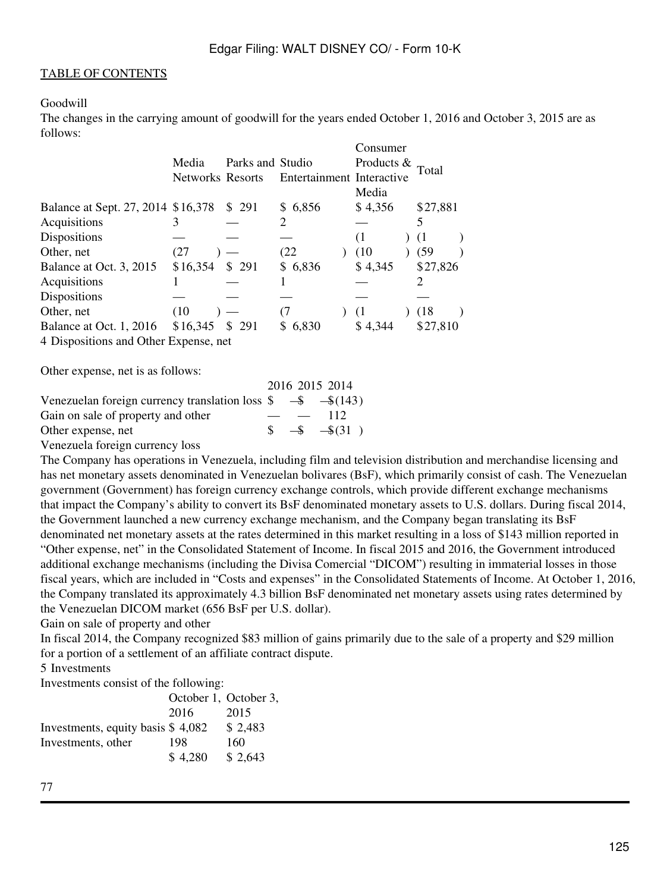Goodwill

The changes in the carrying amount of goodwill for the years ended October 1, 2016 and October 3, 2015 are as follows:

| | Media Networks | Parks and Resorts | Studio Entertainment | Consumer Products & Interactive Media | Total |
|---|---|---|---|---|---|
| Balance at Sept. 27, 2014 | $16,378 | $ 291 | $ 6,856 | $ 4,356 | $27,881 |
| Acquisitions | 3 | — | 2 | — | 5 |
| Dispositions | — | — | — | (1) | (1) |
| Other, net | (27) | — | (22) | (10) | (59) |
| Balance at Oct. 3, 2015 | $16,354 | $ 291 | $ 6,836 | $ 4,345 | $27,826 |
| Acquisitions | 1 | — | 1 | — | 2 |
| Dispositions | — | — | — | — | — |
| Other, net | (10) | — | (7) | (1) | (18) |
| Balance at Oct. 1, 2016 | $16,345 | $ 291 | $ 6,830 | $ 4,344 | $27,810 |

4 Dispositions and Other Expense, net

Other expense, net is as follows:

| | 2016 | 2015 | 2014 |
|---|---|---|---|
| Venezuelan foreign currency translation loss | $ — | $ — | $(143) |
| Gain on sale of property and other | — | — | 112 |
| Other expense, net | $ — | $ — | $(31) |

Venezuela foreign currency loss

The Company has operations in Venezuela, including film and television distribution and merchandise licensing and has net monetary assets denominated in Venezuelan bolivares (BsF), which primarily consist of cash. The Venezuelan government (Government) has foreign currency exchange controls, which provide different exchange mechanisms that impact the Company's ability to convert its BsF denominated monetary assets to U.S. dollars. During fiscal 2014, the Government launched a new currency exchange mechanism, and the Company began translating its BsF denominated net monetary assets at the rates determined in this market resulting in a loss of $143 million reported in "Other expense, net" in the Consolidated Statement of Income. In fiscal 2015 and 2016, the Government introduced additional exchange mechanisms (including the Divisa Comercial "DICOM") resulting in immaterial losses in those fiscal years, which are included in "Costs and expenses" in the Consolidated Statements of Income. At October 1, 2016, the Company translated its approximately 4.3 billion BsF denominated net monetary assets using rates determined by the Venezuelan DICOM market (656 BsF per U.S. dollar).

Gain on sale of property and other

In fiscal 2014, the Company recognized $83 million of gains primarily due to the sale of a property and $29 million for a portion of a settlement of an affiliate contract dispute.

5 Investments

Investments consist of the following:

| | October 1, 2016 | October 3, 2015 |
|---|---|---|
| Investments, equity basis | $ 4,082 | $ 2,483 |
| Investments, other | 198 | 160 |
| | $ 4,280 | $ 2,643 |

77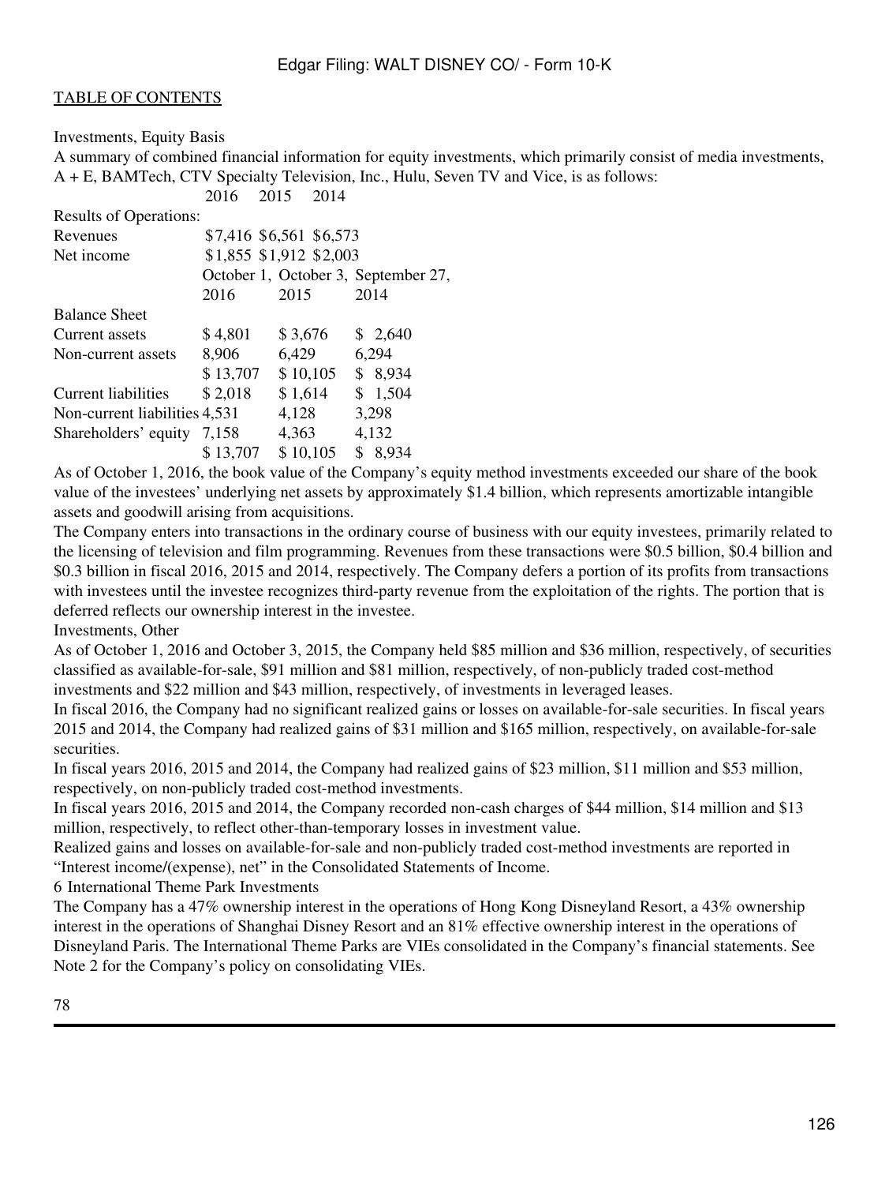Investments, Equity Basis

A summary of combined financial information for equity investments, which primarily consist of media investments, A + E, BAMTech, CTV Specialty Television, Inc., Hulu, Seven TV and Vice, is as follows:

| | 2016 | 2015 | 2014 |
|---|---|---|---|
| Results of Operations: | | | |
| Revenues | $7,416 | $6,561 | $6,573 |
| Net income | $1,855 | $1,912 | $2,003 |

| | October 1, 2016 | October 3, 2015 | September 27, 2014 |
|---|---|---|---|
| Balance Sheet | | | |
| Current assets | $ 4,801 | $ 3,676 | $ 2,640 |
| Non-current assets | 8,906 | 6,429 | 6,294 |
| | $ 13,707 | $ 10,105 | $ 8,934 |
| Current liabilities | $ 2,018 | $ 1,614 | $ 1,504 |
| Non-current liabilities | 4,531 | 4,128 | 3,298 |
| Shareholders' equity | 7,158 | 4,363 | 4,132 |
| | $ 13,707 | $ 10,105 | $ 8,934 |

As of October 1, 2016, the book value of the Company's equity method investments exceeded our share of the book value of the investees' underlying net assets by approximately $1.4 billion, which represents amortizable intangible assets and goodwill arising from acquisitions.

The Company enters into transactions in the ordinary course of business with our equity investees, primarily related to the licensing of television and film programming. Revenues from these transactions were $0.5 billion, $0.4 billion and $0.3 billion in fiscal 2016, 2015 and 2014, respectively. The Company defers a portion of its profits from transactions with investees until the investee recognizes third-party revenue from the exploitation of the rights. The portion that is deferred reflects our ownership interest in the investee.

Investments, Other

As of October 1, 2016 and October 3, 2015, the Company held $85 million and $36 million, respectively, of securities classified as available-for-sale, $91 million and $81 million, respectively, of non-publicly traded cost-method investments and $22 million and $43 million, respectively, of investments in leveraged leases.

In fiscal 2016, the Company had no significant realized gains or losses on available-for-sale securities. In fiscal years 2015 and 2014, the Company had realized gains of $31 million and $165 million, respectively, on available-for-sale securities.

In fiscal years 2016, 2015 and 2014, the Company had realized gains of $23 million, $11 million and $53 million, respectively, on non-publicly traded cost-method investments.

In fiscal years 2016, 2015 and 2014, the Company recorded non-cash charges of $44 million, $14 million and $13 million, respectively, to reflect other-than-temporary losses in investment value.

Realized gains and losses on available-for-sale and non-publicly traded cost-method investments are reported in "Interest income/(expense), net" in the Consolidated Statements of Income.

## 6 International Theme Park Investments

The Company has a 47% ownership interest in the operations of Hong Kong Disneyland Resort, a 43% ownership interest in the operations of Shanghai Disney Resort and an 81% effective ownership interest in the operations of Disneyland Paris. The International Theme Parks are VIEs consolidated in the Company's financial statements. See Note 2 for the Company's policy on consolidating VIEs.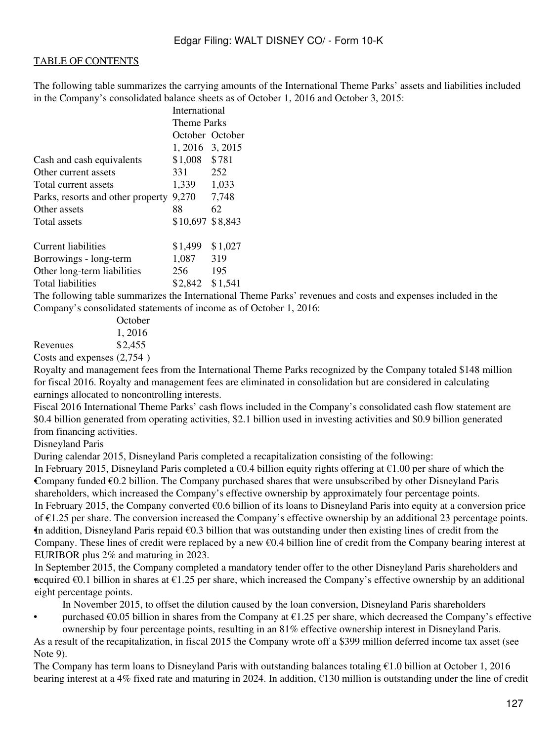TABLE OF CONTENTS

The following table summarizes the carrying amounts of the International Theme Parks' assets and liabilities included in the Company's consolidated balance sheets as of October 1, 2016 and October 3, 2015:

| | International Theme Parks | |
|---|---|---|
| | October 1, 2016 | October 3, 2015 |
| Cash and cash equivalents | $1,008 | $781 |
| Other current assets | 331 | 252 |
| Total current assets | 1,339 | 1,033 |
| Parks, resorts and other property | 9,270 | 7,748 |
| Other assets | 88 | 62 |
| Total assets | $10,697 | $8,843 |
| | | |
| Current liabilities | $1,499 | $1,027 |
| Borrowings - long-term | 1,087 | 319 |
| Other long-term liabilities | 256 | 195 |
| Total liabilities | $2,842 | $1,541 |

The following table summarizes the International Theme Parks' revenues and costs and expenses included in the Company's consolidated statements of income as of October 1, 2016:

| | October 1, 2016 |
|---|---|
| Revenues | $2,455 |
| Costs and expenses | (2,754 ) |

Royalty and management fees from the International Theme Parks recognized by the Company totaled $148 million for fiscal 2016. Royalty and management fees are eliminated in consolidation but are considered in calculating earnings allocated to noncontrolling interests.

Fiscal 2016 International Theme Parks' cash flows included in the Company's consolidated cash flow statement are $0.4 billion generated from operating activities, $2.1 billion used in investing activities and $0.9 billion generated from financing activities.

Disneyland Paris

During calendar 2015, Disneyland Paris completed a recapitalization consisting of the following:

- In February 2015, Disneyland Paris completed a €0.4 billion equity rights offering at €1.00 per share of which the Company funded €0.2 billion. The Company purchased shares that were unsubscribed by other Disneyland Paris shareholders, which increased the Company's effective ownership by approximately four percentage points.
- In February 2015, the Company converted €0.6 billion of its loans to Disneyland Paris into equity at a conversion price of €1.25 per share. The conversion increased the Company's effective ownership by an additional 23 percentage points. In addition, Disneyland Paris repaid €0.3 billion that was outstanding under then existing lines of credit from the Company. These lines of credit were replaced by a new €0.4 billion line of credit from the Company bearing interest at EURIBOR plus 2% and maturing in 2023.
- In September 2015, the Company completed a mandatory tender offer to the other Disneyland Paris shareholders and acquired €0.1 billion in shares at €1.25 per share, which increased the Company's effective ownership by an additional eight percentage points.
- In November 2015, to offset the dilution caused by the loan conversion, Disneyland Paris shareholders purchased €0.05 billion in shares from the Company at €1.25 per share, which decreased the Company's effective ownership by four percentage points, resulting in an 81% effective ownership interest in Disneyland Paris.

As a result of the recapitalization, in fiscal 2015 the Company wrote off a $399 million deferred income tax asset (see Note 9).

The Company has term loans to Disneyland Paris with outstanding balances totaling €1.0 billion at October 1, 2016 bearing interest at a 4% fixed rate and maturing in 2024. In addition, €130 million is outstanding under the line of credit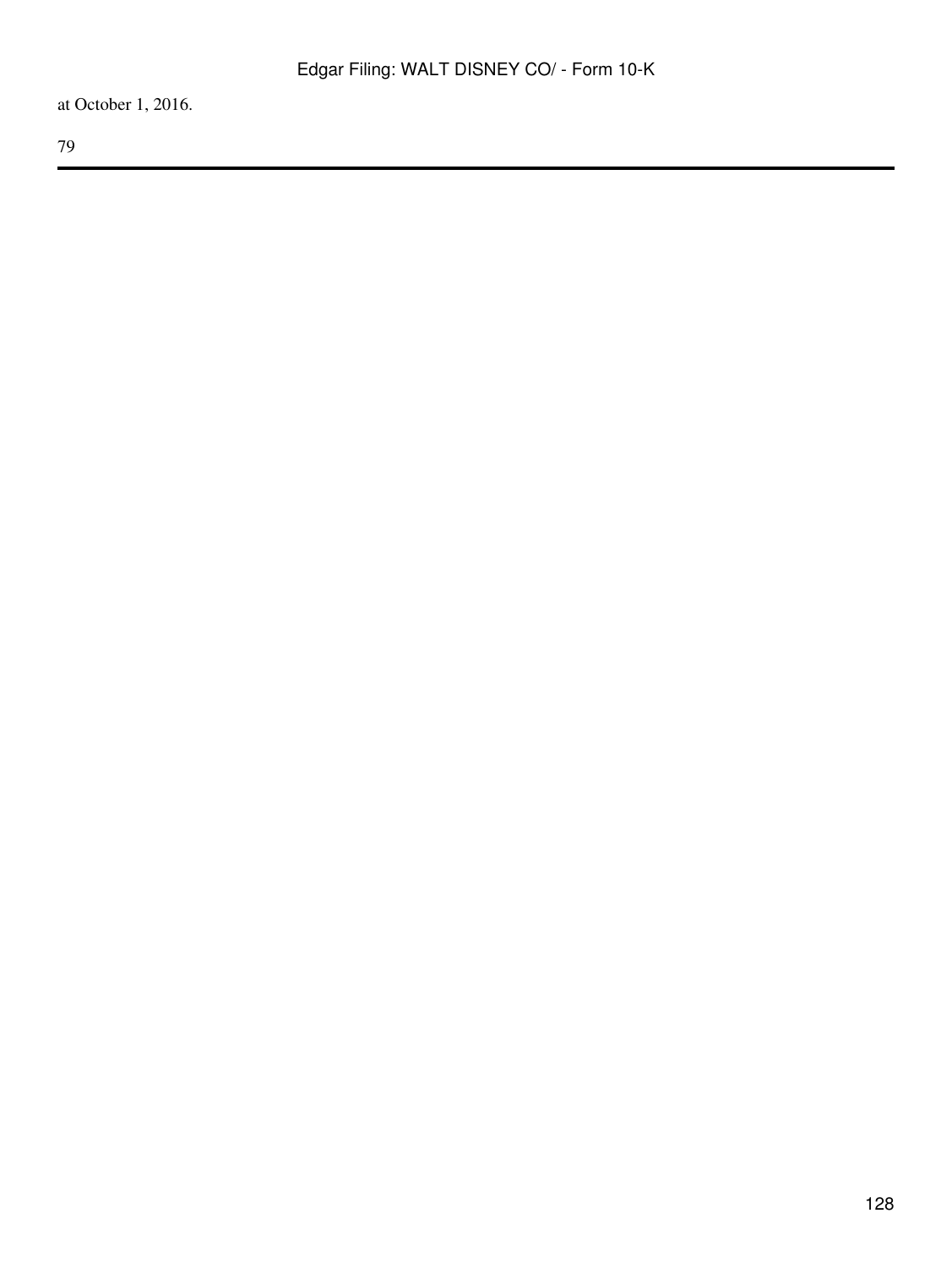at October 1, 2016.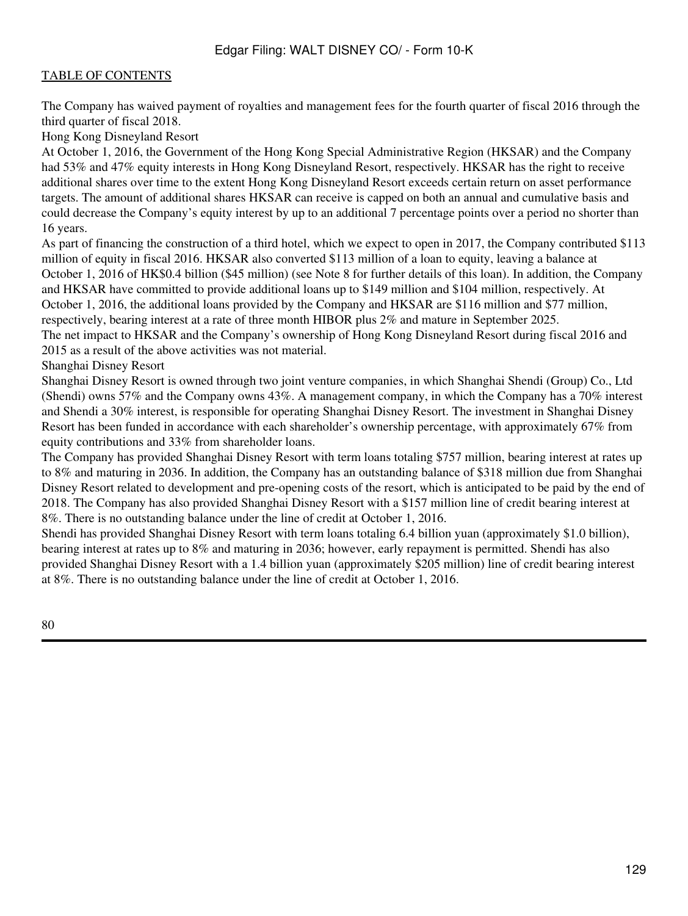The Company has waived payment of royalties and management fees for the fourth quarter of fiscal 2016 through the third quarter of fiscal 2018.

Hong Kong Disneyland Resort

At October 1, 2016, the Government of the Hong Kong Special Administrative Region (HKSAR) and the Company had 53% and 47% equity interests in Hong Kong Disneyland Resort, respectively. HKSAR has the right to receive additional shares over time to the extent Hong Kong Disneyland Resort exceeds certain return on asset performance targets. The amount of additional shares HKSAR can receive is capped on both an annual and cumulative basis and could decrease the Company's equity interest by up to an additional 7 percentage points over a period no shorter than 16 years.

As part of financing the construction of a third hotel, which we expect to open in 2017, the Company contributed $113 million of equity in fiscal 2016. HKSAR also converted $113 million of a loan to equity, leaving a balance at October 1, 2016 of HK$0.4 billion ($45 million) (see Note 8 for further details of this loan). In addition, the Company and HKSAR have committed to provide additional loans up to $149 million and $104 million, respectively. At October 1, 2016, the additional loans provided by the Company and HKSAR are $116 million and $77 million, respectively, bearing interest at a rate of three month HIBOR plus 2% and mature in September 2025.

The net impact to HKSAR and the Company's ownership of Hong Kong Disneyland Resort during fiscal 2016 and 2015 as a result of the above activities was not material.

Shanghai Disney Resort

Shanghai Disney Resort is owned through two joint venture companies, in which Shanghai Shendi (Group) Co., Ltd (Shendi) owns 57% and the Company owns 43%. A management company, in which the Company has a 70% interest and Shendi a 30% interest, is responsible for operating Shanghai Disney Resort. The investment in Shanghai Disney Resort has been funded in accordance with each shareholder's ownership percentage, with approximately 67% from equity contributions and 33% from shareholder loans.

The Company has provided Shanghai Disney Resort with term loans totaling $757 million, bearing interest at rates up to 8% and maturing in 2036. In addition, the Company has an outstanding balance of $318 million due from Shanghai Disney Resort related to development and pre-opening costs of the resort, which is anticipated to be paid by the end of 2018. The Company has also provided Shanghai Disney Resort with a $157 million line of credit bearing interest at 8%. There is no outstanding balance under the line of credit at October 1, 2016.

Shendi has provided Shanghai Disney Resort with term loans totaling 6.4 billion yuan (approximately $1.0 billion), bearing interest at rates up to 8% and maturing in 2036; however, early repayment is permitted. Shendi has also provided Shanghai Disney Resort with a 1.4 billion yuan (approximately $205 million) line of credit bearing interest at 8%. There is no outstanding balance under the line of credit at October 1, 2016.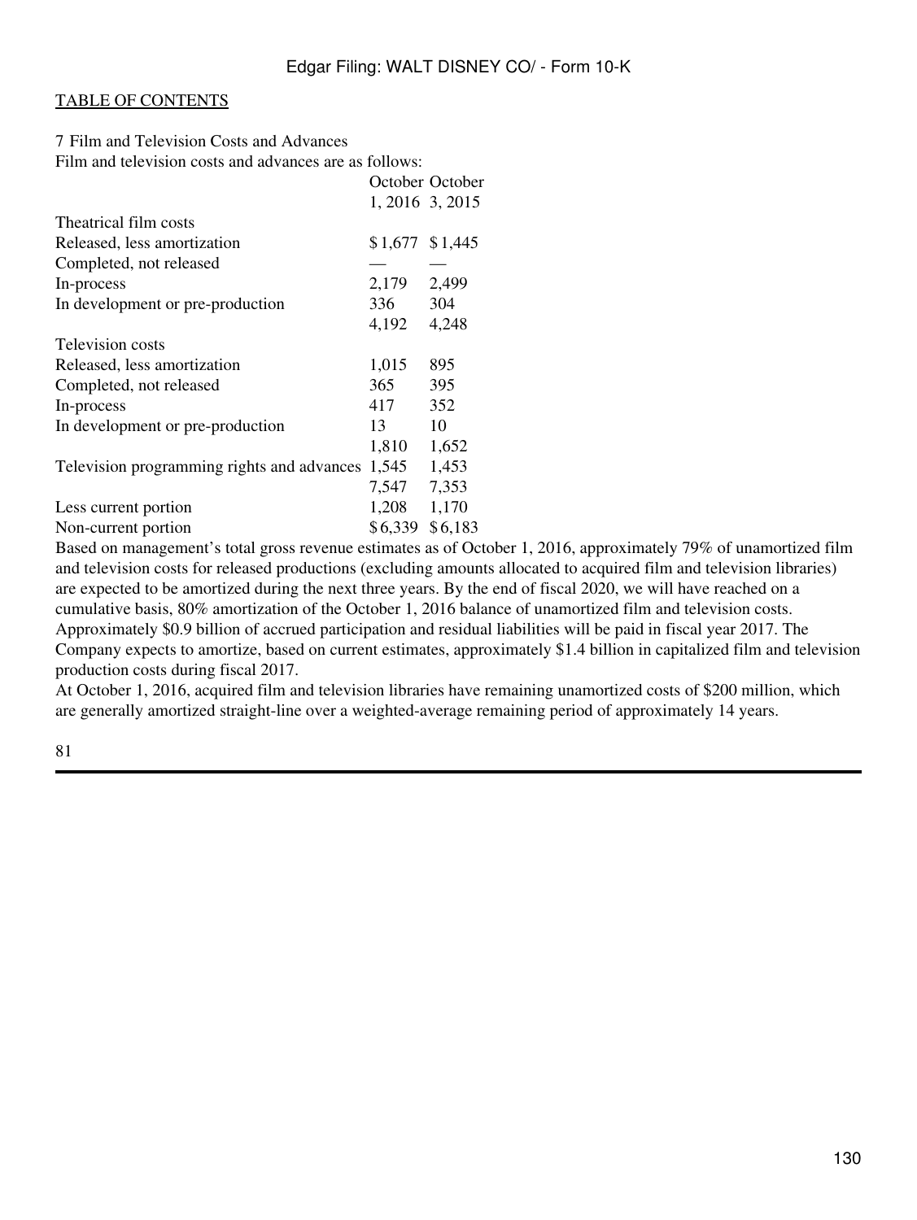[TABLE OF CONTENTS](#)

7 Film and Television Costs and Advances

Film and television costs and advances are as follows:

| | October 1, 2016 | October 3, 2015 |
|---|---|---|
| Theatrical film costs | | |
| Released, less amortization | $1,677 | $1,445 |
| Completed, not released | — | — |
| In-process | 2,179 | 2,499 |
| In development or pre-production | 336 | 304 |
| | 4,192 | 4,248 |
| Television costs | | |
| Released, less amortization | 1,015 | 895 |
| Completed, not released | 365 | 395 |
| In-process | 417 | 352 |
| In development or pre-production | 13 | 10 |
| | 1,810 | 1,652 |
| Television programming rights and advances | 1,545 | 1,453 |
| | 7,547 | 7,353 |
| Less current portion | 1,208 | 1,170 |
| Non-current portion | $6,339 | $6,183 |

Based on management's total gross revenue estimates as of October 1, 2016, approximately 79% of unamortized film and television costs for released productions (excluding amounts allocated to acquired film and television libraries) are expected to be amortized during the next three years. By the end of fiscal 2020, we will have reached on a cumulative basis, 80% amortization of the October 1, 2016 balance of unamortized film and television costs. Approximately $0.9 billion of accrued participation and residual liabilities will be paid in fiscal year 2017. The Company expects to amortize, based on current estimates, approximately $1.4 billion in capitalized film and television production costs during fiscal 2017.

At October 1, 2016, acquired film and television libraries have remaining unamortized costs of $200 million, which are generally amortized straight-line over a weighted-average remaining period of approximately 14 years.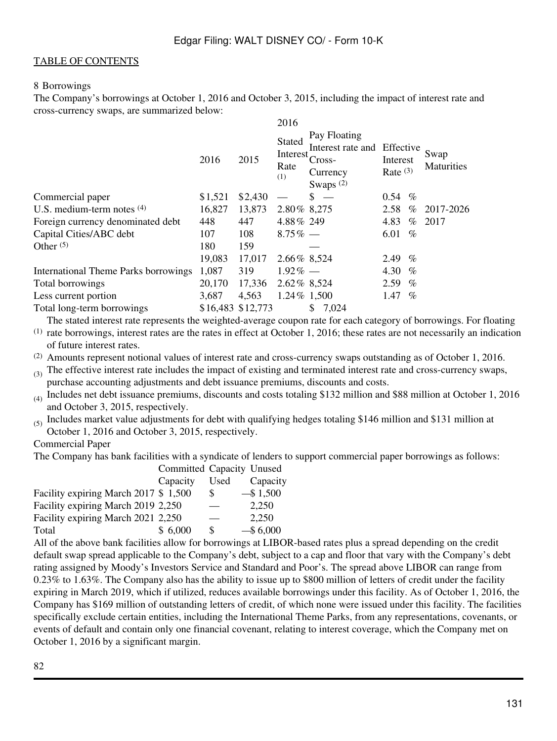8 Borrowings

The Company's borrowings at October 1, 2016 and October 3, 2015, including the impact of interest rate and cross-currency swaps, are summarized below:

| | 2016 | 2015 | 2016 Stated Interest Rate [(1)] | Pay Floating Interest rate and Cross-Currency Swaps [(2)] | Effective Interest Rate [(3)] | Swap Maturities |
|---|---|---|---|---|---|---|
| Commercial paper | $1,521 | $2,430 | — | $ — | 0.54 % | |
| U.S. medium-term notes [(4)] | 16,827 | 13,873 | 2.80% | 8,275 | 2.58 % | 2017-2026 |
| Foreign currency denominated debt | 448 | 447 | 4.88% | 249 | 4.83 % | 2017 |
| Capital Cities/ABC debt | 107 | 108 | 8.75% | — | 6.01 % | |
| Other [(5)] | 180 | 159 | | — | | |
| | 19,083 | 17,017 | 2.66% | 8,524 | 2.49 % | |
| International Theme Parks borrowings | 1,087 | 319 | 1.92% | — | 4.30 % | |
| Total borrowings | 20,170 | 17,336 | 2.62% | 8,524 | 2.59 % | |
| Less current portion | 3,687 | 4,563 | 1.24% | 1,500 | 1.47 % | |
| Total long-term borrowings | $16,483 | $12,773 | | $ 7,024 | | |

(1) The stated interest rate represents the weighted-average coupon rate for each category of borrowings. For floating rate borrowings, interest rates are the rates in effect at October 1, 2016; these rates are not necessarily an indication of future interest rates.

(2) Amounts represent notional values of interest rate and cross-currency swaps outstanding as of October 1, 2016.

(3) The effective interest rate includes the impact of existing and terminated interest rate and cross-currency swaps, purchase accounting adjustments and debt issuance premiums, discounts and costs.

(4) Includes net debt issuance premiums, discounts and costs totaling $132 million and $88 million at October 1, 2016 and October 3, 2015, respectively.

(5) Includes market value adjustments for debt with qualifying hedges totaling $146 million and $131 million at October 1, 2016 and October 3, 2015, respectively.

Commercial Paper

The Company has bank facilities with a syndicate of lenders to support commercial paper borrowings as follows:

| | Committed Capacity | Capacity Used | Unused Capacity |
|---|---|---|---|
| Facility expiring March 2017 | $ 1,500 | $ — | $ 1,500 |
| Facility expiring March 2019 | 2,250 | — | 2,250 |
| Facility expiring March 2021 | 2,250 | — | 2,250 |
| Total | $ 6,000 | $ — | $ 6,000 |

All of the above bank facilities allow for borrowings at LIBOR-based rates plus a spread depending on the credit default swap spread applicable to the Company's debt, subject to a cap and floor that vary with the Company's debt rating assigned by Moody's Investors Service and Standard and Poor's. The spread above LIBOR can range from 0.23% to 1.63%. The Company also has the ability to issue up to $800 million of letters of credit under the facility expiring in March 2019, which if utilized, reduces available borrowings under this facility. As of October 1, 2016, the Company has $169 million of outstanding letters of credit, of which none were issued under this facility. The facilities specifically exclude certain entities, including the International Theme Parks, from any representations, covenants, or events of default and contain only one financial covenant, relating to interest coverage, which the Company met on October 1, 2016 by a significant margin.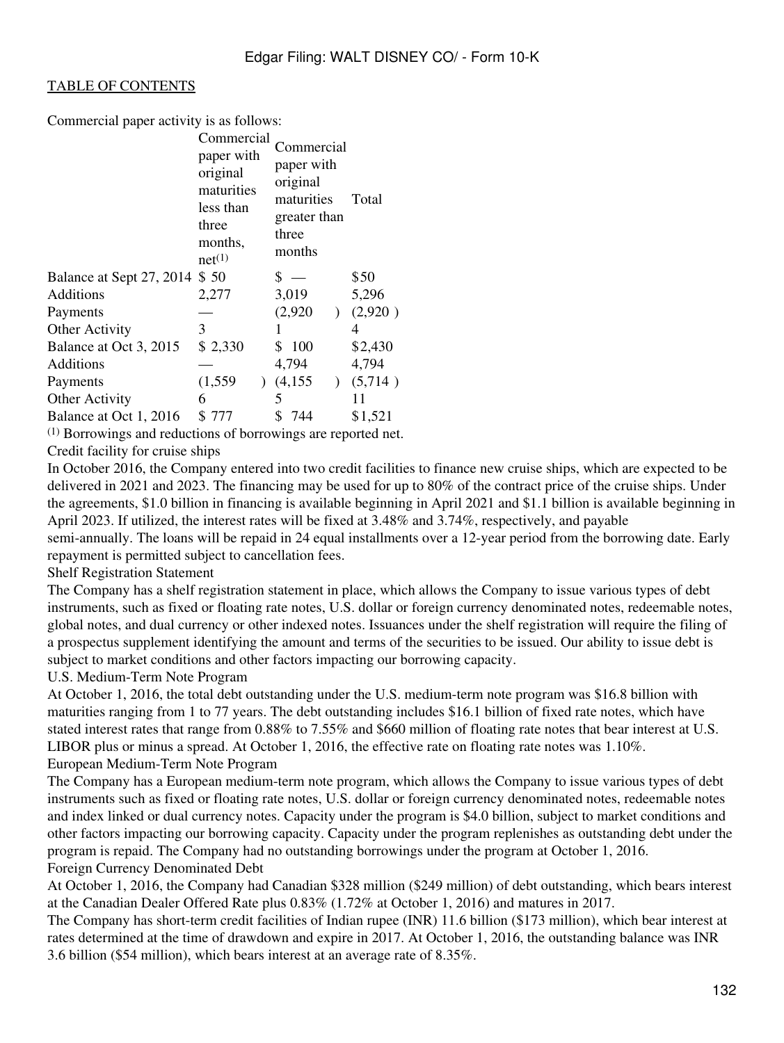Commercial paper activity is as follows:

| | Commercial paper with original maturities less than three months, net[1] | Commercial paper with original maturities greater than three months | Total |
|---|---|---|---|
| Balance at Sept 27, 2014 | $ 50 | $ — | $50 |
| Additions | 2,277 | 3,019 | 5,296 |
| Payments | — | (2,920) | (2,920) |
| Other Activity | 3 | 1 | 4 |
| Balance at Oct 3, 2015 | $ 2,330 | $ 100 | $2,430 |
| Additions | — | 4,794 | 4,794 |
| Payments | (1,559) | (4,155) | (5,714) |
| Other Activity | 6 | 5 | 11 |
| Balance at Oct 1, 2016 | $ 777 | $ 744 | $1,521 |

[1] Borrowings and reductions of borrowings are reported net.

Credit facility for cruise ships

In October 2016, the Company entered into two credit facilities to finance new cruise ships, which are expected to be delivered in 2021 and 2023. The financing may be used for up to 80% of the contract price of the cruise ships. Under the agreements, $1.0 billion in financing is available beginning in April 2021 and $1.1 billion is available beginning in April 2023. If utilized, the interest rates will be fixed at 3.48% and 3.74%, respectively, and payable semi-annually. The loans will be repaid in 24 equal installments over a 12-year period from the borrowing date. Early repayment is permitted subject to cancellation fees.

Shelf Registration Statement

The Company has a shelf registration statement in place, which allows the Company to issue various types of debt instruments, such as fixed or floating rate notes, U.S. dollar or foreign currency denominated notes, redeemable notes, global notes, and dual currency or other indexed notes. Issuances under the shelf registration will require the filing of a prospectus supplement identifying the amount and terms of the securities to be issued. Our ability to issue debt is subject to market conditions and other factors impacting our borrowing capacity.

U.S. Medium-Term Note Program

At October 1, 2016, the total debt outstanding under the U.S. medium-term note program was $16.8 billion with maturities ranging from 1 to 77 years. The debt outstanding includes $16.1 billion of fixed rate notes, which have stated interest rates that range from 0.88% to 7.55% and $660 million of floating rate notes that bear interest at U.S. LIBOR plus or minus a spread. At October 1, 2016, the effective rate on floating rate notes was 1.10%.

European Medium-Term Note Program

The Company has a European medium-term note program, which allows the Company to issue various types of debt instruments such as fixed or floating rate notes, U.S. dollar or foreign currency denominated notes, redeemable notes and index linked or dual currency notes. Capacity under the program is $4.0 billion, subject to market conditions and other factors impacting our borrowing capacity. Capacity under the program replenishes as outstanding debt under the program is repaid. The Company had no outstanding borrowings under the program at October 1, 2016.

Foreign Currency Denominated Debt

At October 1, 2016, the Company had Canadian $328 million ($249 million) of debt outstanding, which bears interest at the Canadian Dealer Offered Rate plus 0.83% (1.72% at October 1, 2016) and matures in 2017.

The Company has short-term credit facilities of Indian rupee (INR) 11.6 billion ($173 million), which bear interest at rates determined at the time of drawdown and expire in 2017. At October 1, 2016, the outstanding balance was INR 3.6 billion ($54 million), which bears interest at an average rate of 8.35%.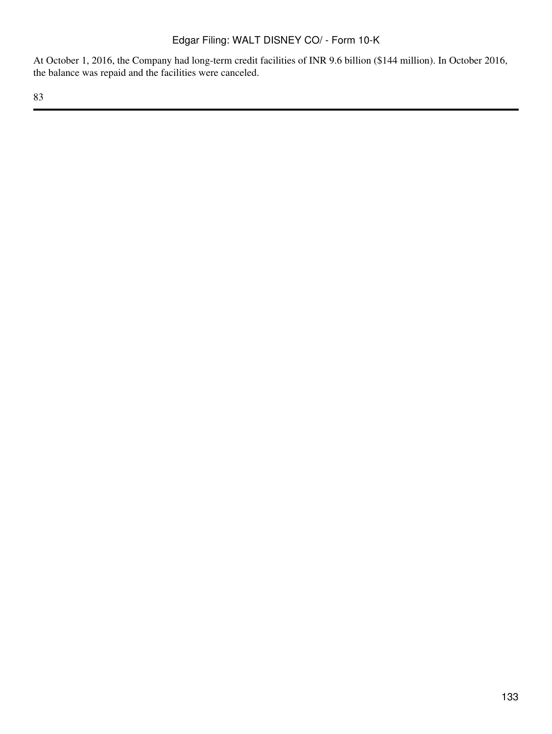At October 1, 2016, the Company had long-term credit facilities of INR 9.6 billion ($144 million). In October 2016, the balance was repaid and the facilities were canceled.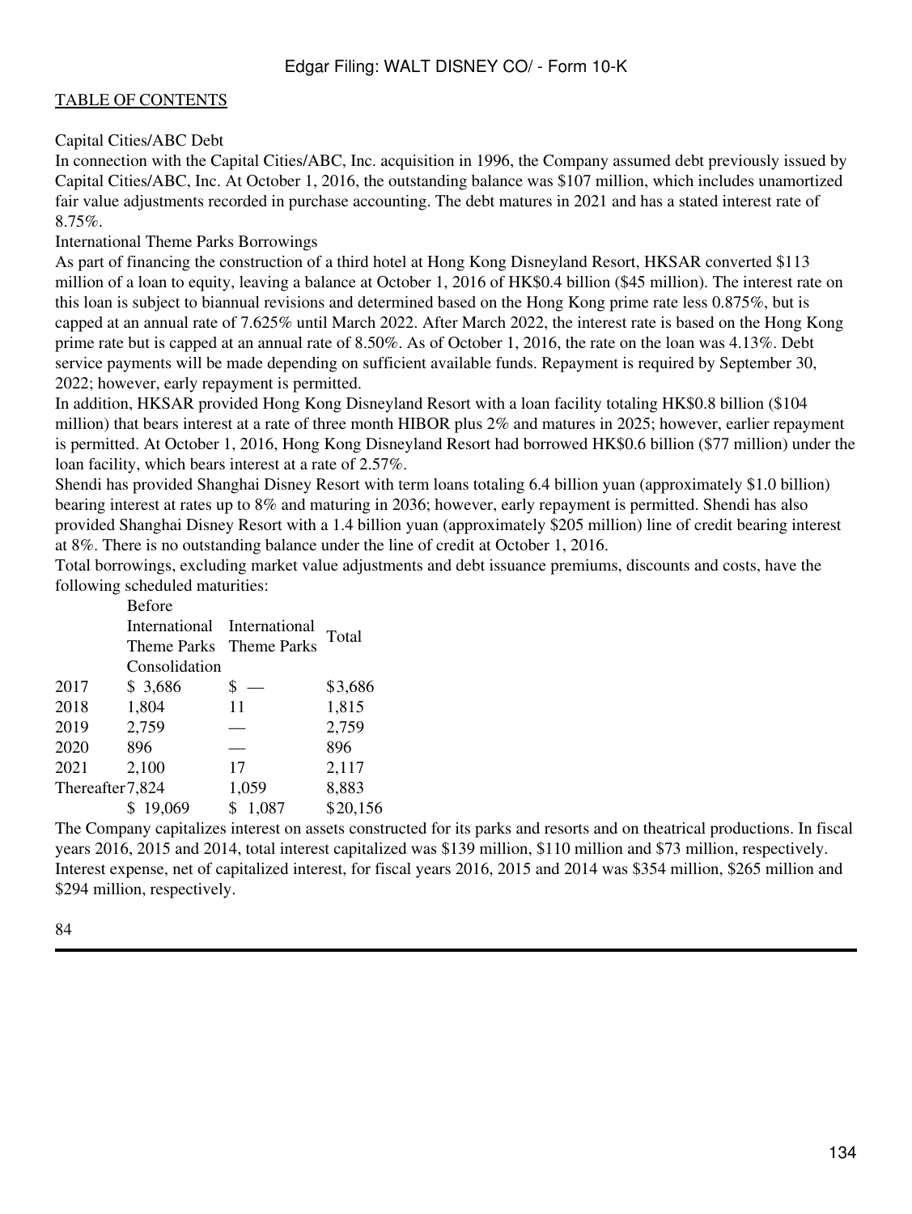Capital Cities/ABC Debt

In connection with the Capital Cities/ABC, Inc. acquisition in 1996, the Company assumed debt previously issued by Capital Cities/ABC, Inc. At October 1, 2016, the outstanding balance was $107 million, which includes unamortized fair value adjustments recorded in purchase accounting. The debt matures in 2021 and has a stated interest rate of 8.75%.

International Theme Parks Borrowings

As part of financing the construction of a third hotel at Hong Kong Disneyland Resort, HKSAR converted $113 million of a loan to equity, leaving a balance at October 1, 2016 of HK$0.4 billion ($45 million). The interest rate on this loan is subject to biannual revisions and determined based on the Hong Kong prime rate less 0.875%, but is capped at an annual rate of 7.625% until March 2022. After March 2022, the interest rate is based on the Hong Kong prime rate but is capped at an annual rate of 8.50%. As of October 1, 2016, the rate on the loan was 4.13%. Debt service payments will be made depending on sufficient available funds. Repayment is required by September 30, 2022; however, early repayment is permitted.

In addition, HKSAR provided Hong Kong Disneyland Resort with a loan facility totaling HK$0.8 billion ($104 million) that bears interest at a rate of three month HIBOR plus 2% and matures in 2025; however, earlier repayment is permitted. At October 1, 2016, Hong Kong Disneyland Resort had borrowed HK$0.6 billion ($77 million) under the loan facility, which bears interest at a rate of 2.57%.

Shendi has provided Shanghai Disney Resort with term loans totaling 6.4 billion yuan (approximately $1.0 billion) bearing interest at rates up to 8% and maturing in 2036; however, early repayment is permitted. Shendi has also provided Shanghai Disney Resort with a 1.4 billion yuan (approximately $205 million) line of credit bearing interest at 8%. There is no outstanding balance under the line of credit at October 1, 2016.

Total borrowings, excluding market value adjustments and debt issuance premiums, discounts and costs, have the following scheduled maturities:

| | Before International Theme Parks Consolidation | International Theme Parks | Total |
|---|---|---|---|
| 2017 | $ 3,686 | $ — | $3,686 |
| 2018 | 1,804 | 11 | 1,815 |
| 2019 | 2,759 | — | 2,759 |
| 2020 | 896 | — | 896 |
| 2021 | 2,100 | 17 | 2,117 |
| Thereafter | 7,824 | 1,059 | 8,883 |
| | $ 19,069 | $ 1,087 | $20,156 |

The Company capitalizes interest on assets constructed for its parks and resorts and on theatrical productions. In fiscal years 2016, 2015 and 2014, total interest capitalized was $139 million, $110 million and $73 million, respectively. Interest expense, net of capitalized interest, for fiscal years 2016, 2015 and 2014 was $354 million, $265 million and $294 million, respectively.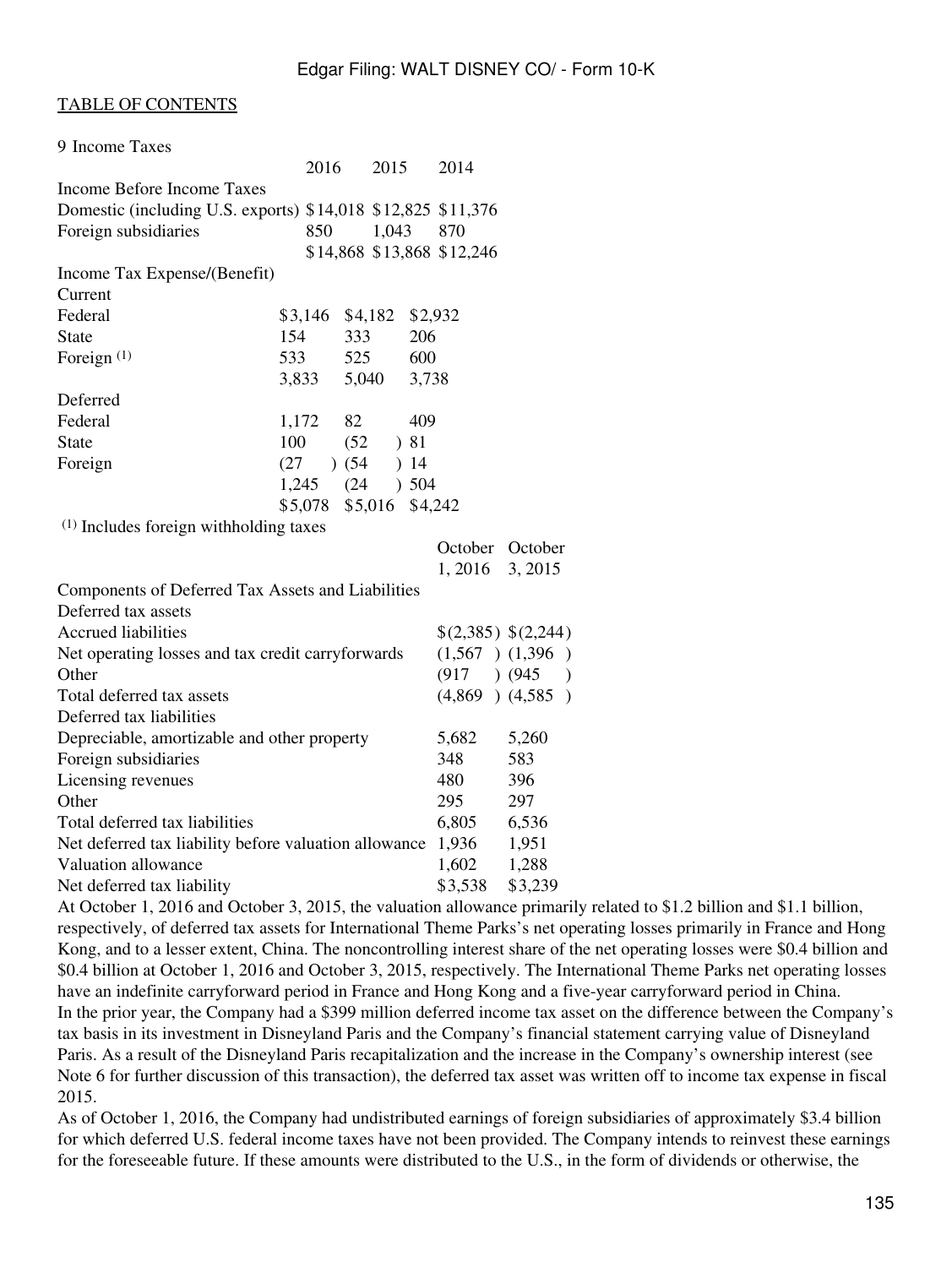9 Income Taxes

| | 2016 | 2015 | 2014 |
|---|---|---|---|
| Income Before Income Taxes | | | |
| Domestic (including U.S. exports) | $14,018 | $12,825 | $11,376 |
| Foreign subsidiaries | 850 | 1,043 | 870 |
| | $14,868 | $13,868 | $12,246 |
| Income Tax Expense/(Benefit) | | | |
| Current | | | |
| Federal | $3,146 | $4,182 | $2,932 |
| State | 154 | 333 | 206 |
| Foreign [(1)] | 533 | 525 | 600 |
| | 3,833 | 5,040 | 3,738 |
| Deferred | | | |
| Federal | 1,172 | 82 | 409 |
| State | 100 | (52) | 81 |
| Foreign | (27) | (54) | 14 |
| | 1,245 | (24) | 504 |
| | $5,078 | $5,016 | $4,242 |

[(1)] Includes foreign withholding taxes

| | October 1, 2016 | October 3, 2015 |
|---|---|---|
| Components of Deferred Tax Assets and Liabilities | | |
| Deferred tax assets | | |
| Accrued liabilities | $(2,385) | $(2,244) |
| Net operating losses and tax credit carryforwards | (1,567) | (1,396) |
| Other | (917) | (945) |
| Total deferred tax assets | (4,869) | (4,585) |
| Deferred tax liabilities | | |
| Depreciable, amortizable and other property | 5,682 | 5,260 |
| Foreign subsidiaries | 348 | 583 |
| Licensing revenues | 480 | 396 |
| Other | 295 | 297 |
| Total deferred tax liabilities | 6,805 | 6,536 |
| Net deferred tax liability before valuation allowance | 1,936 | 1,951 |
| Valuation allowance | 1,602 | 1,288 |
| Net deferred tax liability | $3,538 | $3,239 |

At October 1, 2016 and October 3, 2015, the valuation allowance primarily related to $1.2 billion and $1.1 billion, respectively, of deferred tax assets for International Theme Parks's net operating losses primarily in France and Hong Kong, and to a lesser extent, China. The noncontrolling interest share of the net operating losses were $0.4 billion and $0.4 billion at October 1, 2016 and October 3, 2015, respectively. The International Theme Parks net operating losses have an indefinite carryforward period in France and Hong Kong and a five-year carryforward period in China.

In the prior year, the Company had a $399 million deferred income tax asset on the difference between the Company's tax basis in its investment in Disneyland Paris and the Company's financial statement carrying value of Disneyland Paris. As a result of the Disneyland Paris recapitalization and the increase in the Company's ownership interest (see Note 6 for further discussion of this transaction), the deferred tax asset was written off to income tax expense in fiscal 2015.

As of October 1, 2016, the Company had undistributed earnings of foreign subsidiaries of approximately $3.4 billion for which deferred U.S. federal income taxes have not been provided. The Company intends to reinvest these earnings for the foreseeable future. If these amounts were distributed to the U.S., in the form of dividends or otherwise, the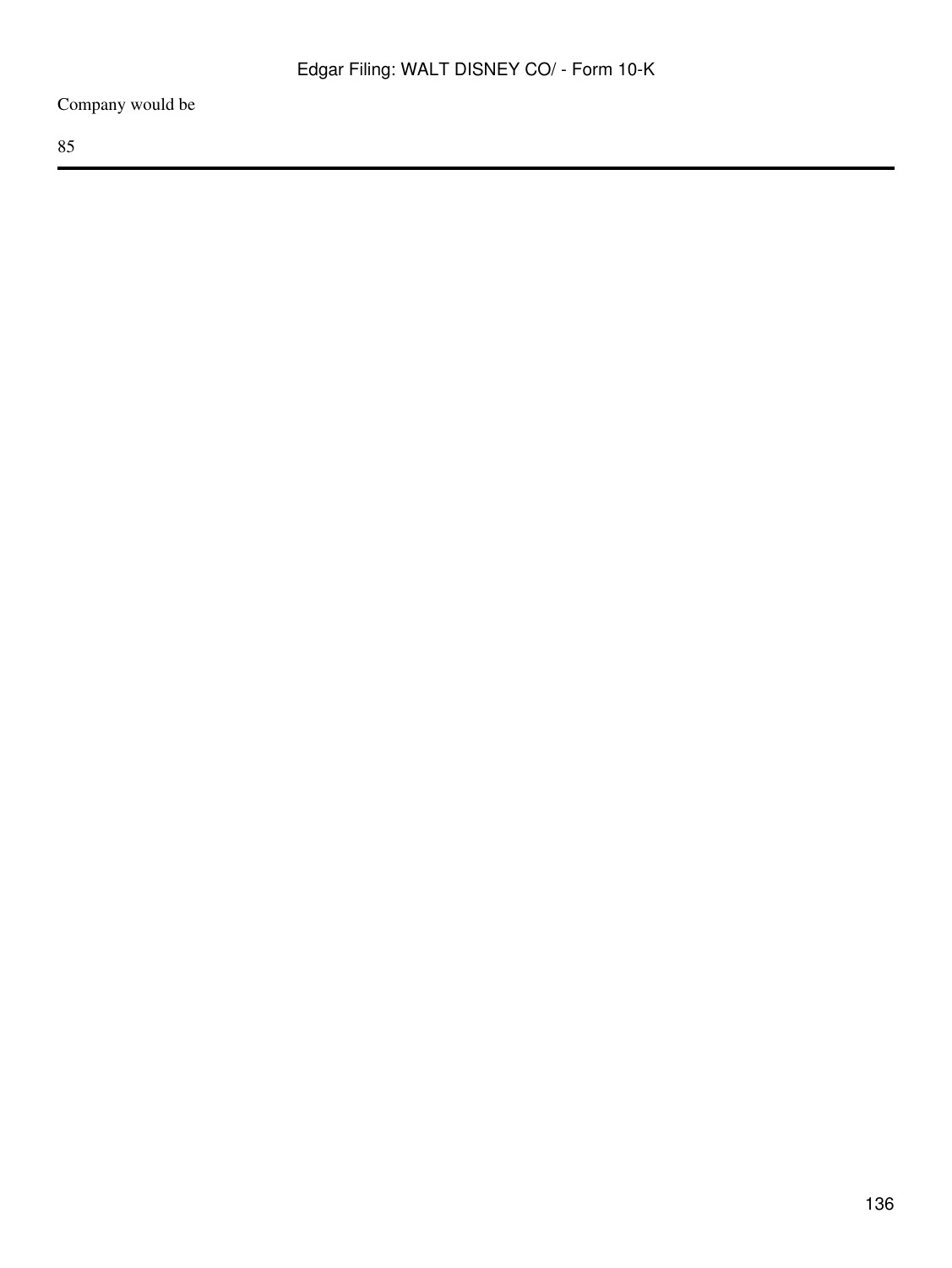Company would be

85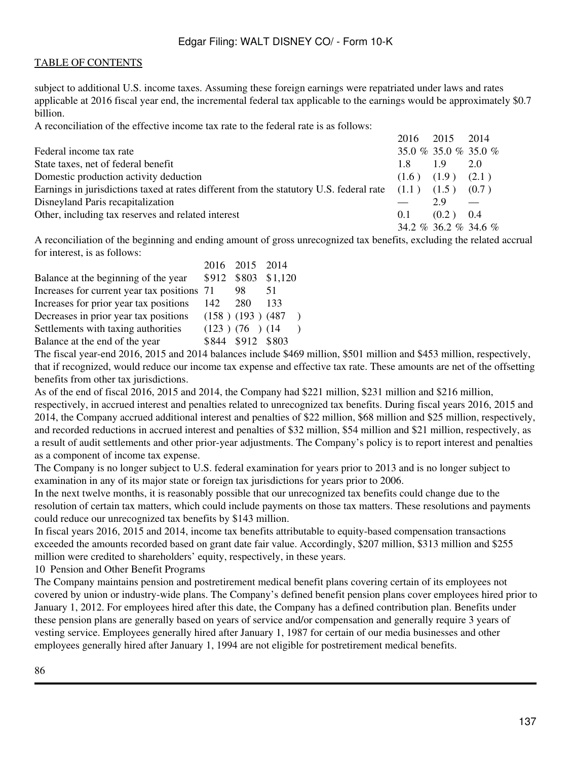subject to additional U.S. income taxes. Assuming these foreign earnings were repatriated under laws and rates applicable at 2016 fiscal year end, the incremental federal tax applicable to the earnings would be approximately $0.7 billion.

A reconciliation of the effective income tax rate to the federal rate is as follows:

| | 2016 | 2015 | 2014 |
|---|---|---|---|
| Federal income tax rate | 35.0 % | 35.0 % | 35.0 % |
| State taxes, net of federal benefit | 1.8 | 1.9 | 2.0 |
| Domestic production activity deduction | (1.6 ) | (1.9 ) | (2.1 ) |
| Earnings in jurisdictions taxed at rates different from the statutory U.S. federal rate | (1.1 ) | (1.5 ) | (0.7 ) |
| Disneyland Paris recapitalization | — | 2.9 | — |
| Other, including tax reserves and related interest | 0.1 | (0.2 ) | 0.4 |
| | 34.2 % | 36.2 % | 34.6 % |

A reconciliation of the beginning and ending amount of gross unrecognized tax benefits, excluding the related accrual for interest, is as follows:

| | 2016 | 2015 | 2014 |
|---|---|---|---|
| Balance at the beginning of the year | $912 | $803 | $1,120 |
| Increases for current year tax positions | 71 | 98 | 51 |
| Increases for prior year tax positions | 142 | 280 | 133 |
| Decreases in prior year tax positions | (158 ) | (193 ) | (487 ) |
| Settlements with taxing authorities | (123 ) | (76 ) | (14 ) |
| Balance at the end of the year | $844 | $912 | $803 |

The fiscal year-end 2016, 2015 and 2014 balances include $469 million, $501 million and $453 million, respectively, that if recognized, would reduce our income tax expense and effective tax rate. These amounts are net of the offsetting benefits from other tax jurisdictions.

As of the end of fiscal 2016, 2015 and 2014, the Company had $221 million, $231 million and $216 million, respectively, in accrued interest and penalties related to unrecognized tax benefits. During fiscal years 2016, 2015 and 2014, the Company accrued additional interest and penalties of $22 million, $68 million and $25 million, respectively, and recorded reductions in accrued interest and penalties of $32 million, $54 million and $21 million, respectively, as a result of audit settlements and other prior-year adjustments. The Company's policy is to report interest and penalties as a component of income tax expense.

The Company is no longer subject to U.S. federal examination for years prior to 2013 and is no longer subject to examination in any of its major state or foreign tax jurisdictions for years prior to 2006.

In the next twelve months, it is reasonably possible that our unrecognized tax benefits could change due to the resolution of certain tax matters, which could include payments on those tax matters. These resolutions and payments could reduce our unrecognized tax benefits by $143 million.

In fiscal years 2016, 2015 and 2014, income tax benefits attributable to equity-based compensation transactions exceeded the amounts recorded based on grant date fair value. Accordingly, $207 million, $313 million and $255 million were credited to shareholders' equity, respectively, in these years.

## 10 Pension and Other Benefit Programs

The Company maintains pension and postretirement medical benefit plans covering certain of its employees not covered by union or industry-wide plans. The Company's defined benefit pension plans cover employees hired prior to January 1, 2012. For employees hired after this date, the Company has a defined contribution plan. Benefits under these pension plans are generally based on years of service and/or compensation and generally require 3 years of vesting service. Employees generally hired after January 1, 1987 for certain of our media businesses and other employees generally hired after January 1, 1994 are not eligible for postretirement medical benefits.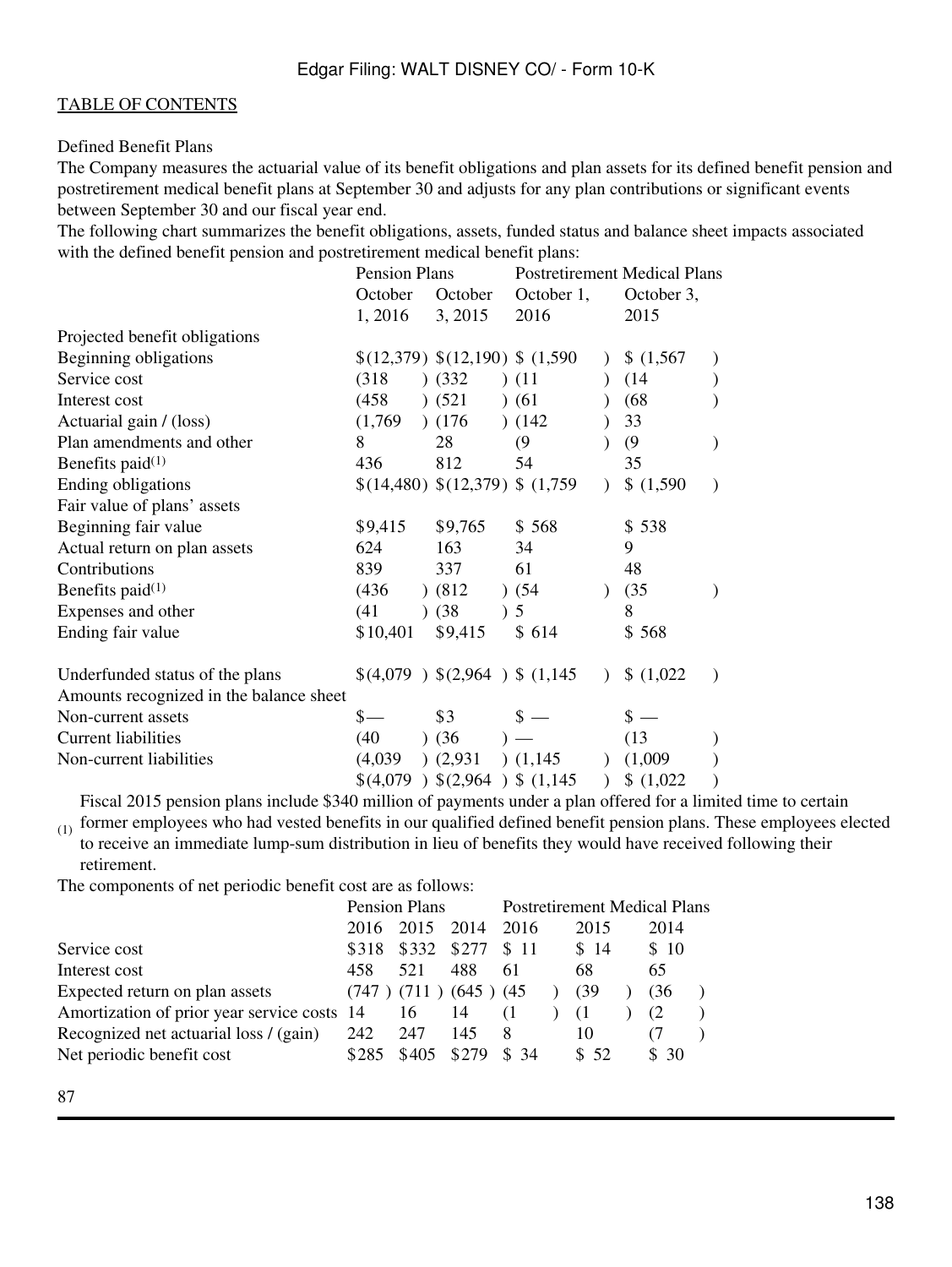TABLE OF CONTENTS

Defined Benefit Plans

The Company measures the actuarial value of its benefit obligations and plan assets for its defined benefit pension and postretirement medical benefit plans at September 30 and adjusts for any plan contributions or significant events between September 30 and our fiscal year end.

The following chart summarizes the benefit obligations, assets, funded status and balance sheet impacts associated with the defined benefit pension and postretirement medical benefit plans:

| | Pension Plans | | Postretirement Medical Plans | |
|---|---|---|---|---|
| | October 1, 2016 | October 3, 2015 | October 1, 2016 | October 3, 2015 |
| Projected benefit obligations | | | | |
| Beginning obligations | $(12,379) | $(12,190) | $ (1,590) | $ (1,567) |
| Service cost | (318) | (332) | (11) | (14) |
| Interest cost | (458) | (521) | (61) | (68) |
| Actuarial gain / (loss) | (1,769) | (176) | (142) | 33 |
| Plan amendments and other | 8 | 28 | (9) | (9) |
| Benefits paid[(1)] | 436 | 812 | 54 | 35 |
| Ending obligations | $(14,480) | $(12,379) | $ (1,759) | $ (1,590) |
| Fair value of plans' assets | | | | |
| Beginning fair value | $9,415 | $9,765 | $ 568 | $ 538 |
| Actual return on plan assets | 624 | 163 | 34 | 9 |
| Contributions | 839 | 337 | 61 | 48 |
| Benefits paid[(1)] | (436) | (812) | (54) | (35) |
| Expenses and other | (41) | (38) | 5 | 8 |
| Ending fair value | $10,401 | $9,415 | $ 614 | $ 568 |
| Underfunded status of the plans | $(4,079) | $(2,964) | $ (1,145) | $ (1,022) |
| Amounts recognized in the balance sheet | | | | |
| Non-current assets | $— | $3 | $ — | $ — |
| Current liabilities | (40) | (36) | — | (13) |
| Non-current liabilities | (4,039) | (2,931) | (1,145) | (1,009) |
| | $(4,079) | $(2,964) | $ (1,145) | $ (1,022) |

(1) Fiscal 2015 pension plans include $340 million of payments under a plan offered for a limited time to certain former employees who had vested benefits in our qualified defined benefit pension plans. These employees elected to receive an immediate lump-sum distribution in lieu of benefits they would have received following their retirement.

The components of net periodic benefit cost are as follows:

| | Pension Plans | | | Postretirement Medical Plans | | |
|---|---|---|---|---|---|---|
| | 2016 | 2015 | 2014 | 2016 | 2015 | 2014 |
| Service cost | $318 | $332 | $277 | $ 11 | $ 14 | $ 10 |
| Interest cost | 458 | 521 | 488 | 61 | 68 | 65 |
| Expected return on plan assets | (747) | (711) | (645) | (45) | (39) | (36) |
| Amortization of prior year service costs | 14 | 16 | 14 | (1) | (1) | (2) |
| Recognized net actuarial loss / (gain) | 242 | 247 | 145 | 8 | 10 | (7) |
| Net periodic benefit cost | $285 | $405 | $279 | $ 34 | $ 52 | $ 30 |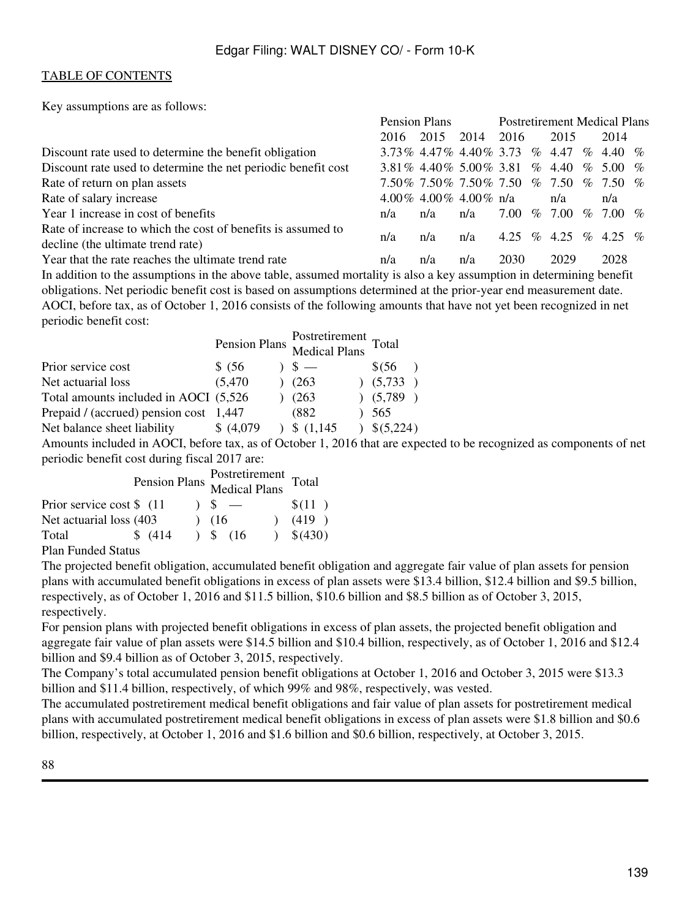Key assumptions are as follows:

| | Pension Plans | | | Postretirement Medical Plans | | |
|---|---|---|---|---|---|---|
| | 2016 | 2015 | 2014 | 2016 | 2015 | 2014 |
| Discount rate used to determine the benefit obligation | 3.73% | 4.47% | 4.40% | 3.73 % | 4.47 % | 4.40 % |
| Discount rate used to determine the net periodic benefit cost | 3.81% | 4.40% | 5.00% | 3.81 % | 4.40 % | 5.00 % |
| Rate of return on plan assets | 7.50% | 7.50% | 7.50% | 7.50 % | 7.50 % | 7.50 % |
| Rate of salary increase | 4.00% | 4.00% | 4.00% | n/a | n/a | n/a |
| Year 1 increase in cost of benefits | n/a | n/a | n/a | 7.00 % | 7.00 % | 7.00 % |
| Rate of increase to which the cost of benefits is assumed to decline (the ultimate trend rate) | n/a | n/a | n/a | 4.25 % | 4.25 % | 4.25 % |
| Year that the rate reaches the ultimate trend rate | n/a | n/a | n/a | 2030 | 2029 | 2028 |

In addition to the assumptions in the above table, assumed mortality is also a key assumption in determining benefit obligations. Net periodic benefit cost is based on assumptions determined at the prior-year end measurement date.

AOCI, before tax, as of October 1, 2016 consists of the following amounts that have not yet been recognized in net periodic benefit cost:

| | Pension Plans | Postretirement Medical Plans | Total |
|---|---|---|---|
| Prior service cost | $ (56) | $ — | $(56) |
| Net actuarial loss | (5,470) | (263) | (5,733) |
| Total amounts included in AOCI | (5,526) | (263) | (5,789) |
| Prepaid / (accrued) pension cost | 1,447 | (882) | 565 |
| Net balance sheet liability | $ (4,079) | $ (1,145) | $(5,224) |

Amounts included in AOCI, before tax, as of October 1, 2016 that are expected to be recognized as components of net periodic benefit cost during fiscal 2017 are:

| | Pension Plans | Postretirement Medical Plans | Total |
|---|---|---|---|
| Prior service cost | $ (11) | $ — | $(11) |
| Net actuarial loss | (403) | (16) | (419) |
| Total | $ (414) | $ (16) | $(430) |

Plan Funded Status

The projected benefit obligation, accumulated benefit obligation and aggregate fair value of plan assets for pension plans with accumulated benefit obligations in excess of plan assets were $13.4 billion, $12.4 billion and $9.5 billion, respectively, as of October 1, 2016 and $11.5 billion, $10.6 billion and $8.5 billion as of October 3, 2015, respectively.

For pension plans with projected benefit obligations in excess of plan assets, the projected benefit obligation and aggregate fair value of plan assets were $14.5 billion and $10.4 billion, respectively, as of October 1, 2016 and $12.4 billion and $9.4 billion as of October 3, 2015, respectively.

The Company's total accumulated pension benefit obligations at October 1, 2016 and October 3, 2015 were $13.3 billion and $11.4 billion, respectively, of which 99% and 98%, respectively, was vested.

The accumulated postretirement medical benefit obligations and fair value of plan assets for postretirement medical plans with accumulated postretirement medical benefit obligations in excess of plan assets were $1.8 billion and $0.6 billion, respectively, at October 1, 2016 and $1.6 billion and $0.6 billion, respectively, at October 3, 2015.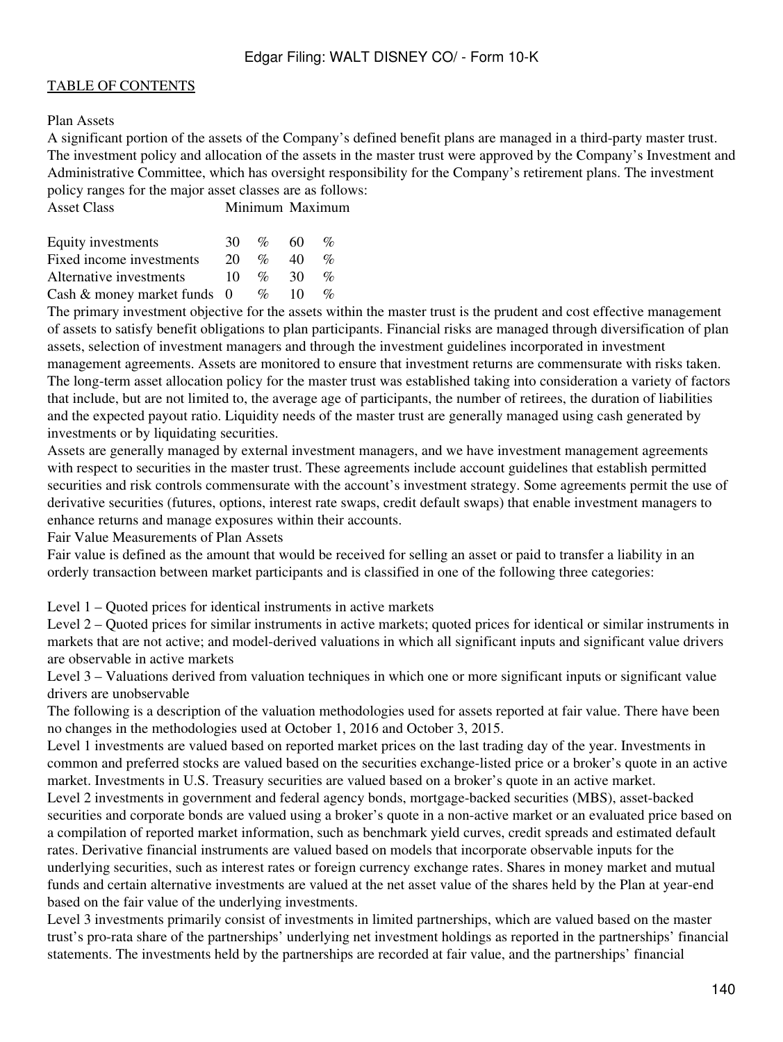Plan Assets

A significant portion of the assets of the Company's defined benefit plans are managed in a third-party master trust. The investment policy and allocation of the assets in the master trust were approved by the Company's Investment and Administrative Committee, which has oversight responsibility for the Company's retirement plans. The investment policy ranges for the major asset classes are as follows:

| Asset Class | Minimum | Maximum |
|---|---|---|
| Equity investments | 30 % | 60 % |
| Fixed income investments | 20 % | 40 % |
| Alternative investments | 10 % | 30 % |
| Cash & money market funds | 0 % | 10 % |

The primary investment objective for the assets within the master trust is the prudent and cost effective management of assets to satisfy benefit obligations to plan participants. Financial risks are managed through diversification of plan assets, selection of investment managers and through the investment guidelines incorporated in investment management agreements. Assets are monitored to ensure that investment returns are commensurate with risks taken. The long-term asset allocation policy for the master trust was established taking into consideration a variety of factors that include, but are not limited to, the average age of participants, the number of retirees, the duration of liabilities and the expected payout ratio. Liquidity needs of the master trust are generally managed using cash generated by investments or by liquidating securities.

Assets are generally managed by external investment managers, and we have investment management agreements with respect to securities in the master trust. These agreements include account guidelines that establish permitted securities and risk controls commensurate with the account's investment strategy. Some agreements permit the use of derivative securities (futures, options, interest rate swaps, credit default swaps) that enable investment managers to enhance returns and manage exposures within their accounts.

Fair Value Measurements of Plan Assets

Fair value is defined as the amount that would be received for selling an asset or paid to transfer a liability in an orderly transaction between market participants and is classified in one of the following three categories:

Level 1 – Quoted prices for identical instruments in active markets

Level 2 – Quoted prices for similar instruments in active markets; quoted prices for identical or similar instruments in markets that are not active; and model-derived valuations in which all significant inputs and significant value drivers are observable in active markets

Level 3 – Valuations derived from valuation techniques in which one or more significant inputs or significant value drivers are unobservable

The following is a description of the valuation methodologies used for assets reported at fair value. There have been no changes in the methodologies used at October 1, 2016 and October 3, 2015.

Level 1 investments are valued based on reported market prices on the last trading day of the year. Investments in common and preferred stocks are valued based on the securities exchange-listed price or a broker's quote in an active market. Investments in U.S. Treasury securities are valued based on a broker's quote in an active market.

Level 2 investments in government and federal agency bonds, mortgage-backed securities (MBS), asset-backed securities and corporate bonds are valued using a broker's quote in a non-active market or an evaluated price based on a compilation of reported market information, such as benchmark yield curves, credit spreads and estimated default rates. Derivative financial instruments are valued based on models that incorporate observable inputs for the underlying securities, such as interest rates or foreign currency exchange rates. Shares in money market and mutual funds and certain alternative investments are valued at the net asset value of the shares held by the Plan at year-end based on the fair value of the underlying investments.

Level 3 investments primarily consist of investments in limited partnerships, which are valued based on the master trust's pro-rata share of the partnerships' underlying net investment holdings as reported in the partnerships' financial statements. The investments held by the partnerships are recorded at fair value, and the partnerships' financial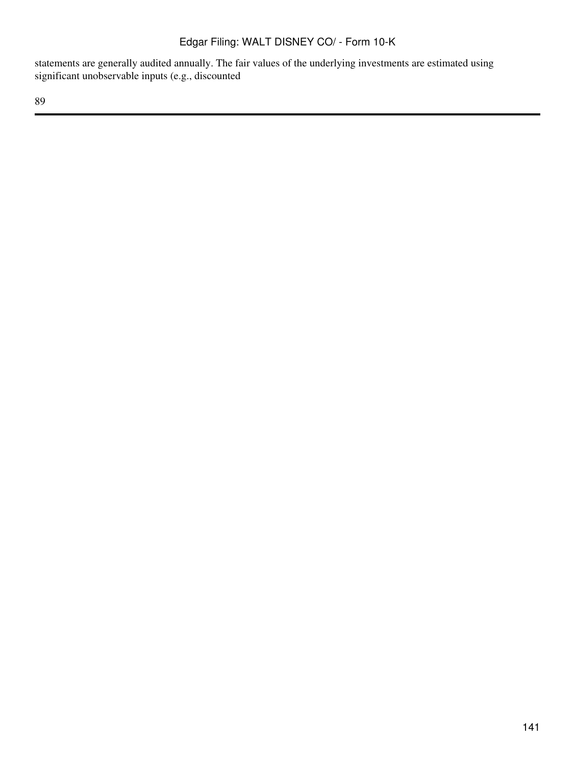statements are generally audited annually. The fair values of the underlying investments are estimated using significant unobservable inputs (e.g., discounted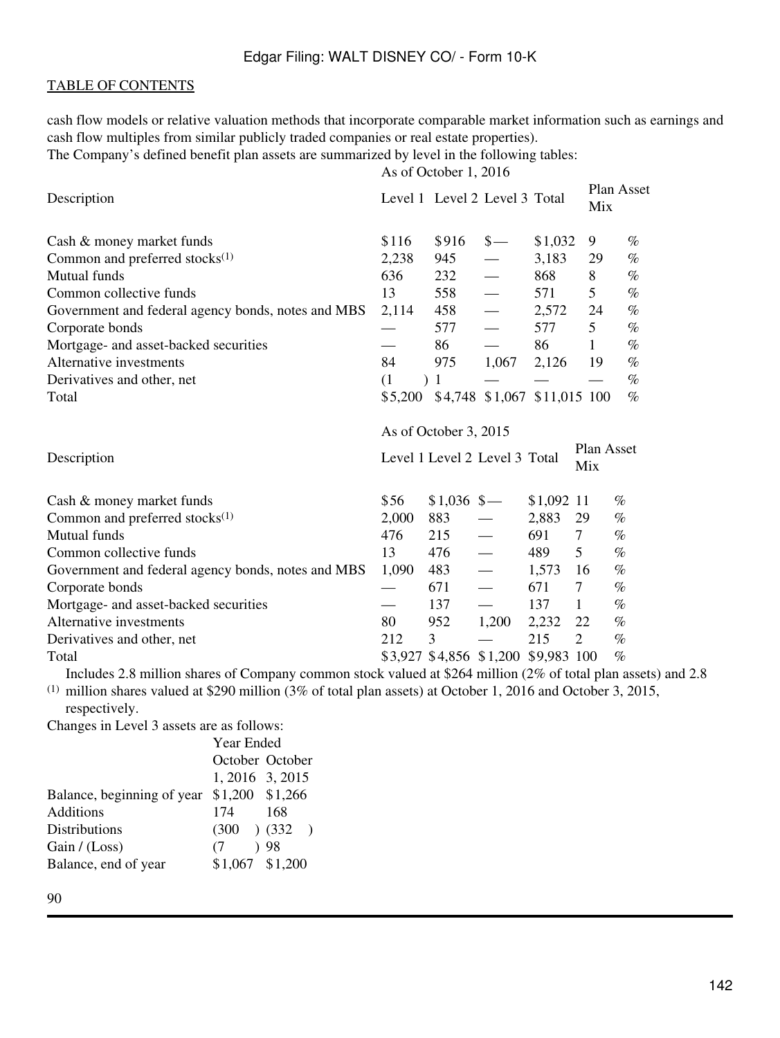cash flow models or relative valuation methods that incorporate comparable market information such as earnings and cash flow multiples from similar publicly traded companies or real estate properties).

The Company's defined benefit plan assets are summarized by level in the following tables:

| Description | As of October 1, 2016 | | | | |
|---|---|---|---|---|---|
| | Level 1 | Level 2 | Level 3 | Total | Plan Asset Mix |
| Cash & money market funds | $116 | $916 | $— | $1,032 | 9 % |
| Common and preferred stocks[(1)] | 2,238 | 945 | — | 3,183 | 29 % |
| Mutual funds | 636 | 232 | — | 868 | 8 % |
| Common collective funds | 13 | 558 | — | 571 | 5 % |
| Government and federal agency bonds, notes and MBS | 2,114 | 458 | — | 2,572 | 24 % |
| Corporate bonds | — | 577 | — | 577 | 5 % |
| Mortgage- and asset-backed securities | — | 86 | — | 86 | 1 % |
| Alternative investments | 84 | 975 | 1,067 | 2,126 | 19 % |
| Derivatives and other, net | (1 ) | 1 | — | — | — % |
| Total | $5,200 | $4,748 | $1,067 | $11,015 | 100 % |

| Description | As of October 3, 2015 | | | | |
|---|---|---|---|---|---|
| | Level 1 | Level 2 | Level 3 | Total | Plan Asset Mix |
| Cash & money market funds | $56 | $1,036 | $— | $1,092 | 11 % |
| Common and preferred stocks[(1)] | 2,000 | 883 | — | 2,883 | 29 % |
| Mutual funds | 476 | 215 | — | 691 | 7 % |
| Common collective funds | 13 | 476 | — | 489 | 5 % |
| Government and federal agency bonds, notes and MBS | 1,090 | 483 | — | 1,573 | 16 % |
| Corporate bonds | — | 671 | — | 671 | 7 % |
| Mortgage- and asset-backed securities | — | 137 | — | 137 | 1 % |
| Alternative investments | 80 | 952 | 1,200 | 2,232 | 22 % |
| Derivatives and other, net | 212 | 3 | — | 215 | 2 % |
| Total | $3,927 | $4,856 | $1,200 | $9,983 | 100 % |

(1) Includes 2.8 million shares of Company common stock valued at $264 million (2% of total plan assets) and 2.8 million shares valued at $290 million (3% of total plan assets) at October 1, 2016 and October 3, 2015, respectively.

Changes in Level 3 assets are as follows:

| | Year Ended | |
|---|---|---|
| | October 1, 2016 | October 3, 2015 |
| Balance, beginning of year | $1,200 | $1,266 |
| Additions | 174 | 168 |
| Distributions | (300 ) | (332 ) |
| Gain / (Loss) | (7 ) | 98 |
| Balance, end of year | $1,067 | $1,200 |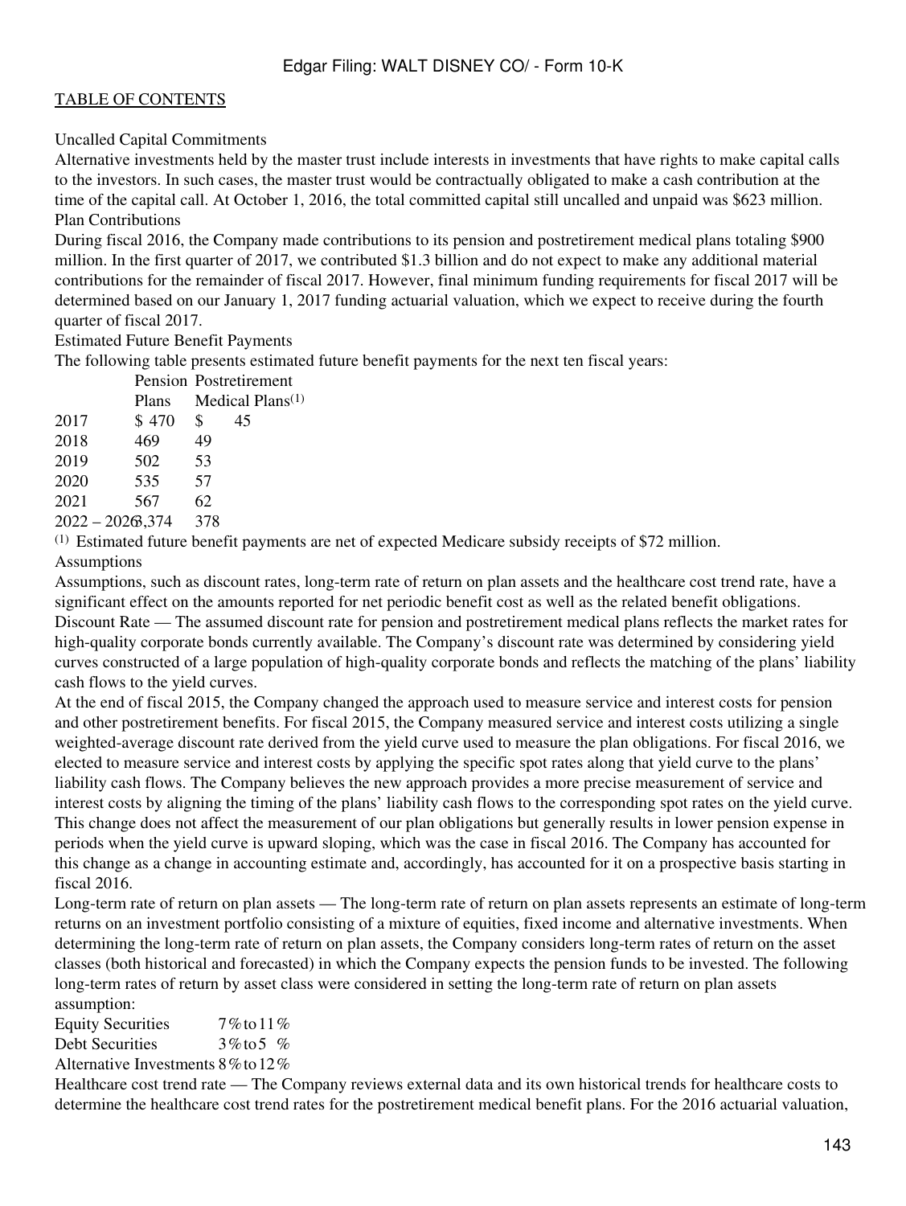Uncalled Capital Commitments

Alternative investments held by the master trust include interests in investments that have rights to make capital calls to the investors. In such cases, the master trust would be contractually obligated to make a cash contribution at the time of the capital call. At October 1, 2016, the total committed capital still uncalled and unpaid was $623 million.

Plan Contributions

During fiscal 2016, the Company made contributions to its pension and postretirement medical plans totaling $900 million. In the first quarter of 2017, we contributed $1.3 billion and do not expect to make any additional material contributions for the remainder of fiscal 2017. However, final minimum funding requirements for fiscal 2017 will be determined based on our January 1, 2017 funding actuarial valuation, which we expect to receive during the fourth quarter of fiscal 2017.

Estimated Future Benefit Payments

The following table presents estimated future benefit payments for the next ten fiscal years:

| | Pension Plans | Postretirement Medical Plans[1] |
|---|---|---|
| 2017 | $ 470 | $ 45 |
| 2018 | 469 | 49 |
| 2019 | 502 | 53 |
| 2020 | 535 | 57 |
| 2021 | 567 | 62 |
| 2022 – 2026 | 3,374 | 378 |

[1] Estimated future benefit payments are net of expected Medicare subsidy receipts of $72 million.

Assumptions

Assumptions, such as discount rates, long-term rate of return on plan assets and the healthcare cost trend rate, have a significant effect on the amounts reported for net periodic benefit cost as well as the related benefit obligations.

Discount Rate — The assumed discount rate for pension and postretirement medical plans reflects the market rates for high-quality corporate bonds currently available. The Company's discount rate was determined by considering yield curves constructed of a large population of high-quality corporate bonds and reflects the matching of the plans' liability cash flows to the yield curves.

At the end of fiscal 2015, the Company changed the approach used to measure service and interest costs for pension and other postretirement benefits. For fiscal 2015, the Company measured service and interest costs utilizing a single weighted-average discount rate derived from the yield curve used to measure the plan obligations. For fiscal 2016, we elected to measure service and interest costs by applying the specific spot rates along that yield curve to the plans' liability cash flows. The Company believes the new approach provides a more precise measurement of service and interest costs by aligning the timing of the plans' liability cash flows to the corresponding spot rates on the yield curve. This change does not affect the measurement of our plan obligations but generally results in lower pension expense in periods when the yield curve is upward sloping, which was the case in fiscal 2016. The Company has accounted for this change as a change in accounting estimate and, accordingly, has accounted for it on a prospective basis starting in fiscal 2016.

Long-term rate of return on plan assets — The long-term rate of return on plan assets represents an estimate of long-term returns on an investment portfolio consisting of a mixture of equities, fixed income and alternative investments. When determining the long-term rate of return on plan assets, the Company considers long-term rates of return on the asset classes (both historical and forecasted) in which the Company expects the pension funds to be invested. The following long-term rates of return by asset class were considered in setting the long-term rate of return on plan assets assumption:

| | |
|---|---|
| Equity Securities | 7% to 11% |
| Debt Securities | 3% to 5% |
| Alternative Investments | 8% to 12% |

Healthcare cost trend rate — The Company reviews external data and its own historical trends for healthcare costs to determine the healthcare cost trend rates for the postretirement medical benefit plans. For the 2016 actuarial valuation,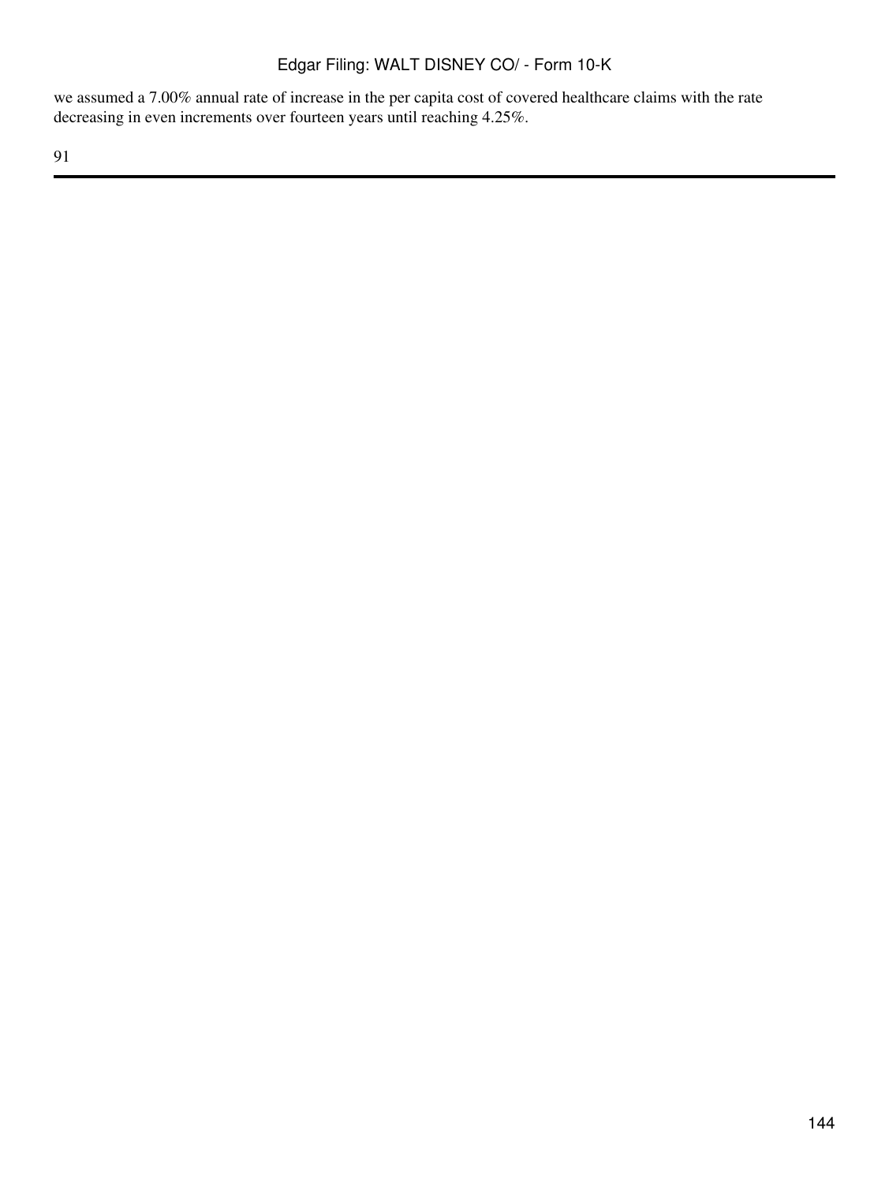we assumed a 7.00% annual rate of increase in the per capita cost of covered healthcare claims with the rate decreasing in even increments over fourteen years until reaching 4.25%.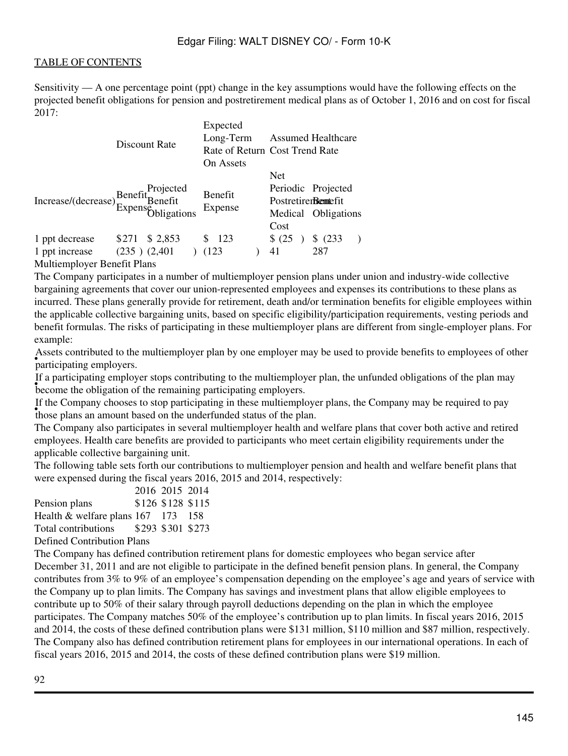Sensitivity — A one percentage point (ppt) change in the key assumptions would have the following effects on the projected benefit obligations for pension and postretirement medical plans as of October 1, 2016 and on cost for fiscal 2017:

| | Discount Rate | | Expected Long-Term Rate of Return On Assets | Assumed Healthcare Cost Trend Rate | |
|---|---|---|---|---|---|
| Increase/(decrease) | Benefit Expense | Projected Benefit Obligations | Benefit Expense | Net Periodic Postretirement Medical Cost | Projected Benefit Obligations |
| 1 ppt decrease | $271 | $ 2,853 | $ 123 | $ (25 ) | $ (233 ) |
| 1 ppt increase | (235 ) | (2,401 ) | (123 ) | 41 | 287 |

Multiemployer Benefit Plans

The Company participates in a number of multiemployer pension plans under union and industry-wide collective bargaining agreements that cover our union-represented employees and expenses its contributions to these plans as incurred. These plans generally provide for retirement, death and/or termination benefits for eligible employees within the applicable collective bargaining units, based on specific eligibility/participation requirements, vesting periods and benefit formulas. The risks of participating in these multiemployer plans are different from single-employer plans. For example:

- Assets contributed to the multiemployer plan by one employer may be used to provide benefits to employees of other participating employers.
- If a participating employer stops contributing to the multiemployer plan, the unfunded obligations of the plan may become the obligation of the remaining participating employers.
- If the Company chooses to stop participating in these multiemployer plans, the Company may be required to pay those plans an amount based on the underfunded status of the plan.

The Company also participates in several multiemployer health and welfare plans that cover both active and retired employees. Health care benefits are provided to participants who meet certain eligibility requirements under the applicable collective bargaining unit.

The following table sets forth our contributions to multiemployer pension and health and welfare benefit plans that were expensed during the fiscal years 2016, 2015 and 2014, respectively:

| | 2016 | 2015 | 2014 |
|---|---|---|---|
| Pension plans | $126 | $128 | $115 |
| Health & welfare plans | 167 | 173 | 158 |
| Total contributions | $293 | $301 | $273 |

Defined Contribution Plans

The Company has defined contribution retirement plans for domestic employees who began service after December 31, 2011 and are not eligible to participate in the defined benefit pension plans. In general, the Company contributes from 3% to 9% of an employee's compensation depending on the employee's age and years of service with the Company up to plan limits. The Company has savings and investment plans that allow eligible employees to contribute up to 50% of their salary through payroll deductions depending on the plan in which the employee participates. The Company matches 50% of the employee's contribution up to plan limits. In fiscal years 2016, 2015 and 2014, the costs of these defined contribution plans were $131 million, $110 million and $87 million, respectively. The Company also has defined contribution retirement plans for employees in our international operations. In each of fiscal years 2016, 2015 and 2014, the costs of these defined contribution plans were $19 million.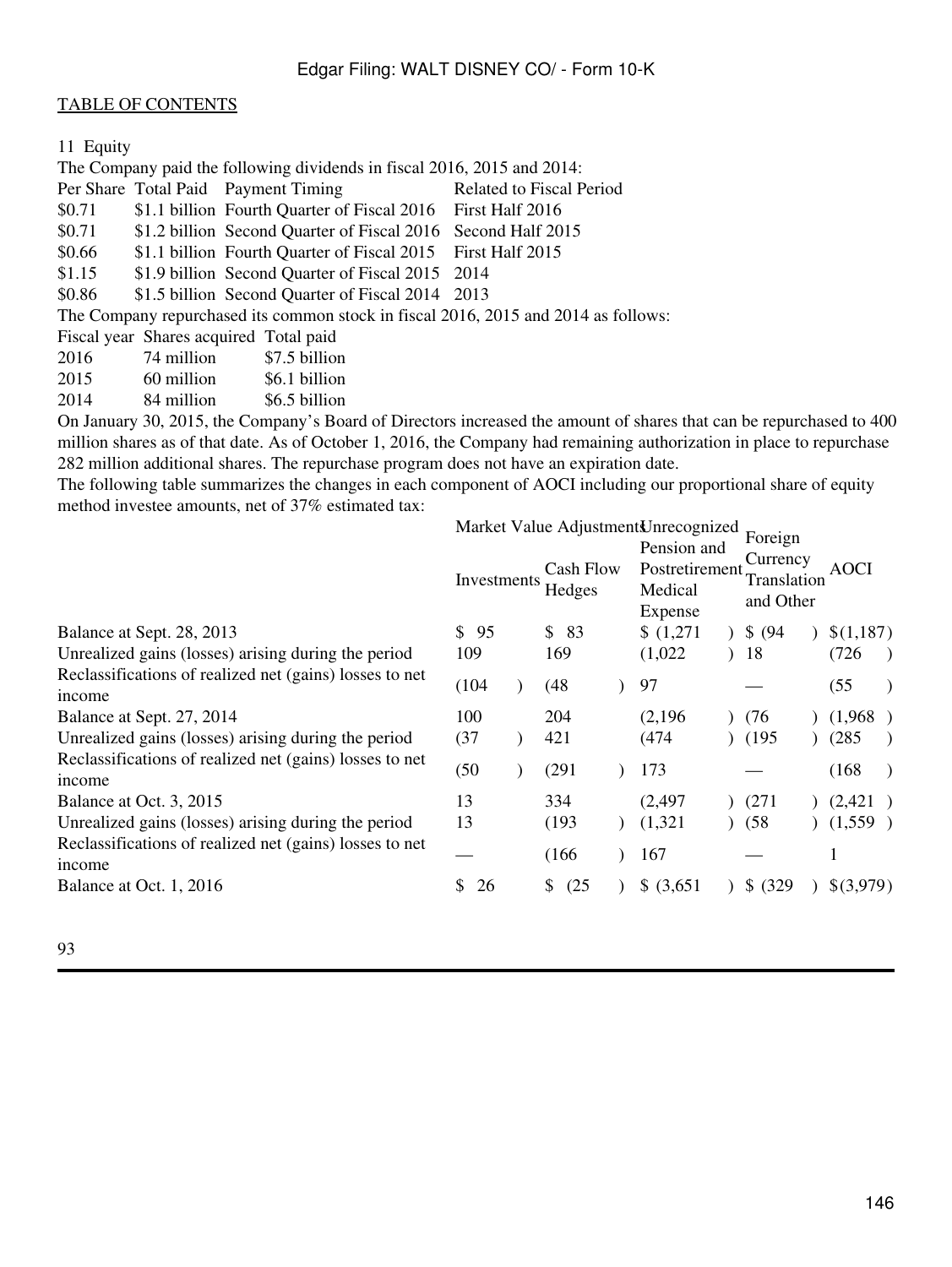11 Equity

The Company paid the following dividends in fiscal 2016, 2015 and 2014:

| Per Share | Total Paid | Payment Timing | Related to Fiscal Period |
|---|---|---|---|
| $0.71 | $1.1 billion | Fourth Quarter of Fiscal 2016 | First Half 2016 |
| $0.71 | $1.2 billion | Second Quarter of Fiscal 2016 | Second Half 2015 |
| $0.66 | $1.1 billion | Fourth Quarter of Fiscal 2015 | First Half 2015 |
| $1.15 | $1.9 billion | Second Quarter of Fiscal 2015 | 2014 |
| $0.86 | $1.5 billion | Second Quarter of Fiscal 2014 | 2013 |

The Company repurchased its common stock in fiscal 2016, 2015 and 2014 as follows:

| Fiscal year | Shares acquired | Total paid |
|---|---|---|
| 2016 | 74 million | $7.5 billion |
| 2015 | 60 million | $6.1 billion |
| 2014 | 84 million | $6.5 billion |

On January 30, 2015, the Company's Board of Directors increased the amount of shares that can be repurchased to 400 million shares as of that date. As of October 1, 2016, the Company had remaining authorization in place to repurchase 282 million additional shares. The repurchase program does not have an expiration date.

The following table summarizes the changes in each component of AOCI including our proportional share of equity method investee amounts, net of 37% estimated tax:

| | Market Value Adjustments | | Unrecognized Pension and Postretirement Medical Expense | Foreign Currency Translation and Other | AOCI |
|---|---|---|---|---|---|
| | Investments | Cash Flow Hedges | | | |
| Balance at Sept. 28, 2013 | $ 95 | $ 83 | $ (1,271) | $ (94) | $(1,187) |
| Unrealized gains (losses) arising during the period | 109 | 169 | (1,022) | 18 | (726) |
| Reclassifications of realized net (gains) losses to net income | (104) | (48) | 97 | — | (55) |
| Balance at Sept. 27, 2014 | 100 | 204 | (2,196) | (76) | (1,968) |
| Unrealized gains (losses) arising during the period | (37) | 421 | (474) | (195) | (285) |
| Reclassifications of realized net (gains) losses to net income | (50) | (291) | 173 | — | (168) |
| Balance at Oct. 3, 2015 | 13 | 334 | (2,497) | (271) | (2,421) |
| Unrealized gains (losses) arising during the period | 13 | (193) | (1,321) | (58) | (1,559) |
| Reclassifications of realized net (gains) losses to net income | — | (166) | 167 | — | 1 |
| Balance at Oct. 1, 2016 | $ 26 | $ (25) | $ (3,651) | $ (329) | $(3,979) |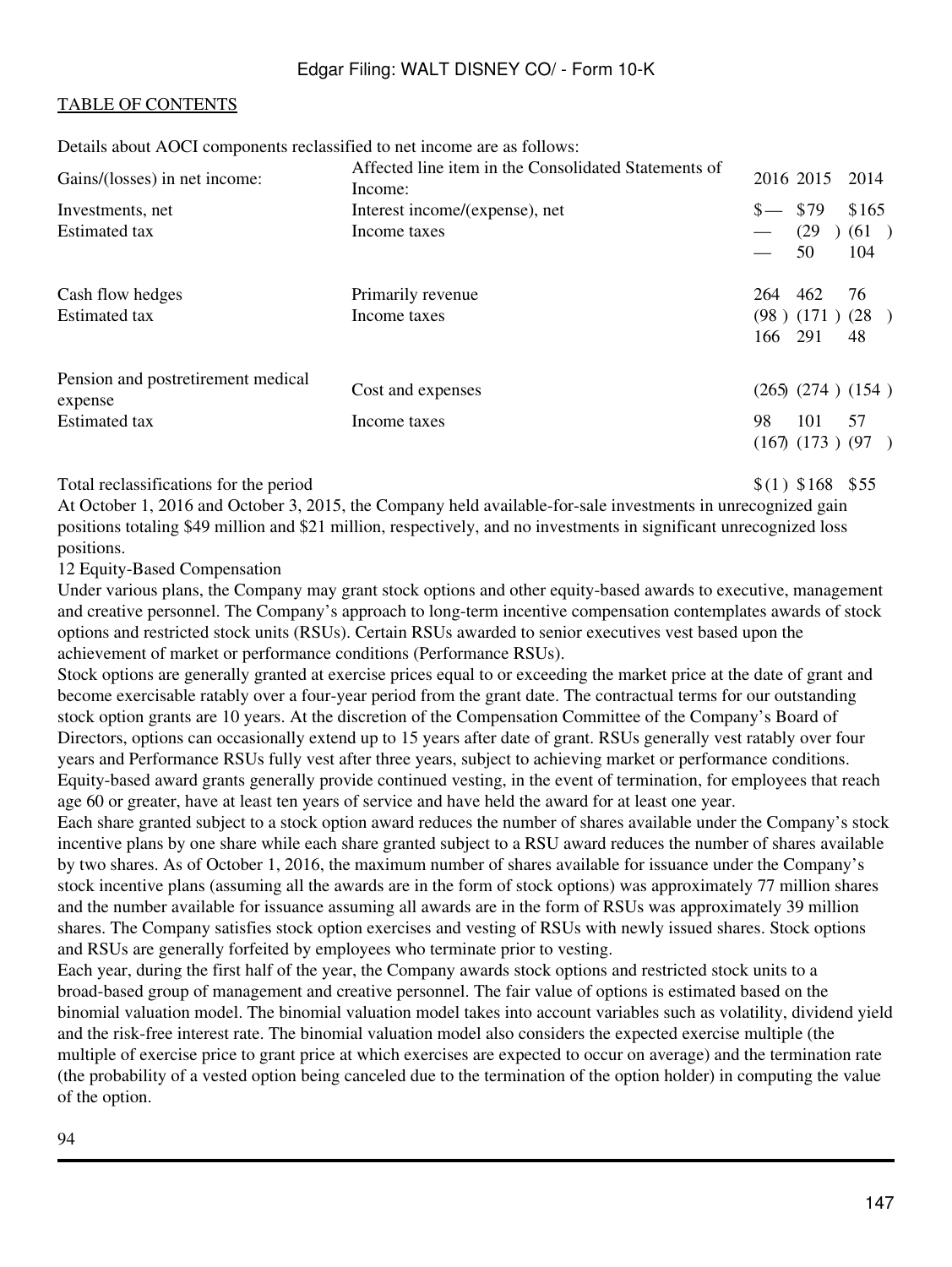Details about AOCI components reclassified to net income are as follows:

| Gains/(losses) in net income: | Affected line item in the Consolidated Statements of Income: | 2016 | 2015 | 2014 |
|---|---|---|---|---|
| Investments, net | Interest income/(expense), net | $— | $79 | $165 |
| Estimated tax | Income taxes | — | (29) | (61) |
| | | — | 50 | 104 |
| Cash flow hedges | Primarily revenue | 264 | 462 | 76 |
| Estimated tax | Income taxes | (98) | (171) | (28) |
| | | 166 | 291 | 48 |
| Pension and postretirement medical expense | Cost and expenses | (265) | (274) | (154) |
| Estimated tax | Income taxes | 98 | 101 | 57 |
| | | (167) | (173) | (97) |
| Total reclassifications for the period | | $(1) | $168 | $55 |

At October 1, 2016 and October 3, 2015, the Company held available-for-sale investments in unrecognized gain positions totaling $49 million and $21 million, respectively, and no investments in significant unrecognized loss positions.

12 Equity-Based Compensation

Under various plans, the Company may grant stock options and other equity-based awards to executive, management and creative personnel. The Company's approach to long-term incentive compensation contemplates awards of stock options and restricted stock units (RSUs). Certain RSUs awarded to senior executives vest based upon the achievement of market or performance conditions (Performance RSUs).

Stock options are generally granted at exercise prices equal to or exceeding the market price at the date of grant and become exercisable ratably over a four-year period from the grant date. The contractual terms for our outstanding stock option grants are 10 years. At the discretion of the Compensation Committee of the Company's Board of Directors, options can occasionally extend up to 15 years after date of grant. RSUs generally vest ratably over four years and Performance RSUs fully vest after three years, subject to achieving market or performance conditions. Equity-based award grants generally provide continued vesting, in the event of termination, for employees that reach age 60 or greater, have at least ten years of service and have held the award for at least one year.

Each share granted subject to a stock option award reduces the number of shares available under the Company's stock incentive plans by one share while each share granted subject to a RSU award reduces the number of shares available by two shares. As of October 1, 2016, the maximum number of shares available for issuance under the Company's stock incentive plans (assuming all the awards are in the form of stock options) was approximately 77 million shares and the number available for issuance assuming all awards are in the form of RSUs was approximately 39 million shares. The Company satisfies stock option exercises and vesting of RSUs with newly issued shares. Stock options and RSUs are generally forfeited by employees who terminate prior to vesting.

Each year, during the first half of the year, the Company awards stock options and restricted stock units to a broad-based group of management and creative personnel. The fair value of options is estimated based on the binomial valuation model. The binomial valuation model takes into account variables such as volatility, dividend yield and the risk-free interest rate. The binomial valuation model also considers the expected exercise multiple (the multiple of exercise price to grant price at which exercises are expected to occur on average) and the termination rate (the probability of a vested option being canceled due to the termination of the option holder) in computing the value of the option.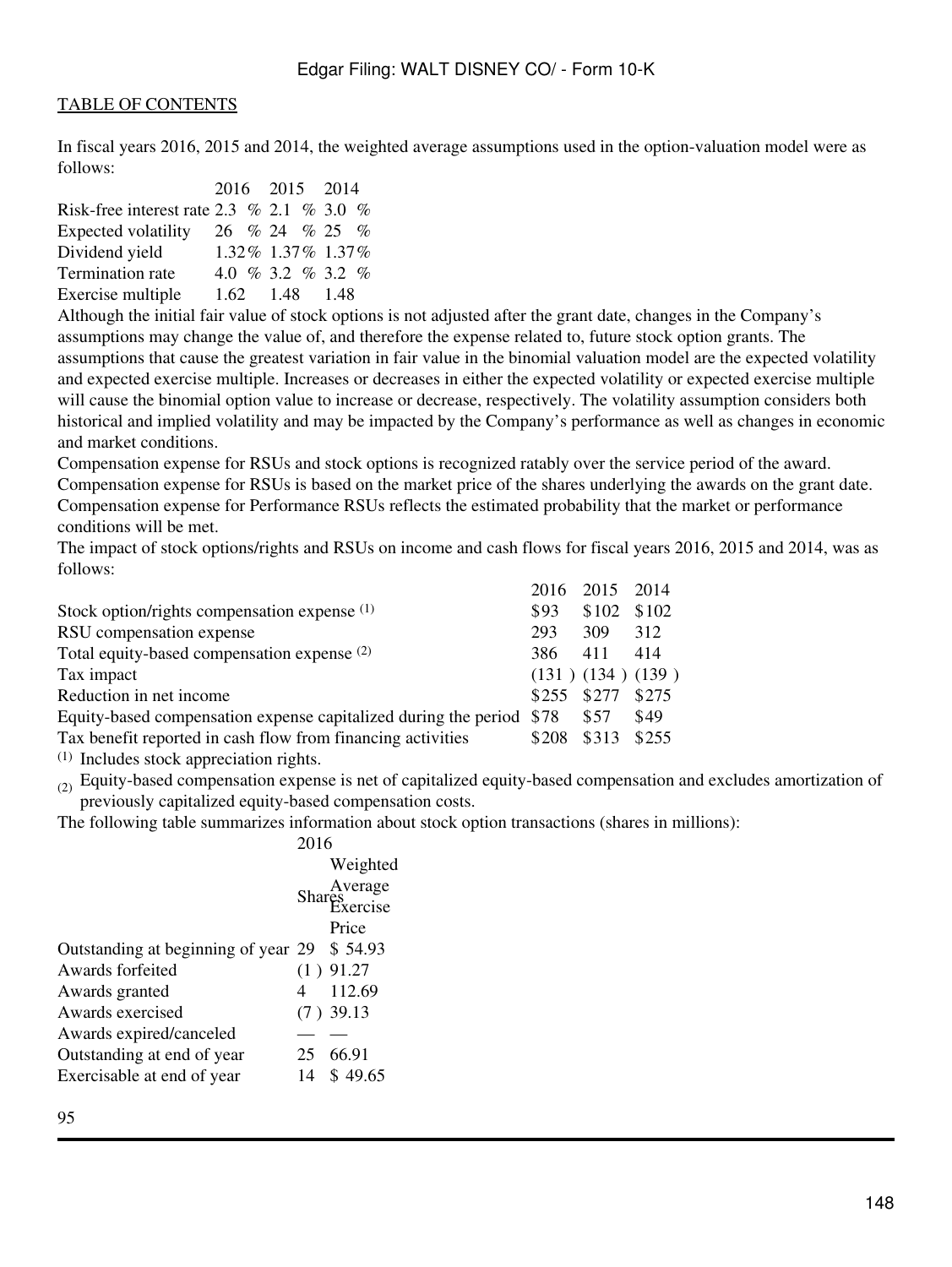In fiscal years 2016, 2015 and 2014, the weighted average assumptions used in the option-valuation model were as follows:

| | 2016 | 2015 | 2014 |
|---|---|---|---|
| Risk-free interest rate | 2.3 % | 2.1 % | 3.0 % |
| Expected volatility | 26 % | 24 % | 25 % |
| Dividend yield | 1.32% | 1.37% | 1.37% |
| Termination rate | 4.0 % | 3.2 % | 3.2 % |
| Exercise multiple | 1.62 | 1.48 | 1.48 |

Although the initial fair value of stock options is not adjusted after the grant date, changes in the Company's assumptions may change the value of, and therefore the expense related to, future stock option grants. The assumptions that cause the greatest variation in fair value in the binomial valuation model are the expected volatility and expected exercise multiple. Increases or decreases in either the expected volatility or expected exercise multiple will cause the binomial option value to increase or decrease, respectively. The volatility assumption considers both historical and implied volatility and may be impacted by the Company's performance as well as changes in economic and market conditions.

Compensation expense for RSUs and stock options is recognized ratably over the service period of the award. Compensation expense for RSUs is based on the market price of the shares underlying the awards on the grant date. Compensation expense for Performance RSUs reflects the estimated probability that the market or performance conditions will be met.

The impact of stock options/rights and RSUs on income and cash flows for fiscal years 2016, 2015 and 2014, was as follows:

| | 2016 | 2015 | 2014 |
|---|---|---|---|
| Stock option/rights compensation expense [(1)] | $93 | $102 | $102 |
| RSU compensation expense | 293 | 309 | 312 |
| Total equity-based compensation expense [(2)] | 386 | 411 | 414 |
| Tax impact | (131 ) | (134 ) | (139 ) |
| Reduction in net income | $255 | $277 | $275 |
| Equity-based compensation expense capitalized during the period | $78 | $57 | $49 |
| Tax benefit reported in cash flow from financing activities | $208 | $313 | $255 |

[(1)] Includes stock appreciation rights.

[(2)] Equity-based compensation expense is net of capitalized equity-based compensation and excludes amortization of previously capitalized equity-based compensation costs.

The following table summarizes information about stock option transactions (shares in millions):

| | 2016 | |
|---|---|---|
| | Shares | Weighted Average Exercise Price |
| Outstanding at beginning of year | 29 | $ 54.93 |
| Awards forfeited | (1 ) | 91.27 |
| Awards granted | 4 | 112.69 |
| Awards exercised | (7 ) | 39.13 |
| Awards expired/canceled | — | — |
| Outstanding at end of year | 25 | 66.91 |
| Exercisable at end of year | 14 | $ 49.65 |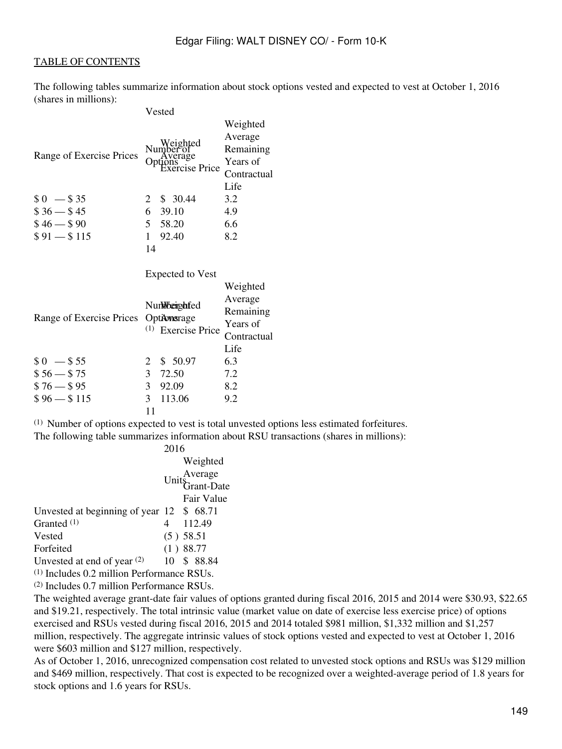The following tables summarize information about stock options vested and expected to vest at October 1, 2016 (shares in millions):

| | Vested | | |
|---|---|---|---|
| Range of Exercise Prices | Number of Options | Weighted Average Exercise Price | Weighted Average Remaining Years of Contractual Life |
| $ 0 — $ 35 | 2 | $ 30.44 | 3.2 |
| $ 36 — $ 45 | 6 | 39.10 | 4.9 |
| $ 46 — $ 90 | 5 | 58.20 | 6.6 |
| $ 91 — $ 115 | 1 | 92.40 | 8.2 |
| | 14 | | |

| | Expected to Vest | | |
|---|---|---|---|
| Range of Exercise Prices | Number of Options [(1)] | Weighted Average Exercise Price | Weighted Average Remaining Years of Contractual Life |
| $ 0 — $ 55 | 2 | $ 50.97 | 6.3 |
| $ 56 — $ 75 | 3 | 72.50 | 7.2 |
| $ 76 — $ 95 | 3 | 92.09 | 8.2 |
| $ 96 — $ 115 | 3 | 113.06 | 9.2 |
| | 11 | | |

(1) Number of options expected to vest is total unvested options less estimated forfeitures.

The following table summarizes information about RSU transactions (shares in millions):

| | 2016 | |
|---|---|---|
| | Units | Weighted Average Grant-Date Fair Value |
| Unvested at beginning of year | 12 | $ 68.71 |
| Granted [(1)] | 4 | 112.49 |
| Vested | (5 ) | 58.51 |
| Forfeited | (1 ) | 88.77 |
| Unvested at end of year [(2)] | 10 | $ 88.84 |

(1) Includes 0.2 million Performance RSUs.

(2) Includes 0.7 million Performance RSUs.

The weighted average grant-date fair values of options granted during fiscal 2016, 2015 and 2014 were $30.93, $22.65 and $19.21, respectively. The total intrinsic value (market value on date of exercise less exercise price) of options exercised and RSUs vested during fiscal 2016, 2015 and 2014 totaled $981 million, $1,332 million and $1,257 million, respectively. The aggregate intrinsic values of stock options vested and expected to vest at October 1, 2016 were $603 million and $127 million, respectively.

As of October 1, 2016, unrecognized compensation cost related to unvested stock options and RSUs was $129 million and $469 million, respectively. That cost is expected to be recognized over a weighted-average period of 1.8 years for stock options and 1.6 years for RSUs.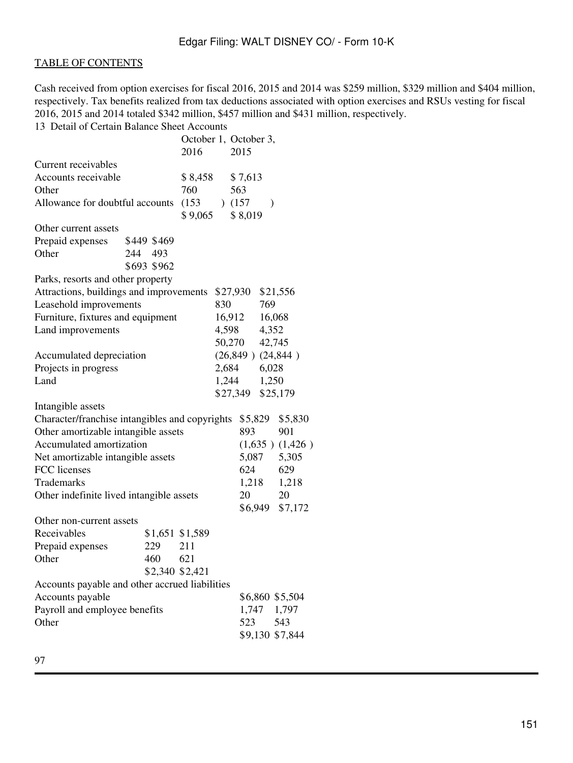Cash received from option exercises for fiscal 2016, 2015 and 2014 was $259 million, $329 million and $404 million, respectively. Tax benefits realized from tax deductions associated with option exercises and RSUs vesting for fiscal 2016, 2015 and 2014 totaled $342 million, $457 million and $431 million, respectively.

13 Detail of Certain Balance Sheet Accounts

| | October 1, 2016 | October 3, 2015 |
|---|---|---|
| **Current receivables** | | |
| Accounts receivable | $ 8,458 | $ 7,613 |
| Other | 760 | 563 |
| Allowance for doubtful accounts | (153 ) | (157 ) |
| | $ 9,065 | $ 8,019 |
| **Other current assets** | | |
| Prepaid expenses | $449 | $469 |
| Other | 244 | 493 |
| | $693 | $962 |
| **Parks, resorts and other property** | | |
| Attractions, buildings and improvements | $27,930 | $21,556 |
| Leasehold improvements | 830 | 769 |
| Furniture, fixtures and equipment | 16,912 | 16,068 |
| Land improvements | 4,598 | 4,352 |
| | 50,270 | 42,745 |
| Accumulated depreciation | (26,849 ) | (24,844 ) |
| Projects in progress | 2,684 | 6,028 |
| Land | 1,244 | 1,250 |
| | $27,349 | $25,179 |
| **Intangible assets** | | |
| Character/franchise intangibles and copyrights | $5,829 | $5,830 |
| Other amortizable intangible assets | 893 | 901 |
| Accumulated amortization | (1,635 ) | (1,426 ) |
| Net amortizable intangible assets | 5,087 | 5,305 |
| FCC licenses | 624 | 629 |
| Trademarks | 1,218 | 1,218 |
| Other indefinite lived intangible assets | 20 | 20 |
| | $6,949 | $7,172 |
| **Other non-current assets** | | |
| Receivables | $1,651 | $1,589 |
| Prepaid expenses | 229 | 211 |
| Other | 460 | 621 |
| | $2,340 | $2,421 |
| **Accounts payable and other accrued liabilities** | | |
| Accounts payable | $6,860 | $5,504 |
| Payroll and employee benefits | 1,747 | 1,797 |
| Other | 523 | 543 |
| | $9,130 | $7,844 |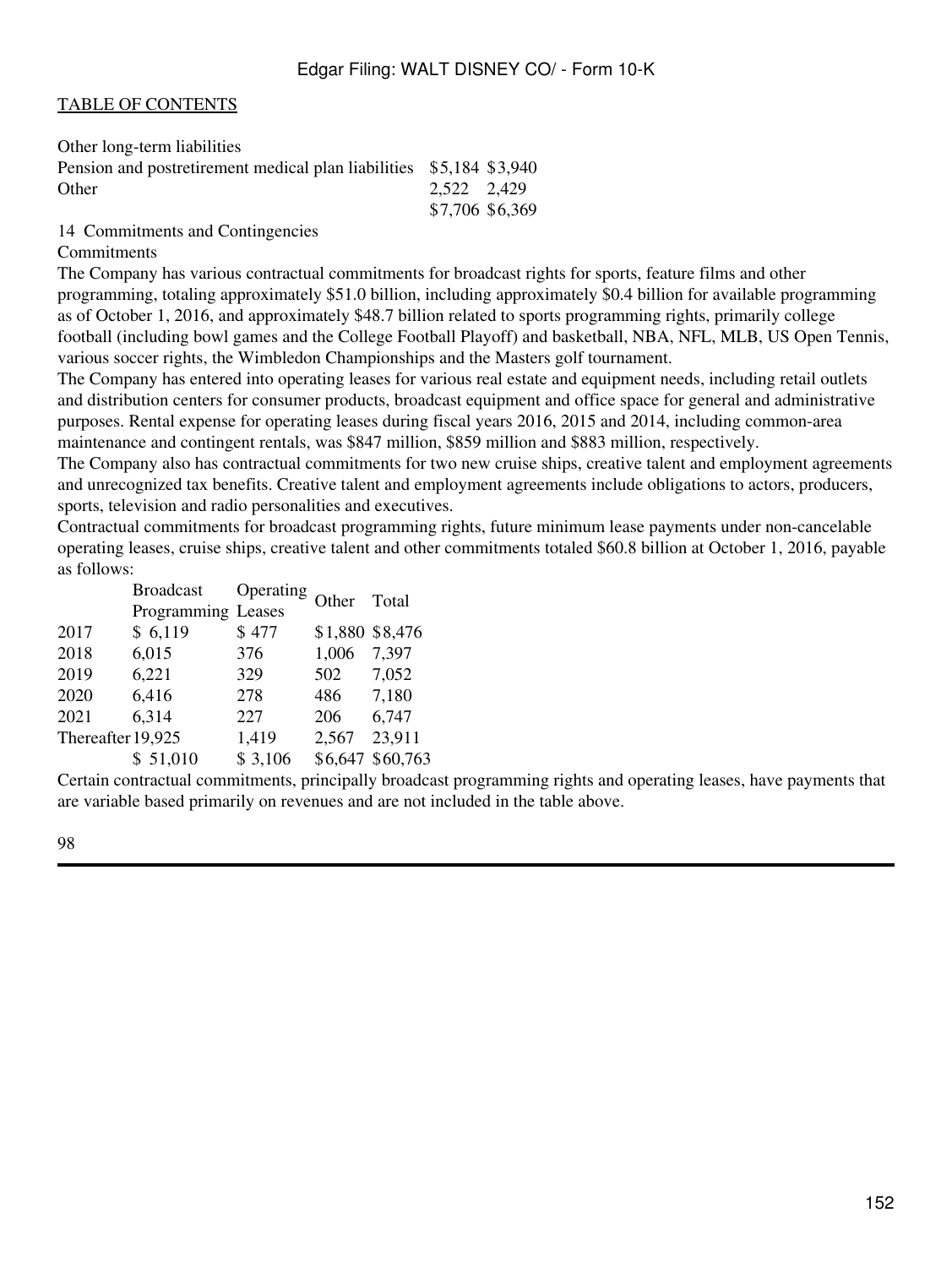| Other long-term liabilities | | |
|---|---|---|
| Pension and postretirement medical plan liabilities | $5,184 | $3,940 |
| Other | 2,522 | 2,429 |
| | $7,706 | $6,369 |

## 14 Commitments and Contingencies

### Commitments

The Company has various contractual commitments for broadcast rights for sports, feature films and other programming, totaling approximately $51.0 billion, including approximately $0.4 billion for available programming as of October 1, 2016, and approximately $48.7 billion related to sports programming rights, primarily college football (including bowl games and the College Football Playoff) and basketball, NBA, NFL, MLB, US Open Tennis, various soccer rights, the Wimbledon Championships and the Masters golf tournament.

The Company has entered into operating leases for various real estate and equipment needs, including retail outlets and distribution centers for consumer products, broadcast equipment and office space for general and administrative purposes. Rental expense for operating leases during fiscal years 2016, 2015 and 2014, including common-area maintenance and contingent rentals, was $847 million, $859 million and $883 million, respectively.

The Company also has contractual commitments for two new cruise ships, creative talent and employment agreements and unrecognized tax benefits. Creative talent and employment agreements include obligations to actors, producers, sports, television and radio personalities and executives.

Contractual commitments for broadcast programming rights, future minimum lease payments under non-cancelable operating leases, cruise ships, creative talent and other commitments totaled $60.8 billion at October 1, 2016, payable as follows:

| | Broadcast Programming | Operating Leases | Other | Total |
|---|---|---|---|---|
| 2017 | $ 6,119 | $ 477 | $1,880 | $8,476 |
| 2018 | 6,015 | 376 | 1,006 | 7,397 |
| 2019 | 6,221 | 329 | 502 | 7,052 |
| 2020 | 6,416 | 278 | 486 | 7,180 |
| 2021 | 6,314 | 227 | 206 | 6,747 |
| Thereafter | 19,925 | 1,419 | 2,567 | 23,911 |
| | $ 51,010 | $ 3,106 | $6,647 | $60,763 |

Certain contractual commitments, principally broadcast programming rights and operating leases, have payments that are variable based primarily on revenues and are not included in the table above.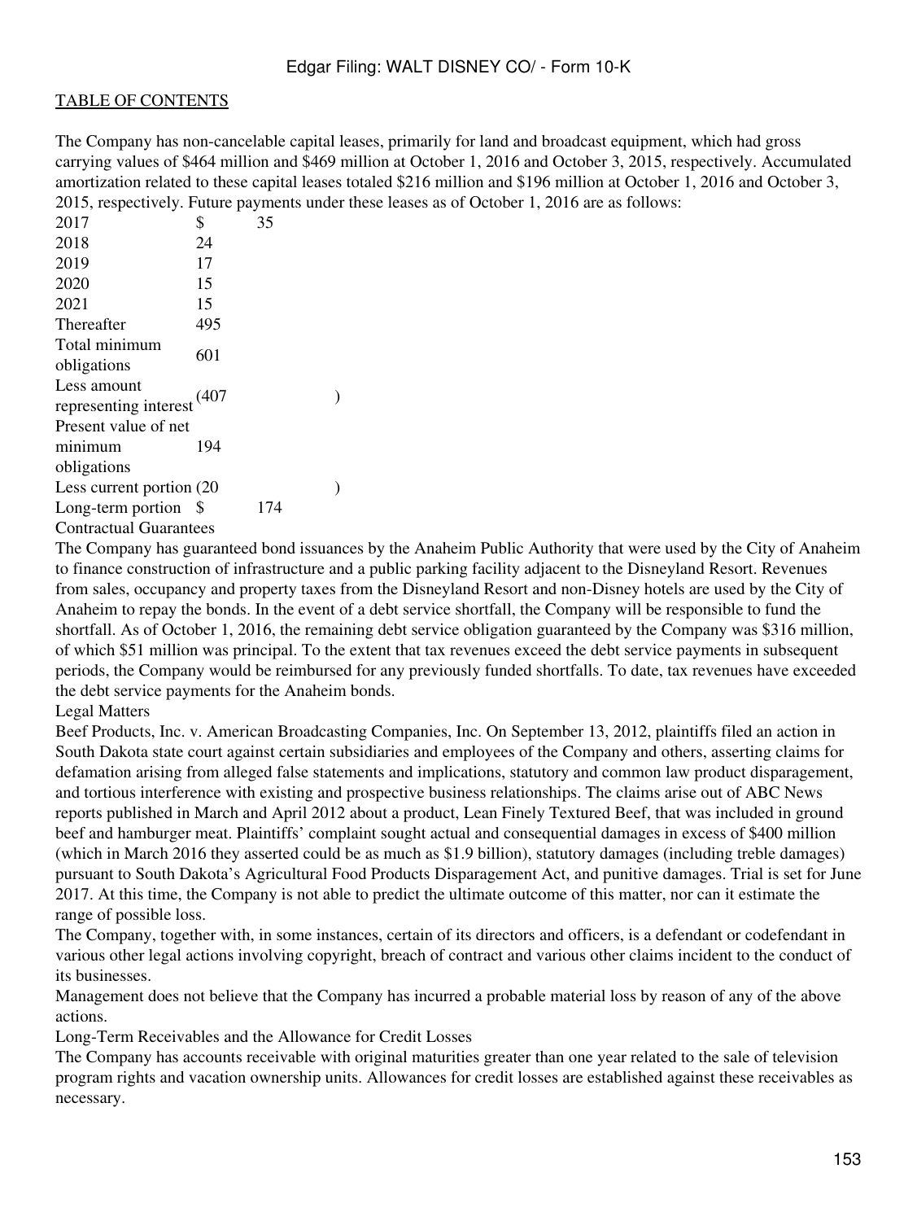The Company has non-cancelable capital leases, primarily for land and broadcast equipment, which had gross carrying values of $464 million and $469 million at October 1, 2016 and October 3, 2015, respectively. Accumulated amortization related to these capital leases totaled $216 million and $196 million at October 1, 2016 and October 3, 2015, respectively. Future payments under these leases as of October 1, 2016 are as follows:

| | |
|---|---|
| 2017 | $ 35 |
| 2018 | 24 |
| 2019 | 17 |
| 2020 | 15 |
| 2021 | 15 |
| Thereafter | 495 |
| Total minimum obligations | 601 |
| Less amount representing interest | (407) |
| Present value of net minimum obligations | 194 |
| Less current portion | (20) |
| Long-term portion | $ 174 |

Contractual Guarantees

The Company has guaranteed bond issuances by the Anaheim Public Authority that were used by the City of Anaheim to finance construction of infrastructure and a public parking facility adjacent to the Disneyland Resort. Revenues from sales, occupancy and property taxes from the Disneyland Resort and non-Disney hotels are used by the City of Anaheim to repay the bonds. In the event of a debt service shortfall, the Company will be responsible to fund the shortfall. As of October 1, 2016, the remaining debt service obligation guaranteed by the Company was $316 million, of which $51 million was principal. To the extent that tax revenues exceed the debt service payments in subsequent periods, the Company would be reimbursed for any previously funded shortfalls. To date, tax revenues have exceeded the debt service payments for the Anaheim bonds.

Legal Matters

Beef Products, Inc. v. American Broadcasting Companies, Inc. On September 13, 2012, plaintiffs filed an action in South Dakota state court against certain subsidiaries and employees of the Company and others, asserting claims for defamation arising from alleged false statements and implications, statutory and common law product disparagement, and tortious interference with existing and prospective business relationships. The claims arise out of ABC News reports published in March and April 2012 about a product, Lean Finely Textured Beef, that was included in ground beef and hamburger meat. Plaintiffs' complaint sought actual and consequential damages in excess of $400 million (which in March 2016 they asserted could be as much as $1.9 billion), statutory damages (including treble damages) pursuant to South Dakota's Agricultural Food Products Disparagement Act, and punitive damages. Trial is set for June 2017. At this time, the Company is not able to predict the ultimate outcome of this matter, nor can it estimate the range of possible loss.

The Company, together with, in some instances, certain of its directors and officers, is a defendant or codefendant in various other legal actions involving copyright, breach of contract and various other claims incident to the conduct of its businesses.

Management does not believe that the Company has incurred a probable material loss by reason of any of the above actions.

Long-Term Receivables and the Allowance for Credit Losses

The Company has accounts receivable with original maturities greater than one year related to the sale of television program rights and vacation ownership units. Allowances for credit losses are established against these receivables as necessary.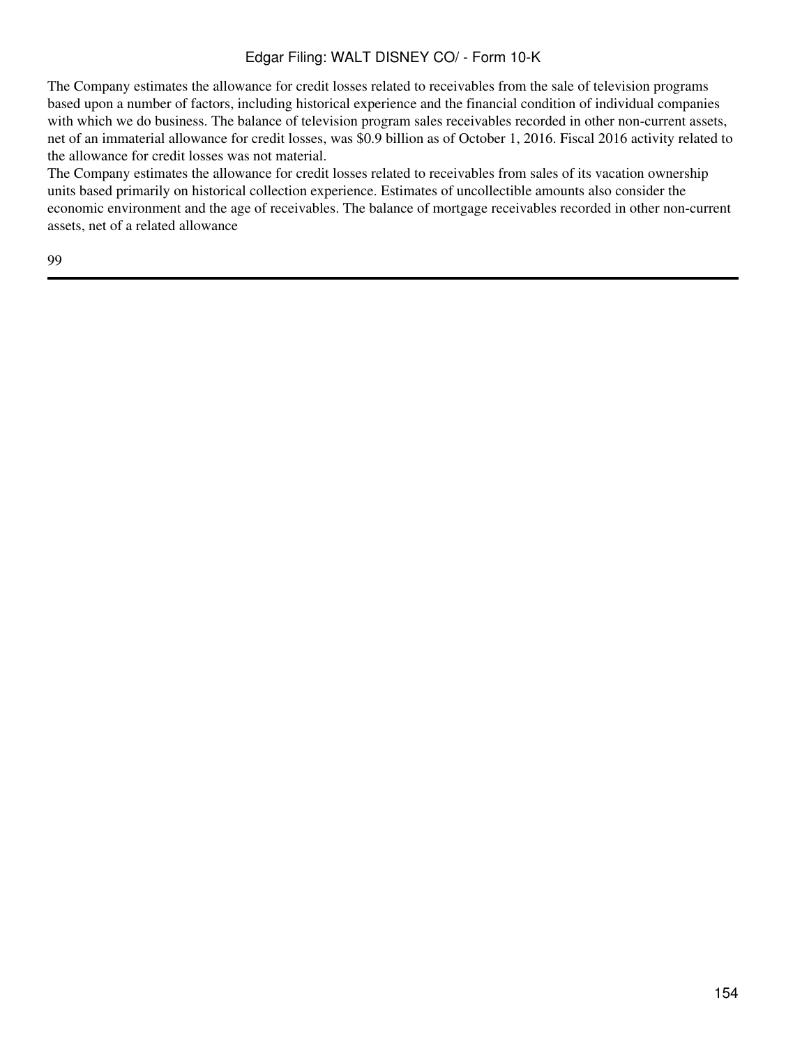The Company estimates the allowance for credit losses related to receivables from the sale of television programs based upon a number of factors, including historical experience and the financial condition of individual companies with which we do business. The balance of television program sales receivables recorded in other non-current assets, net of an immaterial allowance for credit losses, was $0.9 billion as of October 1, 2016. Fiscal 2016 activity related to the allowance for credit losses was not material.

The Company estimates the allowance for credit losses related to receivables from sales of its vacation ownership units based primarily on historical collection experience. Estimates of uncollectible amounts also consider the economic environment and the age of receivables. The balance of mortgage receivables recorded in other non-current assets, net of a related allowance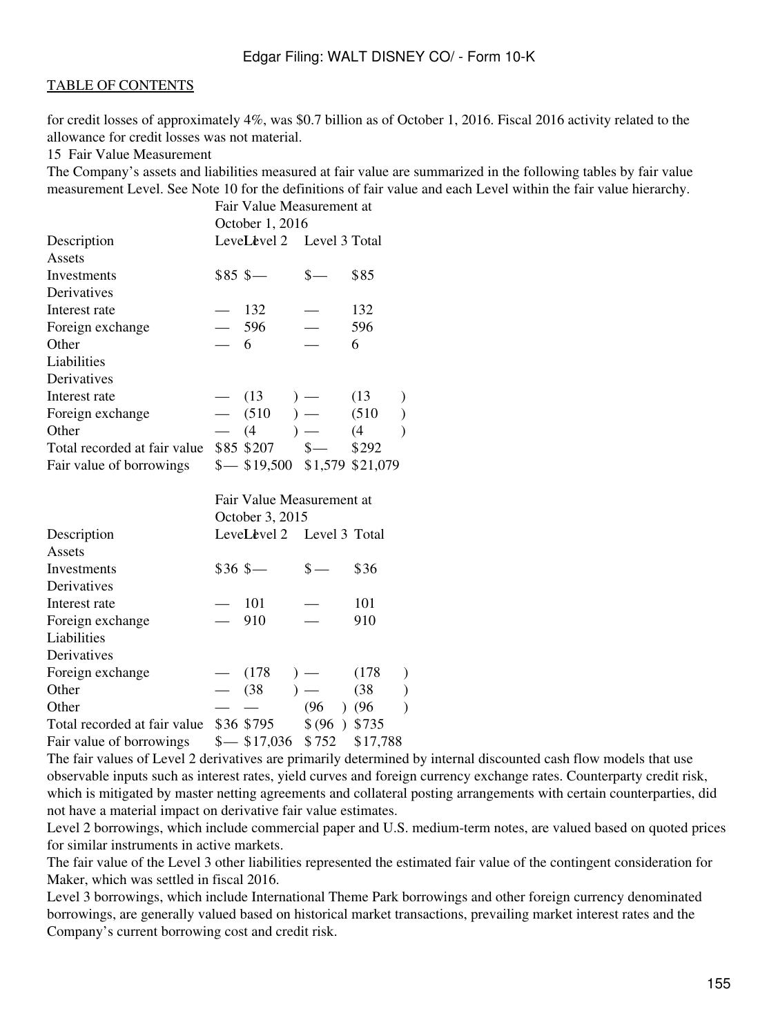for credit losses of approximately 4%, was $0.7 billion as of October 1, 2016. Fiscal 2016 activity related to the allowance for credit losses was not material.

## 15 Fair Value Measurement

The Company's assets and liabilities measured at fair value are summarized in the following tables by fair value measurement Level. See Note 10 for the definitions of fair value and each Level within the fair value hierarchy.

| Description | Fair Value Measurement at October 1, 2016 | | | |
|---|---|---|---|---|
| | Level 1 | Level 2 | Level 3 | Total |
| Assets | | | | |
| Investments | $85 | $— | $— | $85 |
| Derivatives | | | | |
| Interest rate | — | 132 | — | 132 |
| Foreign exchange | — | 596 | — | 596 |
| Other | — | 6 | — | 6 |
| Liabilities | | | | |
| Derivatives | | | | |
| Interest rate | — | (13) | — | (13) |
| Foreign exchange | — | (510) | — | (510) |
| Other | — | (4) | — | (4) |
| Total recorded at fair value | $85 | $207 | $— | $292 |
| Fair value of borrowings | $— | $19,500 | $1,579 | $21,079 |

| Description | Fair Value Measurement at October 3, 2015 | | | |
|---|---|---|---|---|
| | Level 1 | Level 2 | Level 3 | Total |
| Assets | | | | |
| Investments | $36 | $— | $— | $36 |
| Derivatives | | | | |
| Interest rate | — | 101 | — | 101 |
| Foreign exchange | — | 910 | — | 910 |
| Liabilities | | | | |
| Derivatives | | | | |
| Foreign exchange | — | (178) | — | (178) |
| Other | — | (38) | — | (38) |
| Other | — | — | (96) | (96) |
| Total recorded at fair value | $36 | $795 | $(96) | $735 |
| Fair value of borrowings | $— | $17,036 | $752 | $17,788 |

The fair values of Level 2 derivatives are primarily determined by internal discounted cash flow models that use observable inputs such as interest rates, yield curves and foreign currency exchange rates. Counterparty credit risk, which is mitigated by master netting agreements and collateral posting arrangements with certain counterparties, did not have a material impact on derivative fair value estimates.

Level 2 borrowings, which include commercial paper and U.S. medium-term notes, are valued based on quoted prices for similar instruments in active markets.

The fair value of the Level 3 other liabilities represented the estimated fair value of the contingent consideration for Maker, which was settled in fiscal 2016.

Level 3 borrowings, which include International Theme Park borrowings and other foreign currency denominated borrowings, are generally valued based on historical market transactions, prevailing market interest rates and the Company's current borrowing cost and credit risk.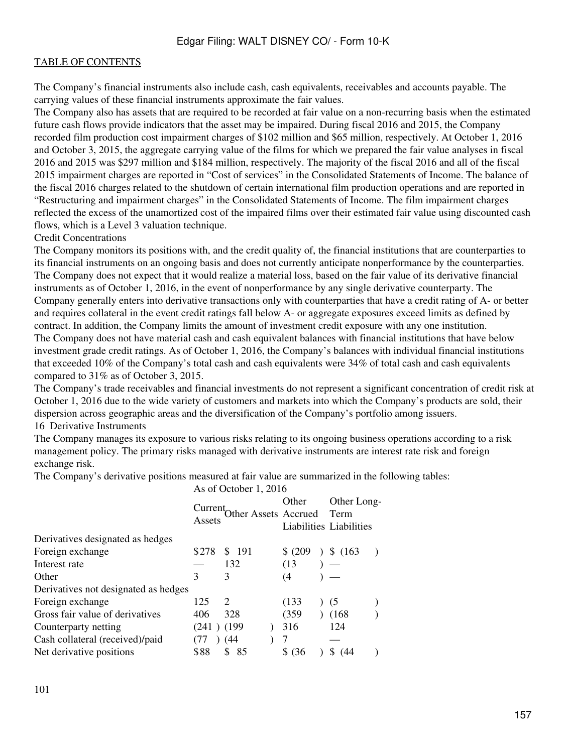The Company's financial instruments also include cash, cash equivalents, receivables and accounts payable. The carrying values of these financial instruments approximate the fair values.

The Company also has assets that are required to be recorded at fair value on a non-recurring basis when the estimated future cash flows provide indicators that the asset may be impaired. During fiscal 2016 and 2015, the Company recorded film production cost impairment charges of $102 million and $65 million, respectively. At October 1, 2016 and October 3, 2015, the aggregate carrying value of the films for which we prepared the fair value analyses in fiscal 2016 and 2015 was $297 million and $184 million, respectively. The majority of the fiscal 2016 and all of the fiscal 2015 impairment charges are reported in "Cost of services" in the Consolidated Statements of Income. The balance of the fiscal 2016 charges related to the shutdown of certain international film production operations and are reported in "Restructuring and impairment charges" in the Consolidated Statements of Income. The film impairment charges reflected the excess of the unamortized cost of the impaired films over their estimated fair value using discounted cash flows, which is a Level 3 valuation technique.

Credit Concentrations

The Company monitors its positions with, and the credit quality of, the financial institutions that are counterparties to its financial instruments on an ongoing basis and does not currently anticipate nonperformance by the counterparties. The Company does not expect that it would realize a material loss, based on the fair value of its derivative financial instruments as of October 1, 2016, in the event of nonperformance by any single derivative counterparty. The Company generally enters into derivative transactions only with counterparties that have a credit rating of A- or better and requires collateral in the event credit ratings fall below A- or aggregate exposures exceed limits as defined by contract. In addition, the Company limits the amount of investment credit exposure with any one institution.

The Company does not have material cash and cash equivalent balances with financial institutions that have below investment grade credit ratings. As of October 1, 2016, the Company's balances with individual financial institutions that exceeded 10% of the Company's total cash and cash equivalents were 34% of total cash and cash equivalents compared to 31% as of October 3, 2015.

The Company's trade receivables and financial investments do not represent a significant concentration of credit risk at October 1, 2016 due to the wide variety of customers and markets into which the Company's products are sold, their dispersion across geographic areas and the diversification of the Company's portfolio among issuers.

16 Derivative Instruments

The Company manages its exposure to various risks relating to its ongoing business operations according to a risk management policy. The primary risks managed with derivative instruments are interest rate risk and foreign exchange risk.

The Company's derivative positions measured at fair value are summarized in the following tables:

| | As of October 1, 2016 | | | |
|---|---|---|---|---|
| | Current Assets | Other Assets | Other Accrued Liabilities | Other Long-Term Liabilities |
| Derivatives designated as hedges | | | | |
| Foreign exchange | $278 | $ 191 | $ (209) | $ (163) |
| Interest rate | — | 132 | (13) | — |
| Other | 3 | 3 | (4) | — |
| Derivatives not designated as hedges | | | | |
| Foreign exchange | 125 | 2 | (133) | (5) |
| Gross fair value of derivatives | 406 | 328 | (359) | (168) |
| Counterparty netting | (241) | (199) | 316 | 124 |
| Cash collateral (received)/paid | (77) | (44) | 7 | — |
| Net derivative positions | $88 | $ 85 | $ (36) | $ (44) |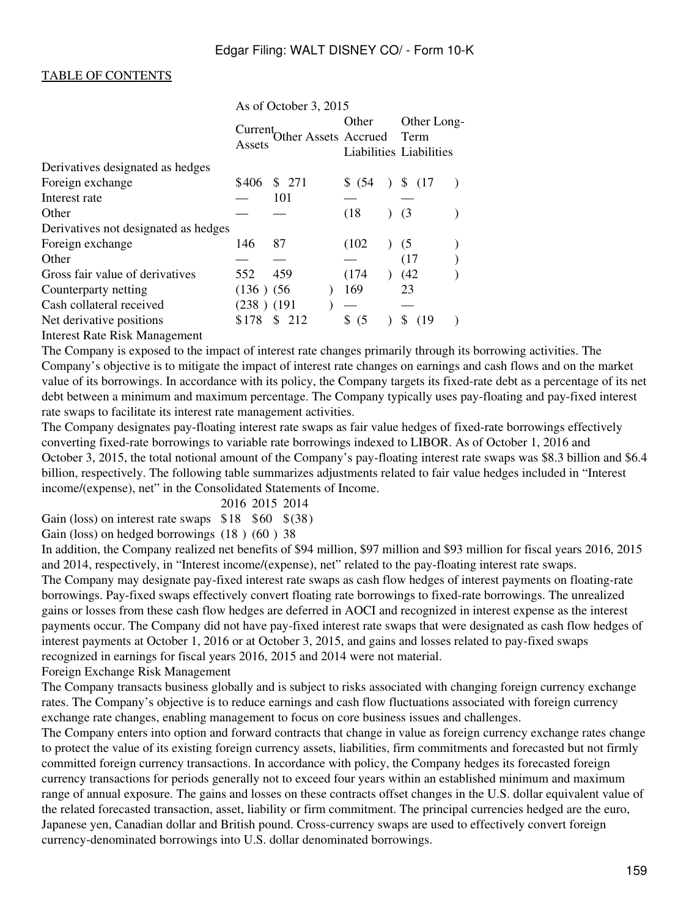| As of October 3, 2015 | Current Assets | Other Assets | Other Accrued Liabilities | Other Long-Term Liabilities |
|---|---|---|---|---|
| Derivatives designated as hedges | | | | |
| Foreign exchange | $406 | $ 271 | $ (54) | $ (17) |
| Interest rate | — | 101 | — | — |
| Other | — | — | (18) | (3) |
| Derivatives not designated as hedges | | | | |
| Foreign exchange | 146 | 87 | (102) | (5) |
| Other | — | — | — | (17) |
| Gross fair value of derivatives | 552 | 459 | (174) | (42) |
| Counterparty netting | (136) | (56) | 169 | 23 |
| Cash collateral received | (238) | (191) | — | — |
| Net derivative positions | $178 | $ 212 | $ (5) | $ (19) |

Interest Rate Risk Management

The Company is exposed to the impact of interest rate changes primarily through its borrowing activities. The Company's objective is to mitigate the impact of interest rate changes on earnings and cash flows and on the market value of its borrowings. In accordance with its policy, the Company targets its fixed-rate debt as a percentage of its net debt between a minimum and maximum percentage. The Company typically uses pay-floating and pay-fixed interest rate swaps to facilitate its interest rate management activities.

The Company designates pay-floating interest rate swaps as fair value hedges of fixed-rate borrowings effectively converting fixed-rate borrowings to variable rate borrowings indexed to LIBOR. As of October 1, 2016 and October 3, 2015, the total notional amount of the Company's pay-floating interest rate swaps was $8.3 billion and $6.4 billion, respectively. The following table summarizes adjustments related to fair value hedges included in "Interest income/(expense), net" in the Consolidated Statements of Income.

| | 2016 | 2015 | 2014 |
|---|---|---|---|
| Gain (loss) on interest rate swaps | $18 | $60 | $(38) |
| Gain (loss) on hedged borrowings | (18) | (60) | 38 |

In addition, the Company realized net benefits of $94 million, $97 million and $93 million for fiscal years 2016, 2015 and 2014, respectively, in "Interest income/(expense), net" related to the pay-floating interest rate swaps.

The Company may designate pay-fixed interest rate swaps as cash flow hedges of interest payments on floating-rate borrowings. Pay-fixed swaps effectively convert floating rate borrowings to fixed-rate borrowings. The unrealized gains or losses from these cash flow hedges are deferred in AOCI and recognized in interest expense as the interest payments occur. The Company did not have pay-fixed interest rate swaps that were designated as cash flow hedges of interest payments at October 1, 2016 or at October 3, 2015, and gains and losses related to pay-fixed swaps recognized in earnings for fiscal years 2016, 2015 and 2014 were not material.

Foreign Exchange Risk Management

The Company transacts business globally and is subject to risks associated with changing foreign currency exchange rates. The Company's objective is to reduce earnings and cash flow fluctuations associated with foreign currency exchange rate changes, enabling management to focus on core business issues and challenges.

The Company enters into option and forward contracts that change in value as foreign currency exchange rates change to protect the value of its existing foreign currency assets, liabilities, firm commitments and forecasted but not firmly committed foreign currency transactions. In accordance with policy, the Company hedges its forecasted foreign currency transactions for periods generally not to exceed four years within an established minimum and maximum range of annual exposure. The gains and losses on these contracts offset changes in the U.S. dollar equivalent value of the related forecasted transaction, asset, liability or firm commitment. The principal currencies hedged are the euro, Japanese yen, Canadian dollar and British pound. Cross-currency swaps are used to effectively convert foreign currency-denominated borrowings into U.S. dollar denominated borrowings.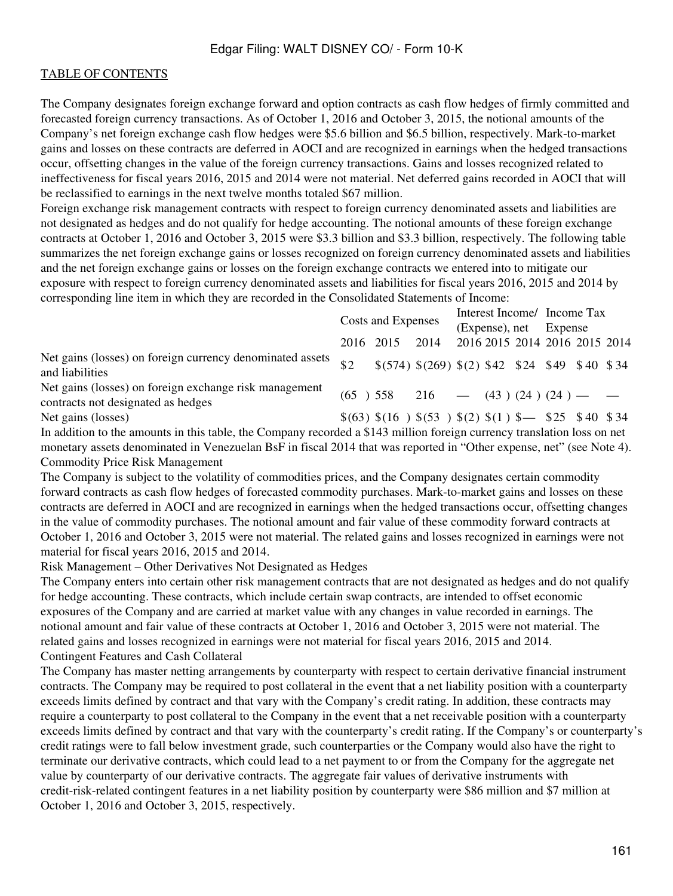[TABLE OF CONTENTS](#)

The Company designates foreign exchange forward and option contracts as cash flow hedges of firmly committed and forecasted foreign currency transactions. As of October 1, 2016 and October 3, 2015, the notional amounts of the Company's net foreign exchange cash flow hedges were $5.6 billion and $6.5 billion, respectively. Mark-to-market gains and losses on these contracts are deferred in AOCI and are recognized in earnings when the hedged transactions occur, offsetting changes in the value of the foreign currency transactions. Gains and losses recognized related to ineffectiveness for fiscal years 2016, 2015 and 2014 were not material. Net deferred gains recorded in AOCI that will be reclassified to earnings in the next twelve months totaled $67 million.

Foreign exchange risk management contracts with respect to foreign currency denominated assets and liabilities are not designated as hedges and do not qualify for hedge accounting. The notional amounts of these foreign exchange contracts at October 1, 2016 and October 3, 2015 were $3.3 billion and $3.3 billion, respectively. The following table summarizes the net foreign exchange gains or losses recognized on foreign currency denominated assets and liabilities and the net foreign exchange gains or losses on the foreign exchange contracts we entered into to mitigate our exposure with respect to foreign currency denominated assets and liabilities for fiscal years 2016, 2015 and 2014 by corresponding line item in which they are recorded in the Consolidated Statements of Income:

| | Costs and Expenses | | | Interest Income/ (Expense), net | | | Income Tax Expense | | |
|---|---|---|---|---|---|---|---|---|---|
| | 2016 | 2015 | 2014 | 2016 | 2015 | 2014 | 2016 | 2015 | 2014 |
| Net gains (losses) on foreign currency denominated assets and liabilities | $2 | $(574) | $(269) | $(2) | $42 | $24 | $49 | $40 | $34 |
| Net gains (losses) on foreign exchange risk management contracts not designated as hedges | (65) | 558 | 216 | — | (43) | (24) | (24) | — | — |
| Net gains (losses) | $(63) | $(16) | $(53) | $(2) | $(1) | $— | $25 | $40 | $34 |

In addition to the amounts in this table, the Company recorded a $143 million foreign currency translation loss on net monetary assets denominated in Venezuelan BsF in fiscal 2014 that was reported in "Other expense, net" (see Note 4).

Commodity Price Risk Management

The Company is subject to the volatility of commodities prices, and the Company designates certain commodity forward contracts as cash flow hedges of forecasted commodity purchases. Mark-to-market gains and losses on these contracts are deferred in AOCI and are recognized in earnings when the hedged transactions occur, offsetting changes in the value of commodity purchases. The notional amount and fair value of these commodity forward contracts at October 1, 2016 and October 3, 2015 were not material. The related gains and losses recognized in earnings were not material for fiscal years 2016, 2015 and 2014.

Risk Management – Other Derivatives Not Designated as Hedges

The Company enters into certain other risk management contracts that are not designated as hedges and do not qualify for hedge accounting. These contracts, which include certain swap contracts, are intended to offset economic exposures of the Company and are carried at market value with any changes in value recorded in earnings. The notional amount and fair value of these contracts at October 1, 2016 and October 3, 2015 were not material. The related gains and losses recognized in earnings were not material for fiscal years 2016, 2015 and 2014.

Contingent Features and Cash Collateral

The Company has master netting arrangements by counterparty with respect to certain derivative financial instrument contracts. The Company may be required to post collateral in the event that a net liability position with a counterparty exceeds limits defined by contract and that vary with the Company's credit rating. In addition, these contracts may require a counterparty to post collateral to the Company in the event that a net receivable position with a counterparty exceeds limits defined by contract and that vary with the counterparty's credit rating. If the Company's or counterparty's credit ratings were to fall below investment grade, such counterparties or the Company would also have the right to terminate our derivative contracts, which could lead to a net payment to or from the Company for the aggregate net value by counterparty of our derivative contracts. The aggregate fair values of derivative instruments with credit-risk-related contingent features in a net liability position by counterparty were $86 million and $7 million at October 1, 2016 and October 3, 2015, respectively.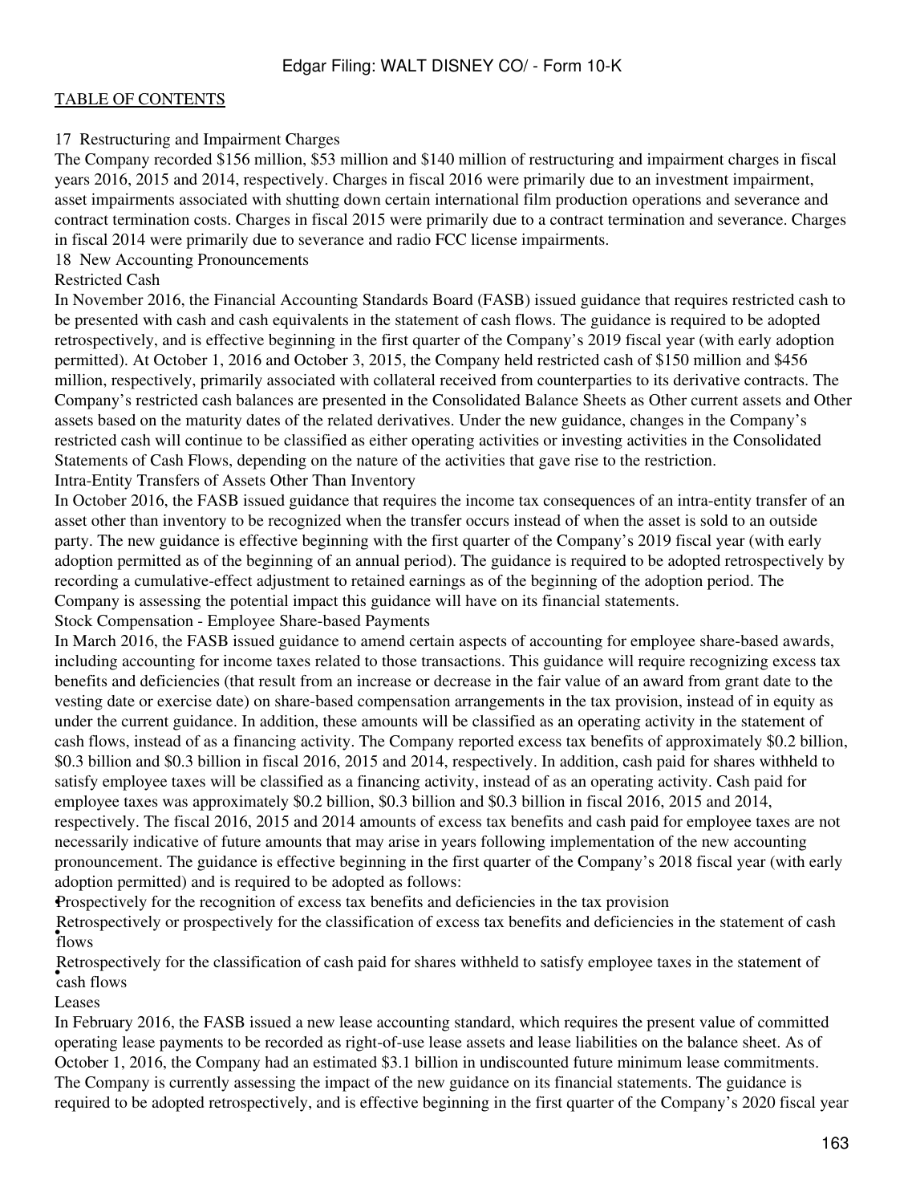17 Restructuring and Impairment Charges

The Company recorded $156 million, $53 million and $140 million of restructuring and impairment charges in fiscal years 2016, 2015 and 2014, respectively. Charges in fiscal 2016 were primarily due to an investment impairment, asset impairments associated with shutting down certain international film production operations and severance and contract termination costs. Charges in fiscal 2015 were primarily due to a contract termination and severance. Charges in fiscal 2014 were primarily due to severance and radio FCC license impairments.

18 New Accounting Pronouncements

Restricted Cash

In November 2016, the Financial Accounting Standards Board (FASB) issued guidance that requires restricted cash to be presented with cash and cash equivalents in the statement of cash flows. The guidance is required to be adopted retrospectively, and is effective beginning in the first quarter of the Company's 2019 fiscal year (with early adoption permitted). At October 1, 2016 and October 3, 2015, the Company held restricted cash of $150 million and $456 million, respectively, primarily associated with collateral received from counterparties to its derivative contracts. The Company's restricted cash balances are presented in the Consolidated Balance Sheets as Other current assets and Other assets based on the maturity dates of the related derivatives. Under the new guidance, changes in the Company's restricted cash will continue to be classified as either operating activities or investing activities in the Consolidated Statements of Cash Flows, depending on the nature of the activities that gave rise to the restriction.

Intra-Entity Transfers of Assets Other Than Inventory

In October 2016, the FASB issued guidance that requires the income tax consequences of an intra-entity transfer of an asset other than inventory to be recognized when the transfer occurs instead of when the asset is sold to an outside party. The new guidance is effective beginning with the first quarter of the Company's 2019 fiscal year (with early adoption permitted as of the beginning of an annual period). The guidance is required to be adopted retrospectively by recording a cumulative-effect adjustment to retained earnings as of the beginning of the adoption period. The Company is assessing the potential impact this guidance will have on its financial statements.

Stock Compensation - Employee Share-based Payments

In March 2016, the FASB issued guidance to amend certain aspects of accounting for employee share-based awards, including accounting for income taxes related to those transactions. This guidance will require recognizing excess tax benefits and deficiencies (that result from an increase or decrease in the fair value of an award from grant date to the vesting date or exercise date) on share-based compensation arrangements in the tax provision, instead of in equity as under the current guidance. In addition, these amounts will be classified as an operating activity in the statement of cash flows, instead of as a financing activity. The Company reported excess tax benefits of approximately $0.2 billion, $0.3 billion and $0.3 billion in fiscal 2016, 2015 and 2014, respectively. In addition, cash paid for shares withheld to satisfy employee taxes will be classified as a financing activity, instead of as an operating activity. Cash paid for employee taxes was approximately $0.2 billion, $0.3 billion and $0.3 billion in fiscal 2016, 2015 and 2014, respectively. The fiscal 2016, 2015 and 2014 amounts of excess tax benefits and cash paid for employee taxes are not necessarily indicative of future amounts that may arise in years following implementation of the new accounting pronouncement. The guidance is effective beginning in the first quarter of the Company's 2018 fiscal year (with early adoption permitted) and is required to be adopted as follows:

- Prospectively for the recognition of excess tax benefits and deficiencies in the tax provision
- Retrospectively or prospectively for the classification of excess tax benefits and deficiencies in the statement of cash flows
- Retrospectively for the classification of cash paid for shares withheld to satisfy employee taxes in the statement of cash flows

Leases

In February 2016, the FASB issued a new lease accounting standard, which requires the present value of committed operating lease payments to be recorded as right-of-use lease assets and lease liabilities on the balance sheet. As of October 1, 2016, the Company had an estimated $3.1 billion in undiscounted future minimum lease commitments. The Company is currently assessing the impact of the new guidance on its financial statements. The guidance is required to be adopted retrospectively, and is effective beginning in the first quarter of the Company's 2020 fiscal year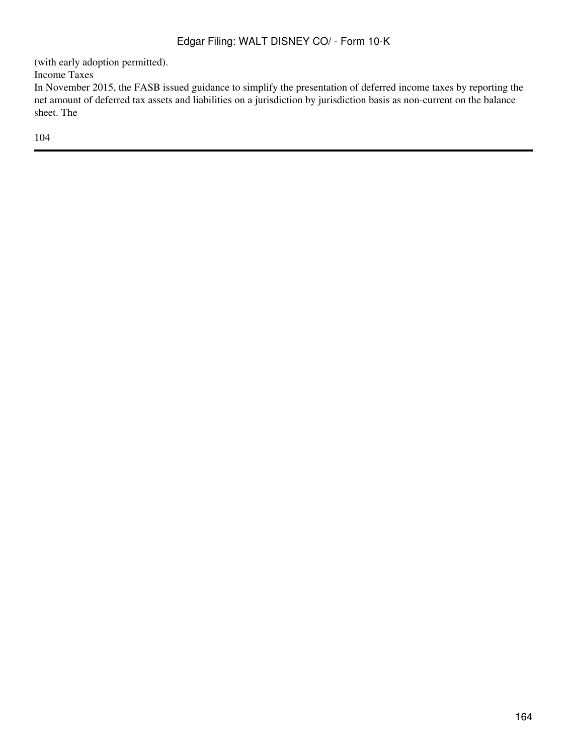(with early adoption permitted).

Income Taxes

In November 2015, the FASB issued guidance to simplify the presentation of deferred income taxes by reporting the net amount of deferred tax assets and liabilities on a jurisdiction by jurisdiction basis as non-current on the balance sheet. The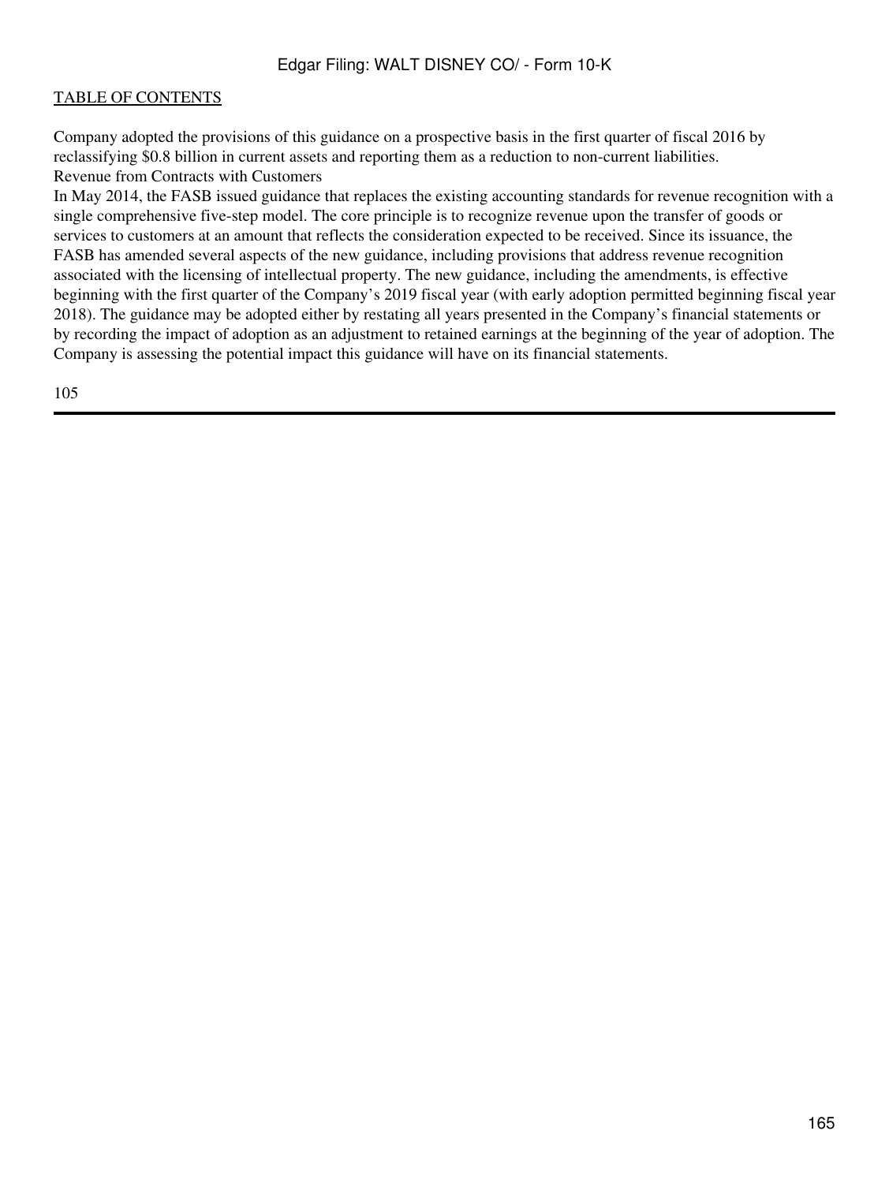Company adopted the provisions of this guidance on a prospective basis in the first quarter of fiscal 2016 by reclassifying $0.8 billion in current assets and reporting them as a reduction to non-current liabilities.

Revenue from Contracts with Customers

In May 2014, the FASB issued guidance that replaces the existing accounting standards for revenue recognition with a single comprehensive five-step model. The core principle is to recognize revenue upon the transfer of goods or services to customers at an amount that reflects the consideration expected to be received. Since its issuance, the FASB has amended several aspects of the new guidance, including provisions that address revenue recognition associated with the licensing of intellectual property. The new guidance, including the amendments, is effective beginning with the first quarter of the Company's 2019 fiscal year (with early adoption permitted beginning fiscal year 2018). The guidance may be adopted either by restating all years presented in the Company's financial statements or by recording the impact of adoption as an adjustment to retained earnings at the beginning of the year of adoption. The Company is assessing the potential impact this guidance will have on its financial statements.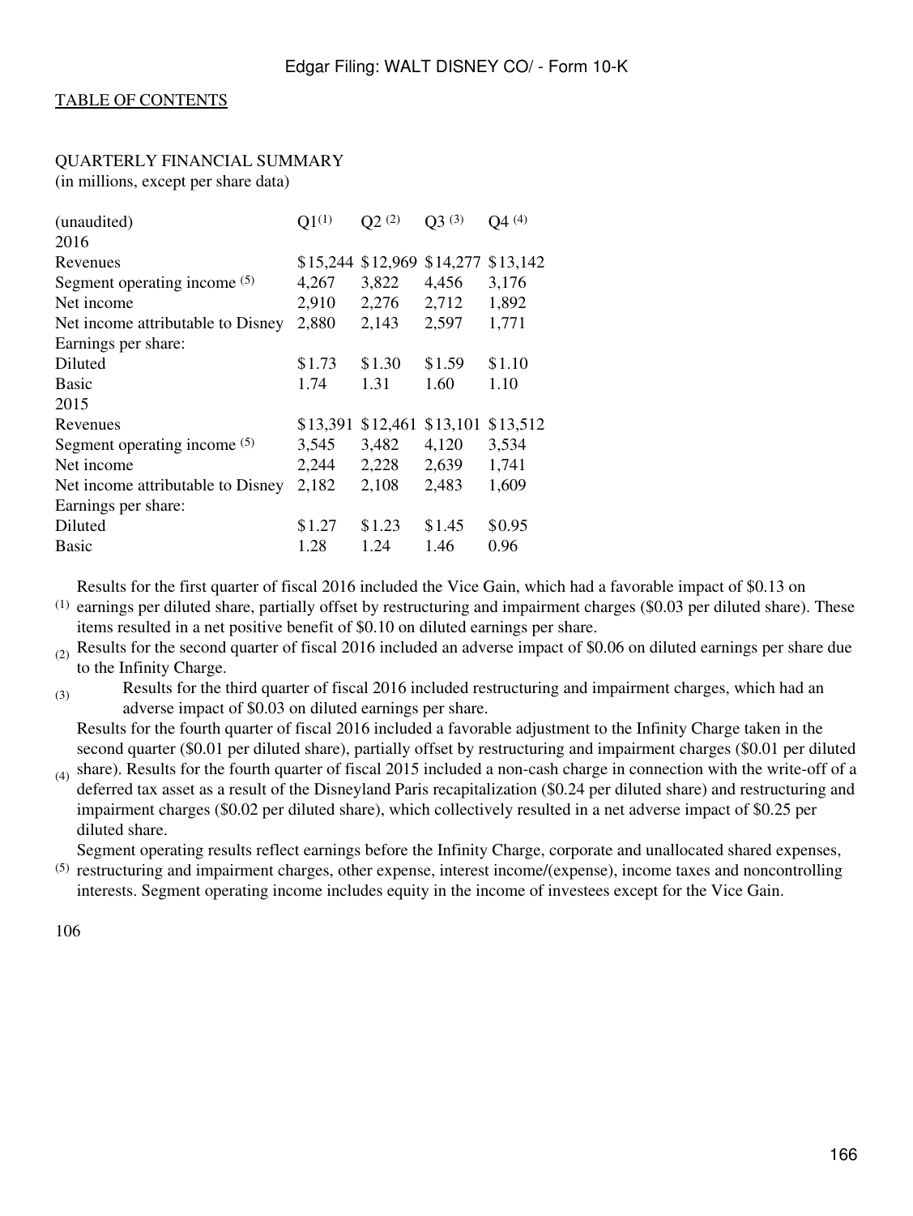QUARTERLY FINANCIAL SUMMARY
(in millions, except per share data)

| (unaudited) | Q1[1] | Q2 [2] | Q3 [3] | Q4 [4] |
|---|---|---|---|---|
| 2016 | | | | |
| Revenues | $15,244 | $12,969 | $14,277 | $13,142 |
| Segment operating income [5] | 4,267 | 3,822 | 4,456 | 3,176 |
| Net income | 2,910 | 2,276 | 2,712 | 1,892 |
| Net income attributable to Disney | 2,880 | 2,143 | 2,597 | 1,771 |
| Earnings per share: | | | | |
| Diluted | $1.73 | $1.30 | $1.59 | $1.10 |
| Basic | 1.74 | 1.31 | 1.60 | 1.10 |
| 2015 | | | | |
| Revenues | $13,391 | $12,461 | $13,101 | $13,512 |
| Segment operating income [5] | 3,545 | 3,482 | 4,120 | 3,534 |
| Net income | 2,244 | 2,228 | 2,639 | 1,741 |
| Net income attributable to Disney | 2,182 | 2,108 | 2,483 | 1,609 |
| Earnings per share: | | | | |
| Diluted | $1.27 | $1.23 | $1.45 | $0.95 |
| Basic | 1.28 | 1.24 | 1.46 | 0.96 |

(1) Results for the first quarter of fiscal 2016 included the Vice Gain, which had a favorable impact of $0.13 on earnings per diluted share, partially offset by restructuring and impairment charges ($0.03 per diluted share). These items resulted in a net positive benefit of $0.10 on diluted earnings per share.

(2) Results for the second quarter of fiscal 2016 included an adverse impact of $0.06 on diluted earnings per share due to the Infinity Charge.

(3) Results for the third quarter of fiscal 2016 included restructuring and impairment charges, which had an adverse impact of $0.03 on diluted earnings per share.

(4) Results for the fourth quarter of fiscal 2016 included a favorable adjustment to the Infinity Charge taken in the second quarter ($0.01 per diluted share), partially offset by restructuring and impairment charges ($0.01 per diluted share). Results for the fourth quarter of fiscal 2015 included a non-cash charge in connection with the write-off of a deferred tax asset as a result of the Disneyland Paris recapitalization ($0.24 per diluted share) and restructuring and impairment charges ($0.02 per diluted share), which collectively resulted in a net adverse impact of $0.25 per diluted share.

(5) Segment operating results reflect earnings before the Infinity Charge, corporate and unallocated shared expenses, restructuring and impairment charges, other expense, interest income/(expense), income taxes and noncontrolling interests. Segment operating income includes equity in the income of investees except for the Vice Gain.